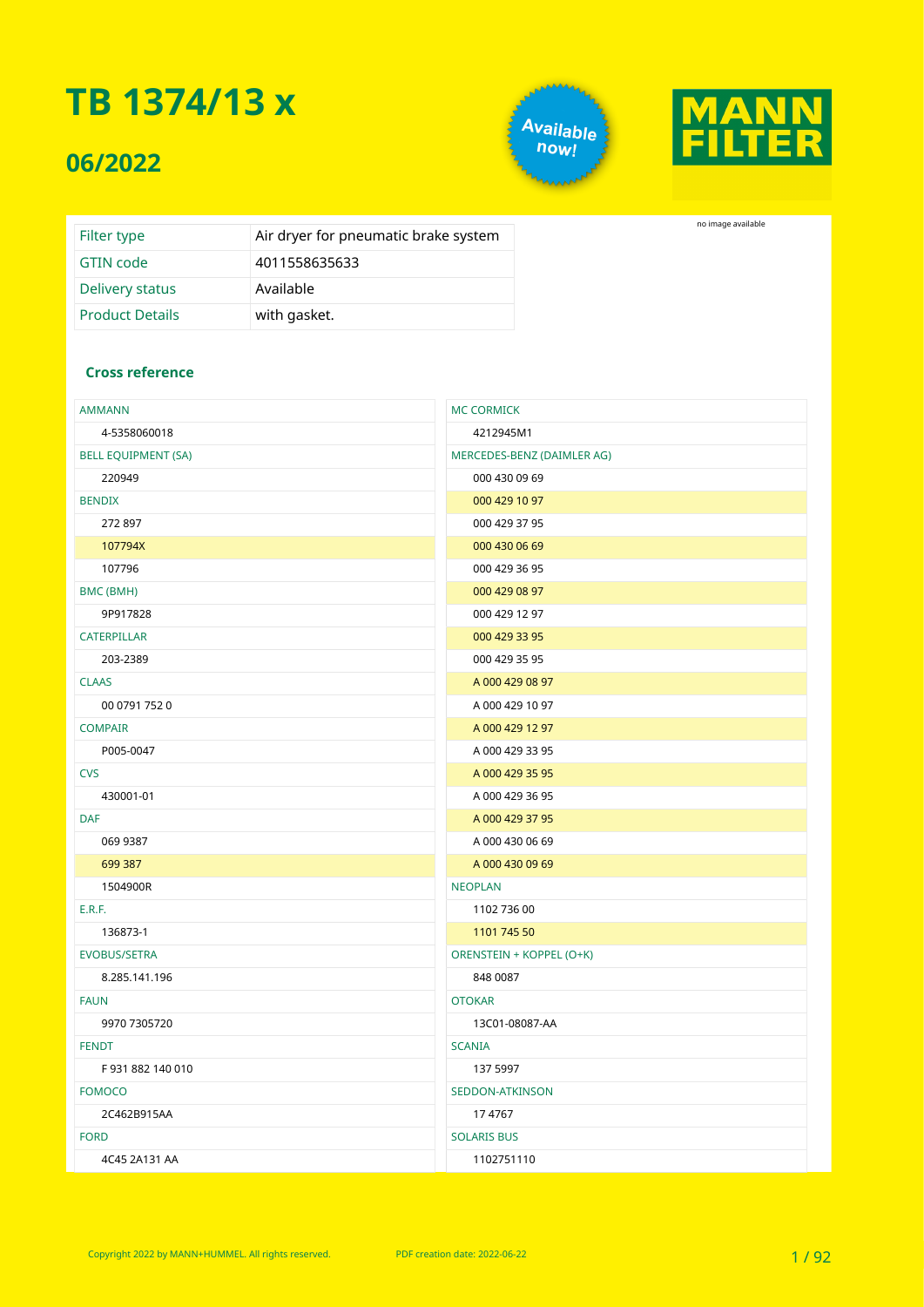# TB 1374/13 x

## 06/2022

Available now!

MANN FILTER

no image available

| Filter type | Air dryer for pneumatic brake system |
| --- | --- |
| GTIN code | 4011558635633 |
| Delivery status | Available |
| Product Details | with gasket. |

### Cross reference

| Manufacturer | Reference |
| --- | --- |
| AMMANN | 4-5358060018 |
| BELL EQUIPMENT (SA) | 220949 |
| BENDIX | 272 897 |
| | 107794X |
| | 107796 |
| BMC (BMH) | 9P917828 |
| CATERPILLAR | 203-2389 |
| CLAAS | 00 0791 752 0 |
| COMPAIR | P005-0047 |
| CVS | 430001-01 |
| DAF | 069 9387 |
| | 699 387 |
| | 1504900R |
| E.R.F. | 136873-1 |
| EVOBUS/SETRA | 8.285.141.196 |
| FAUN | 9970 7305720 |
| FENDT | F 931 882 140 010 |
| FOMOCO | 2C462B915AA |
| FORD | 4C45 2A131 AA |
| MC CORMICK | 4212945M1 |
| MERCEDES-BENZ (DAIMLER AG) | 000 430 09 69 |
| | 000 429 10 97 |
| | 000 429 37 95 |
| | 000 430 06 69 |
| | 000 429 36 95 |
| | 000 429 08 97 |
| | 000 429 12 97 |
| | 000 429 33 95 |
| | 000 429 35 95 |
| | A 000 429 08 97 |
| | A 000 429 10 97 |
| | A 000 429 12 97 |
| | A 000 429 33 95 |
| | A 000 429 35 95 |
| | A 000 429 36 95 |
| | A 000 429 37 95 |
| | A 000 430 06 69 |
| | A 000 430 09 69 |
| NEOPLAN | 1102 736 00 |
| | 1101 745 50 |
| ORENSTEIN + KOPPEL (O+K) | 848 0087 |
| OTOKAR | 13C01-08087-AA |
| SCANIA | 137 5997 |
| SEDDON-ATKINSON | 17 4767 |
| SOLARIS BUS | 1102751110 |

Copyright 2022 by MANN+HUMMEL. All rights reserved. PDF creation date: 2022-06-22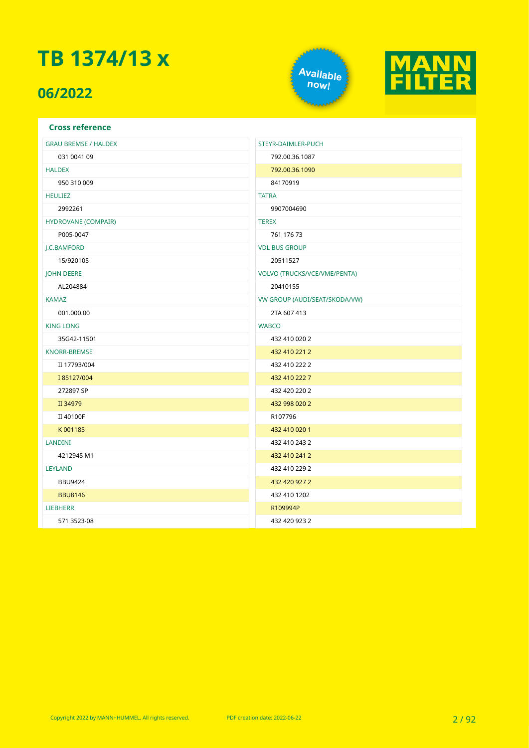# TB 1374/13 x

## 06/2022

Available now!

MANN FILTER

### Cross reference

| Manufacturer | Reference |
|---|---|
| GRAU BREMSE / HALDEX | |
| | 031 0041 09 |
| HALDEX | |
| | 950 310 009 |
| HEULIEZ | |
| | 2992261 |
| HYDROVANE (COMPAIR) | |
| | P005-0047 |
| J.C.BAMFORD | |
| | 15/920105 |
| JOHN DEERE | |
| | AL204884 |
| KAMAZ | |
| | 001.000.00 |
| KING LONG | |
| | 35G42-11501 |
| KNORR-BREMSE | |
| | II 17793/004 |
| | I 85127/004 |
| | 272897 SP |
| | II 34979 |
| | II 40100F |
| | K 001185 |
| LANDINI | |
| | 4212945 M1 |
| LEYLAND | |
| | BBU9424 |
| | BBU8146 |
| LIEBHERR | |
| | 571 3523-08 |
| STEYR-DAIMLER-PUCH | |
| | 792.00.36.1087 |
| | 792.00.36.1090 |
| | 84170919 |
| TATRA | |
| | 9907004690 |
| TEREX | |
| | 761 176 73 |
| VDL BUS GROUP | |
| | 20511527 |
| VOLVO (TRUCKS/VCE/VME/PENTA) | |
| | 20410155 |
| VW GROUP (AUDI/SEAT/SKODA/VW) | |
| | 2TA 607 413 |
| WABCO | |
| | 432 410 020 2 |
| | 432 410 221 2 |
| | 432 410 222 2 |
| | 432 410 222 7 |
| | 432 420 220 2 |
| | 432 998 020 2 |
| | R107796 |
| | 432 410 020 1 |
| | 432 410 243 2 |
| | 432 410 241 2 |
| | 432 410 229 2 |
| | 432 420 927 2 |
| | 432 410 1202 |
| | R109994P |
| | 432 420 923 2 |

Copyright 2022 by MANN+HUMMEL. All rights reserved.

PDF creation date: 2022-06-22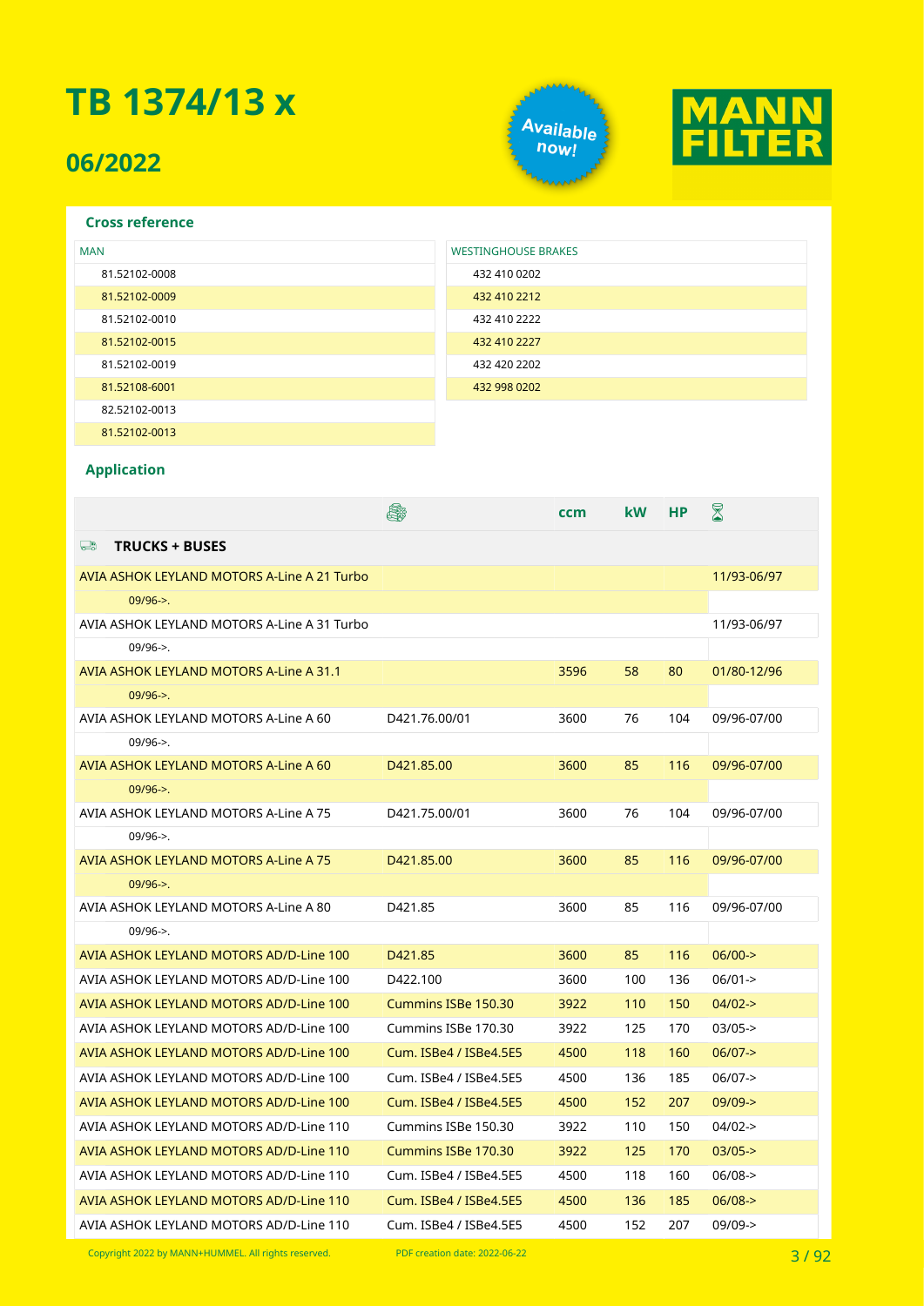# TB 1374/13 x

## 06/2022

Available now!

MANN FILTER

### Cross reference

| MAN |
|---|
| 81.52102-0008 |
| 81.52102-0009 |
| 81.52102-0010 |
| 81.52102-0015 |
| 81.52102-0019 |
| 81.52108-6001 |
| 82.52102-0013 |
| 81.52102-0013 |

| WESTINGHOUSE BRAKES |
|---|
| 432 410 0202 |
| 432 410 2212 |
| 432 410 2222 |
| 432 410 2227 |
| 432 420 2202 |
| 432 998 0202 |

### Application

| | Engine | ccm | kW | HP | Period |
|---|---|---|---|---|---|
| **TRUCKS + BUSES** | | | | | |
| AVIA ASHOK LEYLAND MOTORS A-Line A 21 Turbo | | | | | 11/93-06/97 |
| 09/96->. | | | | | |
| AVIA ASHOK LEYLAND MOTORS A-Line A 31 Turbo | | | | | 11/93-06/97 |
| 09/96->. | | | | | |
| AVIA ASHOK LEYLAND MOTORS A-Line A 31.1 | | 3596 | 58 | 80 | 01/80-12/96 |
| 09/96->. | | | | | |
| AVIA ASHOK LEYLAND MOTORS A-Line A 60 | D421.76.00/01 | 3600 | 76 | 104 | 09/96-07/00 |
| 09/96->. | | | | | |
| AVIA ASHOK LEYLAND MOTORS A-Line A 60 | D421.85.00 | 3600 | 85 | 116 | 09/96-07/00 |
| 09/96->. | | | | | |
| AVIA ASHOK LEYLAND MOTORS A-Line A 75 | D421.75.00/01 | 3600 | 76 | 104 | 09/96-07/00 |
| 09/96->. | | | | | |
| AVIA ASHOK LEYLAND MOTORS A-Line A 75 | D421.85.00 | 3600 | 85 | 116 | 09/96-07/00 |
| 09/96->. | | | | | |
| AVIA ASHOK LEYLAND MOTORS A-Line A 80 | D421.85 | 3600 | 85 | 116 | 09/96-07/00 |
| 09/96->. | | | | | |
| AVIA ASHOK LEYLAND MOTORS AD/D-Line 100 | D421.85 | 3600 | 85 | 116 | 06/00-> |
| AVIA ASHOK LEYLAND MOTORS AD/D-Line 100 | D422.100 | 3600 | 100 | 136 | 06/01-> |
| AVIA ASHOK LEYLAND MOTORS AD/D-Line 100 | Cummins ISBe 150.30 | 3922 | 110 | 150 | 04/02-> |
| AVIA ASHOK LEYLAND MOTORS AD/D-Line 100 | Cummins ISBe 170.30 | 3922 | 125 | 170 | 03/05-> |
| AVIA ASHOK LEYLAND MOTORS AD/D-Line 100 | Cum. ISBe4 / ISBe4.5E5 | 4500 | 118 | 160 | 06/07-> |
| AVIA ASHOK LEYLAND MOTORS AD/D-Line 100 | Cum. ISBe4 / ISBe4.5E5 | 4500 | 136 | 185 | 06/07-> |
| AVIA ASHOK LEYLAND MOTORS AD/D-Line 100 | Cum. ISBe4 / ISBe4.5E5 | 4500 | 152 | 207 | 09/09-> |
| AVIA ASHOK LEYLAND MOTORS AD/D-Line 110 | Cummins ISBe 150.30 | 3922 | 110 | 150 | 04/02-> |
| AVIA ASHOK LEYLAND MOTORS AD/D-Line 110 | Cummins ISBe 170.30 | 3922 | 125 | 170 | 03/05-> |
| AVIA ASHOK LEYLAND MOTORS AD/D-Line 110 | Cum. ISBe4 / ISBe4.5E5 | 4500 | 118 | 160 | 06/08-> |
| AVIA ASHOK LEYLAND MOTORS AD/D-Line 110 | Cum. ISBe4 / ISBe4.5E5 | 4500 | 136 | 185 | 06/08-> |
| AVIA ASHOK LEYLAND MOTORS AD/D-Line 110 | Cum. ISBe4 / ISBe4.5E5 | 4500 | 152 | 207 | 09/09-> |

Copyright 2022 by MANN+HUMMEL. All rights reserved. PDF creation date: 2022-06-22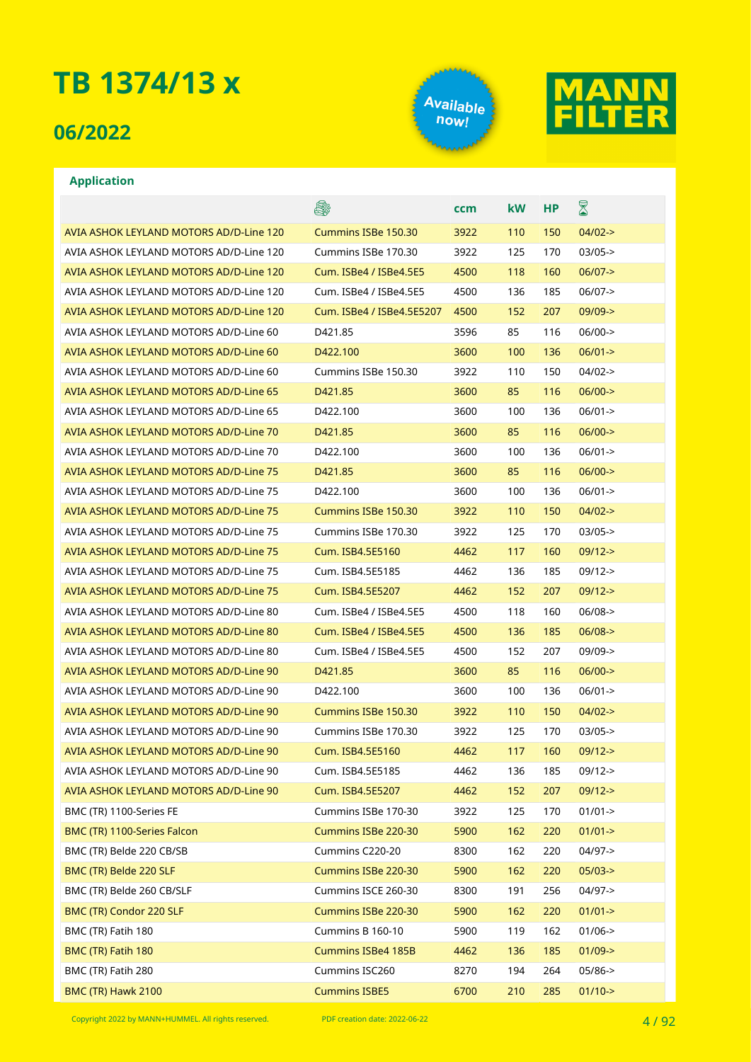# TB 1374/13 x

## 06/2022

Available now!

MANN FILTER

### Application

| | | ccm | kW | HP | |
|---|---|---|---|---|---|
| AVIA ASHOK LEYLAND MOTORS AD/D-Line 120 | Cummins ISBe 150.30 | 3922 | 110 | 150 | 04/02-> |
| AVIA ASHOK LEYLAND MOTORS AD/D-Line 120 | Cummins ISBe 170.30 | 3922 | 125 | 170 | 03/05-> |
| AVIA ASHOK LEYLAND MOTORS AD/D-Line 120 | Cum. ISBe4 / ISBe4.5E5 | 4500 | 118 | 160 | 06/07-> |
| AVIA ASHOK LEYLAND MOTORS AD/D-Line 120 | Cum. ISBe4 / ISBe4.5E5 | 4500 | 136 | 185 | 06/07-> |
| AVIA ASHOK LEYLAND MOTORS AD/D-Line 120 | Cum. ISBe4 / ISBe4.5E5207 | 4500 | 152 | 207 | 09/09-> |
| AVIA ASHOK LEYLAND MOTORS AD/D-Line 60 | D421.85 | 3596 | 85 | 116 | 06/00-> |
| AVIA ASHOK LEYLAND MOTORS AD/D-Line 60 | D422.100 | 3600 | 100 | 136 | 06/01-> |
| AVIA ASHOK LEYLAND MOTORS AD/D-Line 60 | Cummins ISBe 150.30 | 3922 | 110 | 150 | 04/02-> |
| AVIA ASHOK LEYLAND MOTORS AD/D-Line 65 | D421.85 | 3600 | 85 | 116 | 06/00-> |
| AVIA ASHOK LEYLAND MOTORS AD/D-Line 65 | D422.100 | 3600 | 100 | 136 | 06/01-> |
| AVIA ASHOK LEYLAND MOTORS AD/D-Line 70 | D421.85 | 3600 | 85 | 116 | 06/00-> |
| AVIA ASHOK LEYLAND MOTORS AD/D-Line 70 | D422.100 | 3600 | 100 | 136 | 06/01-> |
| AVIA ASHOK LEYLAND MOTORS AD/D-Line 75 | D421.85 | 3600 | 85 | 116 | 06/00-> |
| AVIA ASHOK LEYLAND MOTORS AD/D-Line 75 | D422.100 | 3600 | 100 | 136 | 06/01-> |
| AVIA ASHOK LEYLAND MOTORS AD/D-Line 75 | Cummins ISBe 150.30 | 3922 | 110 | 150 | 04/02-> |
| AVIA ASHOK LEYLAND MOTORS AD/D-Line 75 | Cummins ISBe 170.30 | 3922 | 125 | 170 | 03/05-> |
| AVIA ASHOK LEYLAND MOTORS AD/D-Line 75 | Cum. ISB4.5E5160 | 4462 | 117 | 160 | 09/12-> |
| AVIA ASHOK LEYLAND MOTORS AD/D-Line 75 | Cum. ISB4.5E5185 | 4462 | 136 | 185 | 09/12-> |
| AVIA ASHOK LEYLAND MOTORS AD/D-Line 75 | Cum. ISB4.5E5207 | 4462 | 152 | 207 | 09/12-> |
| AVIA ASHOK LEYLAND MOTORS AD/D-Line 80 | Cum. ISBe4 / ISBe4.5E5 | 4500 | 118 | 160 | 06/08-> |
| AVIA ASHOK LEYLAND MOTORS AD/D-Line 80 | Cum. ISBe4 / ISBe4.5E5 | 4500 | 136 | 185 | 06/08-> |
| AVIA ASHOK LEYLAND MOTORS AD/D-Line 80 | Cum. ISBe4 / ISBe4.5E5 | 4500 | 152 | 207 | 09/09-> |
| AVIA ASHOK LEYLAND MOTORS AD/D-Line 90 | D421.85 | 3600 | 85 | 116 | 06/00-> |
| AVIA ASHOK LEYLAND MOTORS AD/D-Line 90 | D422.100 | 3600 | 100 | 136 | 06/01-> |
| AVIA ASHOK LEYLAND MOTORS AD/D-Line 90 | Cummins ISBe 150.30 | 3922 | 110 | 150 | 04/02-> |
| AVIA ASHOK LEYLAND MOTORS AD/D-Line 90 | Cummins ISBe 170.30 | 3922 | 125 | 170 | 03/05-> |
| AVIA ASHOK LEYLAND MOTORS AD/D-Line 90 | Cum. ISB4.5E5160 | 4462 | 117 | 160 | 09/12-> |
| AVIA ASHOK LEYLAND MOTORS AD/D-Line 90 | Cum. ISB4.5E5185 | 4462 | 136 | 185 | 09/12-> |
| AVIA ASHOK LEYLAND MOTORS AD/D-Line 90 | Cum. ISB4.5E5207 | 4462 | 152 | 207 | 09/12-> |
| BMC (TR) 1100-Series FE | Cummins ISBe 170-30 | 3922 | 125 | 170 | 01/01-> |
| BMC (TR) 1100-Series Falcon | Cummins ISBe 220-30 | 5900 | 162 | 220 | 01/01-> |
| BMC (TR) Belde 220 CB/SB | Cummins C220-20 | 8300 | 162 | 220 | 04/97-> |
| BMC (TR) Belde 220 SLF | Cummins ISBe 220-30 | 5900 | 162 | 220 | 05/03-> |
| BMC (TR) Belde 260 CB/SLF | Cummins ISCE 260-30 | 8300 | 191 | 256 | 04/97-> |
| BMC (TR) Condor 220 SLF | Cummins ISBe 220-30 | 5900 | 162 | 220 | 01/01-> |
| BMC (TR) Fatih 180 | Cummins B 160-10 | 5900 | 119 | 162 | 01/06-> |
| BMC (TR) Fatih 180 | Cummins ISBe4 185B | 4462 | 136 | 185 | 01/09-> |
| BMC (TR) Fatih 280 | Cummins ISC260 | 8270 | 194 | 264 | 05/86-> |
| BMC (TR) Hawk 2100 | Cummins ISBE5 | 6700 | 210 | 285 | 01/10-> |

Copyright 2022 by MANN+HUMMEL. All rights reserved. PDF creation date: 2022-06-22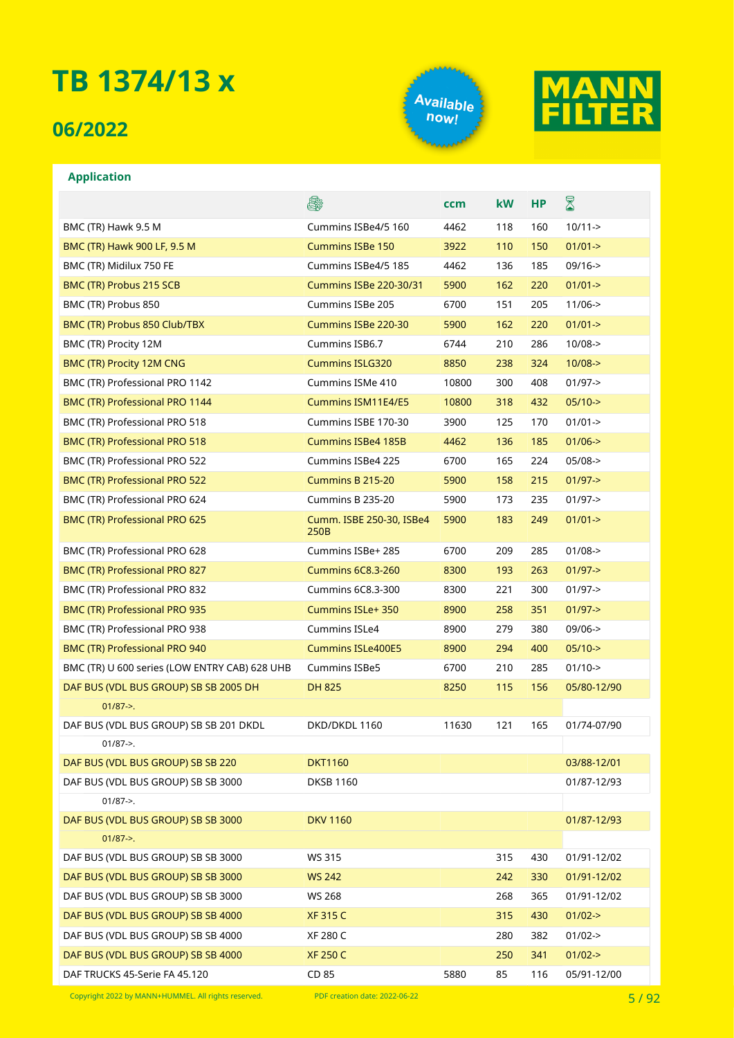# TB 1374/13 x

## 06/2022

Available now!

MANN FILTER

**Application**

| | Engine | ccm | kW | HP | Date |
|---|---|---|---|---|---|
| BMC (TR) Hawk 9.5 M | Cummins ISBe4/5 160 | 4462 | 118 | 160 | 10/11-> |
| BMC (TR) Hawk 900 LF, 9.5 M | Cummins ISBe 150 | 3922 | 110 | 150 | 01/01-> |
| BMC (TR) Midilux 750 FE | Cummins ISBe4/5 185 | 4462 | 136 | 185 | 09/16-> |
| BMC (TR) Probus 215 SCB | Cummins ISBe 220-30/31 | 5900 | 162 | 220 | 01/01-> |
| BMC (TR) Probus 850 | Cummins ISBe 205 | 6700 | 151 | 205 | 11/06-> |
| BMC (TR) Probus 850 Club/TBX | Cummins ISBe 220-30 | 5900 | 162 | 220 | 01/01-> |
| BMC (TR) Procity 12M | Cummins ISB6.7 | 6744 | 210 | 286 | 10/08-> |
| BMC (TR) Procity 12M CNG | Cummins ISLG320 | 8850 | 238 | 324 | 10/08-> |
| BMC (TR) Professional PRO 1142 | Cummins ISMe 410 | 10800 | 300 | 408 | 01/97-> |
| BMC (TR) Professional PRO 1144 | Cummins ISM11E4/E5 | 10800 | 318 | 432 | 05/10-> |
| BMC (TR) Professional PRO 518 | Cummins ISBE 170-30 | 3900 | 125 | 170 | 01/01-> |
| BMC (TR) Professional PRO 518 | Cummins ISBe4 185B | 4462 | 136 | 185 | 01/06-> |
| BMC (TR) Professional PRO 522 | Cummins ISBe4 225 | 6700 | 165 | 224 | 05/08-> |
| BMC (TR) Professional PRO 522 | Cummins B 215-20 | 5900 | 158 | 215 | 01/97-> |
| BMC (TR) Professional PRO 624 | Cummins B 235-20 | 5900 | 173 | 235 | 01/97-> |
| BMC (TR) Professional PRO 625 | Cumm. ISBE 250-30, ISBe4 250B | 5900 | 183 | 249 | 01/01-> |
| BMC (TR) Professional PRO 628 | Cummins ISBe+ 285 | 6700 | 209 | 285 | 01/08-> |
| BMC (TR) Professional PRO 827 | Cummins 6C8.3-260 | 8300 | 193 | 263 | 01/97-> |
| BMC (TR) Professional PRO 832 | Cummins 6C8.3-300 | 8300 | 221 | 300 | 01/97-> |
| BMC (TR) Professional PRO 935 | Cummins ISLe+ 350 | 8900 | 258 | 351 | 01/97-> |
| BMC (TR) Professional PRO 938 | Cummins ISLe4 | 8900 | 279 | 380 | 09/06-> |
| BMC (TR) Professional PRO 940 | Cummins ISLe400E5 | 8900 | 294 | 400 | 05/10-> |
| BMC (TR) U 600 series (LOW ENTRY CAB) 628 UHB | Cummins ISBe5 | 6700 | 210 | 285 | 01/10-> |
| DAF BUS (VDL BUS GROUP) SB SB 2005 DH | DH 825 | 8250 | 115 | 156 | 05/80-12/90 |
| 01/87->. | | | | | |
| DAF BUS (VDL BUS GROUP) SB SB 201 DKDL | DKD/DKDL 1160 | 11630 | 121 | 165 | 01/74-07/90 |
| 01/87->. | | | | | |
| DAF BUS (VDL BUS GROUP) SB SB 220 | DKT1160 | | | | 03/88-12/01 |
| DAF BUS (VDL BUS GROUP) SB SB 3000 | DKSB 1160 | | | | 01/87-12/93 |
| 01/87->. | | | | | |
| DAF BUS (VDL BUS GROUP) SB SB 3000 | DKV 1160 | | | | 01/87-12/93 |
| 01/87->. | | | | | |
| DAF BUS (VDL BUS GROUP) SB SB 3000 | WS 315 | | 315 | 430 | 01/91-12/02 |
| DAF BUS (VDL BUS GROUP) SB SB 3000 | WS 242 | | 242 | 330 | 01/91-12/02 |
| DAF BUS (VDL BUS GROUP) SB SB 3000 | WS 268 | | 268 | 365 | 01/91-12/02 |
| DAF BUS (VDL BUS GROUP) SB SB 4000 | XF 315 C | | 315 | 430 | 01/02-> |
| DAF BUS (VDL BUS GROUP) SB SB 4000 | XF 280 C | | 280 | 382 | 01/02-> |
| DAF BUS (VDL BUS GROUP) SB SB 4000 | XF 250 C | | 250 | 341 | 01/02-> |
| DAF TRUCKS 45-Serie FA 45.120 | CD 85 | 5880 | 85 | 116 | 05/91-12/00 |

Copyright 2022 by MANN+HUMMEL. All rights reserved. PDF creation date: 2022-06-22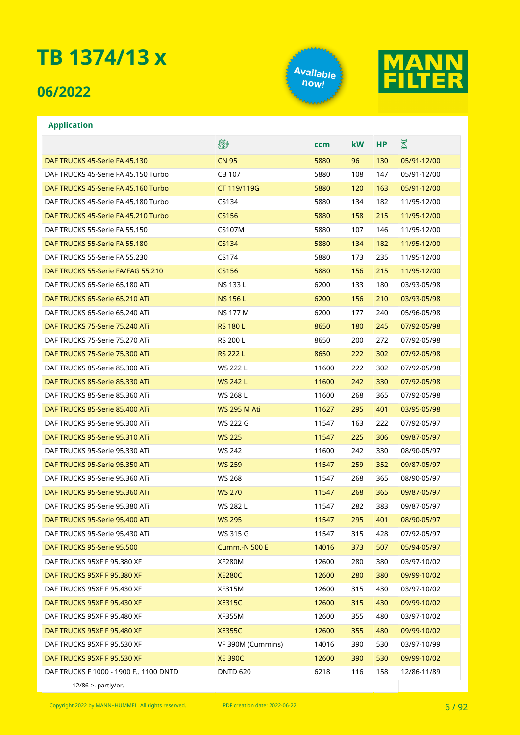# TB 1374/13 x

## 06/2022

Available now!

MANN FILTER

### Application

| | 🔧 | ccm | kW | HP | ⌛ |
|---|---|---|---|---|---|
| DAF TRUCKS 45-Serie FA 45.130 | CN 95 | 5880 | 96 | 130 | 05/91-12/00 |
| DAF TRUCKS 45-Serie FA 45.150 Turbo | CB 107 | 5880 | 108 | 147 | 05/91-12/00 |
| DAF TRUCKS 45-Serie FA 45.160 Turbo | CT 119/119G | 5880 | 120 | 163 | 05/91-12/00 |
| DAF TRUCKS 45-Serie FA 45.180 Turbo | CS134 | 5880 | 134 | 182 | 11/95-12/00 |
| DAF TRUCKS 45-Serie FA 45.210 Turbo | CS156 | 5880 | 158 | 215 | 11/95-12/00 |
| DAF TRUCKS 55-Serie FA 55.150 | CS107M | 5880 | 107 | 146 | 11/95-12/00 |
| DAF TRUCKS 55-Serie FA 55.180 | CS134 | 5880 | 134 | 182 | 11/95-12/00 |
| DAF TRUCKS 55-Serie FA 55.230 | CS174 | 5880 | 173 | 235 | 11/95-12/00 |
| DAF TRUCKS 55-Serie FA/FAG 55.210 | CS156 | 5880 | 156 | 215 | 11/95-12/00 |
| DAF TRUCKS 65-Serie 65.180 ATi | NS 133 L | 6200 | 133 | 180 | 03/93-05/98 |
| DAF TRUCKS 65-Serie 65.210 ATi | NS 156 L | 6200 | 156 | 210 | 03/93-05/98 |
| DAF TRUCKS 65-Serie 65.240 ATi | NS 177 M | 6200 | 177 | 240 | 05/96-05/98 |
| DAF TRUCKS 75-Serie 75.240 ATi | RS 180 L | 8650 | 180 | 245 | 07/92-05/98 |
| DAF TRUCKS 75-Serie 75.270 ATi | RS 200 L | 8650 | 200 | 272 | 07/92-05/98 |
| DAF TRUCKS 75-Serie 75.300 ATi | RS 222 L | 8650 | 222 | 302 | 07/92-05/98 |
| DAF TRUCKS 85-Serie 85.300 ATi | WS 222 L | 11600 | 222 | 302 | 07/92-05/98 |
| DAF TRUCKS 85-Serie 85.330 ATi | WS 242 L | 11600 | 242 | 330 | 07/92-05/98 |
| DAF TRUCKS 85-Serie 85.360 ATi | WS 268 L | 11600 | 268 | 365 | 07/92-05/98 |
| DAF TRUCKS 85-Serie 85.400 ATi | WS 295 M Ati | 11627 | 295 | 401 | 03/95-05/98 |
| DAF TRUCKS 95-Serie 95.300 ATi | WS 222 G | 11547 | 163 | 222 | 07/92-05/97 |
| DAF TRUCKS 95-Serie 95.310 ATi | WS 225 | 11547 | 225 | 306 | 09/87-05/97 |
| DAF TRUCKS 95-Serie 95.330 ATi | WS 242 | 11600 | 242 | 330 | 08/90-05/97 |
| DAF TRUCKS 95-Serie 95.350 ATi | WS 259 | 11547 | 259 | 352 | 09/87-05/97 |
| DAF TRUCKS 95-Serie 95.360 ATi | WS 268 | 11547 | 268 | 365 | 08/90-05/97 |
| DAF TRUCKS 95-Serie 95.360 ATi | WS 270 | 11547 | 268 | 365 | 09/87-05/97 |
| DAF TRUCKS 95-Serie 95.380 ATi | WS 282 L | 11547 | 282 | 383 | 09/87-05/97 |
| DAF TRUCKS 95-Serie 95.400 ATi | WS 295 | 11547 | 295 | 401 | 08/90-05/97 |
| DAF TRUCKS 95-Serie 95.430 ATi | WS 315 G | 11547 | 315 | 428 | 07/92-05/97 |
| DAF TRUCKS 95-Serie 95.500 | Cumm.-N 500 E | 14016 | 373 | 507 | 05/94-05/97 |
| DAF TRUCKS 95XF F 95.380 XF | XF280M | 12600 | 280 | 380 | 03/97-10/02 |
| DAF TRUCKS 95XF F 95.380 XF | XE280C | 12600 | 280 | 380 | 09/99-10/02 |
| DAF TRUCKS 95XF F 95.430 XF | XF315M | 12600 | 315 | 430 | 03/97-10/02 |
| DAF TRUCKS 95XF F 95.430 XF | XE315C | 12600 | 315 | 430 | 09/99-10/02 |
| DAF TRUCKS 95XF F 95.480 XF | XF355M | 12600 | 355 | 480 | 03/97-10/02 |
| DAF TRUCKS 95XF F 95.480 XF | XE355C | 12600 | 355 | 480 | 09/99-10/02 |
| DAF TRUCKS 95XF F 95.530 XF | VF 390M (Cummins) | 14016 | 390 | 530 | 03/97-10/99 |
| DAF TRUCKS 95XF F 95.530 XF | XE 390C | 12600 | 390 | 530 | 09/99-10/02 |
| DAF TRUCKS F 1000 - 1900 F.. 1100 DNTD | DNTD 620 | 6218 | 116 | 158 | 12/86-11/89 |

12/86->. partly/or.

Copyright 2022 by MANN+HUMMEL. All rights reserved. PDF creation date: 2022-06-22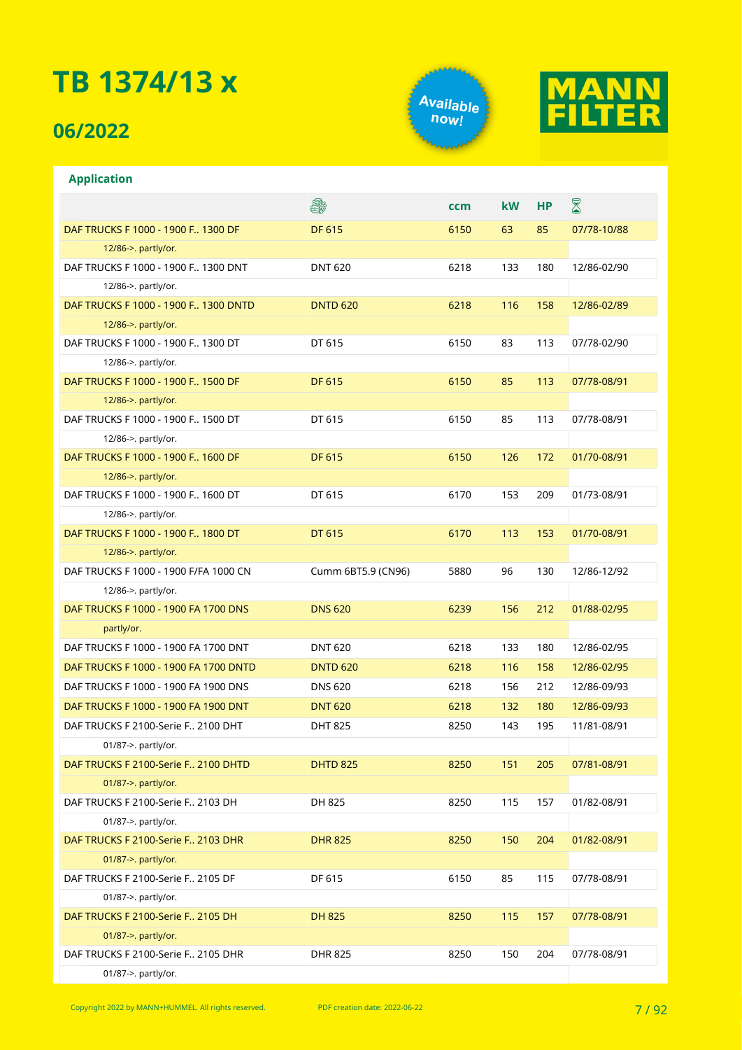# TB 1374/13 x

## 06/2022

Available now!

MANN FILTER

### Application

| | Engine | ccm | kW | HP | Period |
|---|---|---|---|---|---|
| DAF TRUCKS F 1000 - 1900 F.. 1300 DF | DF 615 | 6150 | 63 | 85 | 07/78-10/88 |
| 12/86->. partly/or. | | | | | |
| DAF TRUCKS F 1000 - 1900 F.. 1300 DNT | DNT 620 | 6218 | 133 | 180 | 12/86-02/90 |
| 12/86->. partly/or. | | | | | |
| DAF TRUCKS F 1000 - 1900 F.. 1300 DNTD | DNTD 620 | 6218 | 116 | 158 | 12/86-02/89 |
| 12/86->. partly/or. | | | | | |
| DAF TRUCKS F 1000 - 1900 F.. 1300 DT | DT 615 | 6150 | 83 | 113 | 07/78-02/90 |
| 12/86->. partly/or. | | | | | |
| DAF TRUCKS F 1000 - 1900 F.. 1500 DF | DF 615 | 6150 | 85 | 113 | 07/78-08/91 |
| 12/86->. partly/or. | | | | | |
| DAF TRUCKS F 1000 - 1900 F.. 1500 DT | DT 615 | 6150 | 85 | 113 | 07/78-08/91 |
| 12/86->. partly/or. | | | | | |
| DAF TRUCKS F 1000 - 1900 F.. 1600 DF | DF 615 | 6150 | 126 | 172 | 01/70-08/91 |
| 12/86->. partly/or. | | | | | |
| DAF TRUCKS F 1000 - 1900 F.. 1600 DT | DT 615 | 6170 | 153 | 209 | 01/73-08/91 |
| 12/86->. partly/or. | | | | | |
| DAF TRUCKS F 1000 - 1900 F.. 1800 DT | DT 615 | 6170 | 113 | 153 | 01/70-08/91 |
| 12/86->. partly/or. | | | | | |
| DAF TRUCKS F 1000 - 1900 F/FA 1000 CN | Cumm 6BT5.9 (CN96) | 5880 | 96 | 130 | 12/86-12/92 |
| 12/86->. partly/or. | | | | | |
| DAF TRUCKS F 1000 - 1900 FA 1700 DNS | DNS 620 | 6239 | 156 | 212 | 01/88-02/95 |
| partly/or. | | | | | |
| DAF TRUCKS F 1000 - 1900 FA 1700 DNT | DNT 620 | 6218 | 133 | 180 | 12/86-02/95 |
| DAF TRUCKS F 1000 - 1900 FA 1700 DNTD | DNTD 620 | 6218 | 116 | 158 | 12/86-02/95 |
| DAF TRUCKS F 1000 - 1900 FA 1900 DNS | DNS 620 | 6218 | 156 | 212 | 12/86-09/93 |
| DAF TRUCKS F 1000 - 1900 FA 1900 DNT | DNT 620 | 6218 | 132 | 180 | 12/86-09/93 |
| DAF TRUCKS F 2100-Serie F.. 2100 DHT | DHT 825 | 8250 | 143 | 195 | 11/81-08/91 |
| 01/87->. partly/or. | | | | | |
| DAF TRUCKS F 2100-Serie F.. 2100 DHTD | DHTD 825 | 8250 | 151 | 205 | 07/81-08/91 |
| 01/87->. partly/or. | | | | | |
| DAF TRUCKS F 2100-Serie F.. 2103 DH | DH 825 | 8250 | 115 | 157 | 01/82-08/91 |
| 01/87->. partly/or. | | | | | |
| DAF TRUCKS F 2100-Serie F.. 2103 DHR | DHR 825 | 8250 | 150 | 204 | 01/82-08/91 |
| 01/87->. partly/or. | | | | | |
| DAF TRUCKS F 2100-Serie F.. 2105 DF | DF 615 | 6150 | 85 | 115 | 07/78-08/91 |
| 01/87->. partly/or. | | | | | |
| DAF TRUCKS F 2100-Serie F.. 2105 DH | DH 825 | 8250 | 115 | 157 | 07/78-08/91 |
| 01/87->. partly/or. | | | | | |
| DAF TRUCKS F 2100-Serie F.. 2105 DHR | DHR 825 | 8250 | 150 | 204 | 07/78-08/91 |
| 01/87->. partly/or. | | | | | |

Copyright 2022 by MANN+HUMMEL. All rights reserved. PDF creation date: 2022-06-22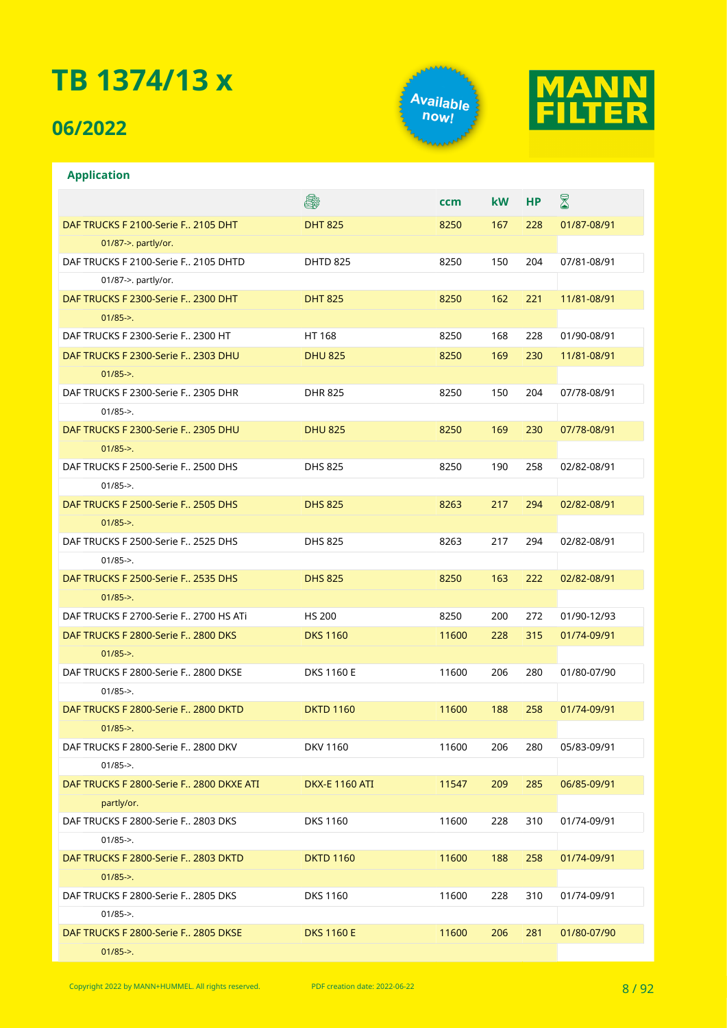# TB 1374/13 x

## 06/2022

Available now!

MANN FILTER

### Application

| | 🛠 | ccm | kW | HP | ⌛ |
|---|---|---|---|---|---|
| DAF TRUCKS F 2100-Serie F.. 2105 DHT | DHT 825 | 8250 | 167 | 228 | 01/87-08/91 |
| 01/87->. partly/or. | | | | | |
| DAF TRUCKS F 2100-Serie F.. 2105 DHTD | DHTD 825 | 8250 | 150 | 204 | 07/81-08/91 |
| 01/87->. partly/or. | | | | | |
| DAF TRUCKS F 2300-Serie F.. 2300 DHT | DHT 825 | 8250 | 162 | 221 | 11/81-08/91 |
| 01/85->. | | | | | |
| DAF TRUCKS F 2300-Serie F.. 2300 HT | HT 168 | 8250 | 168 | 228 | 01/90-08/91 |
| DAF TRUCKS F 2300-Serie F.. 2303 DHU | DHU 825 | 8250 | 169 | 230 | 11/81-08/91 |
| 01/85->. | | | | | |
| DAF TRUCKS F 2300-Serie F.. 2305 DHR | DHR 825 | 8250 | 150 | 204 | 07/78-08/91 |
| 01/85->. | | | | | |
| DAF TRUCKS F 2300-Serie F.. 2305 DHU | DHU 825 | 8250 | 169 | 230 | 07/78-08/91 |
| 01/85->. | | | | | |
| DAF TRUCKS F 2500-Serie F.. 2500 DHS | DHS 825 | 8250 | 190 | 258 | 02/82-08/91 |
| 01/85->. | | | | | |
| DAF TRUCKS F 2500-Serie F.. 2505 DHS | DHS 825 | 8263 | 217 | 294 | 02/82-08/91 |
| 01/85->. | | | | | |
| DAF TRUCKS F 2500-Serie F.. 2525 DHS | DHS 825 | 8263 | 217 | 294 | 02/82-08/91 |
| 01/85->. | | | | | |
| DAF TRUCKS F 2500-Serie F.. 2535 DHS | DHS 825 | 8250 | 163 | 222 | 02/82-08/91 |
| 01/85->. | | | | | |
| DAF TRUCKS F 2700-Serie F.. 2700 HS ATi | HS 200 | 8250 | 200 | 272 | 01/90-12/93 |
| DAF TRUCKS F 2800-Serie F.. 2800 DKS | DKS 1160 | 11600 | 228 | 315 | 01/74-09/91 |
| 01/85->. | | | | | |
| DAF TRUCKS F 2800-Serie F.. 2800 DKSE | DKS 1160 E | 11600 | 206 | 280 | 01/80-07/90 |
| 01/85->. | | | | | |
| DAF TRUCKS F 2800-Serie F.. 2800 DKTD | DKTD 1160 | 11600 | 188 | 258 | 01/74-09/91 |
| 01/85->. | | | | | |
| DAF TRUCKS F 2800-Serie F.. 2800 DKV | DKV 1160 | 11600 | 206 | 280 | 05/83-09/91 |
| 01/85->. | | | | | |
| DAF TRUCKS F 2800-Serie F.. 2800 DKXE ATI | DKX-E 1160 ATI | 11547 | 209 | 285 | 06/85-09/91 |
| partly/or. | | | | | |
| DAF TRUCKS F 2800-Serie F.. 2803 DKS | DKS 1160 | 11600 | 228 | 310 | 01/74-09/91 |
| 01/85->. | | | | | |
| DAF TRUCKS F 2800-Serie F.. 2803 DKTD | DKTD 1160 | 11600 | 188 | 258 | 01/74-09/91 |
| 01/85->. | | | | | |
| DAF TRUCKS F 2800-Serie F.. 2805 DKS | DKS 1160 | 11600 | 228 | 310 | 01/74-09/91 |
| 01/85->. | | | | | |
| DAF TRUCKS F 2800-Serie F.. 2805 DKSE | DKS 1160 E | 11600 | 206 | 281 | 01/80-07/90 |
| 01/85->. | | | | | |

Copyright 2022 by MANN+HUMMEL. All rights reserved. PDF creation date: 2022-06-22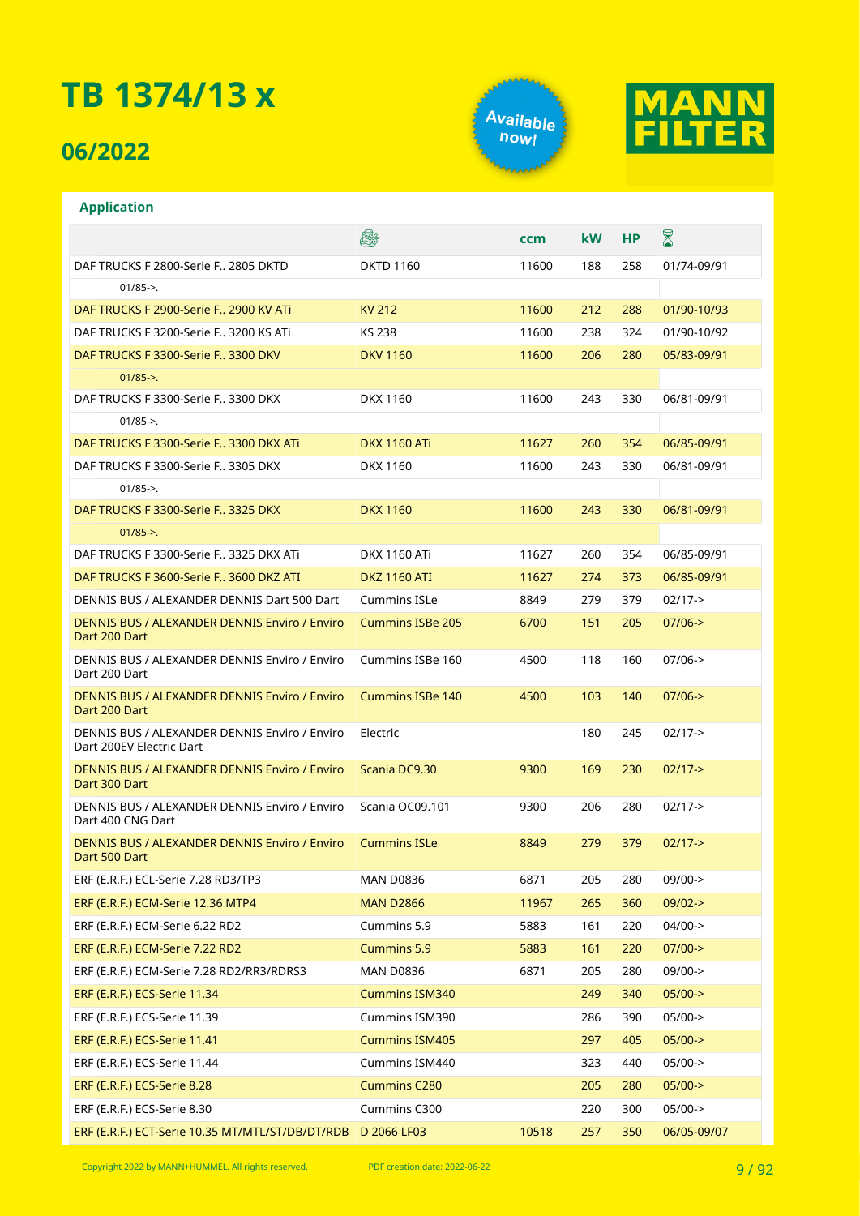# TB 1374/13 x

## 06/2022

Available now!

MANN FILTER

### Application

| | Engine | ccm | kW | HP | Period |
|---|---|---|---|---|---|
| DAF TRUCKS F 2800-Serie F.. 2805 DKTD | DKTD 1160 | 11600 | 188 | 258 | 01/74-09/91 |
| 01/85->. | | | | | |
| DAF TRUCKS F 2900-Serie F.. 2900 KV ATi | KV 212 | 11600 | 212 | 288 | 01/90-10/93 |
| DAF TRUCKS F 3200-Serie F.. 3200 KS ATi | KS 238 | 11600 | 238 | 324 | 01/90-10/92 |
| DAF TRUCKS F 3300-Serie F.. 3300 DKV | DKV 1160 | 11600 | 206 | 280 | 05/83-09/91 |
| 01/85->. | | | | | |
| DAF TRUCKS F 3300-Serie F.. 3300 DKX | DKX 1160 | 11600 | 243 | 330 | 06/81-09/91 |
| 01/85->. | | | | | |
| DAF TRUCKS F 3300-Serie F.. 3300 DKX ATi | DKX 1160 ATi | 11627 | 260 | 354 | 06/85-09/91 |
| DAF TRUCKS F 3300-Serie F.. 3305 DKX | DKX 1160 | 11600 | 243 | 330 | 06/81-09/91 |
| 01/85->. | | | | | |
| DAF TRUCKS F 3300-Serie F.. 3325 DKX | DKX 1160 | 11600 | 243 | 330 | 06/81-09/91 |
| 01/85->. | | | | | |
| DAF TRUCKS F 3300-Serie F.. 3325 DKX ATi | DKX 1160 ATi | 11627 | 260 | 354 | 06/85-09/91 |
| DAF TRUCKS F 3600-Serie F.. 3600 DKZ ATI | DKZ 1160 ATI | 11627 | 274 | 373 | 06/85-09/91 |
| DENNIS BUS / ALEXANDER DENNIS Dart 500 Dart | Cummins ISLe | 8849 | 279 | 379 | 02/17-> |
| DENNIS BUS / ALEXANDER DENNIS Enviro / Enviro Dart 200 Dart | Cummins ISBe 205 | 6700 | 151 | 205 | 07/06-> |
| DENNIS BUS / ALEXANDER DENNIS Enviro / Enviro Dart 200 Dart | Cummins ISBe 160 | 4500 | 118 | 160 | 07/06-> |
| DENNIS BUS / ALEXANDER DENNIS Enviro / Enviro Dart 200 Dart | Cummins ISBe 140 | 4500 | 103 | 140 | 07/06-> |
| DENNIS BUS / ALEXANDER DENNIS Enviro / Enviro Dart 200EV Electric Dart | Electric | | 180 | 245 | 02/17-> |
| DENNIS BUS / ALEXANDER DENNIS Enviro / Enviro Dart 300 Dart | Scania DC9.30 | 9300 | 169 | 230 | 02/17-> |
| DENNIS BUS / ALEXANDER DENNIS Enviro / Enviro Dart 400 CNG Dart | Scania OC09.101 | 9300 | 206 | 280 | 02/17-> |
| DENNIS BUS / ALEXANDER DENNIS Enviro / Enviro Dart 500 Dart | Cummins ISLe | 8849 | 279 | 379 | 02/17-> |
| ERF (E.R.F.) ECL-Serie 7.28 RD3/TP3 | MAN D0836 | 6871 | 205 | 280 | 09/00-> |
| ERF (E.R.F.) ECM-Serie 12.36 MTP4 | MAN D2866 | 11967 | 265 | 360 | 09/02-> |
| ERF (E.R.F.) ECM-Serie 6.22 RD2 | Cummins 5.9 | 5883 | 161 | 220 | 04/00-> |
| ERF (E.R.F.) ECM-Serie 7.22 RD2 | Cummins 5.9 | 5883 | 161 | 220 | 07/00-> |
| ERF (E.R.F.) ECM-Serie 7.28 RD2/RR3/RDRS3 | MAN D0836 | 6871 | 205 | 280 | 09/00-> |
| ERF (E.R.F.) ECS-Serie 11.34 | Cummins ISM340 | | 249 | 340 | 05/00-> |
| ERF (E.R.F.) ECS-Serie 11.39 | Cummins ISM390 | | 286 | 390 | 05/00-> |
| ERF (E.R.F.) ECS-Serie 11.41 | Cummins ISM405 | | 297 | 405 | 05/00-> |
| ERF (E.R.F.) ECS-Serie 11.44 | Cummins ISM440 | | 323 | 440 | 05/00-> |
| ERF (E.R.F.) ECS-Serie 8.28 | Cummins C280 | | 205 | 280 | 05/00-> |
| ERF (E.R.F.) ECS-Serie 8.30 | Cummins C300 | | 220 | 300 | 05/00-> |
| ERF (E.R.F.) ECT-Serie 10.35 MT/MTL/ST/DB/DT/RDB | D 2066 LF03 | 10518 | 257 | 350 | 06/05-09/07 |

Copyright 2022 by MANN+HUMMEL. All rights reserved.

PDF creation date: 2022-06-22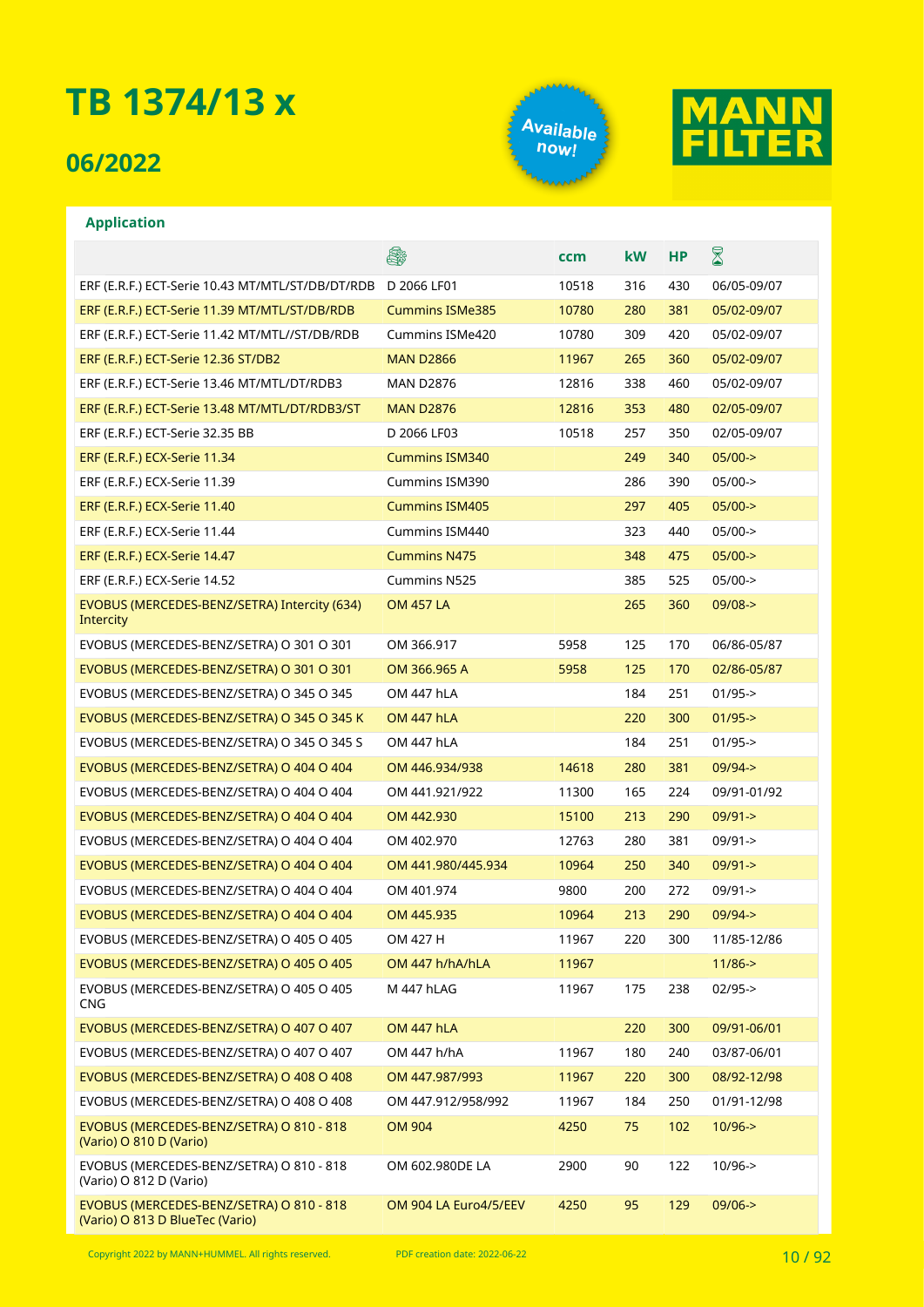# TB 1374/13 x

## 06/2022

Available now!

MANN FILTER

### Application

| | Engine | ccm | kW | HP | Date |
|---|---|---|---|---|---|
| ERF (E.R.F.) ECT-Serie 10.43 MT/MTL/ST/DB/DT/RDB | D 2066 LF01 | 10518 | 316 | 430 | 06/05-09/07 |
| ERF (E.R.F.) ECT-Serie 11.39 MT/MTL/ST/DB/RDB | Cummins ISMe385 | 10780 | 280 | 381 | 05/02-09/07 |
| ERF (E.R.F.) ECT-Serie 11.42 MT/MTL//ST/DB/RDB | Cummins ISMe420 | 10780 | 309 | 420 | 05/02-09/07 |
| ERF (E.R.F.) ECT-Serie 12.36 ST/DB2 | MAN D2866 | 11967 | 265 | 360 | 05/02-09/07 |
| ERF (E.R.F.) ECT-Serie 13.46 MT/MTL/DT/RDB3 | MAN D2876 | 12816 | 338 | 460 | 05/02-09/07 |
| ERF (E.R.F.) ECT-Serie 13.48 MT/MTL/DT/RDB3/ST | MAN D2876 | 12816 | 353 | 480 | 02/05-09/07 |
| ERF (E.R.F.) ECT-Serie 32.35 BB | D 2066 LF03 | 10518 | 257 | 350 | 02/05-09/07 |
| ERF (E.R.F.) ECX-Serie 11.34 | Cummins ISM340 | | 249 | 340 | 05/00-> |
| ERF (E.R.F.) ECX-Serie 11.39 | Cummins ISM390 | | 286 | 390 | 05/00-> |
| ERF (E.R.F.) ECX-Serie 11.40 | Cummins ISM405 | | 297 | 405 | 05/00-> |
| ERF (E.R.F.) ECX-Serie 11.44 | Cummins ISM440 | | 323 | 440 | 05/00-> |
| ERF (E.R.F.) ECX-Serie 14.47 | Cummins N475 | | 348 | 475 | 05/00-> |
| ERF (E.R.F.) ECX-Serie 14.52 | Cummins N525 | | 385 | 525 | 05/00-> |
| EVOBUS (MERCEDES-BENZ/SETRA) Intercity (634) Intercity | OM 457 LA | | 265 | 360 | 09/08-> |
| EVOBUS (MERCEDES-BENZ/SETRA) O 301 O 301 | OM 366.917 | 5958 | 125 | 170 | 06/86-05/87 |
| EVOBUS (MERCEDES-BENZ/SETRA) O 301 O 301 | OM 366.965 A | 5958 | 125 | 170 | 02/86-05/87 |
| EVOBUS (MERCEDES-BENZ/SETRA) O 345 O 345 | OM 447 hLA | | 184 | 251 | 01/95-> |
| EVOBUS (MERCEDES-BENZ/SETRA) O 345 O 345 K | OM 447 hLA | | 220 | 300 | 01/95-> |
| EVOBUS (MERCEDES-BENZ/SETRA) O 345 O 345 S | OM 447 hLA | | 184 | 251 | 01/95-> |
| EVOBUS (MERCEDES-BENZ/SETRA) O 404 O 404 | OM 446.934/938 | 14618 | 280 | 381 | 09/94-> |
| EVOBUS (MERCEDES-BENZ/SETRA) O 404 O 404 | OM 441.921/922 | 11300 | 165 | 224 | 09/91-01/92 |
| EVOBUS (MERCEDES-BENZ/SETRA) O 404 O 404 | OM 442.930 | 15100 | 213 | 290 | 09/91-> |
| EVOBUS (MERCEDES-BENZ/SETRA) O 404 O 404 | OM 402.970 | 12763 | 280 | 381 | 09/91-> |
| EVOBUS (MERCEDES-BENZ/SETRA) O 404 O 404 | OM 441.980/445.934 | 10964 | 250 | 340 | 09/91-> |
| EVOBUS (MERCEDES-BENZ/SETRA) O 404 O 404 | OM 401.974 | 9800 | 200 | 272 | 09/91-> |
| EVOBUS (MERCEDES-BENZ/SETRA) O 404 O 404 | OM 445.935 | 10964 | 213 | 290 | 09/94-> |
| EVOBUS (MERCEDES-BENZ/SETRA) O 405 O 405 | OM 427 H | 11967 | 220 | 300 | 11/85-12/86 |
| EVOBUS (MERCEDES-BENZ/SETRA) O 405 O 405 | OM 447 h/hA/hLA | 11967 | | | 11/86-> |
| EVOBUS (MERCEDES-BENZ/SETRA) O 405 O 405 CNG | M 447 hLAG | 11967 | 175 | 238 | 02/95-> |
| EVOBUS (MERCEDES-BENZ/SETRA) O 407 O 407 | OM 447 hLA | | 220 | 300 | 09/91-06/01 |
| EVOBUS (MERCEDES-BENZ/SETRA) O 407 O 407 | OM 447 h/hA | 11967 | 180 | 240 | 03/87-06/01 |
| EVOBUS (MERCEDES-BENZ/SETRA) O 408 O 408 | OM 447.987/993 | 11967 | 220 | 300 | 08/92-12/98 |
| EVOBUS (MERCEDES-BENZ/SETRA) O 408 O 408 | OM 447.912/958/992 | 11967 | 184 | 250 | 01/91-12/98 |
| EVOBUS (MERCEDES-BENZ/SETRA) O 810 - 818 (Vario) O 810 D (Vario) | OM 904 | 4250 | 75 | 102 | 10/96-> |
| EVOBUS (MERCEDES-BENZ/SETRA) O 810 - 818 (Vario) O 812 D (Vario) | OM 602.980DE LA | 2900 | 90 | 122 | 10/96-> |
| EVOBUS (MERCEDES-BENZ/SETRA) O 810 - 818 (Vario) O 813 D BlueTec (Vario) | OM 904 LA Euro4/5/EEV | 4250 | 95 | 129 | 09/06-> |

Copyright 2022 by MANN+HUMMEL. All rights reserved. PDF creation date: 2022-06-22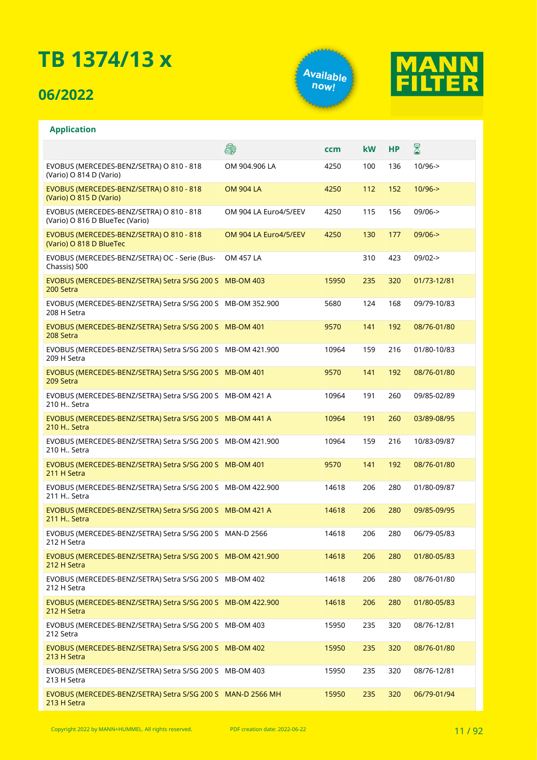# TB 1374/13 x

## 06/2022

Available now!

MANN FILTER

### Application

| | Engine | ccm | kW | HP | Date |
|---|---|---|---|---|---|
| EVOBUS (MERCEDES-BENZ/SETRA) O 810 - 818 (Vario) O 814 D (Vario) | OM 904.906 LA | 4250 | 100 | 136 | 10/96-> |
| EVOBUS (MERCEDES-BENZ/SETRA) O 810 - 818 (Vario) O 815 D (Vario) | OM 904 LA | 4250 | 112 | 152 | 10/96-> |
| EVOBUS (MERCEDES-BENZ/SETRA) O 810 - 818 (Vario) O 816 D BlueTec (Vario) | OM 904 LA Euro4/5/EEV | 4250 | 115 | 156 | 09/06-> |
| EVOBUS (MERCEDES-BENZ/SETRA) O 810 - 818 (Vario) O 818 D BlueTec | OM 904 LA Euro4/5/EEV | 4250 | 130 | 177 | 09/06-> |
| EVOBUS (MERCEDES-BENZ/SETRA) OC - Serie (Bus-Chassis) 500 | OM 457 LA | | 310 | 423 | 09/02-> |
| EVOBUS (MERCEDES-BENZ/SETRA) Setra S/SG 200 S 200 Setra | MB-OM 403 | 15950 | 235 | 320 | 01/73-12/81 |
| EVOBUS (MERCEDES-BENZ/SETRA) Setra S/SG 200 S 208 H Setra | MB-OM 352.900 | 5680 | 124 | 168 | 09/79-10/83 |
| EVOBUS (MERCEDES-BENZ/SETRA) Setra S/SG 200 S 208 Setra | MB-OM 401 | 9570 | 141 | 192 | 08/76-01/80 |
| EVOBUS (MERCEDES-BENZ/SETRA) Setra S/SG 200 S 209 H Setra | MB-OM 421.900 | 10964 | 159 | 216 | 01/80-10/83 |
| EVOBUS (MERCEDES-BENZ/SETRA) Setra S/SG 200 S 209 Setra | MB-OM 401 | 9570 | 141 | 192 | 08/76-01/80 |
| EVOBUS (MERCEDES-BENZ/SETRA) Setra S/SG 200 S 210 H.. Setra | MB-OM 421 A | 10964 | 191 | 260 | 09/85-02/89 |
| EVOBUS (MERCEDES-BENZ/SETRA) Setra S/SG 200 S 210 H.. Setra | MB-OM 441 A | 10964 | 191 | 260 | 03/89-08/95 |
| EVOBUS (MERCEDES-BENZ/SETRA) Setra S/SG 200 S 210 H.. Setra | MB-OM 421.900 | 10964 | 159 | 216 | 10/83-09/87 |
| EVOBUS (MERCEDES-BENZ/SETRA) Setra S/SG 200 S 211 H Setra | MB-OM 401 | 9570 | 141 | 192 | 08/76-01/80 |
| EVOBUS (MERCEDES-BENZ/SETRA) Setra S/SG 200 S 211 H.. Setra | MB-OM 422.900 | 14618 | 206 | 280 | 01/80-09/87 |
| EVOBUS (MERCEDES-BENZ/SETRA) Setra S/SG 200 S 211 H.. Setra | MB-OM 421 A | 14618 | 206 | 280 | 09/85-09/95 |
| EVOBUS (MERCEDES-BENZ/SETRA) Setra S/SG 200 S 212 H Setra | MAN-D 2566 | 14618 | 206 | 280 | 06/79-05/83 |
| EVOBUS (MERCEDES-BENZ/SETRA) Setra S/SG 200 S 212 H Setra | MB-OM 421.900 | 14618 | 206 | 280 | 01/80-05/83 |
| EVOBUS (MERCEDES-BENZ/SETRA) Setra S/SG 200 S 212 H Setra | MB-OM 402 | 14618 | 206 | 280 | 08/76-01/80 |
| EVOBUS (MERCEDES-BENZ/SETRA) Setra S/SG 200 S 212 H Setra | MB-OM 422.900 | 14618 | 206 | 280 | 01/80-05/83 |
| EVOBUS (MERCEDES-BENZ/SETRA) Setra S/SG 200 S 212 Setra | MB-OM 403 | 15950 | 235 | 320 | 08/76-12/81 |
| EVOBUS (MERCEDES-BENZ/SETRA) Setra S/SG 200 S 213 H Setra | MB-OM 402 | 15950 | 235 | 320 | 08/76-01/80 |
| EVOBUS (MERCEDES-BENZ/SETRA) Setra S/SG 200 S 213 H Setra | MB-OM 403 | 15950 | 235 | 320 | 08/76-12/81 |
| EVOBUS (MERCEDES-BENZ/SETRA) Setra S/SG 200 S 213 H Setra | MAN-D 2566 MH | 15950 | 235 | 320 | 06/79-01/94 |

Copyright 2022 by MANN+HUMMEL. All rights reserved. PDF creation date: 2022-06-22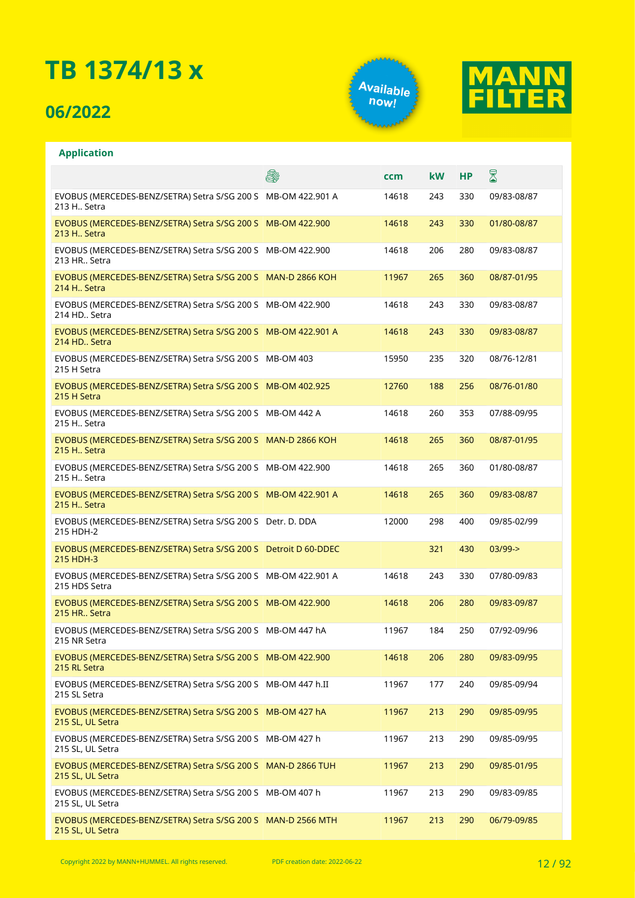# TB 1374/13 x

## 06/2022

Available now!

MANN FILTER

**Application**

| | 🚌 | ccm | kW | HP | ⌛ |
|---|---|---|---|---|---|
| EVOBUS (MERCEDES-BENZ/SETRA) Setra S/SG 200 S 213 H.. Setra | MB-OM 422.901 A | 14618 | 243 | 330 | 09/83-08/87 |
| EVOBUS (MERCEDES-BENZ/SETRA) Setra S/SG 200 S 213 H.. Setra | MB-OM 422.900 | 14618 | 243 | 330 | 01/80-08/87 |
| EVOBUS (MERCEDES-BENZ/SETRA) Setra S/SG 200 S 213 HR.. Setra | MB-OM 422.900 | 14618 | 206 | 280 | 09/83-08/87 |
| EVOBUS (MERCEDES-BENZ/SETRA) Setra S/SG 200 S 214 H.. Setra | MAN-D 2866 KOH | 11967 | 265 | 360 | 08/87-01/95 |
| EVOBUS (MERCEDES-BENZ/SETRA) Setra S/SG 200 S 214 HD.. Setra | MB-OM 422.900 | 14618 | 243 | 330 | 09/83-08/87 |
| EVOBUS (MERCEDES-BENZ/SETRA) Setra S/SG 200 S 214 HD.. Setra | MB-OM 422.901 A | 14618 | 243 | 330 | 09/83-08/87 |
| EVOBUS (MERCEDES-BENZ/SETRA) Setra S/SG 200 S 215 H Setra | MB-OM 403 | 15950 | 235 | 320 | 08/76-12/81 |
| EVOBUS (MERCEDES-BENZ/SETRA) Setra S/SG 200 S 215 H Setra | MB-OM 402.925 | 12760 | 188 | 256 | 08/76-01/80 |
| EVOBUS (MERCEDES-BENZ/SETRA) Setra S/SG 200 S 215 H.. Setra | MB-OM 442 A | 14618 | 260 | 353 | 07/88-09/95 |
| EVOBUS (MERCEDES-BENZ/SETRA) Setra S/SG 200 S 215 H.. Setra | MAN-D 2866 KOH | 14618 | 265 | 360 | 08/87-01/95 |
| EVOBUS (MERCEDES-BENZ/SETRA) Setra S/SG 200 S 215 H.. Setra | MB-OM 422.900 | 14618 | 265 | 360 | 01/80-08/87 |
| EVOBUS (MERCEDES-BENZ/SETRA) Setra S/SG 200 S 215 H.. Setra | MB-OM 422.901 A | 14618 | 265 | 360 | 09/83-08/87 |
| EVOBUS (MERCEDES-BENZ/SETRA) Setra S/SG 200 S 215 HDH-2 | Detr. D. DDA | 12000 | 298 | 400 | 09/85-02/99 |
| EVOBUS (MERCEDES-BENZ/SETRA) Setra S/SG 200 S 215 HDH-3 | Detroit D 60-DDEC | | 321 | 430 | 03/99-> |
| EVOBUS (MERCEDES-BENZ/SETRA) Setra S/SG 200 S 215 HDS Setra | MB-OM 422.901 A | 14618 | 243 | 330 | 07/80-09/83 |
| EVOBUS (MERCEDES-BENZ/SETRA) Setra S/SG 200 S 215 HR.. Setra | MB-OM 422.900 | 14618 | 206 | 280 | 09/83-09/87 |
| EVOBUS (MERCEDES-BENZ/SETRA) Setra S/SG 200 S 215 NR Setra | MB-OM 447 hA | 11967 | 184 | 250 | 07/92-09/96 |
| EVOBUS (MERCEDES-BENZ/SETRA) Setra S/SG 200 S 215 RL Setra | MB-OM 422.900 | 14618 | 206 | 280 | 09/83-09/95 |
| EVOBUS (MERCEDES-BENZ/SETRA) Setra S/SG 200 S 215 SL Setra | MB-OM 447 h.II | 11967 | 177 | 240 | 09/85-09/94 |
| EVOBUS (MERCEDES-BENZ/SETRA) Setra S/SG 200 S 215 SL, UL Setra | MB-OM 427 hA | 11967 | 213 | 290 | 09/85-09/95 |
| EVOBUS (MERCEDES-BENZ/SETRA) Setra S/SG 200 S 215 SL, UL Setra | MB-OM 427 h | 11967 | 213 | 290 | 09/85-09/95 |
| EVOBUS (MERCEDES-BENZ/SETRA) Setra S/SG 200 S 215 SL, UL Setra | MAN-D 2866 TUH | 11967 | 213 | 290 | 09/85-01/95 |
| EVOBUS (MERCEDES-BENZ/SETRA) Setra S/SG 200 S 215 SL, UL Setra | MB-OM 407 h | 11967 | 213 | 290 | 09/83-09/85 |
| EVOBUS (MERCEDES-BENZ/SETRA) Setra S/SG 200 S 215 SL, UL Setra | MAN-D 2566 MTH | 11967 | 213 | 290 | 06/79-09/85 |

Copyright 2022 by MANN+HUMMEL. All rights reserved. PDF creation date: 2022-06-22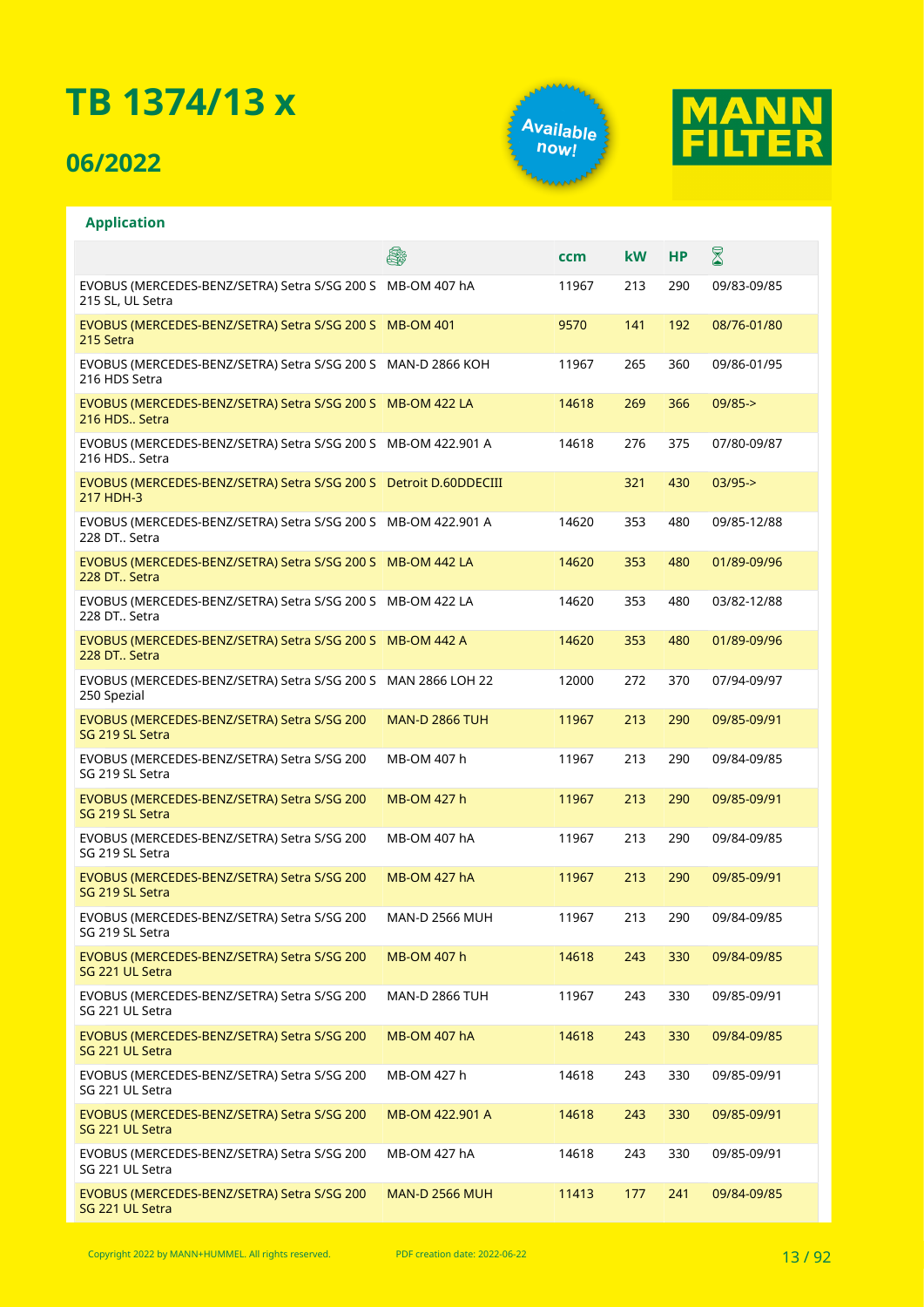# TB 1374/13 x

## 06/2022

Available now!

MANN FILTER

### Application

| | Engine | ccm | kW | HP | Period |
|---|---|---|---|---|---|
| EVOBUS (MERCEDES-BENZ/SETRA) Setra S/SG 200 S 215 SL, UL Setra | MB-OM 407 hA | 11967 | 213 | 290 | 09/83-09/85 |
| EVOBUS (MERCEDES-BENZ/SETRA) Setra S/SG 200 S 215 Setra | MB-OM 401 | 9570 | 141 | 192 | 08/76-01/80 |
| EVOBUS (MERCEDES-BENZ/SETRA) Setra S/SG 200 S 216 HDS Setra | MAN-D 2866 KOH | 11967 | 265 | 360 | 09/86-01/95 |
| EVOBUS (MERCEDES-BENZ/SETRA) Setra S/SG 200 S 216 HDS.. Setra | MB-OM 422 LA | 14618 | 269 | 366 | 09/85-> |
| EVOBUS (MERCEDES-BENZ/SETRA) Setra S/SG 200 S 216 HDS.. Setra | MB-OM 422.901 A | 14618 | 276 | 375 | 07/80-09/87 |
| EVOBUS (MERCEDES-BENZ/SETRA) Setra S/SG 200 S 217 HDH-3 | Detroit D.60DDECIII | | 321 | 430 | 03/95-> |
| EVOBUS (MERCEDES-BENZ/SETRA) Setra S/SG 200 S 228 DT.. Setra | MB-OM 422.901 A | 14620 | 353 | 480 | 09/85-12/88 |
| EVOBUS (MERCEDES-BENZ/SETRA) Setra S/SG 200 S 228 DT.. Setra | MB-OM 442 LA | 14620 | 353 | 480 | 01/89-09/96 |
| EVOBUS (MERCEDES-BENZ/SETRA) Setra S/SG 200 S 228 DT.. Setra | MB-OM 422 LA | 14620 | 353 | 480 | 03/82-12/88 |
| EVOBUS (MERCEDES-BENZ/SETRA) Setra S/SG 200 S 228 DT.. Setra | MB-OM 442 A | 14620 | 353 | 480 | 01/89-09/96 |
| EVOBUS (MERCEDES-BENZ/SETRA) Setra S/SG 200 S 250 Spezial | MAN 2866 LOH 22 | 12000 | 272 | 370 | 07/94-09/97 |
| EVOBUS (MERCEDES-BENZ/SETRA) Setra S/SG 200 SG 219 SL Setra | MAN-D 2866 TUH | 11967 | 213 | 290 | 09/85-09/91 |
| EVOBUS (MERCEDES-BENZ/SETRA) Setra S/SG 200 SG 219 SL Setra | MB-OM 407 h | 11967 | 213 | 290 | 09/84-09/85 |
| EVOBUS (MERCEDES-BENZ/SETRA) Setra S/SG 200 SG 219 SL Setra | MB-OM 427 h | 11967 | 213 | 290 | 09/85-09/91 |
| EVOBUS (MERCEDES-BENZ/SETRA) Setra S/SG 200 SG 219 SL Setra | MB-OM 407 hA | 11967 | 213 | 290 | 09/84-09/85 |
| EVOBUS (MERCEDES-BENZ/SETRA) Setra S/SG 200 SG 219 SL Setra | MB-OM 427 hA | 11967 | 213 | 290 | 09/85-09/91 |
| EVOBUS (MERCEDES-BENZ/SETRA) Setra S/SG 200 SG 219 SL Setra | MAN-D 2566 MUH | 11967 | 213 | 290 | 09/84-09/85 |
| EVOBUS (MERCEDES-BENZ/SETRA) Setra S/SG 200 SG 221 UL Setra | MB-OM 407 h | 14618 | 243 | 330 | 09/84-09/85 |
| EVOBUS (MERCEDES-BENZ/SETRA) Setra S/SG 200 SG 221 UL Setra | MAN-D 2866 TUH | 11967 | 243 | 330 | 09/85-09/91 |
| EVOBUS (MERCEDES-BENZ/SETRA) Setra S/SG 200 SG 221 UL Setra | MB-OM 407 hA | 14618 | 243 | 330 | 09/84-09/85 |
| EVOBUS (MERCEDES-BENZ/SETRA) Setra S/SG 200 SG 221 UL Setra | MB-OM 427 h | 14618 | 243 | 330 | 09/85-09/91 |
| EVOBUS (MERCEDES-BENZ/SETRA) Setra S/SG 200 SG 221 UL Setra | MB-OM 422.901 A | 14618 | 243 | 330 | 09/85-09/91 |
| EVOBUS (MERCEDES-BENZ/SETRA) Setra S/SG 200 SG 221 UL Setra | MB-OM 427 hA | 14618 | 243 | 330 | 09/85-09/91 |
| EVOBUS (MERCEDES-BENZ/SETRA) Setra S/SG 200 SG 221 UL Setra | MAN-D 2566 MUH | 11413 | 177 | 241 | 09/84-09/85 |

Copyright 2022 by MANN+HUMMEL. All rights reserved. PDF creation date: 2022-06-22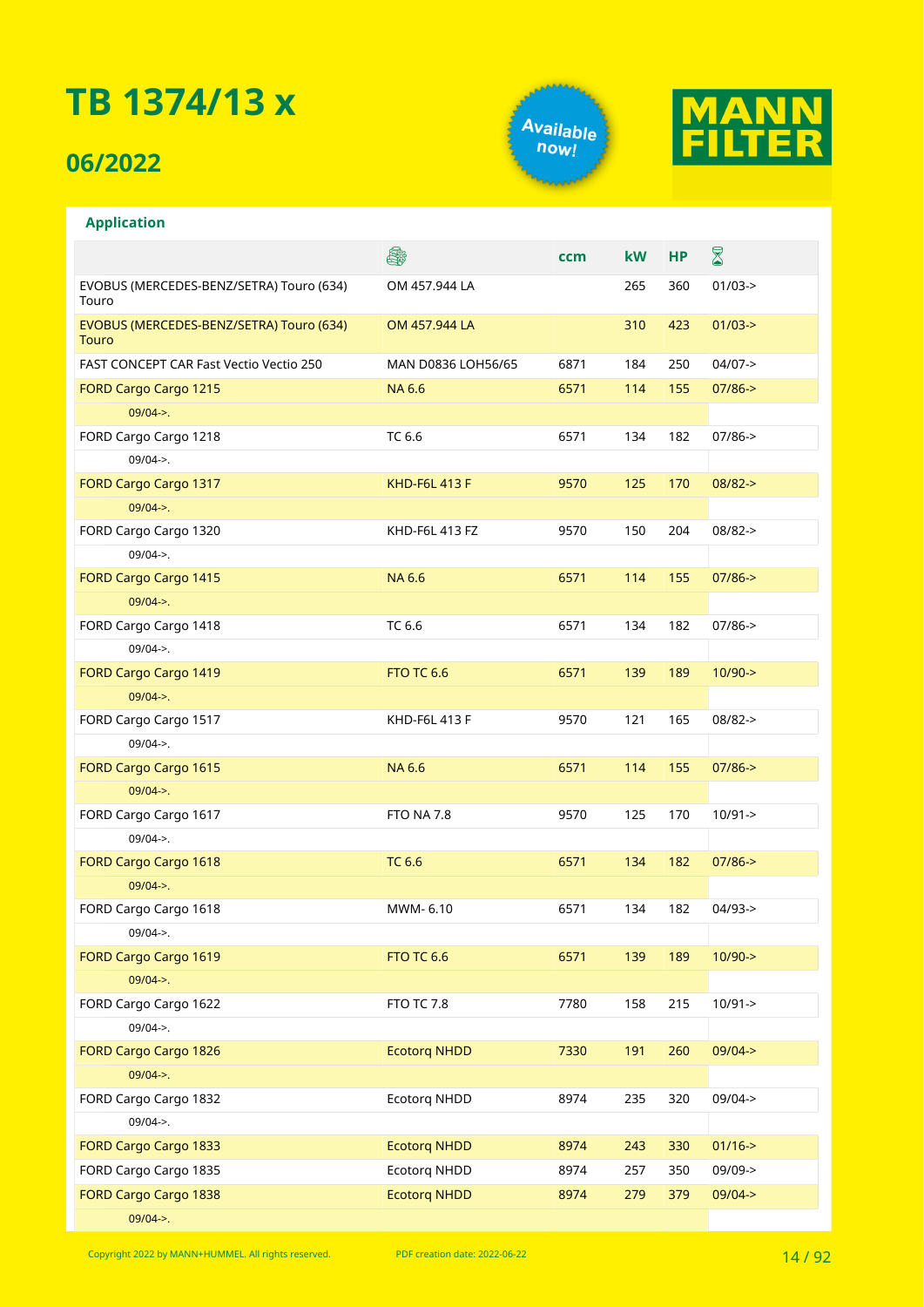# TB 1374/13 x

## 06/2022

Available now!

MANN FILTER

### Application

| | Engine | ccm | kW | HP | Date |
|---|---|---|---|---|---|
| EVOBUS (MERCEDES-BENZ/SETRA) Touro (634) Touro | OM 457.944 LA | | 265 | 360 | 01/03-> |
| EVOBUS (MERCEDES-BENZ/SETRA) Touro (634) Touro | OM 457.944 LA | | 310 | 423 | 01/03-> |
| FAST CONCEPT CAR Fast Vectio Vectio 250 | MAN D0836 LOH56/65 | 6871 | 184 | 250 | 04/07-> |
| FORD Cargo Cargo 1215 | NA 6.6 | 6571 | 114 | 155 | 07/86-> |
| 09/04->. | | | | | |
| FORD Cargo Cargo 1218 | TC 6.6 | 6571 | 134 | 182 | 07/86-> |
| 09/04->. | | | | | |
| FORD Cargo Cargo 1317 | KHD-F6L 413 F | 9570 | 125 | 170 | 08/82-> |
| 09/04->. | | | | | |
| FORD Cargo Cargo 1320 | KHD-F6L 413 FZ | 9570 | 150 | 204 | 08/82-> |
| 09/04->. | | | | | |
| FORD Cargo Cargo 1415 | NA 6.6 | 6571 | 114 | 155 | 07/86-> |
| 09/04->. | | | | | |
| FORD Cargo Cargo 1418 | TC 6.6 | 6571 | 134 | 182 | 07/86-> |
| 09/04->. | | | | | |
| FORD Cargo Cargo 1419 | FTO TC 6.6 | 6571 | 139 | 189 | 10/90-> |
| 09/04->. | | | | | |
| FORD Cargo Cargo 1517 | KHD-F6L 413 F | 9570 | 121 | 165 | 08/82-> |
| 09/04->. | | | | | |
| FORD Cargo Cargo 1615 | NA 6.6 | 6571 | 114 | 155 | 07/86-> |
| 09/04->. | | | | | |
| FORD Cargo Cargo 1617 | FTO NA 7.8 | 9570 | 125 | 170 | 10/91-> |
| 09/04->. | | | | | |
| FORD Cargo Cargo 1618 | TC 6.6 | 6571 | 134 | 182 | 07/86-> |
| 09/04->. | | | | | |
| FORD Cargo Cargo 1618 | MWM- 6.10 | 6571 | 134 | 182 | 04/93-> |
| 09/04->. | | | | | |
| FORD Cargo Cargo 1619 | FTO TC 6.6 | 6571 | 139 | 189 | 10/90-> |
| 09/04->. | | | | | |
| FORD Cargo Cargo 1622 | FTO TC 7.8 | 7780 | 158 | 215 | 10/91-> |
| 09/04->. | | | | | |
| FORD Cargo Cargo 1826 | Ecotorq NHDD | 7330 | 191 | 260 | 09/04-> |
| 09/04->. | | | | | |
| FORD Cargo Cargo 1832 | Ecotorq NHDD | 8974 | 235 | 320 | 09/04-> |
| 09/04->. | | | | | |
| FORD Cargo Cargo 1833 | Ecotorq NHDD | 8974 | 243 | 330 | 01/16-> |
| FORD Cargo Cargo 1835 | Ecotorq NHDD | 8974 | 257 | 350 | 09/09-> |
| FORD Cargo Cargo 1838 | Ecotorq NHDD | 8974 | 279 | 379 | 09/04-> |
| 09/04->. | | | | | |

Copyright 2022 by MANN+HUMMEL. All rights reserved. PDF creation date: 2022-06-22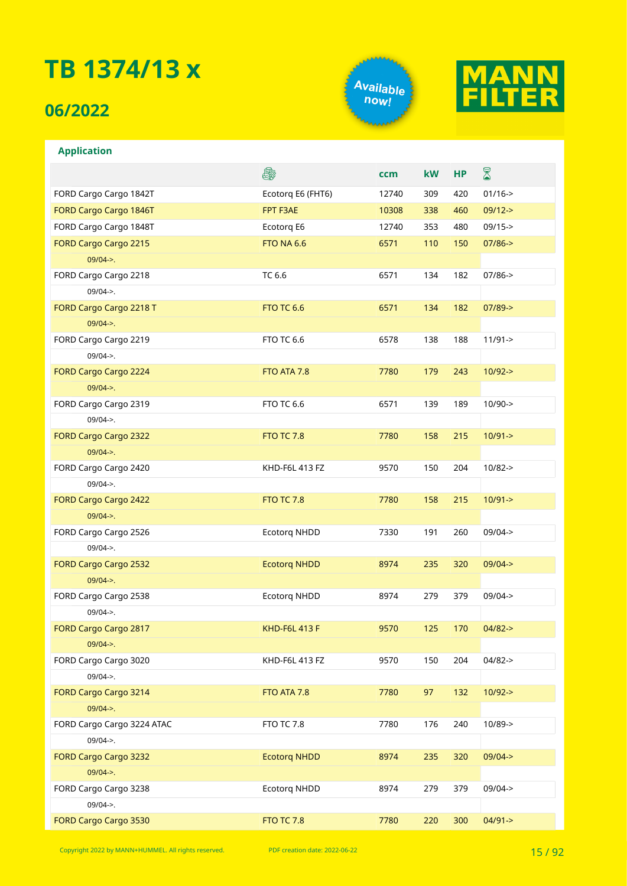# TB 1374/13 x

## 06/2022

Available now!

MANN FILTER

### Application

| | Engine | ccm | kW | HP | Date |
|---|---|---|---|---|---|
| FORD Cargo Cargo 1842T | Ecotorq E6 (FHT6) | 12740 | 309 | 420 | 01/16-> |
| FORD Cargo Cargo 1846T | FPT F3AE | 10308 | 338 | 460 | 09/12-> |
| FORD Cargo Cargo 1848T | Ecotorq E6 | 12740 | 353 | 480 | 09/15-> |
| FORD Cargo Cargo 2215 | FTO NA 6.6 | 6571 | 110 | 150 | 07/86-> |
| 09/04->. | | | | | |
| FORD Cargo Cargo 2218 | TC 6.6 | 6571 | 134 | 182 | 07/86-> |
| 09/04->. | | | | | |
| FORD Cargo Cargo 2218 T | FTO TC 6.6 | 6571 | 134 | 182 | 07/89-> |
| 09/04->. | | | | | |
| FORD Cargo Cargo 2219 | FTO TC 6.6 | 6578 | 138 | 188 | 11/91-> |
| 09/04->. | | | | | |
| FORD Cargo Cargo 2224 | FTO ATA 7.8 | 7780 | 179 | 243 | 10/92-> |
| 09/04->. | | | | | |
| FORD Cargo Cargo 2319 | FTO TC 6.6 | 6571 | 139 | 189 | 10/90-> |
| 09/04->. | | | | | |
| FORD Cargo Cargo 2322 | FTO TC 7.8 | 7780 | 158 | 215 | 10/91-> |
| 09/04->. | | | | | |
| FORD Cargo Cargo 2420 | KHD-F6L 413 FZ | 9570 | 150 | 204 | 10/82-> |
| 09/04->. | | | | | |
| FORD Cargo Cargo 2422 | FTO TC 7.8 | 7780 | 158 | 215 | 10/91-> |
| 09/04->. | | | | | |
| FORD Cargo Cargo 2526 | Ecotorq NHDD | 7330 | 191 | 260 | 09/04-> |
| 09/04->. | | | | | |
| FORD Cargo Cargo 2532 | Ecotorq NHDD | 8974 | 235 | 320 | 09/04-> |
| 09/04->. | | | | | |
| FORD Cargo Cargo 2538 | Ecotorq NHDD | 8974 | 279 | 379 | 09/04-> |
| 09/04->. | | | | | |
| FORD Cargo Cargo 2817 | KHD-F6L 413 F | 9570 | 125 | 170 | 04/82-> |
| 09/04->. | | | | | |
| FORD Cargo Cargo 3020 | KHD-F6L 413 FZ | 9570 | 150 | 204 | 04/82-> |
| 09/04->. | | | | | |
| FORD Cargo Cargo 3214 | FTO ATA 7.8 | 7780 | 97 | 132 | 10/92-> |
| 09/04->. | | | | | |
| FORD Cargo Cargo 3224 ATAC | FTO TC 7.8 | 7780 | 176 | 240 | 10/89-> |
| 09/04->. | | | | | |
| FORD Cargo Cargo 3232 | Ecotorq NHDD | 8974 | 235 | 320 | 09/04-> |
| 09/04->. | | | | | |
| FORD Cargo Cargo 3238 | Ecotorq NHDD | 8974 | 279 | 379 | 09/04-> |
| 09/04->. | | | | | |
| FORD Cargo Cargo 3530 | FTO TC 7.8 | 7780 | 220 | 300 | 04/91-> |

Copyright 2022 by MANN+HUMMEL. All rights reserved. PDF creation date: 2022-06-22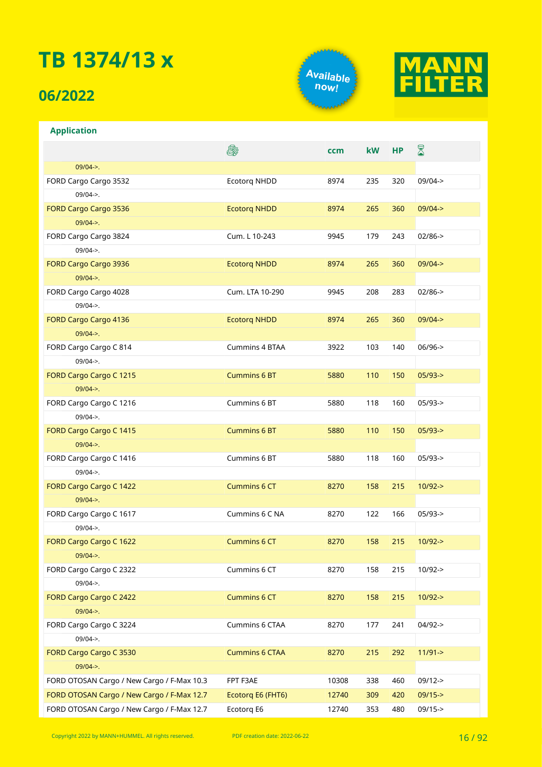# TB 1374/13 x

## 06/2022

Available now!

MANN FILTER

### Application

| | Engine | ccm | kW | HP | Year |
|---|---|---|---|---|---|
| 09/04->. | | | | | |
| FORD Cargo Cargo 3532 | Ecotorq NHDD | 8974 | 235 | 320 | 09/04-> |
| 09/04->. | | | | | |
| FORD Cargo Cargo 3536 | Ecotorq NHDD | 8974 | 265 | 360 | 09/04-> |
| 09/04->. | | | | | |
| FORD Cargo Cargo 3824 | Cum. L 10-243 | 9945 | 179 | 243 | 02/86-> |
| 09/04->. | | | | | |
| FORD Cargo Cargo 3936 | Ecotorq NHDD | 8974 | 265 | 360 | 09/04-> |
| 09/04->. | | | | | |
| FORD Cargo Cargo 4028 | Cum. LTA 10-290 | 9945 | 208 | 283 | 02/86-> |
| 09/04->. | | | | | |
| FORD Cargo Cargo 4136 | Ecotorq NHDD | 8974 | 265 | 360 | 09/04-> |
| 09/04->. | | | | | |
| FORD Cargo Cargo C 814 | Cummins 4 BTAA | 3922 | 103 | 140 | 06/96-> |
| 09/04->. | | | | | |
| FORD Cargo Cargo C 1215 | Cummins 6 BT | 5880 | 110 | 150 | 05/93-> |
| 09/04->. | | | | | |
| FORD Cargo Cargo C 1216 | Cummins 6 BT | 5880 | 118 | 160 | 05/93-> |
| 09/04->. | | | | | |
| FORD Cargo Cargo C 1415 | Cummins 6 BT | 5880 | 110 | 150 | 05/93-> |
| 09/04->. | | | | | |
| FORD Cargo Cargo C 1416 | Cummins 6 BT | 5880 | 118 | 160 | 05/93-> |
| 09/04->. | | | | | |
| FORD Cargo Cargo C 1422 | Cummins 6 CT | 8270 | 158 | 215 | 10/92-> |
| 09/04->. | | | | | |
| FORD Cargo Cargo C 1617 | Cummins 6 C NA | 8270 | 122 | 166 | 05/93-> |
| 09/04->. | | | | | |
| FORD Cargo Cargo C 1622 | Cummins 6 CT | 8270 | 158 | 215 | 10/92-> |
| 09/04->. | | | | | |
| FORD Cargo Cargo C 2322 | Cummins 6 CT | 8270 | 158 | 215 | 10/92-> |
| 09/04->. | | | | | |
| FORD Cargo Cargo C 2422 | Cummins 6 CT | 8270 | 158 | 215 | 10/92-> |
| 09/04->. | | | | | |
| FORD Cargo Cargo C 3224 | Cummins 6 CTAA | 8270 | 177 | 241 | 04/92-> |
| 09/04->. | | | | | |
| FORD Cargo Cargo C 3530 | Cummins 6 CTAA | 8270 | 215 | 292 | 11/91-> |
| 09/04->. | | | | | |
| FORD OTOSAN Cargo / New Cargo / F-Max 10.3 | FPT F3AE | 10308 | 338 | 460 | 09/12-> |
| FORD OTOSAN Cargo / New Cargo / F-Max 12.7 | Ecotorq E6 (FHT6) | 12740 | 309 | 420 | 09/15-> |
| FORD OTOSAN Cargo / New Cargo / F-Max 12.7 | Ecotorq E6 | 12740 | 353 | 480 | 09/15-> |

Copyright 2022 by MANN+HUMMEL. All rights reserved. PDF creation date: 2022-06-22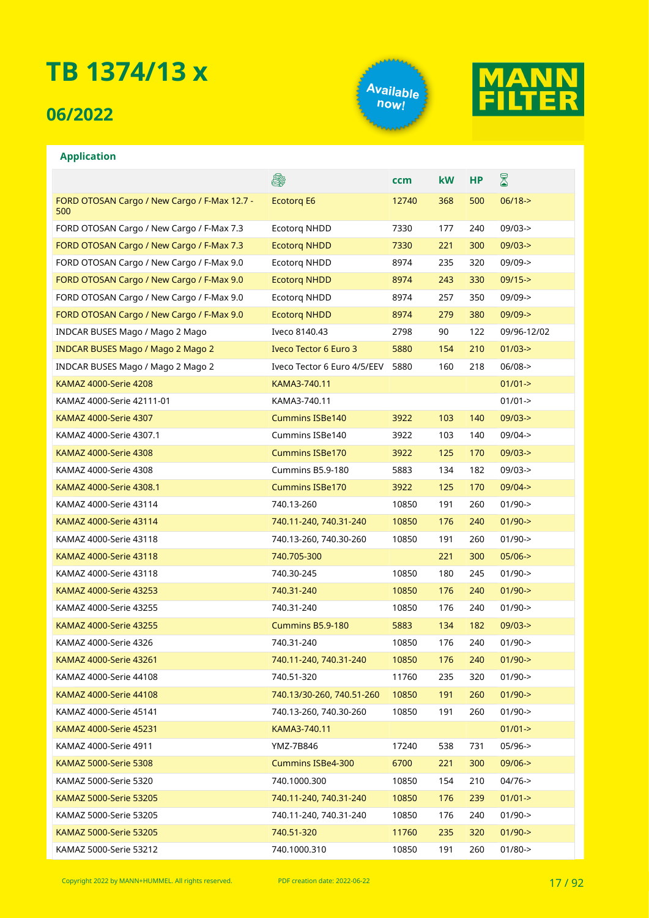# TB 1374/13 x

## 06/2022

Available now!

MANN FILTER

### Application

| | 🚚 | ccm | kW | HP | ⌛ |
|---|---|---|---|---|---|
| FORD OTOSAN Cargo / New Cargo / F-Max 12.7 - 500 | Ecotorq E6 | 12740 | 368 | 500 | 06/18-> |
| FORD OTOSAN Cargo / New Cargo / F-Max 7.3 | Ecotorq NHDD | 7330 | 177 | 240 | 09/03-> |
| FORD OTOSAN Cargo / New Cargo / F-Max 7.3 | Ecotorq NHDD | 7330 | 221 | 300 | 09/03-> |
| FORD OTOSAN Cargo / New Cargo / F-Max 9.0 | Ecotorq NHDD | 8974 | 235 | 320 | 09/09-> |
| FORD OTOSAN Cargo / New Cargo / F-Max 9.0 | Ecotorq NHDD | 8974 | 243 | 330 | 09/15-> |
| FORD OTOSAN Cargo / New Cargo / F-Max 9.0 | Ecotorq NHDD | 8974 | 257 | 350 | 09/09-> |
| FORD OTOSAN Cargo / New Cargo / F-Max 9.0 | Ecotorq NHDD | 8974 | 279 | 380 | 09/09-> |
| INDCAR BUSES Mago / Mago 2 Mago | Iveco 8140.43 | 2798 | 90 | 122 | 09/96-12/02 |
| INDCAR BUSES Mago / Mago 2 Mago 2 | Iveco Tector 6 Euro 3 | 5880 | 154 | 210 | 01/03-> |
| INDCAR BUSES Mago / Mago 2 Mago 2 | Iveco Tector 6 Euro 4/5/EEV | 5880 | 160 | 218 | 06/08-> |
| KAMAZ 4000-Serie 4208 | KAMA3-740.11 | | | | 01/01-> |
| KAMAZ 4000-Serie 42111-01 | KAMA3-740.11 | | | | 01/01-> |
| KAMAZ 4000-Serie 4307 | Cummins ISBe140 | 3922 | 103 | 140 | 09/03-> |
| KAMAZ 4000-Serie 4307.1 | Cummins ISBe140 | 3922 | 103 | 140 | 09/04-> |
| KAMAZ 4000-Serie 4308 | Cummins ISBe170 | 3922 | 125 | 170 | 09/03-> |
| KAMAZ 4000-Serie 4308 | Cummins B5.9-180 | 5883 | 134 | 182 | 09/03-> |
| KAMAZ 4000-Serie 4308.1 | Cummins ISBe170 | 3922 | 125 | 170 | 09/04-> |
| KAMAZ 4000-Serie 43114 | 740.13-260 | 10850 | 191 | 260 | 01/90-> |
| KAMAZ 4000-Serie 43114 | 740.11-240, 740.31-240 | 10850 | 176 | 240 | 01/90-> |
| KAMAZ 4000-Serie 43118 | 740.13-260, 740.30-260 | 10850 | 191 | 260 | 01/90-> |
| KAMAZ 4000-Serie 43118 | 740.705-300 | | 221 | 300 | 05/06-> |
| KAMAZ 4000-Serie 43118 | 740.30-245 | 10850 | 180 | 245 | 01/90-> |
| KAMAZ 4000-Serie 43253 | 740.31-240 | 10850 | 176 | 240 | 01/90-> |
| KAMAZ 4000-Serie 43255 | 740.31-240 | 10850 | 176 | 240 | 01/90-> |
| KAMAZ 4000-Serie 43255 | Cummins B5.9-180 | 5883 | 134 | 182 | 09/03-> |
| KAMAZ 4000-Serie 4326 | 740.31-240 | 10850 | 176 | 240 | 01/90-> |
| KAMAZ 4000-Serie 43261 | 740.11-240, 740.31-240 | 10850 | 176 | 240 | 01/90-> |
| KAMAZ 4000-Serie 44108 | 740.51-320 | 11760 | 235 | 320 | 01/90-> |
| KAMAZ 4000-Serie 44108 | 740.13/30-260, 740.51-260 | 10850 | 191 | 260 | 01/90-> |
| KAMAZ 4000-Serie 45141 | 740.13-260, 740.30-260 | 10850 | 191 | 260 | 01/90-> |
| KAMAZ 4000-Serie 45231 | KAMA3-740.11 | | | | 01/01-> |
| KAMAZ 4000-Serie 4911 | YMZ-7B846 | 17240 | 538 | 731 | 05/96-> |
| KAMAZ 5000-Serie 5308 | Cummins ISBe4-300 | 6700 | 221 | 300 | 09/06-> |
| KAMAZ 5000-Serie 5320 | 740.1000.300 | 10850 | 154 | 210 | 04/76-> |
| KAMAZ 5000-Serie 53205 | 740.11-240, 740.31-240 | 10850 | 176 | 239 | 01/01-> |
| KAMAZ 5000-Serie 53205 | 740.11-240, 740.31-240 | 10850 | 176 | 240 | 01/90-> |
| KAMAZ 5000-Serie 53205 | 740.51-320 | 11760 | 235 | 320 | 01/90-> |
| KAMAZ 5000-Serie 53212 | 740.1000.310 | 10850 | 191 | 260 | 01/80-> |

Copyright 2022 by MANN+HUMMEL. All rights reserved. PDF creation date: 2022-06-22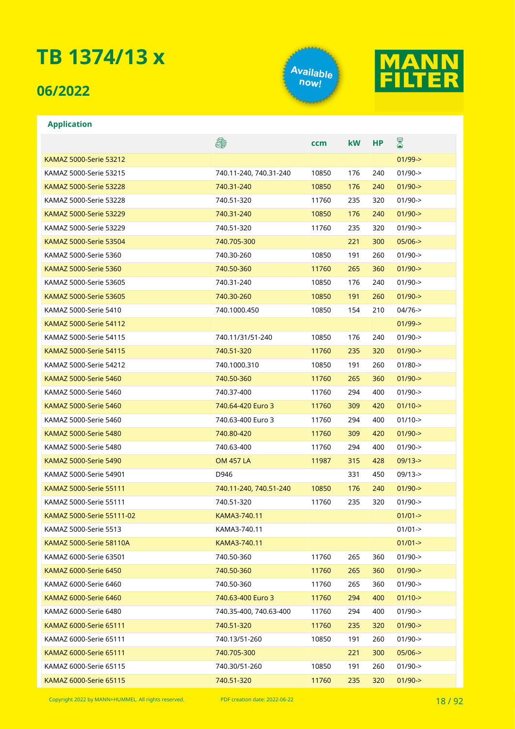# TB 1374/13 x

## 06/2022

Available now!

MANN FILTER

### Application

| | Engine | ccm | kW | HP | Date |
|---|---|---|---|---|---|
| KAMAZ 5000-Serie 53212 | | | | | 01/99-> |
| KAMAZ 5000-Serie 53215 | 740.11-240, 740.31-240 | 10850 | 176 | 240 | 01/90-> |
| KAMAZ 5000-Serie 53228 | 740.31-240 | 10850 | 176 | 240 | 01/90-> |
| KAMAZ 5000-Serie 53228 | 740.51-320 | 11760 | 235 | 320 | 01/90-> |
| KAMAZ 5000-Serie 53229 | 740.31-240 | 10850 | 176 | 240 | 01/90-> |
| KAMAZ 5000-Serie 53229 | 740.51-320 | 11760 | 235 | 320 | 01/90-> |
| KAMAZ 5000-Serie 53504 | 740.705-300 | | 221 | 300 | 05/06-> |
| KAMAZ 5000-Serie 5360 | 740.30-260 | 10850 | 191 | 260 | 01/90-> |
| KAMAZ 5000-Serie 5360 | 740.50-360 | 11760 | 265 | 360 | 01/90-> |
| KAMAZ 5000-Serie 53605 | 740.31-240 | 10850 | 176 | 240 | 01/90-> |
| KAMAZ 5000-Serie 53605 | 740.30-260 | 10850 | 191 | 260 | 01/90-> |
| KAMAZ 5000-Serie 5410 | 740.1000.450 | 10850 | 154 | 210 | 04/76-> |
| KAMAZ 5000-Serie 54112 | | | | | 01/99-> |
| KAMAZ 5000-Serie 54115 | 740.11/31/51-240 | 10850 | 176 | 240 | 01/90-> |
| KAMAZ 5000-Serie 54115 | 740.51-320 | 11760 | 235 | 320 | 01/90-> |
| KAMAZ 5000-Serie 54212 | 740.1000.310 | 10850 | 191 | 260 | 01/80-> |
| KAMAZ 5000-Serie 5460 | 740.50-360 | 11760 | 265 | 360 | 01/90-> |
| KAMAZ 5000-Serie 5460 | 740.37-400 | 11760 | 294 | 400 | 01/90-> |
| KAMAZ 5000-Serie 5460 | 740.64-420 Euro 3 | 11760 | 309 | 420 | 01/10-> |
| KAMAZ 5000-Serie 5460 | 740.63-400 Euro 3 | 11760 | 294 | 400 | 01/10-> |
| KAMAZ 5000-Serie 5480 | 740.80-420 | 11760 | 309 | 420 | 01/90-> |
| KAMAZ 5000-Serie 5480 | 740.63-400 | 11760 | 294 | 400 | 01/90-> |
| KAMAZ 5000-Serie 5490 | OM 457 LA | 11987 | 315 | 428 | 09/13-> |
| KAMAZ 5000-Serie 54901 | D946 | | 331 | 450 | 09/13-> |
| KAMAZ 5000-Serie 55111 | 740.11-240, 740.51-240 | 10850 | 176 | 240 | 01/90-> |
| KAMAZ 5000-Serie 55111 | 740.51-320 | 11760 | 235 | 320 | 01/90-> |
| KAMAZ 5000-Serie 55111-02 | KAMA3-740.11 | | | | 01/01-> |
| KAMAZ 5000-Serie 5513 | KAMA3-740.11 | | | | 01/01-> |
| KAMAZ 5000-Serie 58110A | KAMA3-740.11 | | | | 01/01-> |
| KAMAZ 6000-Serie 63501 | 740.50-360 | 11760 | 265 | 360 | 01/90-> |
| KAMAZ 6000-Serie 6450 | 740.50-360 | 11760 | 265 | 360 | 01/90-> |
| KAMAZ 6000-Serie 6460 | 740.50-360 | 11760 | 265 | 360 | 01/90-> |
| KAMAZ 6000-Serie 6460 | 740.63-400 Euro 3 | 11760 | 294 | 400 | 01/10-> |
| KAMAZ 6000-Serie 6480 | 740.35-400, 740.63-400 | 11760 | 294 | 400 | 01/90-> |
| KAMAZ 6000-Serie 65111 | 740.51-320 | 11760 | 235 | 320 | 01/90-> |
| KAMAZ 6000-Serie 65111 | 740.13/51-260 | 10850 | 191 | 260 | 01/90-> |
| KAMAZ 6000-Serie 65111 | 740.705-300 | | 221 | 300 | 05/06-> |
| KAMAZ 6000-Serie 65115 | 740.30/51-260 | 10850 | 191 | 260 | 01/90-> |
| KAMAZ 6000-Serie 65115 | 740.51-320 | 11760 | 235 | 320 | 01/90-> |

Copyright 2022 by MANN+HUMMEL. All rights reserved. PDF creation date: 2022-06-22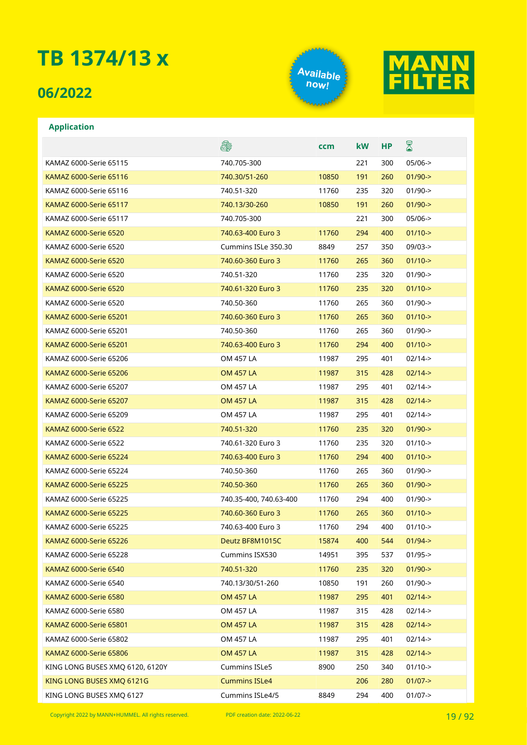# TB 1374/13 x

## 06/2022

Available now!

MANN FILTER

### Application

| | Engine | ccm | kW | HP | Period |
|---|---|---|---|---|---|
| KAMAZ 6000-Serie 65115 | 740.705-300 | | 221 | 300 | 05/06-> |
| KAMAZ 6000-Serie 65116 | 740.30/51-260 | 10850 | 191 | 260 | 01/90-> |
| KAMAZ 6000-Serie 65116 | 740.51-320 | 11760 | 235 | 320 | 01/90-> |
| KAMAZ 6000-Serie 65117 | 740.13/30-260 | 10850 | 191 | 260 | 01/90-> |
| KAMAZ 6000-Serie 65117 | 740.705-300 | | 221 | 300 | 05/06-> |
| KAMAZ 6000-Serie 6520 | 740.63-400 Euro 3 | 11760 | 294 | 400 | 01/10-> |
| KAMAZ 6000-Serie 6520 | Cummins ISLe 350.30 | 8849 | 257 | 350 | 09/03-> |
| KAMAZ 6000-Serie 6520 | 740.60-360 Euro 3 | 11760 | 265 | 360 | 01/10-> |
| KAMAZ 6000-Serie 6520 | 740.51-320 | 11760 | 235 | 320 | 01/90-> |
| KAMAZ 6000-Serie 6520 | 740.61-320 Euro 3 | 11760 | 235 | 320 | 01/10-> |
| KAMAZ 6000-Serie 6520 | 740.50-360 | 11760 | 265 | 360 | 01/90-> |
| KAMAZ 6000-Serie 65201 | 740.60-360 Euro 3 | 11760 | 265 | 360 | 01/10-> |
| KAMAZ 6000-Serie 65201 | 740.50-360 | 11760 | 265 | 360 | 01/90-> |
| KAMAZ 6000-Serie 65201 | 740.63-400 Euro 3 | 11760 | 294 | 400 | 01/10-> |
| KAMAZ 6000-Serie 65206 | OM 457 LA | 11987 | 295 | 401 | 02/14-> |
| KAMAZ 6000-Serie 65206 | OM 457 LA | 11987 | 315 | 428 | 02/14-> |
| KAMAZ 6000-Serie 65207 | OM 457 LA | 11987 | 295 | 401 | 02/14-> |
| KAMAZ 6000-Serie 65207 | OM 457 LA | 11987 | 315 | 428 | 02/14-> |
| KAMAZ 6000-Serie 65209 | OM 457 LA | 11987 | 295 | 401 | 02/14-> |
| KAMAZ 6000-Serie 6522 | 740.51-320 | 11760 | 235 | 320 | 01/90-> |
| KAMAZ 6000-Serie 6522 | 740.61-320 Euro 3 | 11760 | 235 | 320 | 01/10-> |
| KAMAZ 6000-Serie 65224 | 740.63-400 Euro 3 | 11760 | 294 | 400 | 01/10-> |
| KAMAZ 6000-Serie 65224 | 740.50-360 | 11760 | 265 | 360 | 01/90-> |
| KAMAZ 6000-Serie 65225 | 740.50-360 | 11760 | 265 | 360 | 01/90-> |
| KAMAZ 6000-Serie 65225 | 740.35-400, 740.63-400 | 11760 | 294 | 400 | 01/90-> |
| KAMAZ 6000-Serie 65225 | 740.60-360 Euro 3 | 11760 | 265 | 360 | 01/10-> |
| KAMAZ 6000-Serie 65225 | 740.63-400 Euro 3 | 11760 | 294 | 400 | 01/10-> |
| KAMAZ 6000-Serie 65226 | Deutz BF8M1015C | 15874 | 400 | 544 | 01/94-> |
| KAMAZ 6000-Serie 65228 | Cummins ISX530 | 14951 | 395 | 537 | 01/95-> |
| KAMAZ 6000-Serie 6540 | 740.51-320 | 11760 | 235 | 320 | 01/90-> |
| KAMAZ 6000-Serie 6540 | 740.13/30/51-260 | 10850 | 191 | 260 | 01/90-> |
| KAMAZ 6000-Serie 6580 | OM 457 LA | 11987 | 295 | 401 | 02/14-> |
| KAMAZ 6000-Serie 6580 | OM 457 LA | 11987 | 315 | 428 | 02/14-> |
| KAMAZ 6000-Serie 65801 | OM 457 LA | 11987 | 315 | 428 | 02/14-> |
| KAMAZ 6000-Serie 65802 | OM 457 LA | 11987 | 295 | 401 | 02/14-> |
| KAMAZ 6000-Serie 65806 | OM 457 LA | 11987 | 315 | 428 | 02/14-> |
| KING LONG BUSES XMQ 6120, 6120Y | Cummins ISLe5 | 8900 | 250 | 340 | 01/10-> |
| KING LONG BUSES XMQ 6121G | Cummins ISLe4 | | 206 | 280 | 01/07-> |
| KING LONG BUSES XMQ 6127 | Cummins ISLe4/5 | 8849 | 294 | 400 | 01/07-> |

Copyright 2022 by MANN+HUMMEL. All rights reserved. PDF creation date: 2022-06-22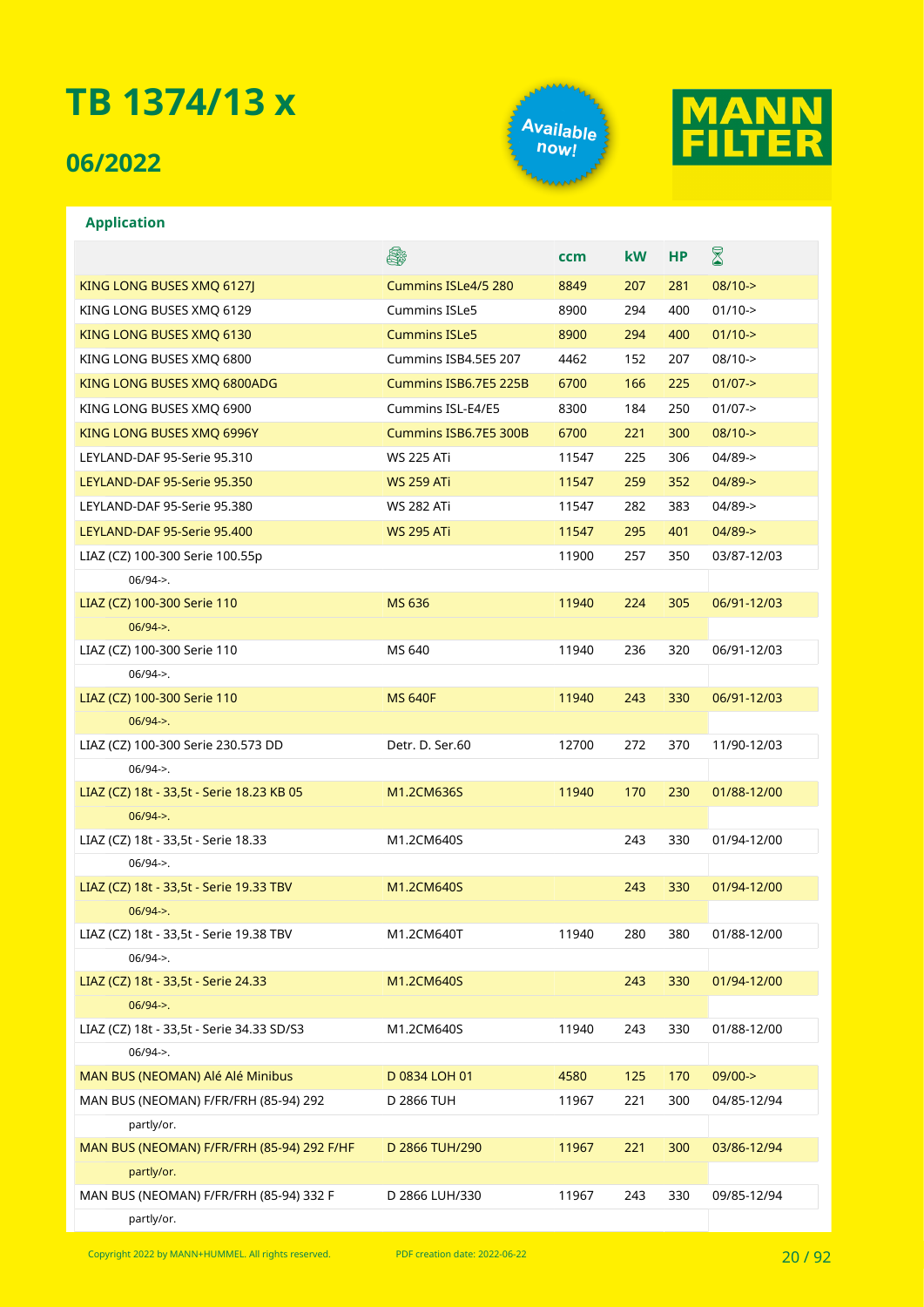# TB 1374/13 x

## 06/2022

Available now!

MANN FILTER

### Application

| | Engine | ccm | kW | HP | |
|---|---|---|---|---|---|
| KING LONG BUSES XMQ 6127J | Cummins ISLe4/5 280 | 8849 | 207 | 281 | 08/10-> |
| KING LONG BUSES XMQ 6129 | Cummins ISLe5 | 8900 | 294 | 400 | 01/10-> |
| KING LONG BUSES XMQ 6130 | Cummins ISLe5 | 8900 | 294 | 400 | 01/10-> |
| KING LONG BUSES XMQ 6800 | Cummins ISB4.5E5 207 | 4462 | 152 | 207 | 08/10-> |
| KING LONG BUSES XMQ 6800ADG | Cummins ISB6.7E5 225B | 6700 | 166 | 225 | 01/07-> |
| KING LONG BUSES XMQ 6900 | Cummins ISL-E4/E5 | 8300 | 184 | 250 | 01/07-> |
| KING LONG BUSES XMQ 6996Y | Cummins ISB6.7E5 300B | 6700 | 221 | 300 | 08/10-> |
| LEYLAND-DAF 95-Serie 95.310 | WS 225 ATi | 11547 | 225 | 306 | 04/89-> |
| LEYLAND-DAF 95-Serie 95.350 | WS 259 ATi | 11547 | 259 | 352 | 04/89-> |
| LEYLAND-DAF 95-Serie 95.380 | WS 282 ATi | 11547 | 282 | 383 | 04/89-> |
| LEYLAND-DAF 95-Serie 95.400 | WS 295 ATi | 11547 | 295 | 401 | 04/89-> |
| LIAZ (CZ) 100-300 Serie 100.55p | | 11900 | 257 | 350 | 03/87-12/03 |
| 06/94->. | | | | | |
| LIAZ (CZ) 100-300 Serie 110 | MS 636 | 11940 | 224 | 305 | 06/91-12/03 |
| 06/94->. | | | | | |
| LIAZ (CZ) 100-300 Serie 110 | MS 640 | 11940 | 236 | 320 | 06/91-12/03 |
| 06/94->. | | | | | |
| LIAZ (CZ) 100-300 Serie 110 | MS 640F | 11940 | 243 | 330 | 06/91-12/03 |
| 06/94->. | | | | | |
| LIAZ (CZ) 100-300 Serie 230.573 DD | Detr. D. Ser.60 | 12700 | 272 | 370 | 11/90-12/03 |
| 06/94->. | | | | | |
| LIAZ (CZ) 18t - 33,5t - Serie 18.23 KB 05 | M1.2CM636S | 11940 | 170 | 230 | 01/88-12/00 |
| 06/94->. | | | | | |
| LIAZ (CZ) 18t - 33,5t - Serie 18.33 | M1.2CM640S | | 243 | 330 | 01/94-12/00 |
| 06/94->. | | | | | |
| LIAZ (CZ) 18t - 33,5t - Serie 19.33 TBV | M1.2CM640S | | 243 | 330 | 01/94-12/00 |
| 06/94->. | | | | | |
| LIAZ (CZ) 18t - 33,5t - Serie 19.38 TBV | M1.2CM640T | 11940 | 280 | 380 | 01/88-12/00 |
| 06/94->. | | | | | |
| LIAZ (CZ) 18t - 33,5t - Serie 24.33 | M1.2CM640S | | 243 | 330 | 01/94-12/00 |
| 06/94->. | | | | | |
| LIAZ (CZ) 18t - 33,5t - Serie 34.33 SD/S3 | M1.2CM640S | 11940 | 243 | 330 | 01/88-12/00 |
| 06/94->. | | | | | |
| MAN BUS (NEOMAN) Alé Alé Minibus | D 0834 LOH 01 | 4580 | 125 | 170 | 09/00-> |
| MAN BUS (NEOMAN) F/FR/FRH (85-94) 292 | D 2866 TUH | 11967 | 221 | 300 | 04/85-12/94 |
| partly/or. | | | | | |
| MAN BUS (NEOMAN) F/FR/FRH (85-94) 292 F/HF | D 2866 TUH/290 | 11967 | 221 | 300 | 03/86-12/94 |
| partly/or. | | | | | |
| MAN BUS (NEOMAN) F/FR/FRH (85-94) 332 F | D 2866 LUH/330 | 11967 | 243 | 330 | 09/85-12/94 |
| partly/or. | | | | | |

Copyright 2022 by MANN+HUMMEL. All rights reserved. PDF creation date: 2022-06-22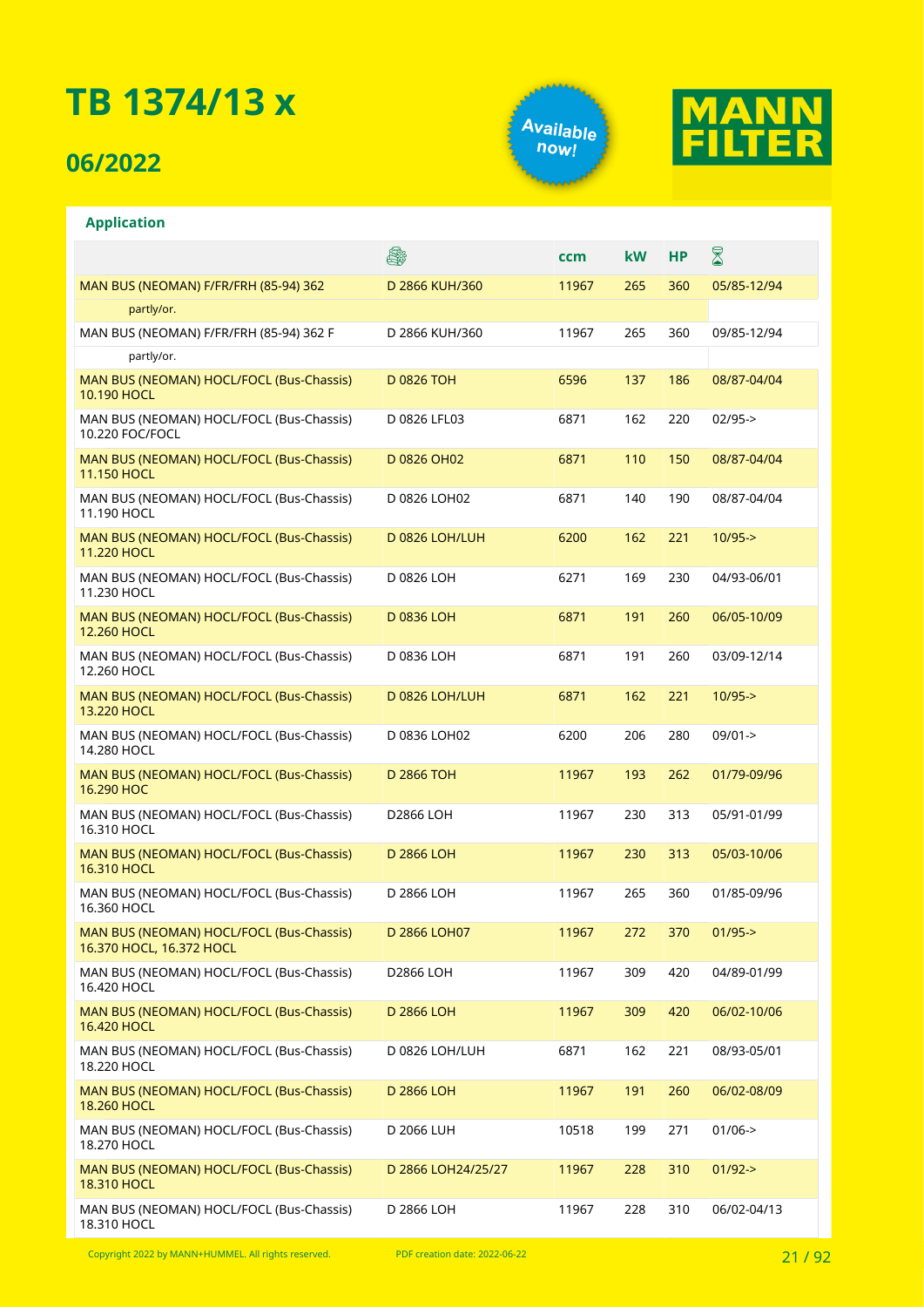# TB 1374/13 x

## 06/2022

Available now!

MANN FILTER

### Application

| | 🛠 | ccm | kW | HP | ⌛ |
|---|---|---|---|---|---|
| MAN BUS (NEOMAN) F/FR/FRH (85-94) 362 | D 2866 KUH/360 | 11967 | 265 | 360 | 05/85-12/94 |
| partly/or. | | | | | |
| MAN BUS (NEOMAN) F/FR/FRH (85-94) 362 F | D 2866 KUH/360 | 11967 | 265 | 360 | 09/85-12/94 |
| partly/or. | | | | | |
| MAN BUS (NEOMAN) HOCL/FOCL (Bus-Chassis) 10.190 HOCL | D 0826 TOH | 6596 | 137 | 186 | 08/87-04/04 |
| MAN BUS (NEOMAN) HOCL/FOCL (Bus-Chassis) 10.220 FOC/FOCL | D 0826 LFL03 | 6871 | 162 | 220 | 02/95-> |
| MAN BUS (NEOMAN) HOCL/FOCL (Bus-Chassis) 11.150 HOCL | D 0826 OH02 | 6871 | 110 | 150 | 08/87-04/04 |
| MAN BUS (NEOMAN) HOCL/FOCL (Bus-Chassis) 11.190 HOCL | D 0826 LOH02 | 6871 | 140 | 190 | 08/87-04/04 |
| MAN BUS (NEOMAN) HOCL/FOCL (Bus-Chassis) 11.220 HOCL | D 0826 LOH/LUH | 6200 | 162 | 221 | 10/95-> |
| MAN BUS (NEOMAN) HOCL/FOCL (Bus-Chassis) 11.230 HOCL | D 0826 LOH | 6271 | 169 | 230 | 04/93-06/01 |
| MAN BUS (NEOMAN) HOCL/FOCL (Bus-Chassis) 12.260 HOCL | D 0836 LOH | 6871 | 191 | 260 | 06/05-10/09 |
| MAN BUS (NEOMAN) HOCL/FOCL (Bus-Chassis) 12.260 HOCL | D 0836 LOH | 6871 | 191 | 260 | 03/09-12/14 |
| MAN BUS (NEOMAN) HOCL/FOCL (Bus-Chassis) 13.220 HOCL | D 0826 LOH/LUH | 6871 | 162 | 221 | 10/95-> |
| MAN BUS (NEOMAN) HOCL/FOCL (Bus-Chassis) 14.280 HOCL | D 0836 LOH02 | 6200 | 206 | 280 | 09/01-> |
| MAN BUS (NEOMAN) HOCL/FOCL (Bus-Chassis) 16.290 HOC | D 2866 TOH | 11967 | 193 | 262 | 01/79-09/96 |
| MAN BUS (NEOMAN) HOCL/FOCL (Bus-Chassis) 16.310 HOCL | D2866 LOH | 11967 | 230 | 313 | 05/91-01/99 |
| MAN BUS (NEOMAN) HOCL/FOCL (Bus-Chassis) 16.310 HOCL | D 2866 LOH | 11967 | 230 | 313 | 05/03-10/06 |
| MAN BUS (NEOMAN) HOCL/FOCL (Bus-Chassis) 16.360 HOCL | D 2866 LOH | 11967 | 265 | 360 | 01/85-09/96 |
| MAN BUS (NEOMAN) HOCL/FOCL (Bus-Chassis) 16.370 HOCL, 16.372 HOCL | D 2866 LOH07 | 11967 | 272 | 370 | 01/95-> |
| MAN BUS (NEOMAN) HOCL/FOCL (Bus-Chassis) 16.420 HOCL | D2866 LOH | 11967 | 309 | 420 | 04/89-01/99 |
| MAN BUS (NEOMAN) HOCL/FOCL (Bus-Chassis) 16.420 HOCL | D 2866 LOH | 11967 | 309 | 420 | 06/02-10/06 |
| MAN BUS (NEOMAN) HOCL/FOCL (Bus-Chassis) 18.220 HOCL | D 0826 LOH/LUH | 6871 | 162 | 221 | 08/93-05/01 |
| MAN BUS (NEOMAN) HOCL/FOCL (Bus-Chassis) 18.260 HOCL | D 2866 LOH | 11967 | 191 | 260 | 06/02-08/09 |
| MAN BUS (NEOMAN) HOCL/FOCL (Bus-Chassis) 18.270 HOCL | D 2066 LUH | 10518 | 199 | 271 | 01/06-> |
| MAN BUS (NEOMAN) HOCL/FOCL (Bus-Chassis) 18.310 HOCL | D 2866 LOH24/25/27 | 11967 | 228 | 310 | 01/92-> |
| MAN BUS (NEOMAN) HOCL/FOCL (Bus-Chassis) 18.310 HOCL | D 2866 LOH | 11967 | 228 | 310 | 06/02-04/13 |

Copyright 2022 by MANN+HUMMEL. All rights reserved.

PDF creation date: 2022-06-22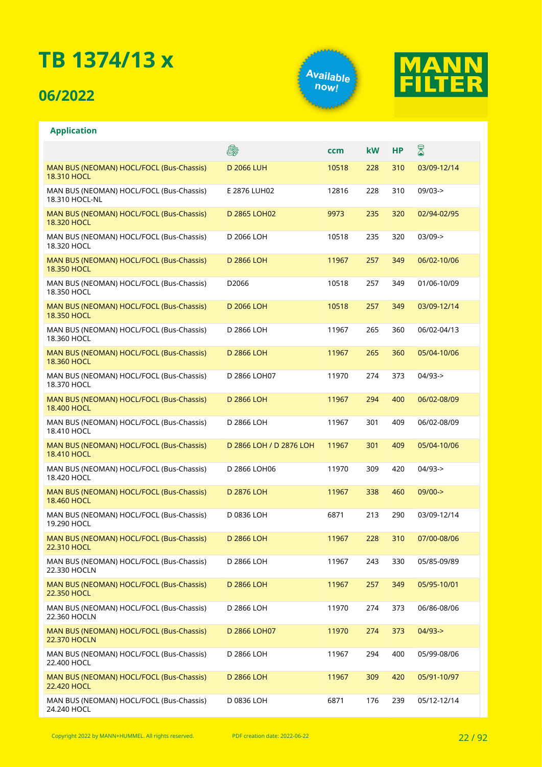# TB 1374/13 x

## 06/2022

Available now!

MANN FILTER

**Application**

| | Engine | ccm | kW | HP | Period |
|---|---|---|---|---|---|
| MAN BUS (NEOMAN) HOCL/FOCL (Bus-Chassis) 18.310 HOCL | D 2066 LUH | 10518 | 228 | 310 | 03/09-12/14 |
| MAN BUS (NEOMAN) HOCL/FOCL (Bus-Chassis) 18.310 HOCL-NL | E 2876 LUH02 | 12816 | 228 | 310 | 09/03-> |
| MAN BUS (NEOMAN) HOCL/FOCL (Bus-Chassis) 18.320 HOCL | D 2865 LOH02 | 9973 | 235 | 320 | 02/94-02/95 |
| MAN BUS (NEOMAN) HOCL/FOCL (Bus-Chassis) 18.320 HOCL | D 2066 LOH | 10518 | 235 | 320 | 03/09-> |
| MAN BUS (NEOMAN) HOCL/FOCL (Bus-Chassis) 18.350 HOCL | D 2866 LOH | 11967 | 257 | 349 | 06/02-10/06 |
| MAN BUS (NEOMAN) HOCL/FOCL (Bus-Chassis) 18.350 HOCL | D2066 | 10518 | 257 | 349 | 01/06-10/09 |
| MAN BUS (NEOMAN) HOCL/FOCL (Bus-Chassis) 18.350 HOCL | D 2066 LOH | 10518 | 257 | 349 | 03/09-12/14 |
| MAN BUS (NEOMAN) HOCL/FOCL (Bus-Chassis) 18.360 HOCL | D 2866 LOH | 11967 | 265 | 360 | 06/02-04/13 |
| MAN BUS (NEOMAN) HOCL/FOCL (Bus-Chassis) 18.360 HOCL | D 2866 LOH | 11967 | 265 | 360 | 05/04-10/06 |
| MAN BUS (NEOMAN) HOCL/FOCL (Bus-Chassis) 18.370 HOCL | D 2866 LOH07 | 11970 | 274 | 373 | 04/93-> |
| MAN BUS (NEOMAN) HOCL/FOCL (Bus-Chassis) 18.400 HOCL | D 2866 LOH | 11967 | 294 | 400 | 06/02-08/09 |
| MAN BUS (NEOMAN) HOCL/FOCL (Bus-Chassis) 18.410 HOCL | D 2866 LOH | 11967 | 301 | 409 | 06/02-08/09 |
| MAN BUS (NEOMAN) HOCL/FOCL (Bus-Chassis) 18.410 HOCL | D 2866 LOH / D 2876 LOH | 11967 | 301 | 409 | 05/04-10/06 |
| MAN BUS (NEOMAN) HOCL/FOCL (Bus-Chassis) 18.420 HOCL | D 2866 LOH06 | 11970 | 309 | 420 | 04/93-> |
| MAN BUS (NEOMAN) HOCL/FOCL (Bus-Chassis) 18.460 HOCL | D 2876 LOH | 11967 | 338 | 460 | 09/00-> |
| MAN BUS (NEOMAN) HOCL/FOCL (Bus-Chassis) 19.290 HOCL | D 0836 LOH | 6871 | 213 | 290 | 03/09-12/14 |
| MAN BUS (NEOMAN) HOCL/FOCL (Bus-Chassis) 22.310 HOCL | D 2866 LOH | 11967 | 228 | 310 | 07/00-08/06 |
| MAN BUS (NEOMAN) HOCL/FOCL (Bus-Chassis) 22.330 HOCLN | D 2866 LOH | 11967 | 243 | 330 | 05/85-09/89 |
| MAN BUS (NEOMAN) HOCL/FOCL (Bus-Chassis) 22.350 HOCL | D 2866 LOH | 11967 | 257 | 349 | 05/95-10/01 |
| MAN BUS (NEOMAN) HOCL/FOCL (Bus-Chassis) 22.360 HOCLN | D 2866 LOH | 11970 | 274 | 373 | 06/86-08/06 |
| MAN BUS (NEOMAN) HOCL/FOCL (Bus-Chassis) 22.370 HOCLN | D 2866 LOH07 | 11970 | 274 | 373 | 04/93-> |
| MAN BUS (NEOMAN) HOCL/FOCL (Bus-Chassis) 22.400 HOCL | D 2866 LOH | 11967 | 294 | 400 | 05/99-08/06 |
| MAN BUS (NEOMAN) HOCL/FOCL (Bus-Chassis) 22.420 HOCL | D 2866 LOH | 11967 | 309 | 420 | 05/91-10/97 |
| MAN BUS (NEOMAN) HOCL/FOCL (Bus-Chassis) 24.240 HOCL | D 0836 LOH | 6871 | 176 | 239 | 05/12-12/14 |

Copyright 2022 by MANN+HUMMEL. All rights reserved. PDF creation date: 2022-06-22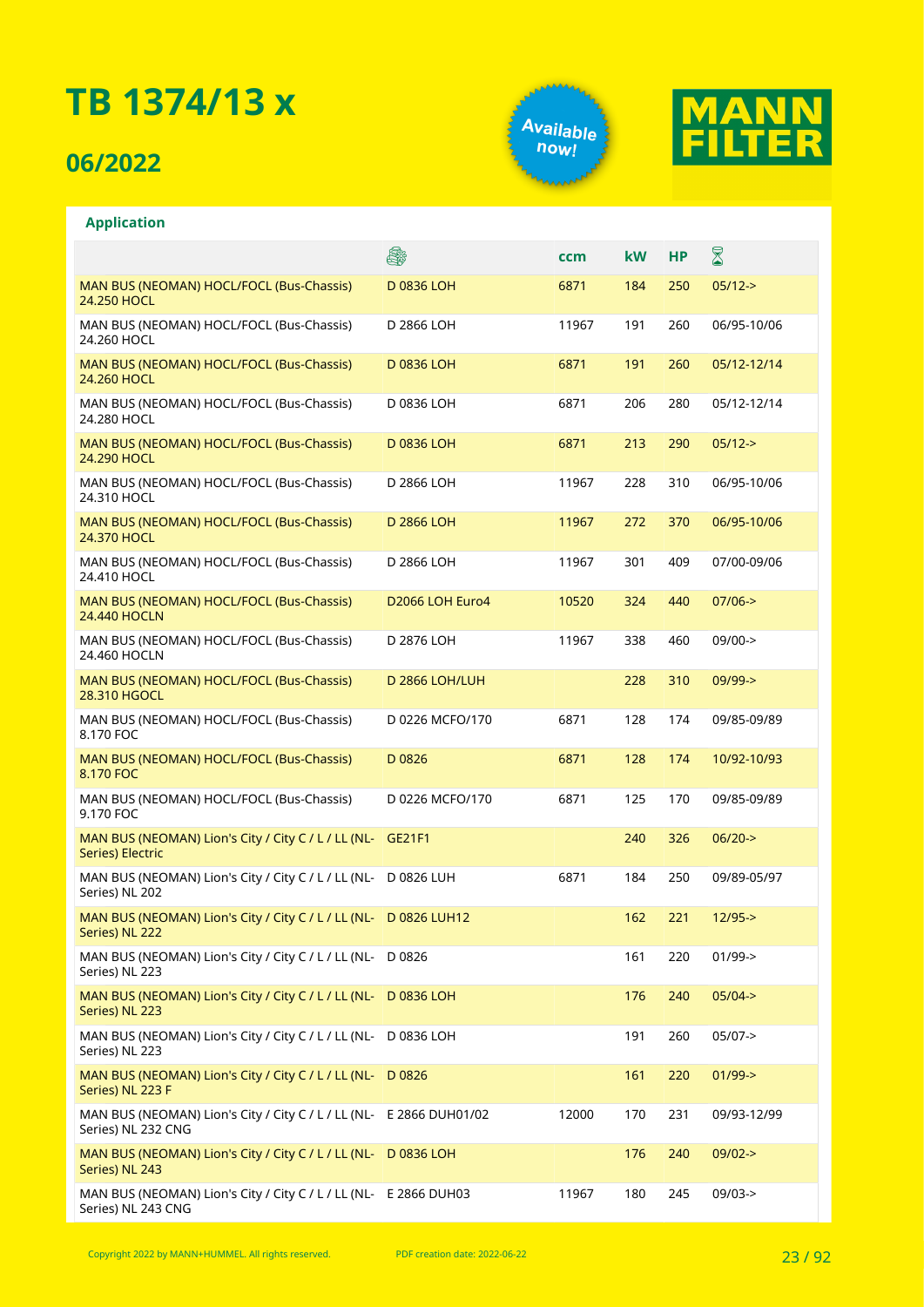# TB 1374/13 x

## 06/2022

Available now!

MANN FILTER

### Application

| | 🛢 | ccm | kW | HP | ⌛ |
|---|---|---|---|---|---|
| MAN BUS (NEOMAN) HOCL/FOCL (Bus-Chassis) 24.250 HOCL | D 0836 LOH | 6871 | 184 | 250 | 05/12-> |
| MAN BUS (NEOMAN) HOCL/FOCL (Bus-Chassis) 24.260 HOCL | D 2866 LOH | 11967 | 191 | 260 | 06/95-10/06 |
| MAN BUS (NEOMAN) HOCL/FOCL (Bus-Chassis) 24.260 HOCL | D 0836 LOH | 6871 | 191 | 260 | 05/12-12/14 |
| MAN BUS (NEOMAN) HOCL/FOCL (Bus-Chassis) 24.280 HOCL | D 0836 LOH | 6871 | 206 | 280 | 05/12-12/14 |
| MAN BUS (NEOMAN) HOCL/FOCL (Bus-Chassis) 24.290 HOCL | D 0836 LOH | 6871 | 213 | 290 | 05/12-> |
| MAN BUS (NEOMAN) HOCL/FOCL (Bus-Chassis) 24.310 HOCL | D 2866 LOH | 11967 | 228 | 310 | 06/95-10/06 |
| MAN BUS (NEOMAN) HOCL/FOCL (Bus-Chassis) 24.370 HOCL | D 2866 LOH | 11967 | 272 | 370 | 06/95-10/06 |
| MAN BUS (NEOMAN) HOCL/FOCL (Bus-Chassis) 24.410 HOCL | D 2866 LOH | 11967 | 301 | 409 | 07/00-09/06 |
| MAN BUS (NEOMAN) HOCL/FOCL (Bus-Chassis) 24.440 HOCLN | D2066 LOH Euro4 | 10520 | 324 | 440 | 07/06-> |
| MAN BUS (NEOMAN) HOCL/FOCL (Bus-Chassis) 24.460 HOCLN | D 2876 LOH | 11967 | 338 | 460 | 09/00-> |
| MAN BUS (NEOMAN) HOCL/FOCL (Bus-Chassis) 28.310 HGOCL | D 2866 LOH/LUH | | 228 | 310 | 09/99-> |
| MAN BUS (NEOMAN) HOCL/FOCL (Bus-Chassis) 8.170 FOC | D 0226 MCFO/170 | 6871 | 128 | 174 | 09/85-09/89 |
| MAN BUS (NEOMAN) HOCL/FOCL (Bus-Chassis) 8.170 FOC | D 0826 | 6871 | 128 | 174 | 10/92-10/93 |
| MAN BUS (NEOMAN) HOCL/FOCL (Bus-Chassis) 9.170 FOC | D 0226 MCFO/170 | 6871 | 125 | 170 | 09/85-09/89 |
| MAN BUS (NEOMAN) Lion's City / City C / L / LL (NL-Series) Electric | GE21F1 | | 240 | 326 | 06/20-> |
| MAN BUS (NEOMAN) Lion's City / City C / L / LL (NL-Series) NL 202 | D 0826 LUH | 6871 | 184 | 250 | 09/89-05/97 |
| MAN BUS (NEOMAN) Lion's City / City C / L / LL (NL-Series) NL 222 | D 0826 LUH12 | | 162 | 221 | 12/95-> |
| MAN BUS (NEOMAN) Lion's City / City C / L / LL (NL-Series) NL 223 | D 0826 | | 161 | 220 | 01/99-> |
| MAN BUS (NEOMAN) Lion's City / City C / L / LL (NL-Series) NL 223 | D 0836 LOH | | 176 | 240 | 05/04-> |
| MAN BUS (NEOMAN) Lion's City / City C / L / LL (NL-Series) NL 223 | D 0836 LOH | | 191 | 260 | 05/07-> |
| MAN BUS (NEOMAN) Lion's City / City C / L / LL (NL-Series) NL 223 F | D 0826 | | 161 | 220 | 01/99-> |
| MAN BUS (NEOMAN) Lion's City / City C / L / LL (NL-Series) NL 232 CNG | E 2866 DUH01/02 | 12000 | 170 | 231 | 09/93-12/99 |
| MAN BUS (NEOMAN) Lion's City / City C / L / LL (NL-Series) NL 243 | D 0836 LOH | | 176 | 240 | 09/02-> |
| MAN BUS (NEOMAN) Lion's City / City C / L / LL (NL-Series) NL 243 CNG | E 2866 DUH03 | 11967 | 180 | 245 | 09/03-> |

Copyright 2022 by MANN+HUMMEL. All rights reserved. PDF creation date: 2022-06-22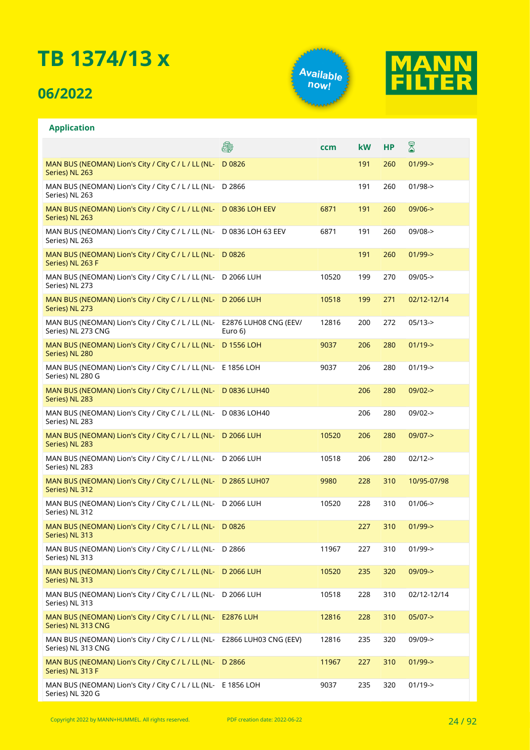# TB 1374/13 x

## 06/2022

Available now!

MANN FILTER

### Application

| | | ccm | kW | HP | |
|---|---|---|---|---|---|
| MAN BUS (NEOMAN) Lion's City / City C / L / LL (NL-Series) NL 263 | D 0826 | | 191 | 260 | 01/99-> |
| MAN BUS (NEOMAN) Lion's City / City C / L / LL (NL-Series) NL 263 | D 2866 | | 191 | 260 | 01/98-> |
| MAN BUS (NEOMAN) Lion's City / City C / L / LL (NL-Series) NL 263 | D 0836 LOH EEV | 6871 | 191 | 260 | 09/06-> |
| MAN BUS (NEOMAN) Lion's City / City C / L / LL (NL-Series) NL 263 | D 0836 LOH 63 EEV | 6871 | 191 | 260 | 09/08-> |
| MAN BUS (NEOMAN) Lion's City / City C / L / LL (NL-Series) NL 263 F | D 0826 | | 191 | 260 | 01/99-> |
| MAN BUS (NEOMAN) Lion's City / City C / L / LL (NL-Series) NL 273 | D 2066 LUH | 10520 | 199 | 270 | 09/05-> |
| MAN BUS (NEOMAN) Lion's City / City C / L / LL (NL-Series) NL 273 | D 2066 LUH | 10518 | 199 | 271 | 02/12-12/14 |
| MAN BUS (NEOMAN) Lion's City / City C / L / LL (NL-Series) NL 273 CNG | E2876 LUH08 CNG (EEV/ Euro 6) | 12816 | 200 | 272 | 05/13-> |
| MAN BUS (NEOMAN) Lion's City / City C / L / LL (NL-Series) NL 280 | D 1556 LOH | 9037 | 206 | 280 | 01/19-> |
| MAN BUS (NEOMAN) Lion's City / City C / L / LL (NL-Series) NL 280 G | E 1856 LOH | 9037 | 206 | 280 | 01/19-> |
| MAN BUS (NEOMAN) Lion's City / City C / L / LL (NL-Series) NL 283 | D 0836 LUH40 | | 206 | 280 | 09/02-> |
| MAN BUS (NEOMAN) Lion's City / City C / L / LL (NL-Series) NL 283 | D 0836 LOH40 | | 206 | 280 | 09/02-> |
| MAN BUS (NEOMAN) Lion's City / City C / L / LL (NL-Series) NL 283 | D 2066 LUH | 10520 | 206 | 280 | 09/07-> |
| MAN BUS (NEOMAN) Lion's City / City C / L / LL (NL-Series) NL 283 | D 2066 LUH | 10518 | 206 | 280 | 02/12-> |
| MAN BUS (NEOMAN) Lion's City / City C / L / LL (NL-Series) NL 312 | D 2865 LUH07 | 9980 | 228 | 310 | 10/95-07/98 |
| MAN BUS (NEOMAN) Lion's City / City C / L / LL (NL-Series) NL 312 | D 2066 LUH | 10520 | 228 | 310 | 01/06-> |
| MAN BUS (NEOMAN) Lion's City / City C / L / LL (NL-Series) NL 313 | D 0826 | | 227 | 310 | 01/99-> |
| MAN BUS (NEOMAN) Lion's City / City C / L / LL (NL-Series) NL 313 | D 2866 | 11967 | 227 | 310 | 01/99-> |
| MAN BUS (NEOMAN) Lion's City / City C / L / LL (NL-Series) NL 313 | D 2066 LUH | 10520 | 235 | 320 | 09/09-> |
| MAN BUS (NEOMAN) Lion's City / City C / L / LL (NL-Series) NL 313 | D 2066 LUH | 10518 | 228 | 310 | 02/12-12/14 |
| MAN BUS (NEOMAN) Lion's City / City C / L / LL (NL-Series) NL 313 CNG | E2876 LUH | 12816 | 228 | 310 | 05/07-> |
| MAN BUS (NEOMAN) Lion's City / City C / L / LL (NL-Series) NL 313 CNG | E2866 LUH03 CNG (EEV) | 12816 | 235 | 320 | 09/09-> |
| MAN BUS (NEOMAN) Lion's City / City C / L / LL (NL-Series) NL 313 F | D 2866 | 11967 | 227 | 310 | 01/99-> |
| MAN BUS (NEOMAN) Lion's City / City C / L / LL (NL-Series) NL 320 G | E 1856 LOH | 9037 | 235 | 320 | 01/19-> |

Copyright 2022 by MANN+HUMMEL. All rights reserved. PDF creation date: 2022-06-22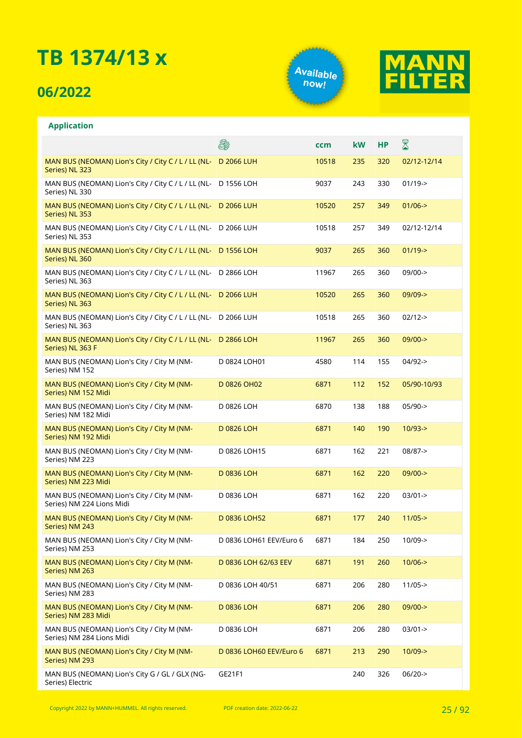# TB 1374/13 x

## 06/2022

Available now!

MANN FILTER

### Application

| | Engine | ccm | kW | HP | Period |
|---|---|---|---|---|---|
| MAN BUS (NEOMAN) Lion's City / City C / L / LL (NL-Series) NL 323 | D 2066 LUH | 10518 | 235 | 320 | 02/12-12/14 |
| MAN BUS (NEOMAN) Lion's City / City C / L / LL (NL-Series) NL 330 | D 1556 LOH | 9037 | 243 | 330 | 01/19-> |
| MAN BUS (NEOMAN) Lion's City / City C / L / LL (NL-Series) NL 353 | D 2066 LUH | 10520 | 257 | 349 | 01/06-> |
| MAN BUS (NEOMAN) Lion's City / City C / L / LL (NL-Series) NL 353 | D 2066 LUH | 10518 | 257 | 349 | 02/12-12/14 |
| MAN BUS (NEOMAN) Lion's City / City C / L / LL (NL-Series) NL 360 | D 1556 LOH | 9037 | 265 | 360 | 01/19-> |
| MAN BUS (NEOMAN) Lion's City / City C / L / LL (NL-Series) NL 363 | D 2866 LOH | 11967 | 265 | 360 | 09/00-> |
| MAN BUS (NEOMAN) Lion's City / City C / L / LL (NL-Series) NL 363 | D 2066 LUH | 10520 | 265 | 360 | 09/09-> |
| MAN BUS (NEOMAN) Lion's City / City C / L / LL (NL-Series) NL 363 | D 2066 LUH | 10518 | 265 | 360 | 02/12-> |
| MAN BUS (NEOMAN) Lion's City / City C / L / LL (NL-Series) NL 363 F | D 2866 LOH | 11967 | 265 | 360 | 09/00-> |
| MAN BUS (NEOMAN) Lion's City / City M (NM-Series) NM 152 | D 0824 LOH01 | 4580 | 114 | 155 | 04/92-> |
| MAN BUS (NEOMAN) Lion's City / City M (NM-Series) NM 152 Midi | D 0826 OH02 | 6871 | 112 | 152 | 05/90-10/93 |
| MAN BUS (NEOMAN) Lion's City / City M (NM-Series) NM 182 Midi | D 0826 LOH | 6870 | 138 | 188 | 05/90-> |
| MAN BUS (NEOMAN) Lion's City / City M (NM-Series) NM 192 Midi | D 0826 LOH | 6871 | 140 | 190 | 10/93-> |
| MAN BUS (NEOMAN) Lion's City / City M (NM-Series) NM 223 | D 0826 LOH15 | 6871 | 162 | 221 | 08/87-> |
| MAN BUS (NEOMAN) Lion's City / City M (NM-Series) NM 223 Midi | D 0836 LOH | 6871 | 162 | 220 | 09/00-> |
| MAN BUS (NEOMAN) Lion's City / City M (NM-Series) NM 224 Lions Midi | D 0836 LOH | 6871 | 162 | 220 | 03/01-> |
| MAN BUS (NEOMAN) Lion's City / City M (NM-Series) NM 243 | D 0836 LOH52 | 6871 | 177 | 240 | 11/05-> |
| MAN BUS (NEOMAN) Lion's City / City M (NM-Series) NM 253 | D 0836 LOH61 EEV/Euro 6 | 6871 | 184 | 250 | 10/09-> |
| MAN BUS (NEOMAN) Lion's City / City M (NM-Series) NM 263 | D 0836 LOH 62/63 EEV | 6871 | 191 | 260 | 10/06-> |
| MAN BUS (NEOMAN) Lion's City / City M (NM-Series) NM 283 | D 0836 LOH 40/51 | 6871 | 206 | 280 | 11/05-> |
| MAN BUS (NEOMAN) Lion's City / City M (NM-Series) NM 283 Midi | D 0836 LOH | 6871 | 206 | 280 | 09/00-> |
| MAN BUS (NEOMAN) Lion's City / City M (NM-Series) NM 284 Lions Midi | D 0836 LOH | 6871 | 206 | 280 | 03/01-> |
| MAN BUS (NEOMAN) Lion's City / City M (NM-Series) NM 293 | D 0836 LOH60 EEV/Euro 6 | 6871 | 213 | 290 | 10/09-> |
| MAN BUS (NEOMAN) Lion's City G / GL / GLX (NG-Series) Electric | GE21F1 | | 240 | 326 | 06/20-> |

Copyright 2022 by MANN+HUMMEL. All rights reserved. PDF creation date: 2022-06-22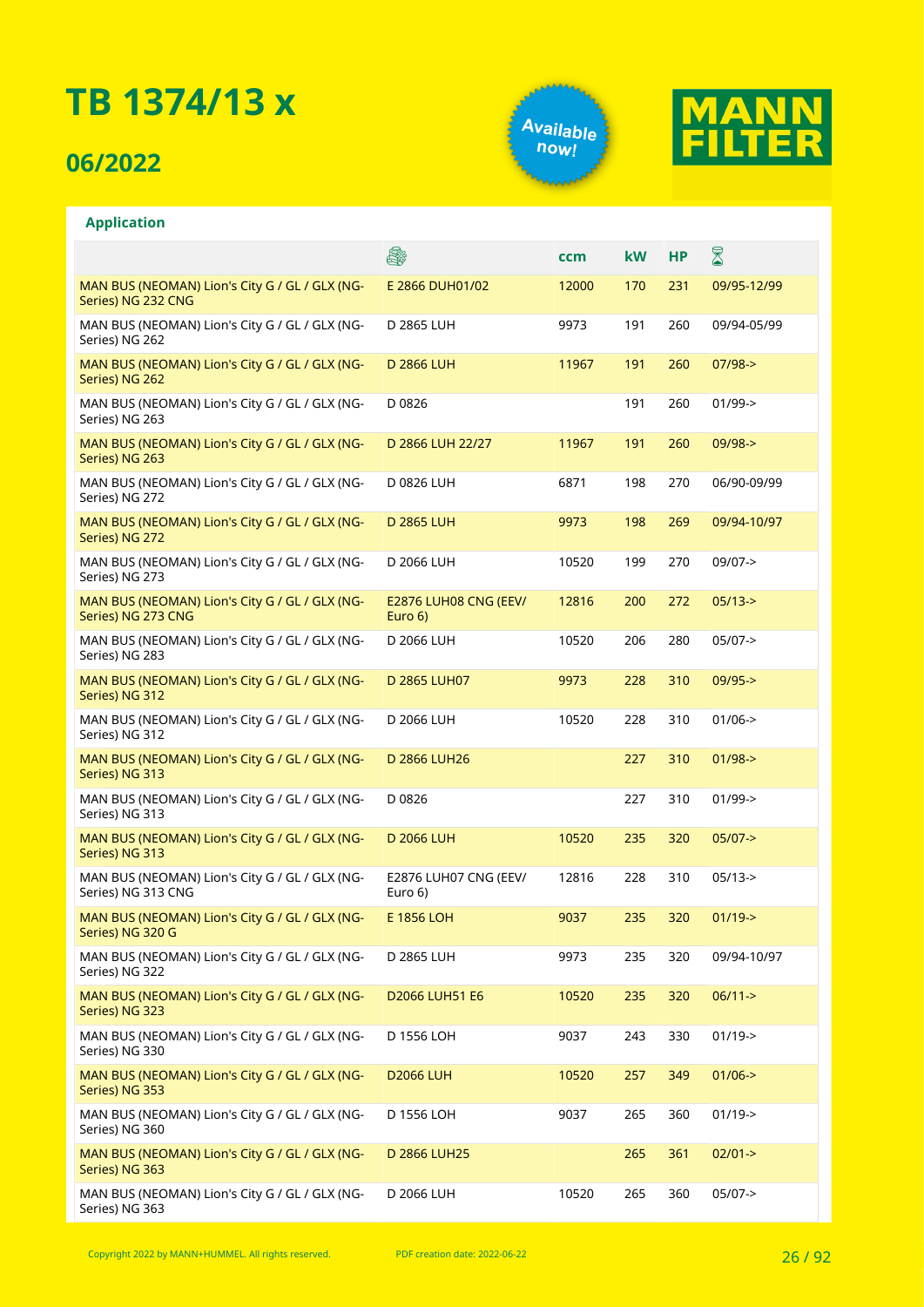# TB 1374/13 x

## 06/2022

Available now!

MANN FILTER

### Application

| | Engine | ccm | kW | HP | Period |
|---|---|---|---|---|---|
| MAN BUS (NEOMAN) Lion's City G / GL / GLX (NG-Series) NG 232 CNG | E 2866 DUH01/02 | 12000 | 170 | 231 | 09/95-12/99 |
| MAN BUS (NEOMAN) Lion's City G / GL / GLX (NG-Series) NG 262 | D 2865 LUH | 9973 | 191 | 260 | 09/94-05/99 |
| MAN BUS (NEOMAN) Lion's City G / GL / GLX (NG-Series) NG 262 | D 2866 LUH | 11967 | 191 | 260 | 07/98-> |
| MAN BUS (NEOMAN) Lion's City G / GL / GLX (NG-Series) NG 263 | D 0826 | | 191 | 260 | 01/99-> |
| MAN BUS (NEOMAN) Lion's City G / GL / GLX (NG-Series) NG 263 | D 2866 LUH 22/27 | 11967 | 191 | 260 | 09/98-> |
| MAN BUS (NEOMAN) Lion's City G / GL / GLX (NG-Series) NG 272 | D 0826 LUH | 6871 | 198 | 270 | 06/90-09/99 |
| MAN BUS (NEOMAN) Lion's City G / GL / GLX (NG-Series) NG 272 | D 2865 LUH | 9973 | 198 | 269 | 09/94-10/97 |
| MAN BUS (NEOMAN) Lion's City G / GL / GLX (NG-Series) NG 273 | D 2066 LUH | 10520 | 199 | 270 | 09/07-> |
| MAN BUS (NEOMAN) Lion's City G / GL / GLX (NG-Series) NG 273 CNG | E2876 LUH08 CNG (EEV/ Euro 6) | 12816 | 200 | 272 | 05/13-> |
| MAN BUS (NEOMAN) Lion's City G / GL / GLX (NG-Series) NG 283 | D 2066 LUH | 10520 | 206 | 280 | 05/07-> |
| MAN BUS (NEOMAN) Lion's City G / GL / GLX (NG-Series) NG 312 | D 2865 LUH07 | 9973 | 228 | 310 | 09/95-> |
| MAN BUS (NEOMAN) Lion's City G / GL / GLX (NG-Series) NG 312 | D 2066 LUH | 10520 | 228 | 310 | 01/06-> |
| MAN BUS (NEOMAN) Lion's City G / GL / GLX (NG-Series) NG 313 | D 2866 LUH26 | | 227 | 310 | 01/98-> |
| MAN BUS (NEOMAN) Lion's City G / GL / GLX (NG-Series) NG 313 | D 0826 | | 227 | 310 | 01/99-> |
| MAN BUS (NEOMAN) Lion's City G / GL / GLX (NG-Series) NG 313 | D 2066 LUH | 10520 | 235 | 320 | 05/07-> |
| MAN BUS (NEOMAN) Lion's City G / GL / GLX (NG-Series) NG 313 CNG | E2876 LUH07 CNG (EEV/ Euro 6) | 12816 | 228 | 310 | 05/13-> |
| MAN BUS (NEOMAN) Lion's City G / GL / GLX (NG-Series) NG 320 G | E 1856 LOH | 9037 | 235 | 320 | 01/19-> |
| MAN BUS (NEOMAN) Lion's City G / GL / GLX (NG-Series) NG 322 | D 2865 LUH | 9973 | 235 | 320 | 09/94-10/97 |
| MAN BUS (NEOMAN) Lion's City G / GL / GLX (NG-Series) NG 323 | D2066 LUH51 E6 | 10520 | 235 | 320 | 06/11-> |
| MAN BUS (NEOMAN) Lion's City G / GL / GLX (NG-Series) NG 330 | D 1556 LOH | 9037 | 243 | 330 | 01/19-> |
| MAN BUS (NEOMAN) Lion's City G / GL / GLX (NG-Series) NG 353 | D2066 LUH | 10520 | 257 | 349 | 01/06-> |
| MAN BUS (NEOMAN) Lion's City G / GL / GLX (NG-Series) NG 360 | D 1556 LOH | 9037 | 265 | 360 | 01/19-> |
| MAN BUS (NEOMAN) Lion's City G / GL / GLX (NG-Series) NG 363 | D 2866 LUH25 | | 265 | 361 | 02/01-> |
| MAN BUS (NEOMAN) Lion's City G / GL / GLX (NG-Series) NG 363 | D 2066 LUH | 10520 | 265 | 360 | 05/07-> |

Copyright 2022 by MANN+HUMMEL. All rights reserved. PDF creation date: 2022-06-22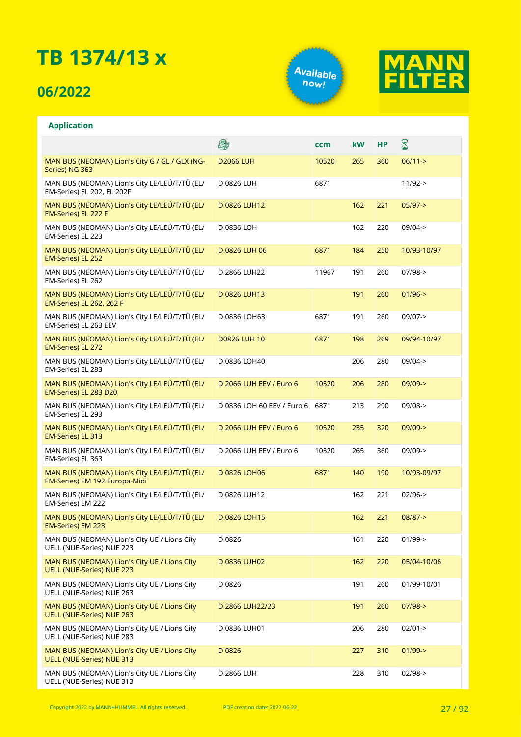# TB 1374/13 x

## 06/2022

Available now!

MANN FILTER

### Application

| | 🚗 | ccm | kW | HP | ⌛ |
|---|---|---|---|---|---|
| MAN BUS (NEOMAN) Lion's City G / GL / GLX (NG-Series) NG 363 | D2066 LUH | 10520 | 265 | 360 | 06/11-> |
| MAN BUS (NEOMAN) Lion's City LE/LEÜ/T/TÜ (EL/EM-Series) EL 202, EL 202F | D 0826 LUH | 6871 | | | 11/92-> |
| MAN BUS (NEOMAN) Lion's City LE/LEÜ/T/TÜ (EL/EM-Series) EL 222 F | D 0826 LUH12 | | 162 | 221 | 05/97-> |
| MAN BUS (NEOMAN) Lion's City LE/LEÜ/T/TÜ (EL/EM-Series) EL 223 | D 0836 LOH | | 162 | 220 | 09/04-> |
| MAN BUS (NEOMAN) Lion's City LE/LEÜ/T/TÜ (EL/EM-Series) EL 252 | D 0826 LUH 06 | 6871 | 184 | 250 | 10/93-10/97 |
| MAN BUS (NEOMAN) Lion's City LE/LEÜ/T/TÜ (EL/EM-Series) EL 262 | D 2866 LUH22 | 11967 | 191 | 260 | 07/98-> |
| MAN BUS (NEOMAN) Lion's City LE/LEÜ/T/TÜ (EL/EM-Series) EL 262, 262 F | D 0826 LUH13 | | 191 | 260 | 01/96-> |
| MAN BUS (NEOMAN) Lion's City LE/LEÜ/T/TÜ (EL/EM-Series) EL 263 EEV | D 0836 LOH63 | 6871 | 191 | 260 | 09/07-> |
| MAN BUS (NEOMAN) Lion's City LE/LEÜ/T/TÜ (EL/EM-Series) EL 272 | D0826 LUH 10 | 6871 | 198 | 269 | 09/94-10/97 |
| MAN BUS (NEOMAN) Lion's City LE/LEÜ/T/TÜ (EL/EM-Series) EL 283 | D 0836 LOH40 | | 206 | 280 | 09/04-> |
| MAN BUS (NEOMAN) Lion's City LE/LEÜ/T/TÜ (EL/EM-Series) EL 283 D20 | D 2066 LUH EEV / Euro 6 | 10520 | 206 | 280 | 09/09-> |
| MAN BUS (NEOMAN) Lion's City LE/LEÜ/T/TÜ (EL/EM-Series) EL 293 | D 0836 LOH 60 EEV / Euro 6 | 6871 | 213 | 290 | 09/08-> |
| MAN BUS (NEOMAN) Lion's City LE/LEÜ/T/TÜ (EL/EM-Series) EL 313 | D 2066 LUH EEV / Euro 6 | 10520 | 235 | 320 | 09/09-> |
| MAN BUS (NEOMAN) Lion's City LE/LEÜ/T/TÜ (EL/EM-Series) EL 363 | D 2066 LUH EEV / Euro 6 | 10520 | 265 | 360 | 09/09-> |
| MAN BUS (NEOMAN) Lion's City LE/LEÜ/T/TÜ (EL/EM-Series) EM 192 Europa-Midi | D 0826 LOH06 | 6871 | 140 | 190 | 10/93-09/97 |
| MAN BUS (NEOMAN) Lion's City LE/LEÜ/T/TÜ (EL/EM-Series) EM 222 | D 0826 LUH12 | | 162 | 221 | 02/96-> |
| MAN BUS (NEOMAN) Lion's City LE/LEÜ/T/TÜ (EL/EM-Series) EM 223 | D 0826 LOH15 | | 162 | 221 | 08/87-> |
| MAN BUS (NEOMAN) Lion's City UE / Lions City UELL (NUE-Series) NUE 223 | D 0826 | | 161 | 220 | 01/99-> |
| MAN BUS (NEOMAN) Lion's City UE / Lions City UELL (NUE-Series) NUE 223 | D 0836 LUH02 | | 162 | 220 | 05/04-10/06 |
| MAN BUS (NEOMAN) Lion's City UE / Lions City UELL (NUE-Series) NUE 263 | D 0826 | | 191 | 260 | 01/99-10/01 |
| MAN BUS (NEOMAN) Lion's City UE / Lions City UELL (NUE-Series) NUE 263 | D 2866 LUH22/23 | | 191 | 260 | 07/98-> |
| MAN BUS (NEOMAN) Lion's City UE / Lions City UELL (NUE-Series) NUE 283 | D 0836 LUH01 | | 206 | 280 | 02/01-> |
| MAN BUS (NEOMAN) Lion's City UE / Lions City UELL (NUE-Series) NUE 313 | D 0826 | | 227 | 310 | 01/99-> |
| MAN BUS (NEOMAN) Lion's City UE / Lions City UELL (NUE-Series) NUE 313 | D 2866 LUH | | 228 | 310 | 02/98-> |

Copyright 2022 by MANN+HUMMEL. All rights reserved. PDF creation date: 2022-06-22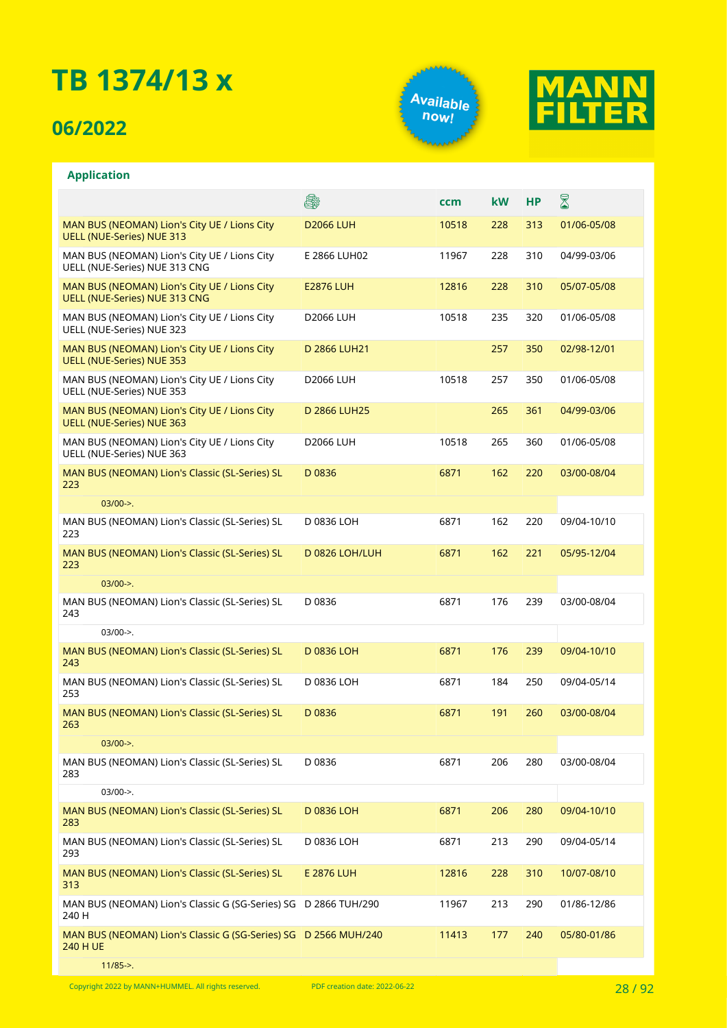# TB 1374/13 x

## 06/2022

Available now!

MANN FILTER

### Application

| | Engine | ccm | kW | HP | Period |
|---|---|---|---|---|---|
| MAN BUS (NEOMAN) Lion's City UE / Lions City UELL (NUE-Series) NUE 313 | D2066 LUH | 10518 | 228 | 313 | 01/06-05/08 |
| MAN BUS (NEOMAN) Lion's City UE / Lions City UELL (NUE-Series) NUE 313 CNG | E 2866 LUH02 | 11967 | 228 | 310 | 04/99-03/06 |
| MAN BUS (NEOMAN) Lion's City UE / Lions City UELL (NUE-Series) NUE 313 CNG | E2876 LUH | 12816 | 228 | 310 | 05/07-05/08 |
| MAN BUS (NEOMAN) Lion's City UE / Lions City UELL (NUE-Series) NUE 323 | D2066 LUH | 10518 | 235 | 320 | 01/06-05/08 |
| MAN BUS (NEOMAN) Lion's City UE / Lions City UELL (NUE-Series) NUE 353 | D 2866 LUH21 | | 257 | 350 | 02/98-12/01 |
| MAN BUS (NEOMAN) Lion's City UE / Lions City UELL (NUE-Series) NUE 353 | D2066 LUH | 10518 | 257 | 350 | 01/06-05/08 |
| MAN BUS (NEOMAN) Lion's City UE / Lions City UELL (NUE-Series) NUE 363 | D 2866 LUH25 | | 265 | 361 | 04/99-03/06 |
| MAN BUS (NEOMAN) Lion's City UE / Lions City UELL (NUE-Series) NUE 363 | D2066 LUH | 10518 | 265 | 360 | 01/06-05/08 |
| MAN BUS (NEOMAN) Lion's Classic (SL-Series) SL 223 | D 0836 | 6871 | 162 | 220 | 03/00-08/04 |
| 03/00->. | | | | | |
| MAN BUS (NEOMAN) Lion's Classic (SL-Series) SL 223 | D 0836 LOH | 6871 | 162 | 220 | 09/04-10/10 |
| MAN BUS (NEOMAN) Lion's Classic (SL-Series) SL 223 | D 0826 LOH/LUH | 6871 | 162 | 221 | 05/95-12/04 |
| 03/00->. | | | | | |
| MAN BUS (NEOMAN) Lion's Classic (SL-Series) SL 243 | D 0836 | 6871 | 176 | 239 | 03/00-08/04 |
| 03/00->. | | | | | |
| MAN BUS (NEOMAN) Lion's Classic (SL-Series) SL 243 | D 0836 LOH | 6871 | 176 | 239 | 09/04-10/10 |
| MAN BUS (NEOMAN) Lion's Classic (SL-Series) SL 253 | D 0836 LOH | 6871 | 184 | 250 | 09/04-05/14 |
| MAN BUS (NEOMAN) Lion's Classic (SL-Series) SL 263 | D 0836 | 6871 | 191 | 260 | 03/00-08/04 |
| 03/00->. | | | | | |
| MAN BUS (NEOMAN) Lion's Classic (SL-Series) SL 283 | D 0836 | 6871 | 206 | 280 | 03/00-08/04 |
| 03/00->. | | | | | |
| MAN BUS (NEOMAN) Lion's Classic (SL-Series) SL 283 | D 0836 LOH | 6871 | 206 | 280 | 09/04-10/10 |
| MAN BUS (NEOMAN) Lion's Classic (SL-Series) SL 293 | D 0836 LOH | 6871 | 213 | 290 | 09/04-05/14 |
| MAN BUS (NEOMAN) Lion's Classic (SL-Series) SL 313 | E 2876 LUH | 12816 | 228 | 310 | 10/07-08/10 |
| MAN BUS (NEOMAN) Lion's Classic G (SG-Series) SG 240 H | D 2866 TUH/290 | 11967 | 213 | 290 | 01/86-12/86 |
| MAN BUS (NEOMAN) Lion's Classic G (SG-Series) SG 240 H UE | D 2566 MUH/240 | 11413 | 177 | 240 | 05/80-01/86 |
| 11/85->. | | | | | |

Copyright 2022 by MANN+HUMMEL. All rights reserved. PDF creation date: 2022-06-22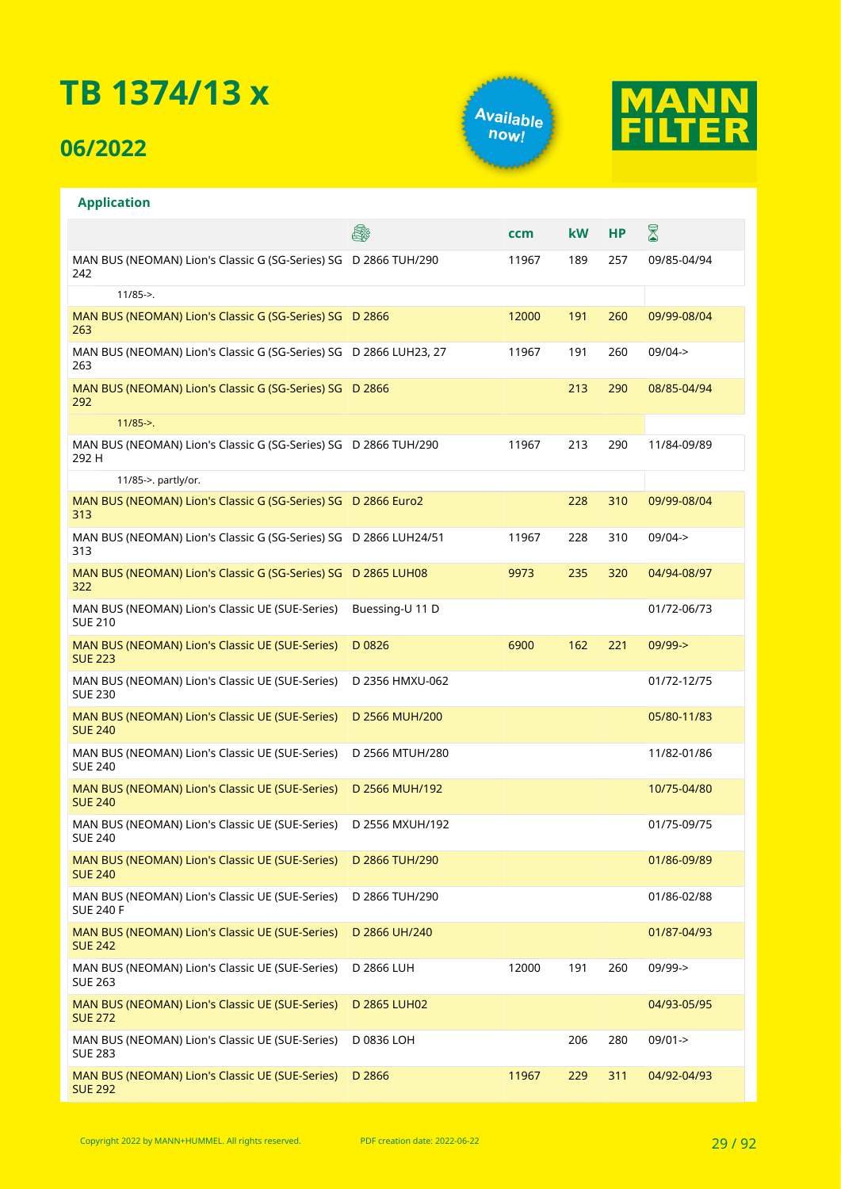# TB 1374/13 x

## 06/2022

Available now!

MANN FILTER

### Application

| | Engine | ccm | kW | HP | Period |
|---|---|---|---|---|---|
| MAN BUS (NEOMAN) Lion's Classic G (SG-Series) SG 242 | D 2866 TUH/290 | 11967 | 189 | 257 | 09/85-04/94 |
| 11/85->. | | | | | |
| MAN BUS (NEOMAN) Lion's Classic G (SG-Series) SG 263 | D 2866 | 12000 | 191 | 260 | 09/99-08/04 |
| MAN BUS (NEOMAN) Lion's Classic G (SG-Series) SG 263 | D 2866 LUH23, 27 | 11967 | 191 | 260 | 09/04-> |
| MAN BUS (NEOMAN) Lion's Classic G (SG-Series) SG 292 | D 2866 | | 213 | 290 | 08/85-04/94 |
| 11/85->. | | | | | |
| MAN BUS (NEOMAN) Lion's Classic G (SG-Series) SG 292 H | D 2866 TUH/290 | 11967 | 213 | 290 | 11/84-09/89 |
| 11/85->. partly/or. | | | | | |
| MAN BUS (NEOMAN) Lion's Classic G (SG-Series) SG 313 | D 2866 Euro2 | | 228 | 310 | 09/99-08/04 |
| MAN BUS (NEOMAN) Lion's Classic G (SG-Series) SG 313 | D 2866 LUH24/51 | 11967 | 228 | 310 | 09/04-> |
| MAN BUS (NEOMAN) Lion's Classic G (SG-Series) SG 322 | D 2865 LUH08 | 9973 | 235 | 320 | 04/94-08/97 |
| MAN BUS (NEOMAN) Lion's Classic UE (SUE-Series) SUE 210 | Buessing-U 11 D | | | | 01/72-06/73 |
| MAN BUS (NEOMAN) Lion's Classic UE (SUE-Series) SUE 223 | D 0826 | 6900 | 162 | 221 | 09/99-> |
| MAN BUS (NEOMAN) Lion's Classic UE (SUE-Series) SUE 230 | D 2356 HMXU-062 | | | | 01/72-12/75 |
| MAN BUS (NEOMAN) Lion's Classic UE (SUE-Series) SUE 240 | D 2566 MUH/200 | | | | 05/80-11/83 |
| MAN BUS (NEOMAN) Lion's Classic UE (SUE-Series) SUE 240 | D 2566 MTUH/280 | | | | 11/82-01/86 |
| MAN BUS (NEOMAN) Lion's Classic UE (SUE-Series) SUE 240 | D 2566 MUH/192 | | | | 10/75-04/80 |
| MAN BUS (NEOMAN) Lion's Classic UE (SUE-Series) SUE 240 | D 2556 MXUH/192 | | | | 01/75-09/75 |
| MAN BUS (NEOMAN) Lion's Classic UE (SUE-Series) SUE 240 | D 2866 TUH/290 | | | | 01/86-09/89 |
| MAN BUS (NEOMAN) Lion's Classic UE (SUE-Series) SUE 240 F | D 2866 TUH/290 | | | | 01/86-02/88 |
| MAN BUS (NEOMAN) Lion's Classic UE (SUE-Series) SUE 242 | D 2866 UH/240 | | | | 01/87-04/93 |
| MAN BUS (NEOMAN) Lion's Classic UE (SUE-Series) SUE 263 | D 2866 LUH | 12000 | 191 | 260 | 09/99-> |
| MAN BUS (NEOMAN) Lion's Classic UE (SUE-Series) SUE 272 | D 2865 LUH02 | | | | 04/93-05/95 |
| MAN BUS (NEOMAN) Lion's Classic UE (SUE-Series) SUE 283 | D 0836 LOH | | 206 | 280 | 09/01-> |
| MAN BUS (NEOMAN) Lion's Classic UE (SUE-Series) SUE 292 | D 2866 | 11967 | 229 | 311 | 04/92-04/93 |

Copyright 2022 by MANN+HUMMEL. All rights reserved. PDF creation date: 2022-06-22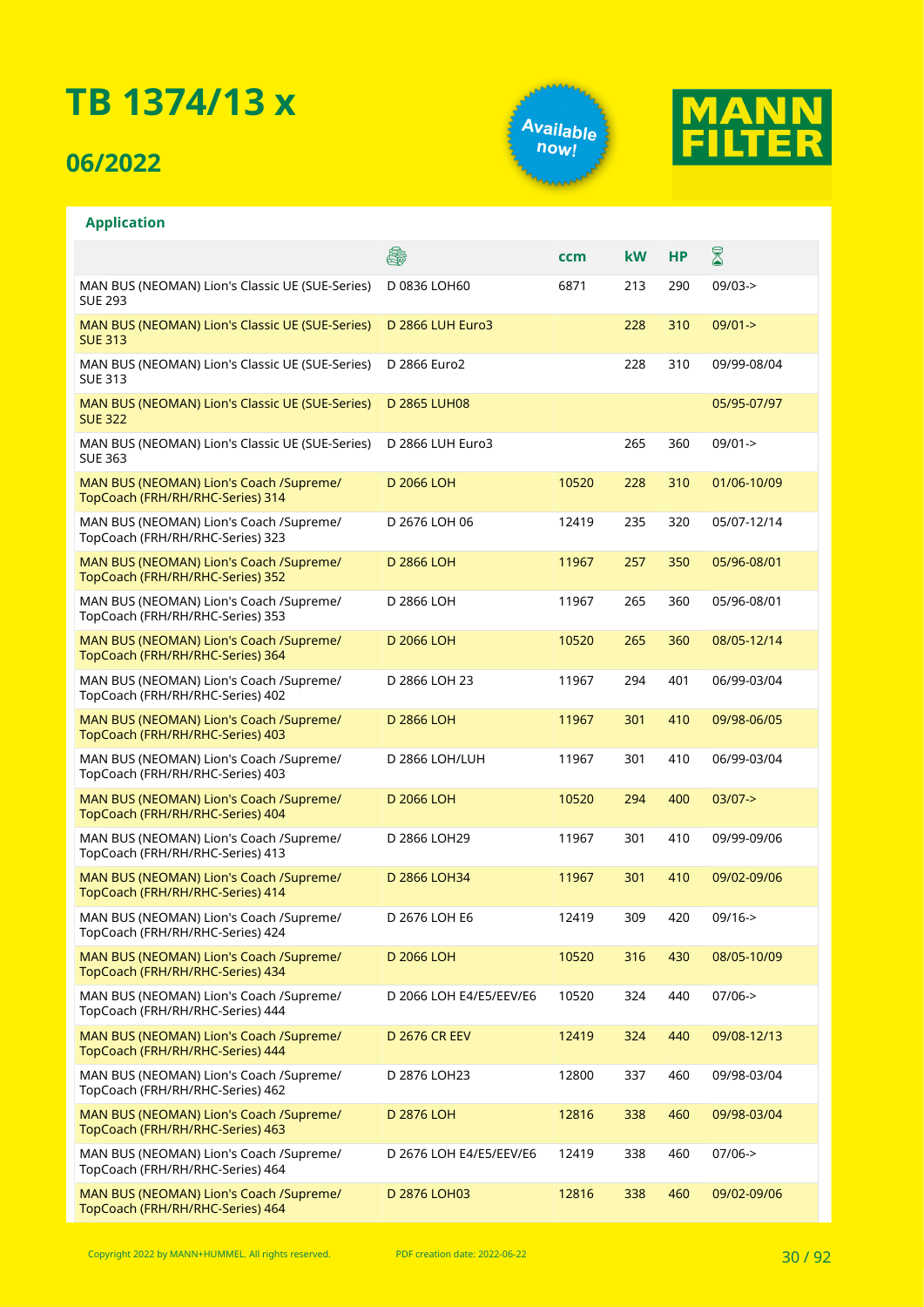# TB 1374/13 x

## 06/2022

Available now!

MANN FILTER

**Application**

| | Engine | ccm | kW | HP | Period |
|---|---|---|---|---|---|
| MAN BUS (NEOMAN) Lion's Classic UE (SUE-Series) SUE 293 | D 0836 LOH60 | 6871 | 213 | 290 | 09/03-> |
| MAN BUS (NEOMAN) Lion's Classic UE (SUE-Series) SUE 313 | D 2866 LUH Euro3 | | 228 | 310 | 09/01-> |
| MAN BUS (NEOMAN) Lion's Classic UE (SUE-Series) SUE 313 | D 2866 Euro2 | | 228 | 310 | 09/99-08/04 |
| MAN BUS (NEOMAN) Lion's Classic UE (SUE-Series) SUE 322 | D 2865 LUH08 | | | | 05/95-07/97 |
| MAN BUS (NEOMAN) Lion's Classic UE (SUE-Series) SUE 363 | D 2866 LUH Euro3 | | 265 | 360 | 09/01-> |
| MAN BUS (NEOMAN) Lion's Coach /Supreme/ TopCoach (FRH/RH/RHC-Series) 314 | D 2066 LOH | 10520 | 228 | 310 | 01/06-10/09 |
| MAN BUS (NEOMAN) Lion's Coach /Supreme/ TopCoach (FRH/RH/RHC-Series) 323 | D 2676 LOH 06 | 12419 | 235 | 320 | 05/07-12/14 |
| MAN BUS (NEOMAN) Lion's Coach /Supreme/ TopCoach (FRH/RH/RHC-Series) 352 | D 2866 LOH | 11967 | 257 | 350 | 05/96-08/01 |
| MAN BUS (NEOMAN) Lion's Coach /Supreme/ TopCoach (FRH/RH/RHC-Series) 353 | D 2866 LOH | 11967 | 265 | 360 | 05/96-08/01 |
| MAN BUS (NEOMAN) Lion's Coach /Supreme/ TopCoach (FRH/RH/RHC-Series) 364 | D 2066 LOH | 10520 | 265 | 360 | 08/05-12/14 |
| MAN BUS (NEOMAN) Lion's Coach /Supreme/ TopCoach (FRH/RH/RHC-Series) 402 | D 2866 LOH 23 | 11967 | 294 | 401 | 06/99-03/04 |
| MAN BUS (NEOMAN) Lion's Coach /Supreme/ TopCoach (FRH/RH/RHC-Series) 403 | D 2866 LOH | 11967 | 301 | 410 | 09/98-06/05 |
| MAN BUS (NEOMAN) Lion's Coach /Supreme/ TopCoach (FRH/RH/RHC-Series) 403 | D 2866 LOH/LUH | 11967 | 301 | 410 | 06/99-03/04 |
| MAN BUS (NEOMAN) Lion's Coach /Supreme/ TopCoach (FRH/RH/RHC-Series) 404 | D 2066 LOH | 10520 | 294 | 400 | 03/07-> |
| MAN BUS (NEOMAN) Lion's Coach /Supreme/ TopCoach (FRH/RH/RHC-Series) 413 | D 2866 LOH29 | 11967 | 301 | 410 | 09/99-09/06 |
| MAN BUS (NEOMAN) Lion's Coach /Supreme/ TopCoach (FRH/RH/RHC-Series) 414 | D 2866 LOH34 | 11967 | 301 | 410 | 09/02-09/06 |
| MAN BUS (NEOMAN) Lion's Coach /Supreme/ TopCoach (FRH/RH/RHC-Series) 424 | D 2676 LOH E6 | 12419 | 309 | 420 | 09/16-> |
| MAN BUS (NEOMAN) Lion's Coach /Supreme/ TopCoach (FRH/RH/RHC-Series) 434 | D 2066 LOH | 10520 | 316 | 430 | 08/05-10/09 |
| MAN BUS (NEOMAN) Lion's Coach /Supreme/ TopCoach (FRH/RH/RHC-Series) 444 | D 2066 LOH E4/E5/EEV/E6 | 10520 | 324 | 440 | 07/06-> |
| MAN BUS (NEOMAN) Lion's Coach /Supreme/ TopCoach (FRH/RH/RHC-Series) 444 | D 2676 CR EEV | 12419 | 324 | 440 | 09/08-12/13 |
| MAN BUS (NEOMAN) Lion's Coach /Supreme/ TopCoach (FRH/RH/RHC-Series) 462 | D 2876 LOH23 | 12800 | 337 | 460 | 09/98-03/04 |
| MAN BUS (NEOMAN) Lion's Coach /Supreme/ TopCoach (FRH/RH/RHC-Series) 463 | D 2876 LOH | 12816 | 338 | 460 | 09/98-03/04 |
| MAN BUS (NEOMAN) Lion's Coach /Supreme/ TopCoach (FRH/RH/RHC-Series) 464 | D 2676 LOH E4/E5/EEV/E6 | 12419 | 338 | 460 | 07/06-> |
| MAN BUS (NEOMAN) Lion's Coach /Supreme/ TopCoach (FRH/RH/RHC-Series) 464 | D 2876 LOH03 | 12816 | 338 | 460 | 09/02-09/06 |

Copyright 2022 by MANN+HUMMEL. All rights reserved. PDF creation date: 2022-06-22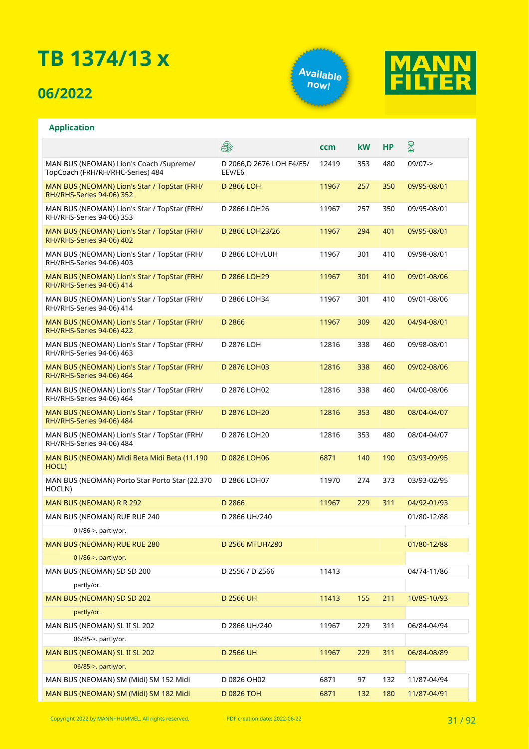# TB 1374/13 x

## 06/2022

Available now!

MANN FILTER

### Application

| | Engine | ccm | kW | HP | Period |
|---|---|---|---|---|---|
| MAN BUS (NEOMAN) Lion's Coach /Supreme/ TopCoach (FRH/RH/RHC-Series) 484 | D 2066,D 2676 LOH E4/E5/ EEV/E6 | 12419 | 353 | 480 | 09/07-> |
| MAN BUS (NEOMAN) Lion's Star / TopStar (FRH/ RH//RHS-Series 94-06) 352 | D 2866 LOH | 11967 | 257 | 350 | 09/95-08/01 |
| MAN BUS (NEOMAN) Lion's Star / TopStar (FRH/ RH//RHS-Series 94-06) 353 | D 2866 LOH26 | 11967 | 257 | 350 | 09/95-08/01 |
| MAN BUS (NEOMAN) Lion's Star / TopStar (FRH/ RH//RHS-Series 94-06) 402 | D 2866 LOH23/26 | 11967 | 294 | 401 | 09/95-08/01 |
| MAN BUS (NEOMAN) Lion's Star / TopStar (FRH/ RH//RHS-Series 94-06) 403 | D 2866 LOH/LUH | 11967 | 301 | 410 | 09/98-08/01 |
| MAN BUS (NEOMAN) Lion's Star / TopStar (FRH/ RH//RHS-Series 94-06) 414 | D 2866 LOH29 | 11967 | 301 | 410 | 09/01-08/06 |
| MAN BUS (NEOMAN) Lion's Star / TopStar (FRH/ RH//RHS-Series 94-06) 414 | D 2866 LOH34 | 11967 | 301 | 410 | 09/01-08/06 |
| MAN BUS (NEOMAN) Lion's Star / TopStar (FRH/ RH//RHS-Series 94-06) 422 | D 2866 | 11967 | 309 | 420 | 04/94-08/01 |
| MAN BUS (NEOMAN) Lion's Star / TopStar (FRH/ RH//RHS-Series 94-06) 463 | D 2876 LOH | 12816 | 338 | 460 | 09/98-08/01 |
| MAN BUS (NEOMAN) Lion's Star / TopStar (FRH/ RH//RHS-Series 94-06) 464 | D 2876 LOH03 | 12816 | 338 | 460 | 09/02-08/06 |
| MAN BUS (NEOMAN) Lion's Star / TopStar (FRH/ RH//RHS-Series 94-06) 464 | D 2876 LOH02 | 12816 | 338 | 460 | 04/00-08/06 |
| MAN BUS (NEOMAN) Lion's Star / TopStar (FRH/ RH//RHS-Series 94-06) 484 | D 2876 LOH20 | 12816 | 353 | 480 | 08/04-04/07 |
| MAN BUS (NEOMAN) Lion's Star / TopStar (FRH/ RH//RHS-Series 94-06) 484 | D 2876 LOH20 | 12816 | 353 | 480 | 08/04-04/07 |
| MAN BUS (NEOMAN) Midi Beta Midi Beta (11.190 HOCL) | D 0826 LOH06 | 6871 | 140 | 190 | 03/93-09/95 |
| MAN BUS (NEOMAN) Porto Star Porto Star (22.370 HOCLN) | D 2866 LOH07 | 11970 | 274 | 373 | 03/93-02/95 |
| MAN BUS (NEOMAN) R R 292 | D 2866 | 11967 | 229 | 311 | 04/92-01/93 |
| MAN BUS (NEOMAN) RUE RUE 240 | D 2866 UH/240 | | | | 01/80-12/88 |
| 01/86->. partly/or. | | | | | |
| MAN BUS (NEOMAN) RUE RUE 280 | D 2566 MTUH/280 | | | | 01/80-12/88 |
| 01/86->. partly/or. | | | | | |
| MAN BUS (NEOMAN) SD SD 200 | D 2556 / D 2566 | 11413 | | | 04/74-11/86 |
| partly/or. | | | | | |
| MAN BUS (NEOMAN) SD SD 202 | D 2566 UH | 11413 | 155 | 211 | 10/85-10/93 |
| partly/or. | | | | | |
| MAN BUS (NEOMAN) SL II SL 202 | D 2866 UH/240 | 11967 | 229 | 311 | 06/84-04/94 |
| 06/85->. partly/or. | | | | | |
| MAN BUS (NEOMAN) SL II SL 202 | D 2566 UH | 11967 | 229 | 311 | 06/84-08/89 |
| 06/85->. partly/or. | | | | | |
| MAN BUS (NEOMAN) SM (Midi) SM 152 Midi | D 0826 OH02 | 6871 | 97 | 132 | 11/87-04/94 |
| MAN BUS (NEOMAN) SM (Midi) SM 182 Midi | D 0826 TOH | 6871 | 132 | 180 | 11/87-04/91 |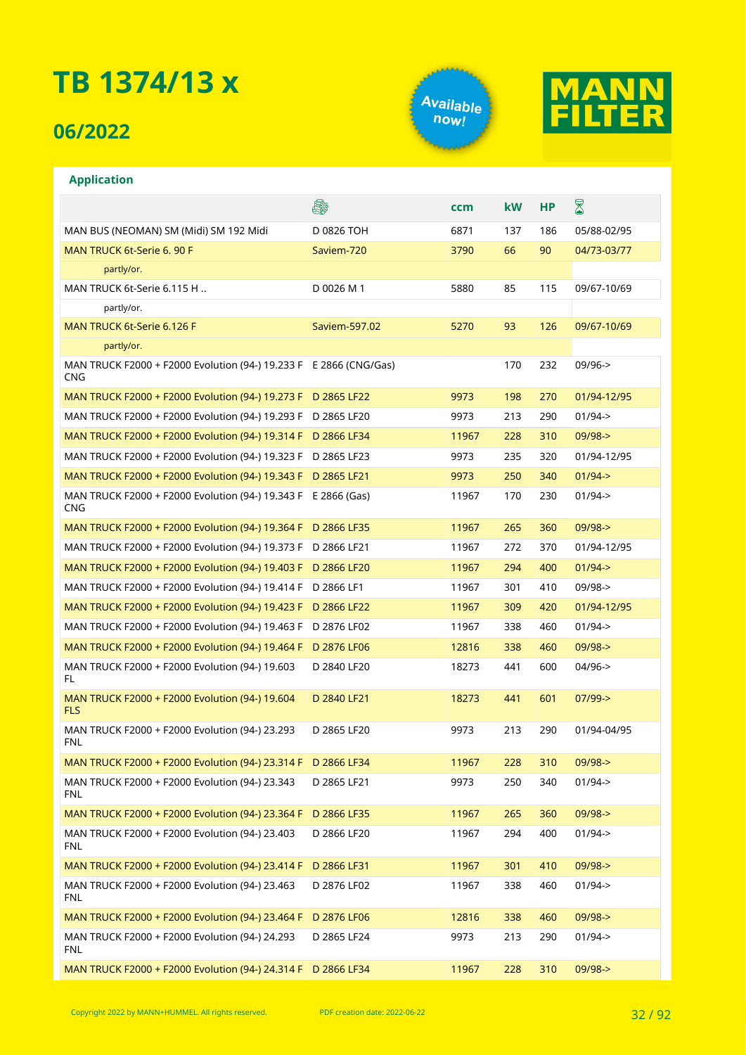# TB 1374/13 x

## 06/2022

Available now!

MANN FILTER

### Application

| | Engine | ccm | kW | HP | Period |
|---|---|---|---|---|---|
| MAN BUS (NEOMAN) SM (Midi) SM 192 Midi | D 0826 TOH | 6871 | 137 | 186 | 05/88-02/95 |
| MAN TRUCK 6t-Serie 6. 90 F | Saviem-720 | 3790 | 66 | 90 | 04/73-03/77 |
| partly/or. | | | | | |
| MAN TRUCK 6t-Serie 6.115 H .. | D 0026 M 1 | 5880 | 85 | 115 | 09/67-10/69 |
| partly/or. | | | | | |
| MAN TRUCK 6t-Serie 6.126 F | Saviem-597.02 | 5270 | 93 | 126 | 09/67-10/69 |
| partly/or. | | | | | |
| MAN TRUCK F2000 + F2000 Evolution (94-) 19.233 F CNG | E 2866 (CNG/Gas) | | 170 | 232 | 09/96-> |
| MAN TRUCK F2000 + F2000 Evolution (94-) 19.273 F | D 2865 LF22 | 9973 | 198 | 270 | 01/94-12/95 |
| MAN TRUCK F2000 + F2000 Evolution (94-) 19.293 F | D 2865 LF20 | 9973 | 213 | 290 | 01/94-> |
| MAN TRUCK F2000 + F2000 Evolution (94-) 19.314 F | D 2866 LF34 | 11967 | 228 | 310 | 09/98-> |
| MAN TRUCK F2000 + F2000 Evolution (94-) 19.323 F | D 2865 LF23 | 9973 | 235 | 320 | 01/94-12/95 |
| MAN TRUCK F2000 + F2000 Evolution (94-) 19.343 F | D 2865 LF21 | 9973 | 250 | 340 | 01/94-> |
| MAN TRUCK F2000 + F2000 Evolution (94-) 19.343 F CNG | E 2866 (Gas) | 11967 | 170 | 230 | 01/94-> |
| MAN TRUCK F2000 + F2000 Evolution (94-) 19.364 F | D 2866 LF35 | 11967 | 265 | 360 | 09/98-> |
| MAN TRUCK F2000 + F2000 Evolution (94-) 19.373 F | D 2866 LF21 | 11967 | 272 | 370 | 01/94-12/95 |
| MAN TRUCK F2000 + F2000 Evolution (94-) 19.403 F | D 2866 LF20 | 11967 | 294 | 400 | 01/94-> |
| MAN TRUCK F2000 + F2000 Evolution (94-) 19.414 F | D 2866 LF1 | 11967 | 301 | 410 | 09/98-> |
| MAN TRUCK F2000 + F2000 Evolution (94-) 19.423 F | D 2866 LF22 | 11967 | 309 | 420 | 01/94-12/95 |
| MAN TRUCK F2000 + F2000 Evolution (94-) 19.463 F | D 2876 LF02 | 11967 | 338 | 460 | 01/94-> |
| MAN TRUCK F2000 + F2000 Evolution (94-) 19.464 F | D 2876 LF06 | 12816 | 338 | 460 | 09/98-> |
| MAN TRUCK F2000 + F2000 Evolution (94-) 19.603 FL | D 2840 LF20 | 18273 | 441 | 600 | 04/96-> |
| MAN TRUCK F2000 + F2000 Evolution (94-) 19.604 FLS | D 2840 LF21 | 18273 | 441 | 601 | 07/99-> |
| MAN TRUCK F2000 + F2000 Evolution (94-) 23.293 FNL | D 2865 LF20 | 9973 | 213 | 290 | 01/94-04/95 |
| MAN TRUCK F2000 + F2000 Evolution (94-) 23.314 F | D 2866 LF34 | 11967 | 228 | 310 | 09/98-> |
| MAN TRUCK F2000 + F2000 Evolution (94-) 23.343 FNL | D 2865 LF21 | 9973 | 250 | 340 | 01/94-> |
| MAN TRUCK F2000 + F2000 Evolution (94-) 23.364 F | D 2866 LF35 | 11967 | 265 | 360 | 09/98-> |
| MAN TRUCK F2000 + F2000 Evolution (94-) 23.403 FNL | D 2866 LF20 | 11967 | 294 | 400 | 01/94-> |
| MAN TRUCK F2000 + F2000 Evolution (94-) 23.414 F | D 2866 LF31 | 11967 | 301 | 410 | 09/98-> |
| MAN TRUCK F2000 + F2000 Evolution (94-) 23.463 FNL | D 2876 LF02 | 11967 | 338 | 460 | 01/94-> |
| MAN TRUCK F2000 + F2000 Evolution (94-) 23.464 F | D 2876 LF06 | 12816 | 338 | 460 | 09/98-> |
| MAN TRUCK F2000 + F2000 Evolution (94-) 24.293 FNL | D 2865 LF24 | 9973 | 213 | 290 | 01/94-> |
| MAN TRUCK F2000 + F2000 Evolution (94-) 24.314 F | D 2866 LF34 | 11967 | 228 | 310 | 09/98-> |

Copyright 2022 by MANN+HUMMEL. All rights reserved. PDF creation date: 2022-06-22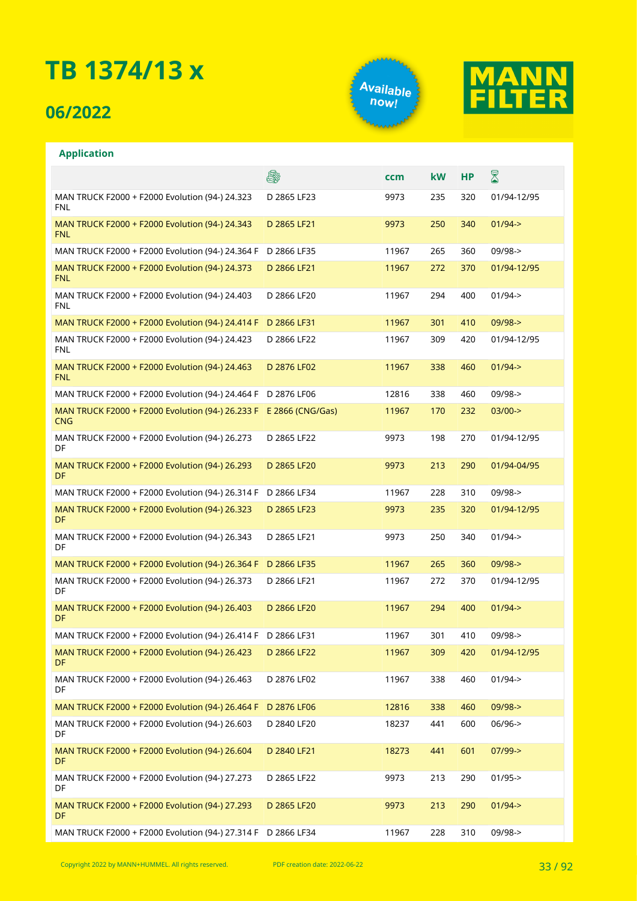# TB 1374/13 x

## 06/2022

Available now!

MANN FILTER

### Application

| | 🔧 | ccm | kW | HP | ⌛ |
|---|---|---|---|---|---|
| MAN TRUCK F2000 + F2000 Evolution (94-) 24.323 FNL | D 2865 LF23 | 9973 | 235 | 320 | 01/94-12/95 |
| MAN TRUCK F2000 + F2000 Evolution (94-) 24.343 FNL | D 2865 LF21 | 9973 | 250 | 340 | 01/94-> |
| MAN TRUCK F2000 + F2000 Evolution (94-) 24.364 F | D 2866 LF35 | 11967 | 265 | 360 | 09/98-> |
| MAN TRUCK F2000 + F2000 Evolution (94-) 24.373 FNL | D 2866 LF21 | 11967 | 272 | 370 | 01/94-12/95 |
| MAN TRUCK F2000 + F2000 Evolution (94-) 24.403 FNL | D 2866 LF20 | 11967 | 294 | 400 | 01/94-> |
| MAN TRUCK F2000 + F2000 Evolution (94-) 24.414 F | D 2866 LF31 | 11967 | 301 | 410 | 09/98-> |
| MAN TRUCK F2000 + F2000 Evolution (94-) 24.423 FNL | D 2866 LF22 | 11967 | 309 | 420 | 01/94-12/95 |
| MAN TRUCK F2000 + F2000 Evolution (94-) 24.463 FNL | D 2876 LF02 | 11967 | 338 | 460 | 01/94-> |
| MAN TRUCK F2000 + F2000 Evolution (94-) 24.464 F | D 2876 LF06 | 12816 | 338 | 460 | 09/98-> |
| MAN TRUCK F2000 + F2000 Evolution (94-) 26.233 F CNG | E 2866 (CNG/Gas) | 11967 | 170 | 232 | 03/00-> |
| MAN TRUCK F2000 + F2000 Evolution (94-) 26.273 DF | D 2865 LF22 | 9973 | 198 | 270 | 01/94-12/95 |
| MAN TRUCK F2000 + F2000 Evolution (94-) 26.293 DF | D 2865 LF20 | 9973 | 213 | 290 | 01/94-04/95 |
| MAN TRUCK F2000 + F2000 Evolution (94-) 26.314 F | D 2866 LF34 | 11967 | 228 | 310 | 09/98-> |
| MAN TRUCK F2000 + F2000 Evolution (94-) 26.323 DF | D 2865 LF23 | 9973 | 235 | 320 | 01/94-12/95 |
| MAN TRUCK F2000 + F2000 Evolution (94-) 26.343 DF | D 2865 LF21 | 9973 | 250 | 340 | 01/94-> |
| MAN TRUCK F2000 + F2000 Evolution (94-) 26.364 F | D 2866 LF35 | 11967 | 265 | 360 | 09/98-> |
| MAN TRUCK F2000 + F2000 Evolution (94-) 26.373 DF | D 2866 LF21 | 11967 | 272 | 370 | 01/94-12/95 |
| MAN TRUCK F2000 + F2000 Evolution (94-) 26.403 DF | D 2866 LF20 | 11967 | 294 | 400 | 01/94-> |
| MAN TRUCK F2000 + F2000 Evolution (94-) 26.414 F | D 2866 LF31 | 11967 | 301 | 410 | 09/98-> |
| MAN TRUCK F2000 + F2000 Evolution (94-) 26.423 DF | D 2866 LF22 | 11967 | 309 | 420 | 01/94-12/95 |
| MAN TRUCK F2000 + F2000 Evolution (94-) 26.463 DF | D 2876 LF02 | 11967 | 338 | 460 | 01/94-> |
| MAN TRUCK F2000 + F2000 Evolution (94-) 26.464 F | D 2876 LF06 | 12816 | 338 | 460 | 09/98-> |
| MAN TRUCK F2000 + F2000 Evolution (94-) 26.603 DF | D 2840 LF20 | 18237 | 441 | 600 | 06/96-> |
| MAN TRUCK F2000 + F2000 Evolution (94-) 26.604 DF | D 2840 LF21 | 18273 | 441 | 601 | 07/99-> |
| MAN TRUCK F2000 + F2000 Evolution (94-) 27.273 DF | D 2865 LF22 | 9973 | 213 | 290 | 01/95-> |
| MAN TRUCK F2000 + F2000 Evolution (94-) 27.293 DF | D 2865 LF20 | 9973 | 213 | 290 | 01/94-> |
| MAN TRUCK F2000 + F2000 Evolution (94-) 27.314 F | D 2866 LF34 | 11967 | 228 | 310 | 09/98-> |

Copyright 2022 by MANN+HUMMEL. All rights reserved. PDF creation date: 2022-06-22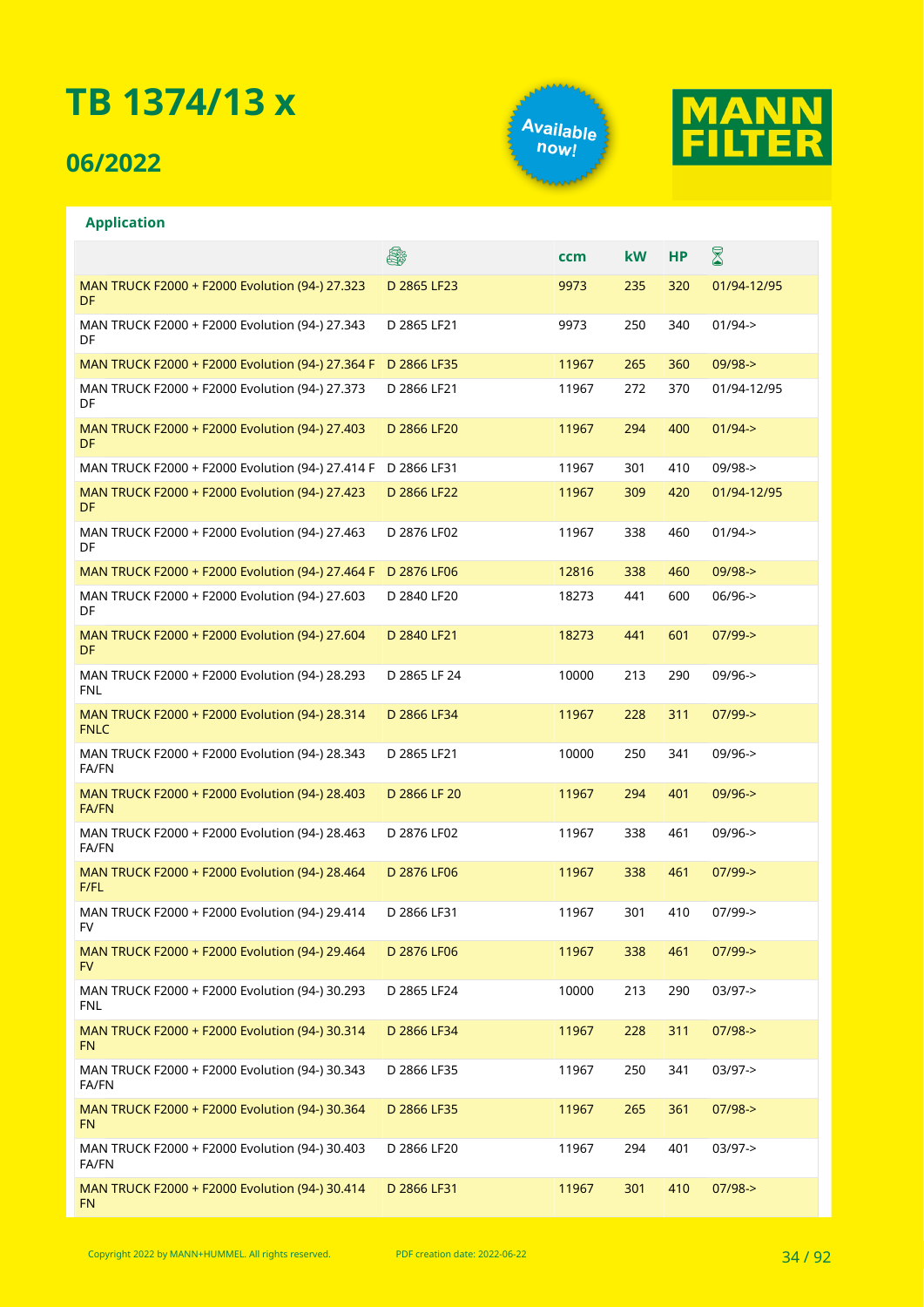# TB 1374/13 x

## 06/2022

Available now!

MANN FILTER

### Application

| | | ccm | kW | HP | |
|---|---|---|---|---|---|
| MAN TRUCK F2000 + F2000 Evolution (94-) 27.323 DF | D 2865 LF23 | 9973 | 235 | 320 | 01/94-12/95 |
| MAN TRUCK F2000 + F2000 Evolution (94-) 27.343 DF | D 2865 LF21 | 9973 | 250 | 340 | 01/94-> |
| MAN TRUCK F2000 + F2000 Evolution (94-) 27.364 F | D 2866 LF35 | 11967 | 265 | 360 | 09/98-> |
| MAN TRUCK F2000 + F2000 Evolution (94-) 27.373 DF | D 2866 LF21 | 11967 | 272 | 370 | 01/94-12/95 |
| MAN TRUCK F2000 + F2000 Evolution (94-) 27.403 DF | D 2866 LF20 | 11967 | 294 | 400 | 01/94-> |
| MAN TRUCK F2000 + F2000 Evolution (94-) 27.414 F | D 2866 LF31 | 11967 | 301 | 410 | 09/98-> |
| MAN TRUCK F2000 + F2000 Evolution (94-) 27.423 DF | D 2866 LF22 | 11967 | 309 | 420 | 01/94-12/95 |
| MAN TRUCK F2000 + F2000 Evolution (94-) 27.463 DF | D 2876 LF02 | 11967 | 338 | 460 | 01/94-> |
| MAN TRUCK F2000 + F2000 Evolution (94-) 27.464 F | D 2876 LF06 | 12816 | 338 | 460 | 09/98-> |
| MAN TRUCK F2000 + F2000 Evolution (94-) 27.603 DF | D 2840 LF20 | 18273 | 441 | 600 | 06/96-> |
| MAN TRUCK F2000 + F2000 Evolution (94-) 27.604 DF | D 2840 LF21 | 18273 | 441 | 601 | 07/99-> |
| MAN TRUCK F2000 + F2000 Evolution (94-) 28.293 FNL | D 2865 LF 24 | 10000 | 213 | 290 | 09/96-> |
| MAN TRUCK F2000 + F2000 Evolution (94-) 28.314 FNLC | D 2866 LF34 | 11967 | 228 | 311 | 07/99-> |
| MAN TRUCK F2000 + F2000 Evolution (94-) 28.343 FA/FN | D 2865 LF21 | 10000 | 250 | 341 | 09/96-> |
| MAN TRUCK F2000 + F2000 Evolution (94-) 28.403 FA/FN | D 2866 LF 20 | 11967 | 294 | 401 | 09/96-> |
| MAN TRUCK F2000 + F2000 Evolution (94-) 28.463 FA/FN | D 2876 LF02 | 11967 | 338 | 461 | 09/96-> |
| MAN TRUCK F2000 + F2000 Evolution (94-) 28.464 F/FL | D 2876 LF06 | 11967 | 338 | 461 | 07/99-> |
| MAN TRUCK F2000 + F2000 Evolution (94-) 29.414 FV | D 2866 LF31 | 11967 | 301 | 410 | 07/99-> |
| MAN TRUCK F2000 + F2000 Evolution (94-) 29.464 FV | D 2876 LF06 | 11967 | 338 | 461 | 07/99-> |
| MAN TRUCK F2000 + F2000 Evolution (94-) 30.293 FNL | D 2865 LF24 | 10000 | 213 | 290 | 03/97-> |
| MAN TRUCK F2000 + F2000 Evolution (94-) 30.314 FN | D 2866 LF34 | 11967 | 228 | 311 | 07/98-> |
| MAN TRUCK F2000 + F2000 Evolution (94-) 30.343 FA/FN | D 2866 LF35 | 11967 | 250 | 341 | 03/97-> |
| MAN TRUCK F2000 + F2000 Evolution (94-) 30.364 FN | D 2866 LF35 | 11967 | 265 | 361 | 07/98-> |
| MAN TRUCK F2000 + F2000 Evolution (94-) 30.403 FA/FN | D 2866 LF20 | 11967 | 294 | 401 | 03/97-> |
| MAN TRUCK F2000 + F2000 Evolution (94-) 30.414 FN | D 2866 LF31 | 11967 | 301 | 410 | 07/98-> |

Copyright 2022 by MANN+HUMMEL. All rights reserved. PDF creation date: 2022-06-22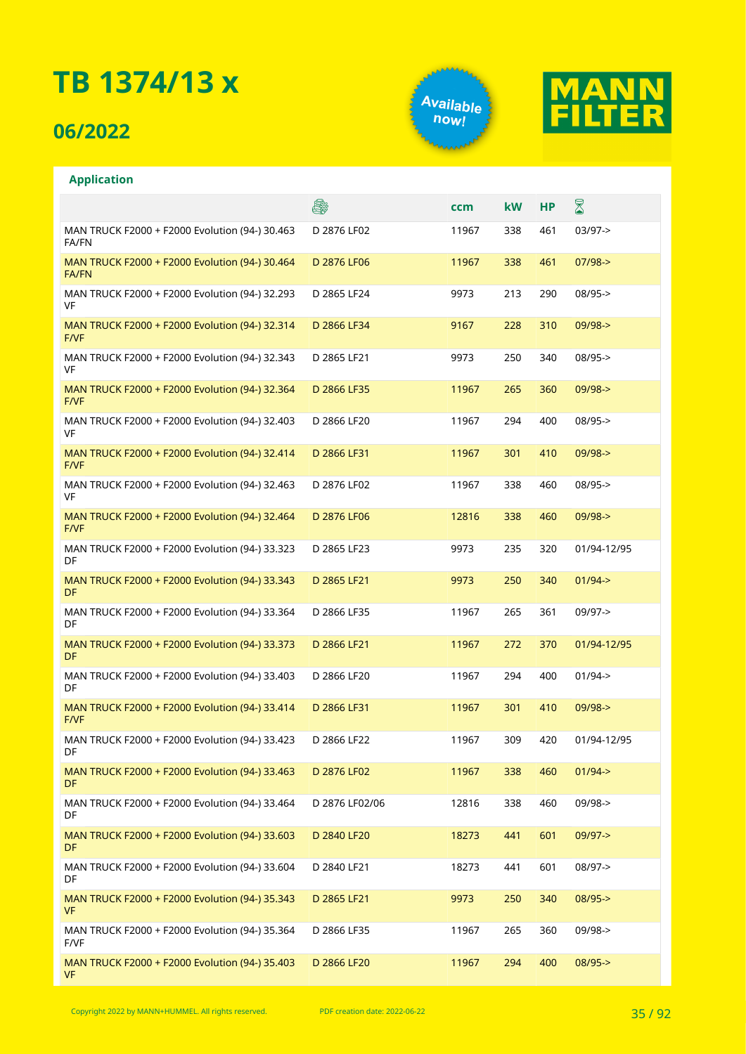# TB 1374/13 x

## 06/2022

Available now!

MANN FILTER

### Application

| | 🚛 | ccm | kW | HP | ⌛ |
|---|---|---|---|---|---|
| MAN TRUCK F2000 + F2000 Evolution (94-) 30.463 FA/FN | D 2876 LF02 | 11967 | 338 | 461 | 03/97-> |
| MAN TRUCK F2000 + F2000 Evolution (94-) 30.464 FA/FN | D 2876 LF06 | 11967 | 338 | 461 | 07/98-> |
| MAN TRUCK F2000 + F2000 Evolution (94-) 32.293 VF | D 2865 LF24 | 9973 | 213 | 290 | 08/95-> |
| MAN TRUCK F2000 + F2000 Evolution (94-) 32.314 F/VF | D 2866 LF34 | 9167 | 228 | 310 | 09/98-> |
| MAN TRUCK F2000 + F2000 Evolution (94-) 32.343 VF | D 2865 LF21 | 9973 | 250 | 340 | 08/95-> |
| MAN TRUCK F2000 + F2000 Evolution (94-) 32.364 F/VF | D 2866 LF35 | 11967 | 265 | 360 | 09/98-> |
| MAN TRUCK F2000 + F2000 Evolution (94-) 32.403 VF | D 2866 LF20 | 11967 | 294 | 400 | 08/95-> |
| MAN TRUCK F2000 + F2000 Evolution (94-) 32.414 F/VF | D 2866 LF31 | 11967 | 301 | 410 | 09/98-> |
| MAN TRUCK F2000 + F2000 Evolution (94-) 32.463 VF | D 2876 LF02 | 11967 | 338 | 460 | 08/95-> |
| MAN TRUCK F2000 + F2000 Evolution (94-) 32.464 F/VF | D 2876 LF06 | 12816 | 338 | 460 | 09/98-> |
| MAN TRUCK F2000 + F2000 Evolution (94-) 33.323 DF | D 2865 LF23 | 9973 | 235 | 320 | 01/94-12/95 |
| MAN TRUCK F2000 + F2000 Evolution (94-) 33.343 DF | D 2865 LF21 | 9973 | 250 | 340 | 01/94-> |
| MAN TRUCK F2000 + F2000 Evolution (94-) 33.364 DF | D 2866 LF35 | 11967 | 265 | 361 | 09/97-> |
| MAN TRUCK F2000 + F2000 Evolution (94-) 33.373 DF | D 2866 LF21 | 11967 | 272 | 370 | 01/94-12/95 |
| MAN TRUCK F2000 + F2000 Evolution (94-) 33.403 DF | D 2866 LF20 | 11967 | 294 | 400 | 01/94-> |
| MAN TRUCK F2000 + F2000 Evolution (94-) 33.414 F/VF | D 2866 LF31 | 11967 | 301 | 410 | 09/98-> |
| MAN TRUCK F2000 + F2000 Evolution (94-) 33.423 DF | D 2866 LF22 | 11967 | 309 | 420 | 01/94-12/95 |
| MAN TRUCK F2000 + F2000 Evolution (94-) 33.463 DF | D 2876 LF02 | 11967 | 338 | 460 | 01/94-> |
| MAN TRUCK F2000 + F2000 Evolution (94-) 33.464 DF | D 2876 LF02/06 | 12816 | 338 | 460 | 09/98-> |
| MAN TRUCK F2000 + F2000 Evolution (94-) 33.603 DF | D 2840 LF20 | 18273 | 441 | 601 | 09/97-> |
| MAN TRUCK F2000 + F2000 Evolution (94-) 33.604 DF | D 2840 LF21 | 18273 | 441 | 601 | 08/97-> |
| MAN TRUCK F2000 + F2000 Evolution (94-) 35.343 VF | D 2865 LF21 | 9973 | 250 | 340 | 08/95-> |
| MAN TRUCK F2000 + F2000 Evolution (94-) 35.364 F/VF | D 2866 LF35 | 11967 | 265 | 360 | 09/98-> |
| MAN TRUCK F2000 + F2000 Evolution (94-) 35.403 VF | D 2866 LF20 | 11967 | 294 | 400 | 08/95-> |

Copyright 2022 by MANN+HUMMEL. All rights reserved. PDF creation date: 2022-06-22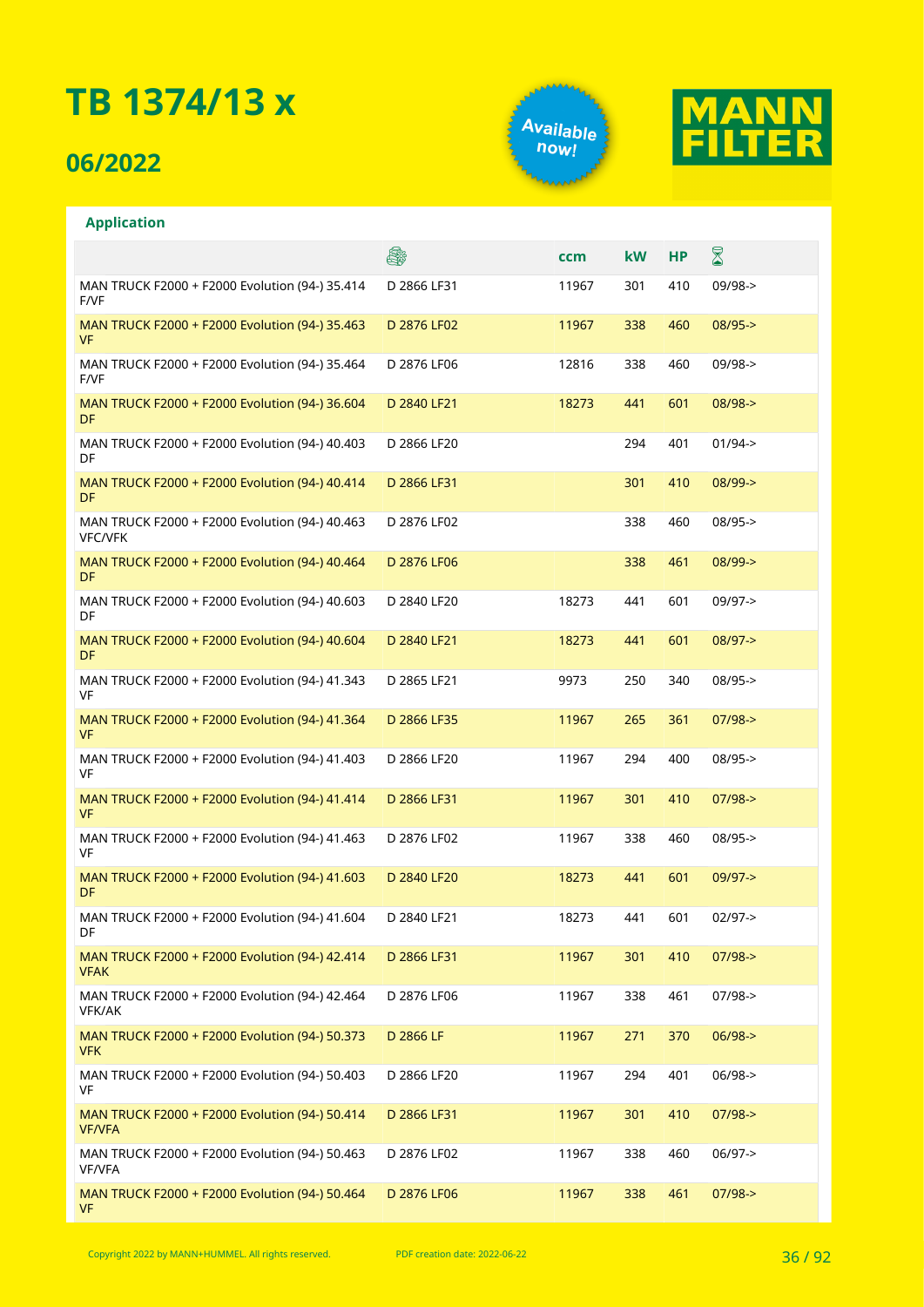# TB 1374/13 x

## 06/2022

Available now!

MANN FILTER

### Application

| | Engine | ccm | kW | HP | Date |
|---|---|---|---|---|---|
| MAN TRUCK F2000 + F2000 Evolution (94-) 35.414 F/VF | D 2866 LF31 | 11967 | 301 | 410 | 09/98-> |
| MAN TRUCK F2000 + F2000 Evolution (94-) 35.463 VF | D 2876 LF02 | 11967 | 338 | 460 | 08/95-> |
| MAN TRUCK F2000 + F2000 Evolution (94-) 35.464 F/VF | D 2876 LF06 | 12816 | 338 | 460 | 09/98-> |
| MAN TRUCK F2000 + F2000 Evolution (94-) 36.604 DF | D 2840 LF21 | 18273 | 441 | 601 | 08/98-> |
| MAN TRUCK F2000 + F2000 Evolution (94-) 40.403 DF | D 2866 LF20 | | 294 | 401 | 01/94-> |
| MAN TRUCK F2000 + F2000 Evolution (94-) 40.414 DF | D 2866 LF31 | | 301 | 410 | 08/99-> |
| MAN TRUCK F2000 + F2000 Evolution (94-) 40.463 VFC/VFK | D 2876 LF02 | | 338 | 460 | 08/95-> |
| MAN TRUCK F2000 + F2000 Evolution (94-) 40.464 DF | D 2876 LF06 | | 338 | 461 | 08/99-> |
| MAN TRUCK F2000 + F2000 Evolution (94-) 40.603 DF | D 2840 LF20 | 18273 | 441 | 601 | 09/97-> |
| MAN TRUCK F2000 + F2000 Evolution (94-) 40.604 DF | D 2840 LF21 | 18273 | 441 | 601 | 08/97-> |
| MAN TRUCK F2000 + F2000 Evolution (94-) 41.343 VF | D 2865 LF21 | 9973 | 250 | 340 | 08/95-> |
| MAN TRUCK F2000 + F2000 Evolution (94-) 41.364 VF | D 2866 LF35 | 11967 | 265 | 361 | 07/98-> |
| MAN TRUCK F2000 + F2000 Evolution (94-) 41.403 VF | D 2866 LF20 | 11967 | 294 | 400 | 08/95-> |
| MAN TRUCK F2000 + F2000 Evolution (94-) 41.414 VF | D 2866 LF31 | 11967 | 301 | 410 | 07/98-> |
| MAN TRUCK F2000 + F2000 Evolution (94-) 41.463 VF | D 2876 LF02 | 11967 | 338 | 460 | 08/95-> |
| MAN TRUCK F2000 + F2000 Evolution (94-) 41.603 DF | D 2840 LF20 | 18273 | 441 | 601 | 09/97-> |
| MAN TRUCK F2000 + F2000 Evolution (94-) 41.604 DF | D 2840 LF21 | 18273 | 441 | 601 | 02/97-> |
| MAN TRUCK F2000 + F2000 Evolution (94-) 42.414 VFAK | D 2866 LF31 | 11967 | 301 | 410 | 07/98-> |
| MAN TRUCK F2000 + F2000 Evolution (94-) 42.464 VFK/AK | D 2876 LF06 | 11967 | 338 | 461 | 07/98-> |
| MAN TRUCK F2000 + F2000 Evolution (94-) 50.373 VFK | D 2866 LF | 11967 | 271 | 370 | 06/98-> |
| MAN TRUCK F2000 + F2000 Evolution (94-) 50.403 VF | D 2866 LF20 | 11967 | 294 | 401 | 06/98-> |
| MAN TRUCK F2000 + F2000 Evolution (94-) 50.414 VF/VFA | D 2866 LF31 | 11967 | 301 | 410 | 07/98-> |
| MAN TRUCK F2000 + F2000 Evolution (94-) 50.463 VF/VFA | D 2876 LF02 | 11967 | 338 | 460 | 06/97-> |
| MAN TRUCK F2000 + F2000 Evolution (94-) 50.464 VF | D 2876 LF06 | 11967 | 338 | 461 | 07/98-> |

Copyright 2022 by MANN+HUMMEL. All rights reserved. PDF creation date: 2022-06-22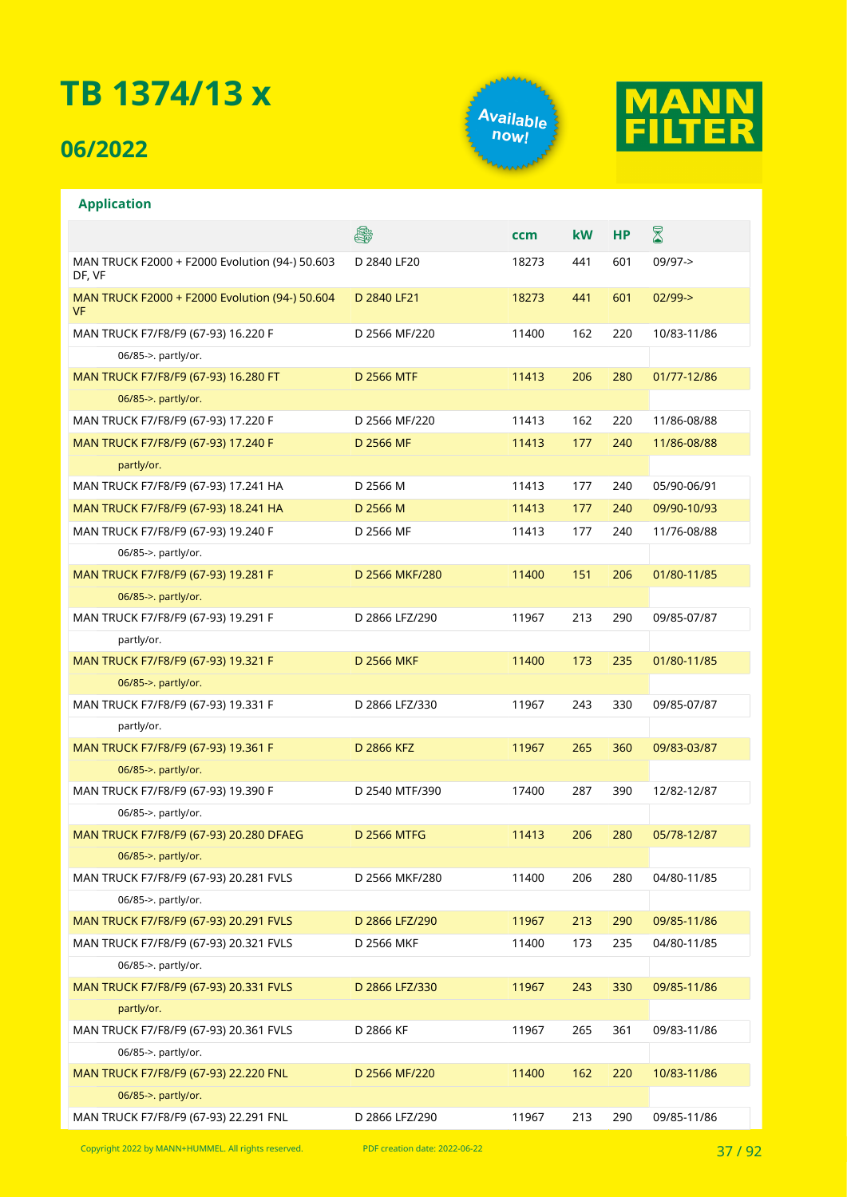# TB 1374/13 x

## 06/2022

Available now!

MANN FILTER

### Application

| | Engine | ccm | kW | HP | Period |
|---|---|---|---|---|---|
| MAN TRUCK F2000 + F2000 Evolution (94-) 50.603 DF, VF | D 2840 LF20 | 18273 | 441 | 601 | 09/97-> |
| MAN TRUCK F2000 + F2000 Evolution (94-) 50.604 VF | D 2840 LF21 | 18273 | 441 | 601 | 02/99-> |
| MAN TRUCK F7/F8/F9 (67-93) 16.220 F | D 2566 MF/220 | 11400 | 162 | 220 | 10/83-11/86 |
| 06/85->. partly/or. | | | | | |
| MAN TRUCK F7/F8/F9 (67-93) 16.280 FT | D 2566 MTF | 11413 | 206 | 280 | 01/77-12/86 |
| 06/85->. partly/or. | | | | | |
| MAN TRUCK F7/F8/F9 (67-93) 17.220 F | D 2566 MF/220 | 11413 | 162 | 220 | 11/86-08/88 |
| MAN TRUCK F7/F8/F9 (67-93) 17.240 F | D 2566 MF | 11413 | 177 | 240 | 11/86-08/88 |
| partly/or. | | | | | |
| MAN TRUCK F7/F8/F9 (67-93) 17.241 HA | D 2566 M | 11413 | 177 | 240 | 05/90-06/91 |
| MAN TRUCK F7/F8/F9 (67-93) 18.241 HA | D 2566 M | 11413 | 177 | 240 | 09/90-10/93 |
| MAN TRUCK F7/F8/F9 (67-93) 19.240 F | D 2566 MF | 11413 | 177 | 240 | 11/76-08/88 |
| 06/85->. partly/or. | | | | | |
| MAN TRUCK F7/F8/F9 (67-93) 19.281 F | D 2566 MKF/280 | 11400 | 151 | 206 | 01/80-11/85 |
| 06/85->. partly/or. | | | | | |
| MAN TRUCK F7/F8/F9 (67-93) 19.291 F | D 2866 LFZ/290 | 11967 | 213 | 290 | 09/85-07/87 |
| partly/or. | | | | | |
| MAN TRUCK F7/F8/F9 (67-93) 19.321 F | D 2566 MKF | 11400 | 173 | 235 | 01/80-11/85 |
| 06/85->. partly/or. | | | | | |
| MAN TRUCK F7/F8/F9 (67-93) 19.331 F | D 2866 LFZ/330 | 11967 | 243 | 330 | 09/85-07/87 |
| partly/or. | | | | | |
| MAN TRUCK F7/F8/F9 (67-93) 19.361 F | D 2866 KFZ | 11967 | 265 | 360 | 09/83-03/87 |
| 06/85->. partly/or. | | | | | |
| MAN TRUCK F7/F8/F9 (67-93) 19.390 F | D 2540 MTF/390 | 17400 | 287 | 390 | 12/82-12/87 |
| 06/85->. partly/or. | | | | | |
| MAN TRUCK F7/F8/F9 (67-93) 20.280 DFAEG | D 2566 MTFG | 11413 | 206 | 280 | 05/78-12/87 |
| 06/85->. partly/or. | | | | | |
| MAN TRUCK F7/F8/F9 (67-93) 20.281 FVLS | D 2566 MKF/280 | 11400 | 206 | 280 | 04/80-11/85 |
| 06/85->. partly/or. | | | | | |
| MAN TRUCK F7/F8/F9 (67-93) 20.291 FVLS | D 2866 LFZ/290 | 11967 | 213 | 290 | 09/85-11/86 |
| MAN TRUCK F7/F8/F9 (67-93) 20.321 FVLS | D 2566 MKF | 11400 | 173 | 235 | 04/80-11/85 |
| 06/85->. partly/or. | | | | | |
| MAN TRUCK F7/F8/F9 (67-93) 20.331 FVLS | D 2866 LFZ/330 | 11967 | 243 | 330 | 09/85-11/86 |
| partly/or. | | | | | |
| MAN TRUCK F7/F8/F9 (67-93) 20.361 FVLS | D 2866 KF | 11967 | 265 | 361 | 09/83-11/86 |
| 06/85->. partly/or. | | | | | |
| MAN TRUCK F7/F8/F9 (67-93) 22.220 FNL | D 2566 MF/220 | 11400 | 162 | 220 | 10/83-11/86 |
| 06/85->. partly/or. | | | | | |
| MAN TRUCK F7/F8/F9 (67-93) 22.291 FNL | D 2866 LFZ/290 | 11967 | 213 | 290 | 09/85-11/86 |

Copyright 2022 by MANN+HUMMEL. All rights reserved. PDF creation date: 2022-06-22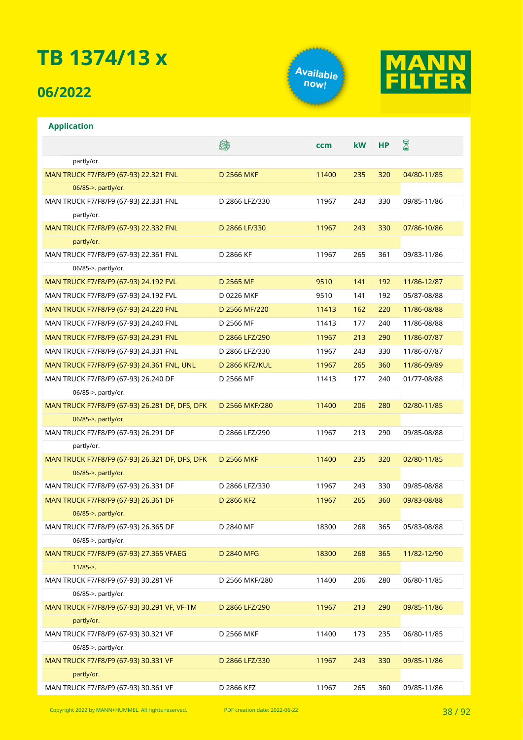# TB 1374/13 x

## 06/2022

Available now!

MANN FILTER

### Application

| | Engine | ccm | kW | HP | Period |
|---|---|---|---|---|---|
| partly/or. | | | | | |
| MAN TRUCK F7/F8/F9 (67-93) 22.321 FNL | D 2566 MKF | 11400 | 235 | 320 | 04/80-11/85 |
| 06/85->. partly/or. | | | | | |
| MAN TRUCK F7/F8/F9 (67-93) 22.331 FNL | D 2866 LFZ/330 | 11967 | 243 | 330 | 09/85-11/86 |
| partly/or. | | | | | |
| MAN TRUCK F7/F8/F9 (67-93) 22.332 FNL | D 2866 LF/330 | 11967 | 243 | 330 | 07/86-10/86 |
| partly/or. | | | | | |
| MAN TRUCK F7/F8/F9 (67-93) 22.361 FNL | D 2866 KF | 11967 | 265 | 361 | 09/83-11/86 |
| 06/85->. partly/or. | | | | | |
| MAN TRUCK F7/F8/F9 (67-93) 24.192 FVL | D 2565 MF | 9510 | 141 | 192 | 11/86-12/87 |
| MAN TRUCK F7/F8/F9 (67-93) 24.192 FVL | D 0226 MKF | 9510 | 141 | 192 | 05/87-08/88 |
| MAN TRUCK F7/F8/F9 (67-93) 24.220 FNL | D 2566 MF/220 | 11413 | 162 | 220 | 11/86-08/88 |
| MAN TRUCK F7/F8/F9 (67-93) 24.240 FNL | D 2566 MF | 11413 | 177 | 240 | 11/86-08/88 |
| MAN TRUCK F7/F8/F9 (67-93) 24.291 FNL | D 2866 LFZ/290 | 11967 | 213 | 290 | 11/86-07/87 |
| MAN TRUCK F7/F8/F9 (67-93) 24.331 FNL | D 2866 LFZ/330 | 11967 | 243 | 330 | 11/86-07/87 |
| MAN TRUCK F7/F8/F9 (67-93) 24.361 FNL, UNL | D 2866 KFZ/KUL | 11967 | 265 | 360 | 11/86-09/89 |
| MAN TRUCK F7/F8/F9 (67-93) 26.240 DF | D 2566 MF | 11413 | 177 | 240 | 01/77-08/88 |
| 06/85->. partly/or. | | | | | |
| MAN TRUCK F7/F8/F9 (67-93) 26.281 DF, DFS, DFK | D 2566 MKF/280 | 11400 | 206 | 280 | 02/80-11/85 |
| 06/85->. partly/or. | | | | | |
| MAN TRUCK F7/F8/F9 (67-93) 26.291 DF | D 2866 LFZ/290 | 11967 | 213 | 290 | 09/85-08/88 |
| partly/or. | | | | | |
| MAN TRUCK F7/F8/F9 (67-93) 26.321 DF, DFS, DFK | D 2566 MKF | 11400 | 235 | 320 | 02/80-11/85 |
| 06/85->. partly/or. | | | | | |
| MAN TRUCK F7/F8/F9 (67-93) 26.331 DF | D 2866 LFZ/330 | 11967 | 243 | 330 | 09/85-08/88 |
| MAN TRUCK F7/F8/F9 (67-93) 26.361 DF | D 2866 KFZ | 11967 | 265 | 360 | 09/83-08/88 |
| 06/85->. partly/or. | | | | | |
| MAN TRUCK F7/F8/F9 (67-93) 26.365 DF | D 2840 MF | 18300 | 268 | 365 | 05/83-08/88 |
| 06/85->. partly/or. | | | | | |
| MAN TRUCK F7/F8/F9 (67-93) 27.365 VFAEG | D 2840 MFG | 18300 | 268 | 365 | 11/82-12/90 |
| 11/85->. | | | | | |
| MAN TRUCK F7/F8/F9 (67-93) 30.281 VF | D 2566 MKF/280 | 11400 | 206 | 280 | 06/80-11/85 |
| 06/85->. partly/or. | | | | | |
| MAN TRUCK F7/F8/F9 (67-93) 30.291 VF, VF-TM | D 2866 LFZ/290 | 11967 | 213 | 290 | 09/85-11/86 |
| partly/or. | | | | | |
| MAN TRUCK F7/F8/F9 (67-93) 30.321 VF | D 2566 MKF | 11400 | 173 | 235 | 06/80-11/85 |
| 06/85->. partly/or. | | | | | |
| MAN TRUCK F7/F8/F9 (67-93) 30.331 VF | D 2866 LFZ/330 | 11967 | 243 | 330 | 09/85-11/86 |
| partly/or. | | | | | |
| MAN TRUCK F7/F8/F9 (67-93) 30.361 VF | D 2866 KFZ | 11967 | 265 | 360 | 09/85-11/86 |

Copyright 2022 by MANN+HUMMEL. All rights reserved. PDF creation date: 2022-06-22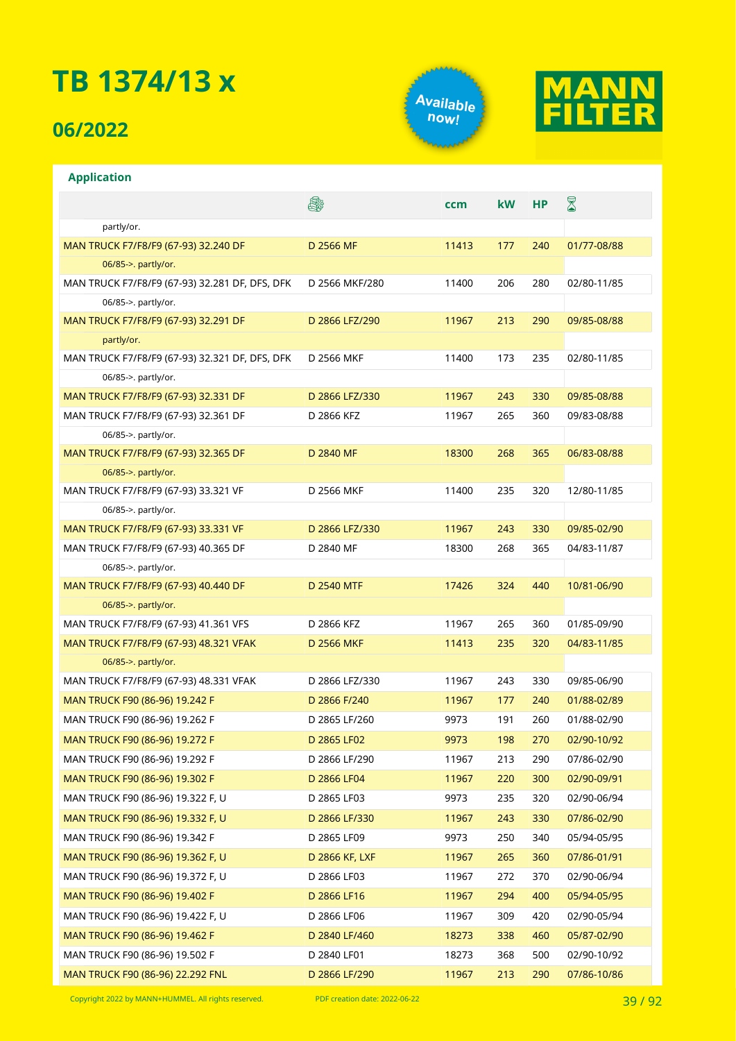# TB 1374/13 x

## 06/2022

Available now!

MANN FILTER

### Application

| | 🚛 | ccm | kW | HP | ⌛ |
|---|---|---|---|---|---|
| partly/or. | | | | | |
| MAN TRUCK F7/F8/F9 (67-93) 32.240 DF | D 2566 MF | 11413 | 177 | 240 | 01/77-08/88 |
| 06/85->. partly/or. | | | | | |
| MAN TRUCK F7/F8/F9 (67-93) 32.281 DF, DFS, DFK | D 2566 MKF/280 | 11400 | 206 | 280 | 02/80-11/85 |
| 06/85->. partly/or. | | | | | |
| MAN TRUCK F7/F8/F9 (67-93) 32.291 DF | D 2866 LFZ/290 | 11967 | 213 | 290 | 09/85-08/88 |
| partly/or. | | | | | |
| MAN TRUCK F7/F8/F9 (67-93) 32.321 DF, DFS, DFK | D 2566 MKF | 11400 | 173 | 235 | 02/80-11/85 |
| 06/85->. partly/or. | | | | | |
| MAN TRUCK F7/F8/F9 (67-93) 32.331 DF | D 2866 LFZ/330 | 11967 | 243 | 330 | 09/85-08/88 |
| MAN TRUCK F7/F8/F9 (67-93) 32.361 DF | D 2866 KFZ | 11967 | 265 | 360 | 09/83-08/88 |
| 06/85->. partly/or. | | | | | |
| MAN TRUCK F7/F8/F9 (67-93) 32.365 DF | D 2840 MF | 18300 | 268 | 365 | 06/83-08/88 |
| 06/85->. partly/or. | | | | | |
| MAN TRUCK F7/F8/F9 (67-93) 33.321 VF | D 2566 MKF | 11400 | 235 | 320 | 12/80-11/85 |
| 06/85->. partly/or. | | | | | |
| MAN TRUCK F7/F8/F9 (67-93) 33.331 VF | D 2866 LFZ/330 | 11967 | 243 | 330 | 09/85-02/90 |
| MAN TRUCK F7/F8/F9 (67-93) 40.365 DF | D 2840 MF | 18300 | 268 | 365 | 04/83-11/87 |
| 06/85->. partly/or. | | | | | |
| MAN TRUCK F7/F8/F9 (67-93) 40.440 DF | D 2540 MTF | 17426 | 324 | 440 | 10/81-06/90 |
| 06/85->. partly/or. | | | | | |
| MAN TRUCK F7/F8/F9 (67-93) 41.361 VFS | D 2866 KFZ | 11967 | 265 | 360 | 01/85-09/90 |
| MAN TRUCK F7/F8/F9 (67-93) 48.321 VFAK | D 2566 MKF | 11413 | 235 | 320 | 04/83-11/85 |
| 06/85->. partly/or. | | | | | |
| MAN TRUCK F7/F8/F9 (67-93) 48.331 VFAK | D 2866 LFZ/330 | 11967 | 243 | 330 | 09/85-06/90 |
| MAN TRUCK F90 (86-96) 19.242 F | D 2866 F/240 | 11967 | 177 | 240 | 01/88-02/89 |
| MAN TRUCK F90 (86-96) 19.262 F | D 2865 LF/260 | 9973 | 191 | 260 | 01/88-02/90 |
| MAN TRUCK F90 (86-96) 19.272 F | D 2865 LF02 | 9973 | 198 | 270 | 02/90-10/92 |
| MAN TRUCK F90 (86-96) 19.292 F | D 2866 LF/290 | 11967 | 213 | 290 | 07/86-02/90 |
| MAN TRUCK F90 (86-96) 19.302 F | D 2866 LF04 | 11967 | 220 | 300 | 02/90-09/91 |
| MAN TRUCK F90 (86-96) 19.322 F, U | D 2865 LF03 | 9973 | 235 | 320 | 02/90-06/94 |
| MAN TRUCK F90 (86-96) 19.332 F, U | D 2866 LF/330 | 11967 | 243 | 330 | 07/86-02/90 |
| MAN TRUCK F90 (86-96) 19.342 F | D 2865 LF09 | 9973 | 250 | 340 | 05/94-05/95 |
| MAN TRUCK F90 (86-96) 19.362 F, U | D 2866 KF, LXF | 11967 | 265 | 360 | 07/86-01/91 |
| MAN TRUCK F90 (86-96) 19.372 F, U | D 2866 LF03 | 11967 | 272 | 370 | 02/90-06/94 |
| MAN TRUCK F90 (86-96) 19.402 F | D 2866 LF16 | 11967 | 294 | 400 | 05/94-05/95 |
| MAN TRUCK F90 (86-96) 19.422 F, U | D 2866 LF06 | 11967 | 309 | 420 | 02/90-05/94 |
| MAN TRUCK F90 (86-96) 19.462 F | D 2840 LF/460 | 18273 | 338 | 460 | 05/87-02/90 |
| MAN TRUCK F90 (86-96) 19.502 F | D 2840 LF01 | 18273 | 368 | 500 | 02/90-10/92 |
| MAN TRUCK F90 (86-96) 22.292 FNL | D 2866 LF/290 | 11967 | 213 | 290 | 07/86-10/86 |

Copyright 2022 by MANN+HUMMEL. All rights reserved. PDF creation date: 2022-06-22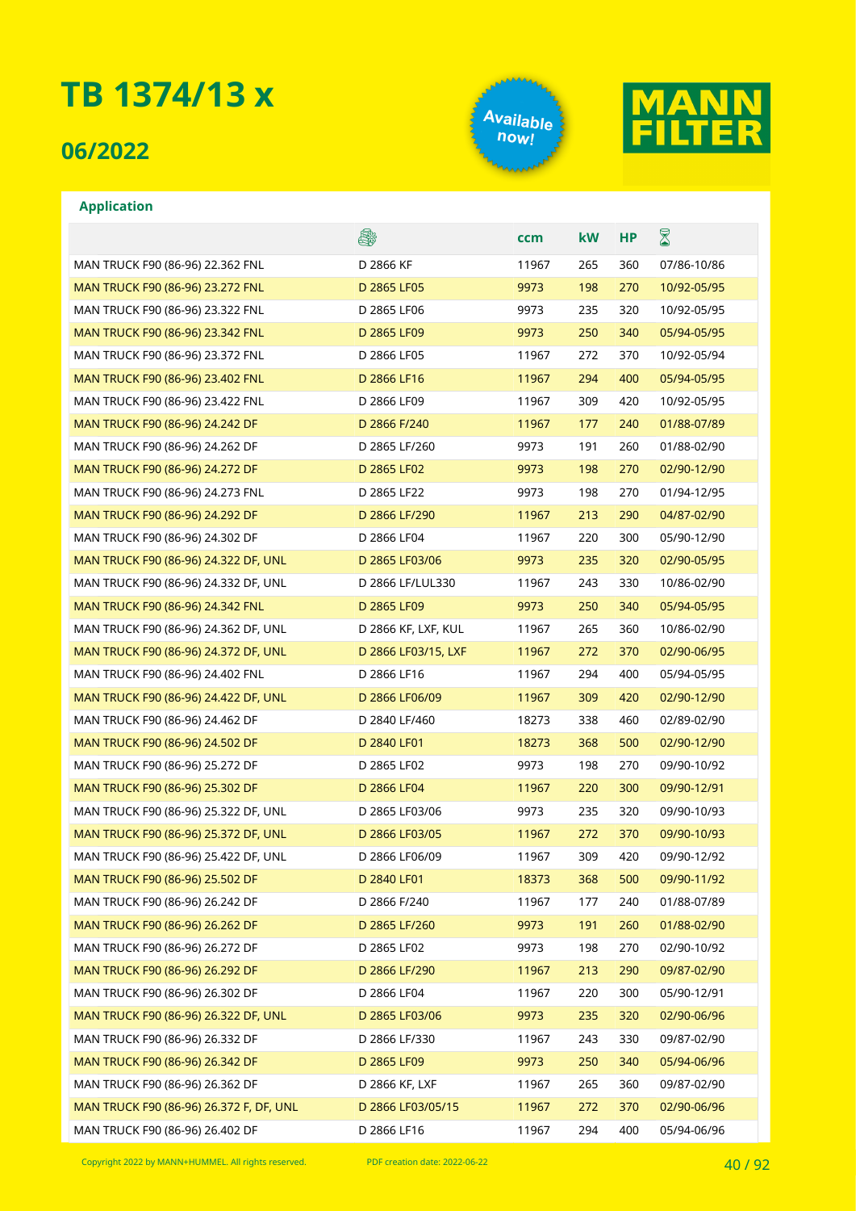# TB 1374/13 x

## 06/2022

Available now!

MANN FILTER

### Application

| | | ccm | kW | HP | |
|---|---|---|---|---|---|
| MAN TRUCK F90 (86-96) 22.362 FNL | D 2866 KF | 11967 | 265 | 360 | 07/86-10/86 |
| MAN TRUCK F90 (86-96) 23.272 FNL | D 2865 LF05 | 9973 | 198 | 270 | 10/92-05/95 |
| MAN TRUCK F90 (86-96) 23.322 FNL | D 2865 LF06 | 9973 | 235 | 320 | 10/92-05/95 |
| MAN TRUCK F90 (86-96) 23.342 FNL | D 2865 LF09 | 9973 | 250 | 340 | 05/94-05/95 |
| MAN TRUCK F90 (86-96) 23.372 FNL | D 2866 LF05 | 11967 | 272 | 370 | 10/92-05/94 |
| MAN TRUCK F90 (86-96) 23.402 FNL | D 2866 LF16 | 11967 | 294 | 400 | 05/94-05/95 |
| MAN TRUCK F90 (86-96) 23.422 FNL | D 2866 LF09 | 11967 | 309 | 420 | 10/92-05/95 |
| MAN TRUCK F90 (86-96) 24.242 DF | D 2866 F/240 | 11967 | 177 | 240 | 01/88-07/89 |
| MAN TRUCK F90 (86-96) 24.262 DF | D 2865 LF/260 | 9973 | 191 | 260 | 01/88-02/90 |
| MAN TRUCK F90 (86-96) 24.272 DF | D 2865 LF02 | 9973 | 198 | 270 | 02/90-12/90 |
| MAN TRUCK F90 (86-96) 24.273 FNL | D 2865 LF22 | 9973 | 198 | 270 | 01/94-12/95 |
| MAN TRUCK F90 (86-96) 24.292 DF | D 2866 LF/290 | 11967 | 213 | 290 | 04/87-02/90 |
| MAN TRUCK F90 (86-96) 24.302 DF | D 2866 LF04 | 11967 | 220 | 300 | 05/90-12/90 |
| MAN TRUCK F90 (86-96) 24.322 DF, UNL | D 2865 LF03/06 | 9973 | 235 | 320 | 02/90-05/95 |
| MAN TRUCK F90 (86-96) 24.332 DF, UNL | D 2866 LF/LUL330 | 11967 | 243 | 330 | 10/86-02/90 |
| MAN TRUCK F90 (86-96) 24.342 FNL | D 2865 LF09 | 9973 | 250 | 340 | 05/94-05/95 |
| MAN TRUCK F90 (86-96) 24.362 DF, UNL | D 2866 KF, LXF, KUL | 11967 | 265 | 360 | 10/86-02/90 |
| MAN TRUCK F90 (86-96) 24.372 DF, UNL | D 2866 LF03/15, LXF | 11967 | 272 | 370 | 02/90-06/95 |
| MAN TRUCK F90 (86-96) 24.402 FNL | D 2866 LF16 | 11967 | 294 | 400 | 05/94-05/95 |
| MAN TRUCK F90 (86-96) 24.422 DF, UNL | D 2866 LF06/09 | 11967 | 309 | 420 | 02/90-12/90 |
| MAN TRUCK F90 (86-96) 24.462 DF | D 2840 LF/460 | 18273 | 338 | 460 | 02/89-02/90 |
| MAN TRUCK F90 (86-96) 24.502 DF | D 2840 LF01 | 18273 | 368 | 500 | 02/90-12/90 |
| MAN TRUCK F90 (86-96) 25.272 DF | D 2865 LF02 | 9973 | 198 | 270 | 09/90-10/92 |
| MAN TRUCK F90 (86-96) 25.302 DF | D 2866 LF04 | 11967 | 220 | 300 | 09/90-12/91 |
| MAN TRUCK F90 (86-96) 25.322 DF, UNL | D 2865 LF03/06 | 9973 | 235 | 320 | 09/90-10/93 |
| MAN TRUCK F90 (86-96) 25.372 DF, UNL | D 2866 LF03/05 | 11967 | 272 | 370 | 09/90-10/93 |
| MAN TRUCK F90 (86-96) 25.422 DF, UNL | D 2866 LF06/09 | 11967 | 309 | 420 | 09/90-12/92 |
| MAN TRUCK F90 (86-96) 25.502 DF | D 2840 LF01 | 18373 | 368 | 500 | 09/90-11/92 |
| MAN TRUCK F90 (86-96) 26.242 DF | D 2866 F/240 | 11967 | 177 | 240 | 01/88-07/89 |
| MAN TRUCK F90 (86-96) 26.262 DF | D 2865 LF/260 | 9973 | 191 | 260 | 01/88-02/90 |
| MAN TRUCK F90 (86-96) 26.272 DF | D 2865 LF02 | 9973 | 198 | 270 | 02/90-10/92 |
| MAN TRUCK F90 (86-96) 26.292 DF | D 2866 LF/290 | 11967 | 213 | 290 | 09/87-02/90 |
| MAN TRUCK F90 (86-96) 26.302 DF | D 2866 LF04 | 11967 | 220 | 300 | 05/90-12/91 |
| MAN TRUCK F90 (86-96) 26.322 DF, UNL | D 2865 LF03/06 | 9973 | 235 | 320 | 02/90-06/96 |
| MAN TRUCK F90 (86-96) 26.332 DF | D 2866 LF/330 | 11967 | 243 | 330 | 09/87-02/90 |
| MAN TRUCK F90 (86-96) 26.342 DF | D 2865 LF09 | 9973 | 250 | 340 | 05/94-06/96 |
| MAN TRUCK F90 (86-96) 26.362 DF | D 2866 KF, LXF | 11967 | 265 | 360 | 09/87-02/90 |
| MAN TRUCK F90 (86-96) 26.372 F, DF, UNL | D 2866 LF03/05/15 | 11967 | 272 | 370 | 02/90-06/96 |
| MAN TRUCK F90 (86-96) 26.402 DF | D 2866 LF16 | 11967 | 294 | 400 | 05/94-06/96 |

Copyright 2022 by MANN+HUMMEL. All rights reserved. PDF creation date: 2022-06-22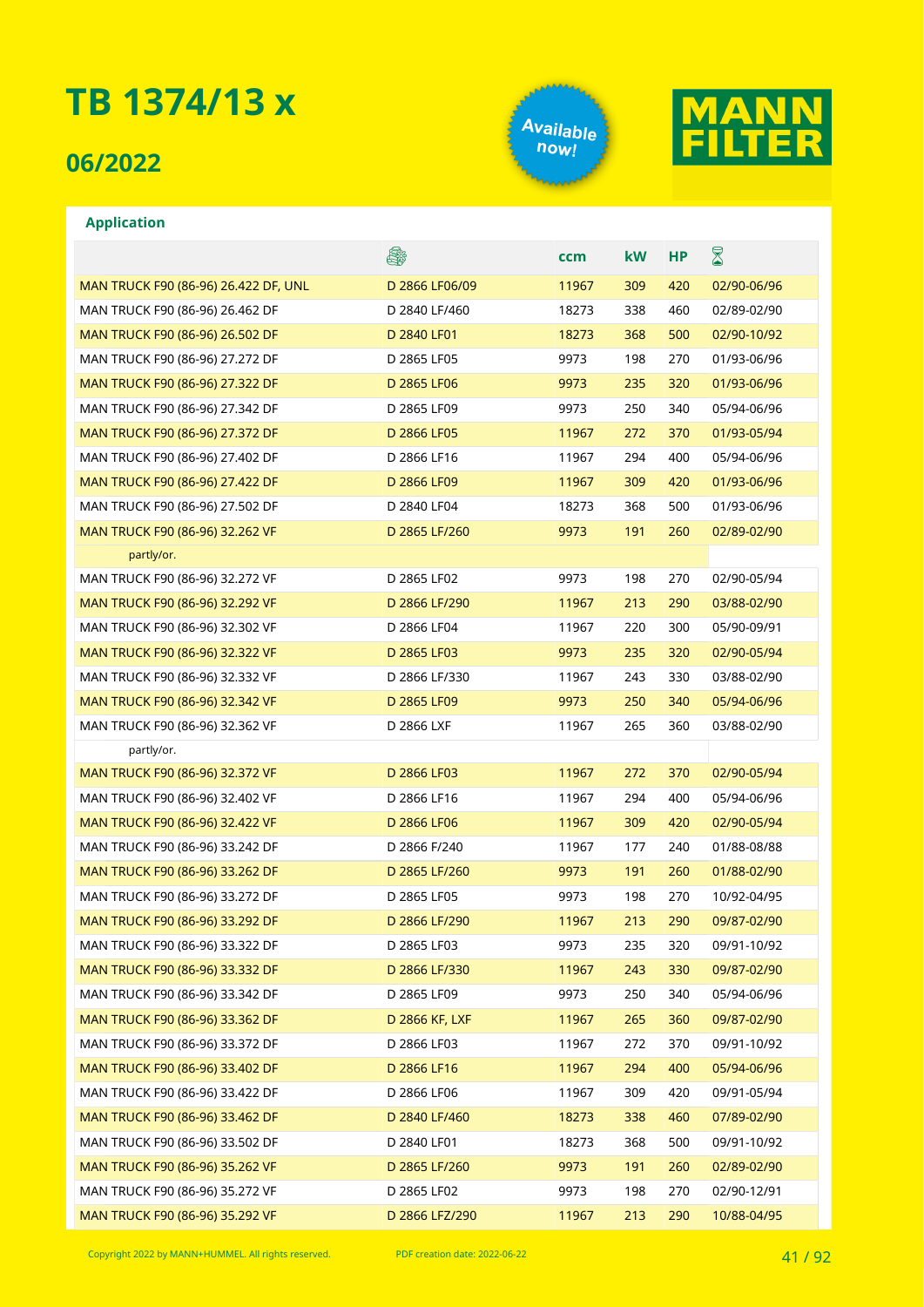# TB 1374/13 x

## 06/2022

Available now!

MANN FILTER

### Application

| | Engine | ccm | kW | HP | Period |
|---|---|---|---|---|---|
| MAN TRUCK F90 (86-96) 26.422 DF, UNL | D 2866 LF06/09 | 11967 | 309 | 420 | 02/90-06/96 |
| MAN TRUCK F90 (86-96) 26.462 DF | D 2840 LF/460 | 18273 | 338 | 460 | 02/89-02/90 |
| MAN TRUCK F90 (86-96) 26.502 DF | D 2840 LF01 | 18273 | 368 | 500 | 02/90-10/92 |
| MAN TRUCK F90 (86-96) 27.272 DF | D 2865 LF05 | 9973 | 198 | 270 | 01/93-06/96 |
| MAN TRUCK F90 (86-96) 27.322 DF | D 2865 LF06 | 9973 | 235 | 320 | 01/93-06/96 |
| MAN TRUCK F90 (86-96) 27.342 DF | D 2865 LF09 | 9973 | 250 | 340 | 05/94-06/96 |
| MAN TRUCK F90 (86-96) 27.372 DF | D 2866 LF05 | 11967 | 272 | 370 | 01/93-05/94 |
| MAN TRUCK F90 (86-96) 27.402 DF | D 2866 LF16 | 11967 | 294 | 400 | 05/94-06/96 |
| MAN TRUCK F90 (86-96) 27.422 DF | D 2866 LF09 | 11967 | 309 | 420 | 01/93-06/96 |
| MAN TRUCK F90 (86-96) 27.502 DF | D 2840 LF04 | 18273 | 368 | 500 | 01/93-06/96 |
| MAN TRUCK F90 (86-96) 32.262 VF | D 2865 LF/260 | 9973 | 191 | 260 | 02/89-02/90 |
| partly/or. | | | | | |
| MAN TRUCK F90 (86-96) 32.272 VF | D 2865 LF02 | 9973 | 198 | 270 | 02/90-05/94 |
| MAN TRUCK F90 (86-96) 32.292 VF | D 2866 LF/290 | 11967 | 213 | 290 | 03/88-02/90 |
| MAN TRUCK F90 (86-96) 32.302 VF | D 2866 LF04 | 11967 | 220 | 300 | 05/90-09/91 |
| MAN TRUCK F90 (86-96) 32.322 VF | D 2865 LF03 | 9973 | 235 | 320 | 02/90-05/94 |
| MAN TRUCK F90 (86-96) 32.332 VF | D 2866 LF/330 | 11967 | 243 | 330 | 03/88-02/90 |
| MAN TRUCK F90 (86-96) 32.342 VF | D 2865 LF09 | 9973 | 250 | 340 | 05/94-06/96 |
| MAN TRUCK F90 (86-96) 32.362 VF | D 2866 LXF | 11967 | 265 | 360 | 03/88-02/90 |
| partly/or. | | | | | |
| MAN TRUCK F90 (86-96) 32.372 VF | D 2866 LF03 | 11967 | 272 | 370 | 02/90-05/94 |
| MAN TRUCK F90 (86-96) 32.402 VF | D 2866 LF16 | 11967 | 294 | 400 | 05/94-06/96 |
| MAN TRUCK F90 (86-96) 32.422 VF | D 2866 LF06 | 11967 | 309 | 420 | 02/90-05/94 |
| MAN TRUCK F90 (86-96) 33.242 DF | D 2866 F/240 | 11967 | 177 | 240 | 01/88-08/88 |
| MAN TRUCK F90 (86-96) 33.262 DF | D 2865 LF/260 | 9973 | 191 | 260 | 01/88-02/90 |
| MAN TRUCK F90 (86-96) 33.272 DF | D 2865 LF05 | 9973 | 198 | 270 | 10/92-04/95 |
| MAN TRUCK F90 (86-96) 33.292 DF | D 2866 LF/290 | 11967 | 213 | 290 | 09/87-02/90 |
| MAN TRUCK F90 (86-96) 33.322 DF | D 2865 LF03 | 9973 | 235 | 320 | 09/91-10/92 |
| MAN TRUCK F90 (86-96) 33.332 DF | D 2866 LF/330 | 11967 | 243 | 330 | 09/87-02/90 |
| MAN TRUCK F90 (86-96) 33.342 DF | D 2865 LF09 | 9973 | 250 | 340 | 05/94-06/96 |
| MAN TRUCK F90 (86-96) 33.362 DF | D 2866 KF, LXF | 11967 | 265 | 360 | 09/87-02/90 |
| MAN TRUCK F90 (86-96) 33.372 DF | D 2866 LF03 | 11967 | 272 | 370 | 09/91-10/92 |
| MAN TRUCK F90 (86-96) 33.402 DF | D 2866 LF16 | 11967 | 294 | 400 | 05/94-06/96 |
| MAN TRUCK F90 (86-96) 33.422 DF | D 2866 LF06 | 11967 | 309 | 420 | 09/91-05/94 |
| MAN TRUCK F90 (86-96) 33.462 DF | D 2840 LF/460 | 18273 | 338 | 460 | 07/89-02/90 |
| MAN TRUCK F90 (86-96) 33.502 DF | D 2840 LF01 | 18273 | 368 | 500 | 09/91-10/92 |
| MAN TRUCK F90 (86-96) 35.262 VF | D 2865 LF/260 | 9973 | 191 | 260 | 02/89-02/90 |
| MAN TRUCK F90 (86-96) 35.272 VF | D 2865 LF02 | 9973 | 198 | 270 | 02/90-12/91 |
| MAN TRUCK F90 (86-96) 35.292 VF | D 2866 LFZ/290 | 11967 | 213 | 290 | 10/88-04/95 |

Copyright 2022 by MANN+HUMMEL. All rights reserved. PDF creation date: 2022-06-22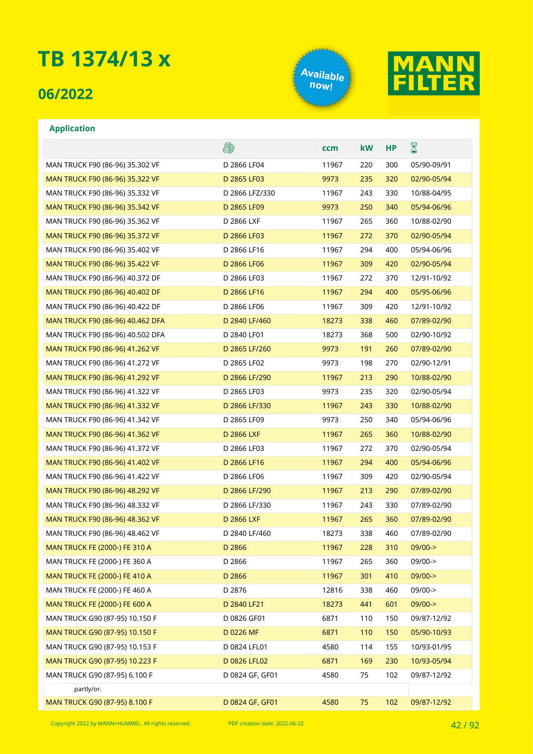# TB 1374/13 x

## 06/2022

Available now!

MANN FILTER

### Application

| | 🔧 | ccm | kW | HP | ⌛ |
|---|---|---|---|---|---|
| MAN TRUCK F90 (86-96) 35.302 VF | D 2866 LF04 | 11967 | 220 | 300 | 05/90-09/91 |
| MAN TRUCK F90 (86-96) 35.322 VF | D 2865 LF03 | 9973 | 235 | 320 | 02/90-05/94 |
| MAN TRUCK F90 (86-96) 35.332 VF | D 2866 LFZ/330 | 11967 | 243 | 330 | 10/88-04/95 |
| MAN TRUCK F90 (86-96) 35.342 VF | D 2865 LF09 | 9973 | 250 | 340 | 05/94-06/96 |
| MAN TRUCK F90 (86-96) 35.362 VF | D 2866 LXF | 11967 | 265 | 360 | 10/88-02/90 |
| MAN TRUCK F90 (86-96) 35.372 VF | D 2866 LF03 | 11967 | 272 | 370 | 02/90-05/94 |
| MAN TRUCK F90 (86-96) 35.402 VF | D 2866 LF16 | 11967 | 294 | 400 | 05/94-06/96 |
| MAN TRUCK F90 (86-96) 35.422 VF | D 2866 LF06 | 11967 | 309 | 420 | 02/90-05/94 |
| MAN TRUCK F90 (86-96) 40.372 DF | D 2866 LF03 | 11967 | 272 | 370 | 12/91-10/92 |
| MAN TRUCK F90 (86-96) 40.402 DF | D 2866 LF16 | 11967 | 294 | 400 | 05/95-06/96 |
| MAN TRUCK F90 (86-96) 40.422 DF | D 2866 LF06 | 11967 | 309 | 420 | 12/91-10/92 |
| MAN TRUCK F90 (86-96) 40.462 DFA | D 2840 LF/460 | 18273 | 338 | 460 | 07/89-02/90 |
| MAN TRUCK F90 (86-96) 40.502 DFA | D 2840 LF01 | 18273 | 368 | 500 | 02/90-10/92 |
| MAN TRUCK F90 (86-96) 41.262 VF | D 2865 LF/260 | 9973 | 191 | 260 | 07/89-02/90 |
| MAN TRUCK F90 (86-96) 41.272 VF | D 2865 LF02 | 9973 | 198 | 270 | 02/90-12/91 |
| MAN TRUCK F90 (86-96) 41.292 VF | D 2866 LF/290 | 11967 | 213 | 290 | 10/88-02/90 |
| MAN TRUCK F90 (86-96) 41.322 VF | D 2865 LF03 | 9973 | 235 | 320 | 02/90-05/94 |
| MAN TRUCK F90 (86-96) 41.332 VF | D 2866 LF/330 | 11967 | 243 | 330 | 10/88-02/90 |
| MAN TRUCK F90 (86-96) 41.342 VF | D 2865 LF09 | 9973 | 250 | 340 | 05/94-06/96 |
| MAN TRUCK F90 (86-96) 41.362 VF | D 2866 LXF | 11967 | 265 | 360 | 10/88-02/90 |
| MAN TRUCK F90 (86-96) 41.372 VF | D 2866 LF03 | 11967 | 272 | 370 | 02/90-05/94 |
| MAN TRUCK F90 (86-96) 41.402 VF | D 2866 LF16 | 11967 | 294 | 400 | 05/94-06/96 |
| MAN TRUCK F90 (86-96) 41.422 VF | D 2866 LF06 | 11967 | 309 | 420 | 02/90-05/94 |
| MAN TRUCK F90 (86-96) 48.292 VF | D 2866 LF/290 | 11967 | 213 | 290 | 07/89-02/90 |
| MAN TRUCK F90 (86-96) 48.332 VF | D 2866 LF/330 | 11967 | 243 | 330 | 07/89-02/90 |
| MAN TRUCK F90 (86-96) 48.362 VF | D 2866 LXF | 11967 | 265 | 360 | 07/89-02/90 |
| MAN TRUCK F90 (86-96) 48.462 VF | D 2840 LF/460 | 18273 | 338 | 460 | 07/89-02/90 |
| MAN TRUCK FE (2000-) FE 310 A | D 2866 | 11967 | 228 | 310 | 09/00-> |
| MAN TRUCK FE (2000-) FE 360 A | D 2866 | 11967 | 265 | 360 | 09/00-> |
| MAN TRUCK FE (2000-) FE 410 A | D 2866 | 11967 | 301 | 410 | 09/00-> |
| MAN TRUCK FE (2000-) FE 460 A | D 2876 | 12816 | 338 | 460 | 09/00-> |
| MAN TRUCK FE (2000-) FE 600 A | D 2840 LF21 | 18273 | 441 | 601 | 09/00-> |
| MAN TRUCK G90 (87-95) 10.150 F | D 0826 GF01 | 6871 | 110 | 150 | 09/87-12/92 |
| MAN TRUCK G90 (87-95) 10.150 F | D 0226 MF | 6871 | 110 | 150 | 05/90-10/93 |
| MAN TRUCK G90 (87-95) 10.153 F | D 0824 LFL01 | 4580 | 114 | 155 | 10/93-01/95 |
| MAN TRUCK G90 (87-95) 10.223 F | D 0826 LFL02 | 6871 | 169 | 230 | 10/93-05/94 |
| MAN TRUCK G90 (87-95) 6.100 F | D 0824 GF, GF01 | 4580 | 75 | 102 | 09/87-12/92 |
| partly/or. | | | | | |
| MAN TRUCK G90 (87-95) 8.100 F | D 0824 GF, GF01 | 4580 | 75 | 102 | 09/87-12/92 |

Copyright 2022 by MANN+HUMMEL. All rights reserved. PDF creation date: 2022-06-22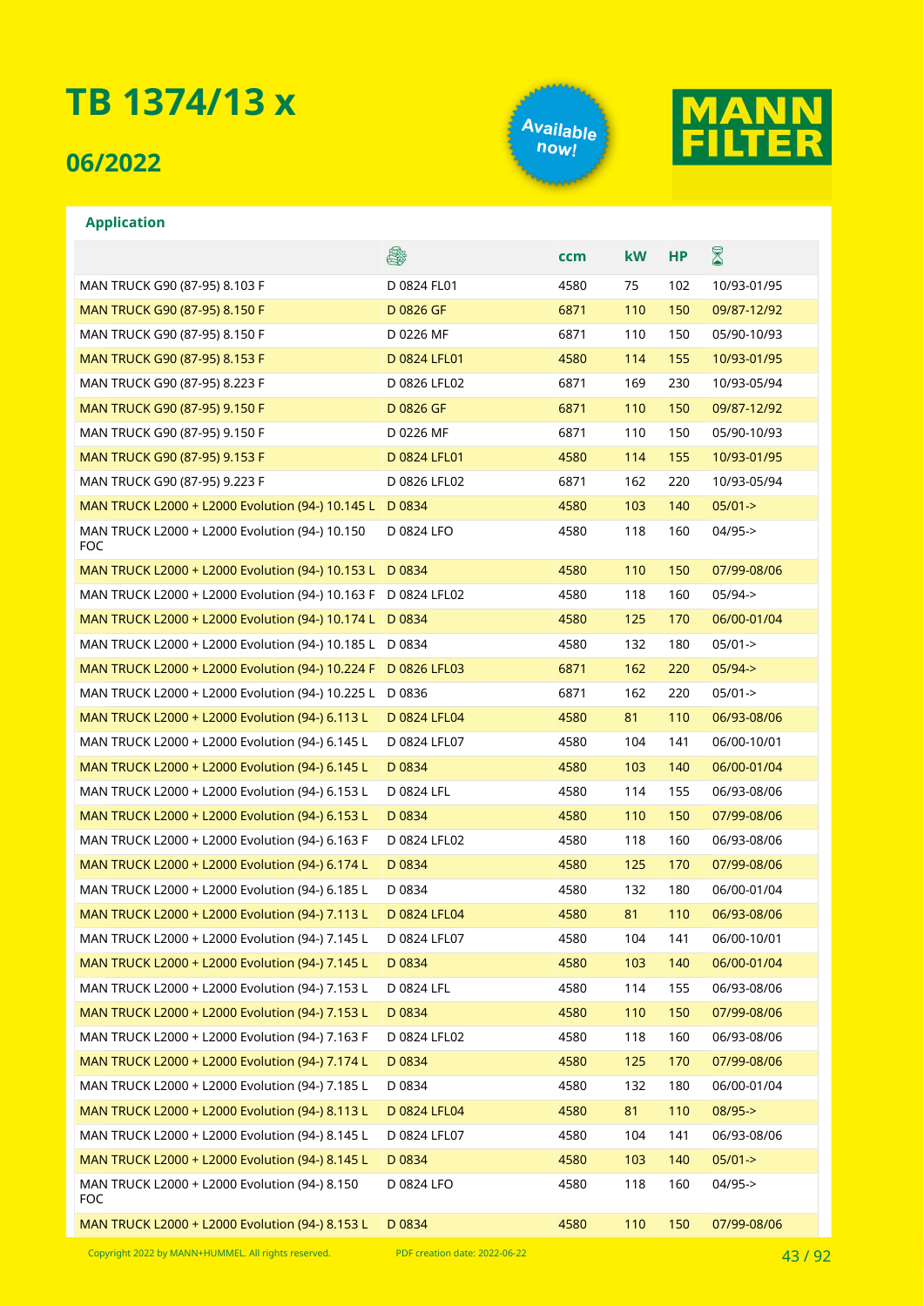# TB 1374/13 x

## 06/2022

Available now!

MANN FILTER

### Application

| | Engine | ccm | kW | HP | ⌛ |
|---|---|---|---|---|---|
| MAN TRUCK G90 (87-95) 8.103 F | D 0824 FL01 | 4580 | 75 | 102 | 10/93-01/95 |
| MAN TRUCK G90 (87-95) 8.150 F | D 0826 GF | 6871 | 110 | 150 | 09/87-12/92 |
| MAN TRUCK G90 (87-95) 8.150 F | D 0226 MF | 6871 | 110 | 150 | 05/90-10/93 |
| MAN TRUCK G90 (87-95) 8.153 F | D 0824 LFL01 | 4580 | 114 | 155 | 10/93-01/95 |
| MAN TRUCK G90 (87-95) 8.223 F | D 0826 LFL02 | 6871 | 169 | 230 | 10/93-05/94 |
| MAN TRUCK G90 (87-95) 9.150 F | D 0826 GF | 6871 | 110 | 150 | 09/87-12/92 |
| MAN TRUCK G90 (87-95) 9.150 F | D 0226 MF | 6871 | 110 | 150 | 05/90-10/93 |
| MAN TRUCK G90 (87-95) 9.153 F | D 0824 LFL01 | 4580 | 114 | 155 | 10/93-01/95 |
| MAN TRUCK G90 (87-95) 9.223 F | D 0826 LFL02 | 6871 | 162 | 220 | 10/93-05/94 |
| MAN TRUCK L2000 + L2000 Evolution (94-) 10.145 L | D 0834 | 4580 | 103 | 140 | 05/01-> |
| MAN TRUCK L2000 + L2000 Evolution (94-) 10.150 FOC | D 0824 LFO | 4580 | 118 | 160 | 04/95-> |
| MAN TRUCK L2000 + L2000 Evolution (94-) 10.153 L | D 0834 | 4580 | 110 | 150 | 07/99-08/06 |
| MAN TRUCK L2000 + L2000 Evolution (94-) 10.163 F | D 0824 LFL02 | 4580 | 118 | 160 | 05/94-> |
| MAN TRUCK L2000 + L2000 Evolution (94-) 10.174 L | D 0834 | 4580 | 125 | 170 | 06/00-01/04 |
| MAN TRUCK L2000 + L2000 Evolution (94-) 10.185 L | D 0834 | 4580 | 132 | 180 | 05/01-> |
| MAN TRUCK L2000 + L2000 Evolution (94-) 10.224 F | D 0826 LFL03 | 6871 | 162 | 220 | 05/94-> |
| MAN TRUCK L2000 + L2000 Evolution (94-) 10.225 L | D 0836 | 6871 | 162 | 220 | 05/01-> |
| MAN TRUCK L2000 + L2000 Evolution (94-) 6.113 L | D 0824 LFL04 | 4580 | 81 | 110 | 06/93-08/06 |
| MAN TRUCK L2000 + L2000 Evolution (94-) 6.145 L | D 0824 LFL07 | 4580 | 104 | 141 | 06/00-10/01 |
| MAN TRUCK L2000 + L2000 Evolution (94-) 6.145 L | D 0834 | 4580 | 103 | 140 | 06/00-01/04 |
| MAN TRUCK L2000 + L2000 Evolution (94-) 6.153 L | D 0824 LFL | 4580 | 114 | 155 | 06/93-08/06 |
| MAN TRUCK L2000 + L2000 Evolution (94-) 6.153 L | D 0834 | 4580 | 110 | 150 | 07/99-08/06 |
| MAN TRUCK L2000 + L2000 Evolution (94-) 6.163 F | D 0824 LFL02 | 4580 | 118 | 160 | 06/93-08/06 |
| MAN TRUCK L2000 + L2000 Evolution (94-) 6.174 L | D 0834 | 4580 | 125 | 170 | 07/99-08/06 |
| MAN TRUCK L2000 + L2000 Evolution (94-) 6.185 L | D 0834 | 4580 | 132 | 180 | 06/00-01/04 |
| MAN TRUCK L2000 + L2000 Evolution (94-) 7.113 L | D 0824 LFL04 | 4580 | 81 | 110 | 06/93-08/06 |
| MAN TRUCK L2000 + L2000 Evolution (94-) 7.145 L | D 0824 LFL07 | 4580 | 104 | 141 | 06/00-10/01 |
| MAN TRUCK L2000 + L2000 Evolution (94-) 7.145 L | D 0834 | 4580 | 103 | 140 | 06/00-01/04 |
| MAN TRUCK L2000 + L2000 Evolution (94-) 7.153 L | D 0824 LFL | 4580 | 114 | 155 | 06/93-08/06 |
| MAN TRUCK L2000 + L2000 Evolution (94-) 7.153 L | D 0834 | 4580 | 110 | 150 | 07/99-08/06 |
| MAN TRUCK L2000 + L2000 Evolution (94-) 7.163 F | D 0824 LFL02 | 4580 | 118 | 160 | 06/93-08/06 |
| MAN TRUCK L2000 + L2000 Evolution (94-) 7.174 L | D 0834 | 4580 | 125 | 170 | 07/99-08/06 |
| MAN TRUCK L2000 + L2000 Evolution (94-) 7.185 L | D 0834 | 4580 | 132 | 180 | 06/00-01/04 |
| MAN TRUCK L2000 + L2000 Evolution (94-) 8.113 L | D 0824 LFL04 | 4580 | 81 | 110 | 08/95-> |
| MAN TRUCK L2000 + L2000 Evolution (94-) 8.145 L | D 0824 LFL07 | 4580 | 104 | 141 | 06/93-08/06 |
| MAN TRUCK L2000 + L2000 Evolution (94-) 8.145 L | D 0834 | 4580 | 103 | 140 | 05/01-> |
| MAN TRUCK L2000 + L2000 Evolution (94-) 8.150 FOC | D 0824 LFO | 4580 | 118 | 160 | 04/95-> |
| MAN TRUCK L2000 + L2000 Evolution (94-) 8.153 L | D 0834 | 4580 | 110 | 150 | 07/99-08/06 |

Copyright 2022 by MANN+HUMMEL. All rights reserved. PDF creation date: 2022-06-22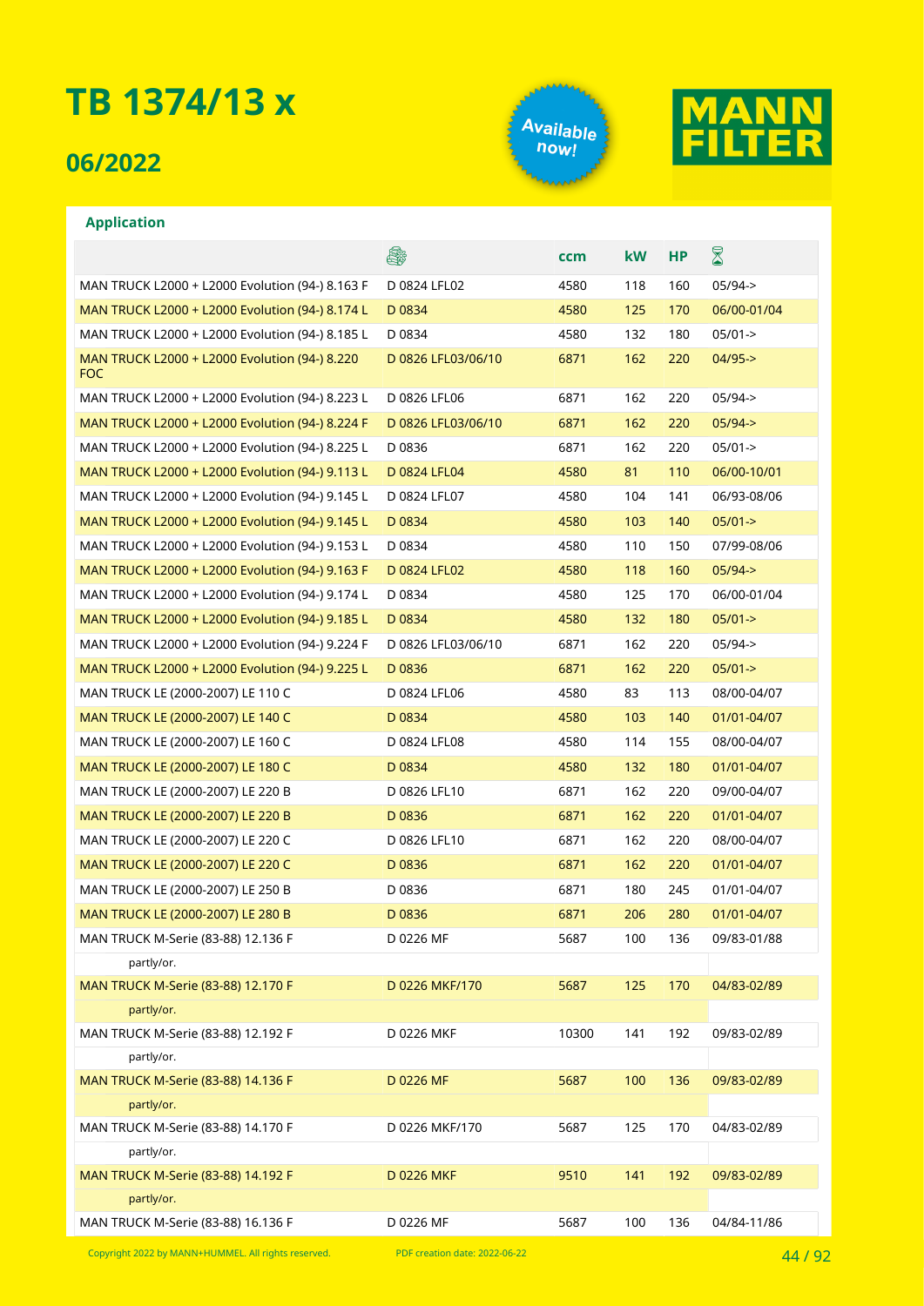# TB 1374/13 x

## 06/2022

Available now!

MANN FILTER

### Application

| | Engine | ccm | kW | HP | Period |
|---|---|---|---|---|---|
| MAN TRUCK L2000 + L2000 Evolution (94-) 8.163 F | D 0824 LFL02 | 4580 | 118 | 160 | 05/94-> |
| MAN TRUCK L2000 + L2000 Evolution (94-) 8.174 L | D 0834 | 4580 | 125 | 170 | 06/00-01/04 |
| MAN TRUCK L2000 + L2000 Evolution (94-) 8.185 L | D 0834 | 4580 | 132 | 180 | 05/01-> |
| MAN TRUCK L2000 + L2000 Evolution (94-) 8.220 FOC | D 0826 LFL03/06/10 | 6871 | 162 | 220 | 04/95-> |
| MAN TRUCK L2000 + L2000 Evolution (94-) 8.223 L | D 0826 LFL06 | 6871 | 162 | 220 | 05/94-> |
| MAN TRUCK L2000 + L2000 Evolution (94-) 8.224 F | D 0826 LFL03/06/10 | 6871 | 162 | 220 | 05/94-> |
| MAN TRUCK L2000 + L2000 Evolution (94-) 8.225 L | D 0836 | 6871 | 162 | 220 | 05/01-> |
| MAN TRUCK L2000 + L2000 Evolution (94-) 9.113 L | D 0824 LFL04 | 4580 | 81 | 110 | 06/00-10/01 |
| MAN TRUCK L2000 + L2000 Evolution (94-) 9.145 L | D 0824 LFL07 | 4580 | 104 | 141 | 06/93-08/06 |
| MAN TRUCK L2000 + L2000 Evolution (94-) 9.145 L | D 0834 | 4580 | 103 | 140 | 05/01-> |
| MAN TRUCK L2000 + L2000 Evolution (94-) 9.153 L | D 0834 | 4580 | 110 | 150 | 07/99-08/06 |
| MAN TRUCK L2000 + L2000 Evolution (94-) 9.163 F | D 0824 LFL02 | 4580 | 118 | 160 | 05/94-> |
| MAN TRUCK L2000 + L2000 Evolution (94-) 9.174 L | D 0834 | 4580 | 125 | 170 | 06/00-01/04 |
| MAN TRUCK L2000 + L2000 Evolution (94-) 9.185 L | D 0834 | 4580 | 132 | 180 | 05/01-> |
| MAN TRUCK L2000 + L2000 Evolution (94-) 9.224 F | D 0826 LFL03/06/10 | 6871 | 162 | 220 | 05/94-> |
| MAN TRUCK L2000 + L2000 Evolution (94-) 9.225 L | D 0836 | 6871 | 162 | 220 | 05/01-> |
| MAN TRUCK LE (2000-2007) LE 110 C | D 0824 LFL06 | 4580 | 83 | 113 | 08/00-04/07 |
| MAN TRUCK LE (2000-2007) LE 140 C | D 0834 | 4580 | 103 | 140 | 01/01-04/07 |
| MAN TRUCK LE (2000-2007) LE 160 C | D 0824 LFL08 | 4580 | 114 | 155 | 08/00-04/07 |
| MAN TRUCK LE (2000-2007) LE 180 C | D 0834 | 4580 | 132 | 180 | 01/01-04/07 |
| MAN TRUCK LE (2000-2007) LE 220 B | D 0826 LFL10 | 6871 | 162 | 220 | 09/00-04/07 |
| MAN TRUCK LE (2000-2007) LE 220 B | D 0836 | 6871 | 162 | 220 | 01/01-04/07 |
| MAN TRUCK LE (2000-2007) LE 220 C | D 0826 LFL10 | 6871 | 162 | 220 | 08/00-04/07 |
| MAN TRUCK LE (2000-2007) LE 220 C | D 0836 | 6871 | 162 | 220 | 01/01-04/07 |
| MAN TRUCK LE (2000-2007) LE 250 B | D 0836 | 6871 | 180 | 245 | 01/01-04/07 |
| MAN TRUCK LE (2000-2007) LE 280 B | D 0836 | 6871 | 206 | 280 | 01/01-04/07 |
| MAN TRUCK M-Serie (83-88) 12.136 F | D 0226 MF | 5687 | 100 | 136 | 09/83-01/88 |
| partly/or. | | | | | |
| MAN TRUCK M-Serie (83-88) 12.170 F | D 0226 MKF/170 | 5687 | 125 | 170 | 04/83-02/89 |
| partly/or. | | | | | |
| MAN TRUCK M-Serie (83-88) 12.192 F | D 0226 MKF | 10300 | 141 | 192 | 09/83-02/89 |
| partly/or. | | | | | |
| MAN TRUCK M-Serie (83-88) 14.136 F | D 0226 MF | 5687 | 100 | 136 | 09/83-02/89 |
| partly/or. | | | | | |
| MAN TRUCK M-Serie (83-88) 14.170 F | D 0226 MKF/170 | 5687 | 125 | 170 | 04/83-02/89 |
| partly/or. | | | | | |
| MAN TRUCK M-Serie (83-88) 14.192 F | D 0226 MKF | 9510 | 141 | 192 | 09/83-02/89 |
| partly/or. | | | | | |
| MAN TRUCK M-Serie (83-88) 16.136 F | D 0226 MF | 5687 | 100 | 136 | 04/84-11/86 |

Copyright 2022 by MANN+HUMMEL. All rights reserved. PDF creation date: 2022-06-22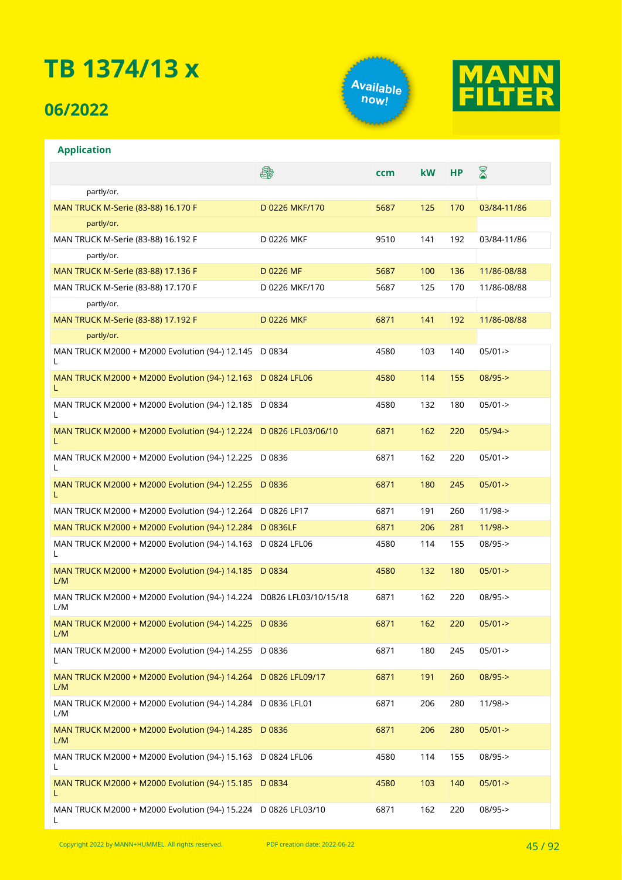# TB 1374/13 x

## 06/2022

Available now!

MANN FILTER

**Application**

| | Engine | ccm | kW | HP | Period |
|---|---|---|---|---|---|
| partly/or. | | | | | |
| MAN TRUCK M-Serie (83-88) 16.170 F | D 0226 MKF/170 | 5687 | 125 | 170 | 03/84-11/86 |
| partly/or. | | | | | |
| MAN TRUCK M-Serie (83-88) 16.192 F | D 0226 MKF | 9510 | 141 | 192 | 03/84-11/86 |
| partly/or. | | | | | |
| MAN TRUCK M-Serie (83-88) 17.136 F | D 0226 MF | 5687 | 100 | 136 | 11/86-08/88 |
| MAN TRUCK M-Serie (83-88) 17.170 F | D 0226 MKF/170 | 5687 | 125 | 170 | 11/86-08/88 |
| partly/or. | | | | | |
| MAN TRUCK M-Serie (83-88) 17.192 F | D 0226 MKF | 6871 | 141 | 192 | 11/86-08/88 |
| partly/or. | | | | | |
| MAN TRUCK M2000 + M2000 Evolution (94-) 12.145 L | D 0834 | 4580 | 103 | 140 | 05/01-> |
| MAN TRUCK M2000 + M2000 Evolution (94-) 12.163 L | D 0824 LFL06 | 4580 | 114 | 155 | 08/95-> |
| MAN TRUCK M2000 + M2000 Evolution (94-) 12.185 L | D 0834 | 4580 | 132 | 180 | 05/01-> |
| MAN TRUCK M2000 + M2000 Evolution (94-) 12.224 L | D 0826 LFL03/06/10 | 6871 | 162 | 220 | 05/94-> |
| MAN TRUCK M2000 + M2000 Evolution (94-) 12.225 L | D 0836 | 6871 | 162 | 220 | 05/01-> |
| MAN TRUCK M2000 + M2000 Evolution (94-) 12.255 L | D 0836 | 6871 | 180 | 245 | 05/01-> |
| MAN TRUCK M2000 + M2000 Evolution (94-) 12.264 | D 0826 LF17 | 6871 | 191 | 260 | 11/98-> |
| MAN TRUCK M2000 + M2000 Evolution (94-) 12.284 | D 0836LF | 6871 | 206 | 281 | 11/98-> |
| MAN TRUCK M2000 + M2000 Evolution (94-) 14.163 L | D 0824 LFL06 | 4580 | 114 | 155 | 08/95-> |
| MAN TRUCK M2000 + M2000 Evolution (94-) 14.185 L/M | D 0834 | 4580 | 132 | 180 | 05/01-> |
| MAN TRUCK M2000 + M2000 Evolution (94-) 14.224 L/M | D0826 LFL03/10/15/18 | 6871 | 162 | 220 | 08/95-> |
| MAN TRUCK M2000 + M2000 Evolution (94-) 14.225 L/M | D 0836 | 6871 | 162 | 220 | 05/01-> |
| MAN TRUCK M2000 + M2000 Evolution (94-) 14.255 L | D 0836 | 6871 | 180 | 245 | 05/01-> |
| MAN TRUCK M2000 + M2000 Evolution (94-) 14.264 L/M | D 0826 LFL09/17 | 6871 | 191 | 260 | 08/95-> |
| MAN TRUCK M2000 + M2000 Evolution (94-) 14.284 L/M | D 0836 LFL01 | 6871 | 206 | 280 | 11/98-> |
| MAN TRUCK M2000 + M2000 Evolution (94-) 14.285 L/M | D 0836 | 6871 | 206 | 280 | 05/01-> |
| MAN TRUCK M2000 + M2000 Evolution (94-) 15.163 L | D 0824 LFL06 | 4580 | 114 | 155 | 08/95-> |
| MAN TRUCK M2000 + M2000 Evolution (94-) 15.185 L | D 0834 | 4580 | 103 | 140 | 05/01-> |
| MAN TRUCK M2000 + M2000 Evolution (94-) 15.224 L | D 0826 LFL03/10 | 6871 | 162 | 220 | 08/95-> |

Copyright 2022 by MANN+HUMMEL. All rights reserved. PDF creation date: 2022-06-22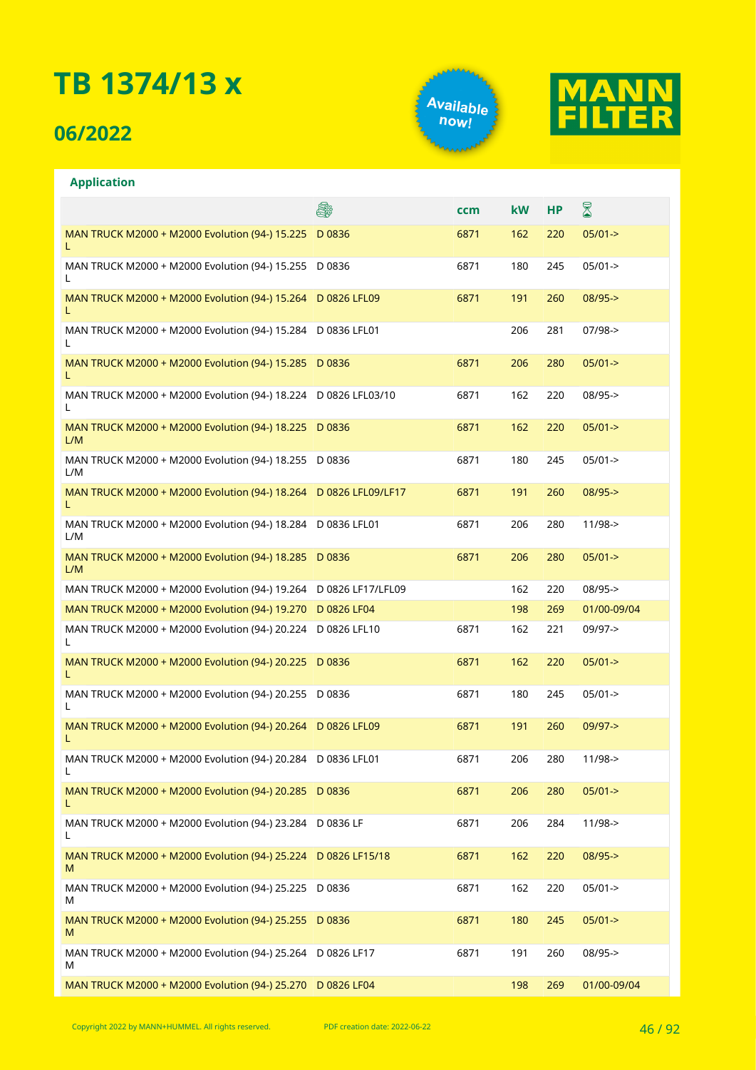# TB 1374/13 x

## 06/2022

Available now!

**Application**

| | Engine | ccm | kW | HP | Year |
|---|---|---|---|---|---|
| MAN TRUCK M2000 + M2000 Evolution (94-) 15.225 L | D 0836 | 6871 | 162 | 220 | 05/01-> |
| MAN TRUCK M2000 + M2000 Evolution (94-) 15.255 L | D 0836 | 6871 | 180 | 245 | 05/01-> |
| MAN TRUCK M2000 + M2000 Evolution (94-) 15.264 L | D 0826 LFL09 | 6871 | 191 | 260 | 08/95-> |
| MAN TRUCK M2000 + M2000 Evolution (94-) 15.284 L | D 0836 LFL01 | | 206 | 281 | 07/98-> |
| MAN TRUCK M2000 + M2000 Evolution (94-) 15.285 L | D 0836 | 6871 | 206 | 280 | 05/01-> |
| MAN TRUCK M2000 + M2000 Evolution (94-) 18.224 L | D 0826 LFL03/10 | 6871 | 162 | 220 | 08/95-> |
| MAN TRUCK M2000 + M2000 Evolution (94-) 18.225 L/M | D 0836 | 6871 | 162 | 220 | 05/01-> |
| MAN TRUCK M2000 + M2000 Evolution (94-) 18.255 L/M | D 0836 | 6871 | 180 | 245 | 05/01-> |
| MAN TRUCK M2000 + M2000 Evolution (94-) 18.264 L | D 0826 LFL09/LF17 | 6871 | 191 | 260 | 08/95-> |
| MAN TRUCK M2000 + M2000 Evolution (94-) 18.284 L/M | D 0836 LFL01 | 6871 | 206 | 280 | 11/98-> |
| MAN TRUCK M2000 + M2000 Evolution (94-) 18.285 L/M | D 0836 | 6871 | 206 | 280 | 05/01-> |
| MAN TRUCK M2000 + M2000 Evolution (94-) 19.264 | D 0826 LF17/LFL09 | | 162 | 220 | 08/95-> |
| MAN TRUCK M2000 + M2000 Evolution (94-) 19.270 | D 0826 LF04 | | 198 | 269 | 01/00-09/04 |
| MAN TRUCK M2000 + M2000 Evolution (94-) 20.224 L | D 0826 LFL10 | 6871 | 162 | 221 | 09/97-> |
| MAN TRUCK M2000 + M2000 Evolution (94-) 20.225 L | D 0836 | 6871 | 162 | 220 | 05/01-> |
| MAN TRUCK M2000 + M2000 Evolution (94-) 20.255 L | D 0836 | 6871 | 180 | 245 | 05/01-> |
| MAN TRUCK M2000 + M2000 Evolution (94-) 20.264 L | D 0826 LFL09 | 6871 | 191 | 260 | 09/97-> |
| MAN TRUCK M2000 + M2000 Evolution (94-) 20.284 L | D 0836 LFL01 | 6871 | 206 | 280 | 11/98-> |
| MAN TRUCK M2000 + M2000 Evolution (94-) 20.285 L | D 0836 | 6871 | 206 | 280 | 05/01-> |
| MAN TRUCK M2000 + M2000 Evolution (94-) 23.284 L | D 0836 LF | 6871 | 206 | 284 | 11/98-> |
| MAN TRUCK M2000 + M2000 Evolution (94-) 25.224 M | D 0826 LF15/18 | 6871 | 162 | 220 | 08/95-> |
| MAN TRUCK M2000 + M2000 Evolution (94-) 25.225 M | D 0836 | 6871 | 162 | 220 | 05/01-> |
| MAN TRUCK M2000 + M2000 Evolution (94-) 25.255 M | D 0836 | 6871 | 180 | 245 | 05/01-> |
| MAN TRUCK M2000 + M2000 Evolution (94-) 25.264 M | D 0826 LF17 | 6871 | 191 | 260 | 08/95-> |
| MAN TRUCK M2000 + M2000 Evolution (94-) 25.270 | D 0826 LF04 | | 198 | 269 | 01/00-09/04 |

Copyright 2022 by MANN+HUMMEL. All rights reserved. PDF creation date: 2022-06-22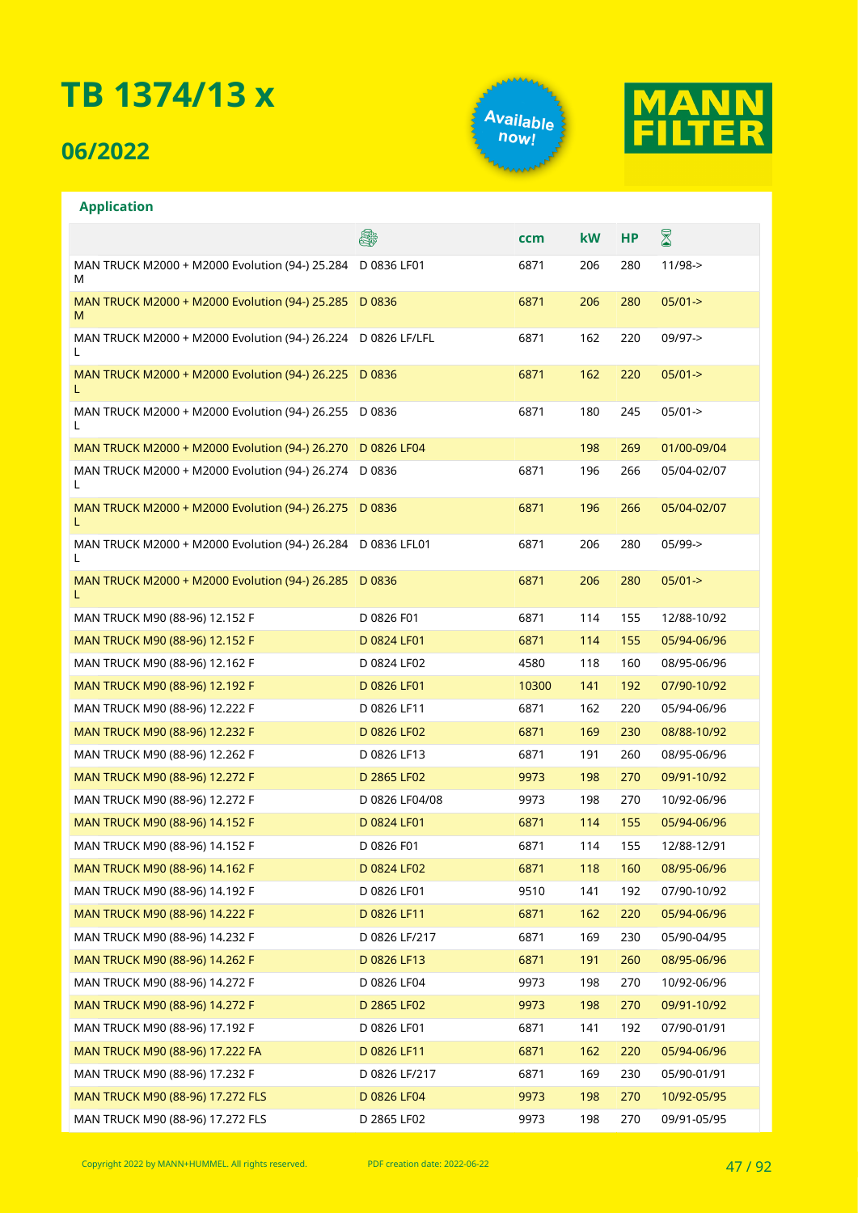# TB 1374/13 x

## 06/2022

Available now!

MANN FILTER

**Application**

| | (engine) | ccm | kW | HP | (period) |
|---|---|---|---|---|---|
| MAN TRUCK M2000 + M2000 Evolution (94-) 25.284 M | D 0836 LF01 | 6871 | 206 | 280 | 11/98-> |
| MAN TRUCK M2000 + M2000 Evolution (94-) 25.285 M | D 0836 | 6871 | 206 | 280 | 05/01-> |
| MAN TRUCK M2000 + M2000 Evolution (94-) 26.224 L | D 0826 LF/LFL | 6871 | 162 | 220 | 09/97-> |
| MAN TRUCK M2000 + M2000 Evolution (94-) 26.225 L | D 0836 | 6871 | 162 | 220 | 05/01-> |
| MAN TRUCK M2000 + M2000 Evolution (94-) 26.255 L | D 0836 | 6871 | 180 | 245 | 05/01-> |
| MAN TRUCK M2000 + M2000 Evolution (94-) 26.270 | D 0826 LF04 | | 198 | 269 | 01/00-09/04 |
| MAN TRUCK M2000 + M2000 Evolution (94-) 26.274 L | D 0836 | 6871 | 196 | 266 | 05/04-02/07 |
| MAN TRUCK M2000 + M2000 Evolution (94-) 26.275 L | D 0836 | 6871 | 196 | 266 | 05/04-02/07 |
| MAN TRUCK M2000 + M2000 Evolution (94-) 26.284 L | D 0836 LFL01 | 6871 | 206 | 280 | 05/99-> |
| MAN TRUCK M2000 + M2000 Evolution (94-) 26.285 L | D 0836 | 6871 | 206 | 280 | 05/01-> |
| MAN TRUCK M90 (88-96) 12.152 F | D 0826 F01 | 6871 | 114 | 155 | 12/88-10/92 |
| MAN TRUCK M90 (88-96) 12.152 F | D 0824 LF01 | 6871 | 114 | 155 | 05/94-06/96 |
| MAN TRUCK M90 (88-96) 12.162 F | D 0824 LF02 | 4580 | 118 | 160 | 08/95-06/96 |
| MAN TRUCK M90 (88-96) 12.192 F | D 0826 LF01 | 10300 | 141 | 192 | 07/90-10/92 |
| MAN TRUCK M90 (88-96) 12.222 F | D 0826 LF11 | 6871 | 162 | 220 | 05/94-06/96 |
| MAN TRUCK M90 (88-96) 12.232 F | D 0826 LF02 | 6871 | 169 | 230 | 08/88-10/92 |
| MAN TRUCK M90 (88-96) 12.262 F | D 0826 LF13 | 6871 | 191 | 260 | 08/95-06/96 |
| MAN TRUCK M90 (88-96) 12.272 F | D 2865 LF02 | 9973 | 198 | 270 | 09/91-10/92 |
| MAN TRUCK M90 (88-96) 12.272 F | D 0826 LF04/08 | 9973 | 198 | 270 | 10/92-06/96 |
| MAN TRUCK M90 (88-96) 14.152 F | D 0824 LF01 | 6871 | 114 | 155 | 05/94-06/96 |
| MAN TRUCK M90 (88-96) 14.152 F | D 0826 F01 | 6871 | 114 | 155 | 12/88-12/91 |
| MAN TRUCK M90 (88-96) 14.162 F | D 0824 LF02 | 6871 | 118 | 160 | 08/95-06/96 |
| MAN TRUCK M90 (88-96) 14.192 F | D 0826 LF01 | 9510 | 141 | 192 | 07/90-10/92 |
| MAN TRUCK M90 (88-96) 14.222 F | D 0826 LF11 | 6871 | 162 | 220 | 05/94-06/96 |
| MAN TRUCK M90 (88-96) 14.232 F | D 0826 LF/217 | 6871 | 169 | 230 | 05/90-04/95 |
| MAN TRUCK M90 (88-96) 14.262 F | D 0826 LF13 | 6871 | 191 | 260 | 08/95-06/96 |
| MAN TRUCK M90 (88-96) 14.272 F | D 0826 LF04 | 9973 | 198 | 270 | 10/92-06/96 |
| MAN TRUCK M90 (88-96) 14.272 F | D 2865 LF02 | 9973 | 198 | 270 | 09/91-10/92 |
| MAN TRUCK M90 (88-96) 17.192 F | D 0826 LF01 | 6871 | 141 | 192 | 07/90-01/91 |
| MAN TRUCK M90 (88-96) 17.222 FA | D 0826 LF11 | 6871 | 162 | 220 | 05/94-06/96 |
| MAN TRUCK M90 (88-96) 17.232 F | D 0826 LF/217 | 6871 | 169 | 230 | 05/90-01/91 |
| MAN TRUCK M90 (88-96) 17.272 FLS | D 0826 LF04 | 9973 | 198 | 270 | 10/92-05/95 |
| MAN TRUCK M90 (88-96) 17.272 FLS | D 2865 LF02 | 9973 | 198 | 270 | 09/91-05/95 |

Copyright 2022 by MANN+HUMMEL. All rights reserved. PDF creation date: 2022-06-22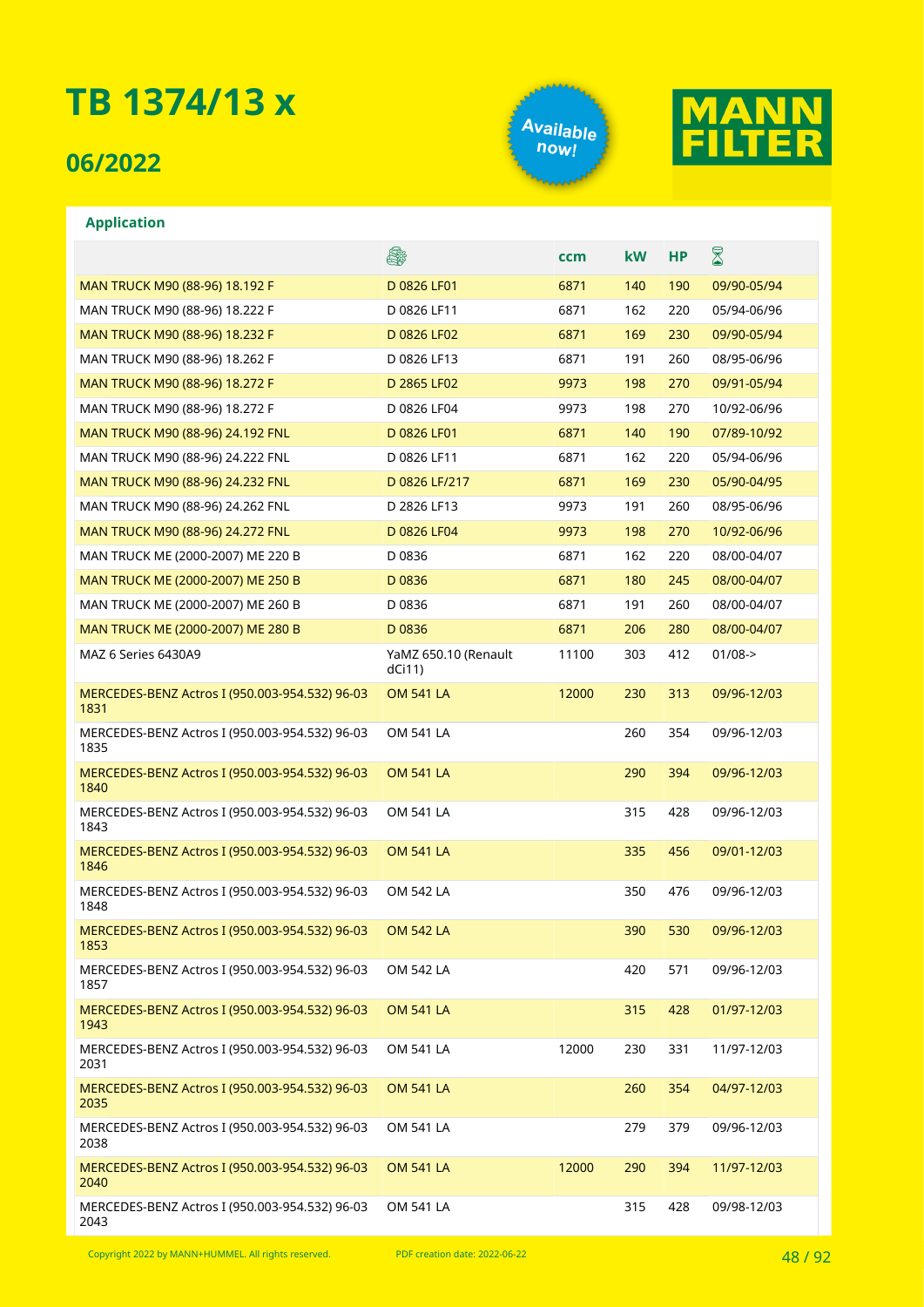# TB 1374/13 x

## 06/2022

Available now!

MANN FILTER

### Application

| | Engine | ccm | kW | HP | ⌛ |
|---|---|---|---|---|---|
| MAN TRUCK M90 (88-96) 18.192 F | D 0826 LF01 | 6871 | 140 | 190 | 09/90-05/94 |
| MAN TRUCK M90 (88-96) 18.222 F | D 0826 LF11 | 6871 | 162 | 220 | 05/94-06/96 |
| MAN TRUCK M90 (88-96) 18.232 F | D 0826 LF02 | 6871 | 169 | 230 | 09/90-05/94 |
| MAN TRUCK M90 (88-96) 18.262 F | D 0826 LF13 | 6871 | 191 | 260 | 08/95-06/96 |
| MAN TRUCK M90 (88-96) 18.272 F | D 2865 LF02 | 9973 | 198 | 270 | 09/91-05/94 |
| MAN TRUCK M90 (88-96) 18.272 F | D 0826 LF04 | 9973 | 198 | 270 | 10/92-06/96 |
| MAN TRUCK M90 (88-96) 24.192 FNL | D 0826 LF01 | 6871 | 140 | 190 | 07/89-10/92 |
| MAN TRUCK M90 (88-96) 24.222 FNL | D 0826 LF11 | 6871 | 162 | 220 | 05/94-06/96 |
| MAN TRUCK M90 (88-96) 24.232 FNL | D 0826 LF/217 | 6871 | 169 | 230 | 05/90-04/95 |
| MAN TRUCK M90 (88-96) 24.262 FNL | D 2826 LF13 | 9973 | 191 | 260 | 08/95-06/96 |
| MAN TRUCK M90 (88-96) 24.272 FNL | D 0826 LF04 | 9973 | 198 | 270 | 10/92-06/96 |
| MAN TRUCK ME (2000-2007) ME 220 B | D 0836 | 6871 | 162 | 220 | 08/00-04/07 |
| MAN TRUCK ME (2000-2007) ME 250 B | D 0836 | 6871 | 180 | 245 | 08/00-04/07 |
| MAN TRUCK ME (2000-2007) ME 260 B | D 0836 | 6871 | 191 | 260 | 08/00-04/07 |
| MAN TRUCK ME (2000-2007) ME 280 B | D 0836 | 6871 | 206 | 280 | 08/00-04/07 |
| MAZ 6 Series 6430A9 | YaMZ 650.10 (Renault dCi11) | 11100 | 303 | 412 | 01/08-> |
| MERCEDES-BENZ Actros I (950.003-954.532) 96-03 1831 | OM 541 LA | 12000 | 230 | 313 | 09/96-12/03 |
| MERCEDES-BENZ Actros I (950.003-954.532) 96-03 1835 | OM 541 LA | | 260 | 354 | 09/96-12/03 |
| MERCEDES-BENZ Actros I (950.003-954.532) 96-03 1840 | OM 541 LA | | 290 | 394 | 09/96-12/03 |
| MERCEDES-BENZ Actros I (950.003-954.532) 96-03 1843 | OM 541 LA | | 315 | 428 | 09/96-12/03 |
| MERCEDES-BENZ Actros I (950.003-954.532) 96-03 1846 | OM 541 LA | | 335 | 456 | 09/01-12/03 |
| MERCEDES-BENZ Actros I (950.003-954.532) 96-03 1848 | OM 542 LA | | 350 | 476 | 09/96-12/03 |
| MERCEDES-BENZ Actros I (950.003-954.532) 96-03 1853 | OM 542 LA | | 390 | 530 | 09/96-12/03 |
| MERCEDES-BENZ Actros I (950.003-954.532) 96-03 1857 | OM 542 LA | | 420 | 571 | 09/96-12/03 |
| MERCEDES-BENZ Actros I (950.003-954.532) 96-03 1943 | OM 541 LA | | 315 | 428 | 01/97-12/03 |
| MERCEDES-BENZ Actros I (950.003-954.532) 96-03 2031 | OM 541 LA | 12000 | 230 | 331 | 11/97-12/03 |
| MERCEDES-BENZ Actros I (950.003-954.532) 96-03 2035 | OM 541 LA | | 260 | 354 | 04/97-12/03 |
| MERCEDES-BENZ Actros I (950.003-954.532) 96-03 2038 | OM 541 LA | | 279 | 379 | 09/96-12/03 |
| MERCEDES-BENZ Actros I (950.003-954.532) 96-03 2040 | OM 541 LA | 12000 | 290 | 394 | 11/97-12/03 |
| MERCEDES-BENZ Actros I (950.003-954.532) 96-03 2043 | OM 541 LA | | 315 | 428 | 09/98-12/03 |

Copyright 2022 by MANN+HUMMEL. All rights reserved. PDF creation date: 2022-06-22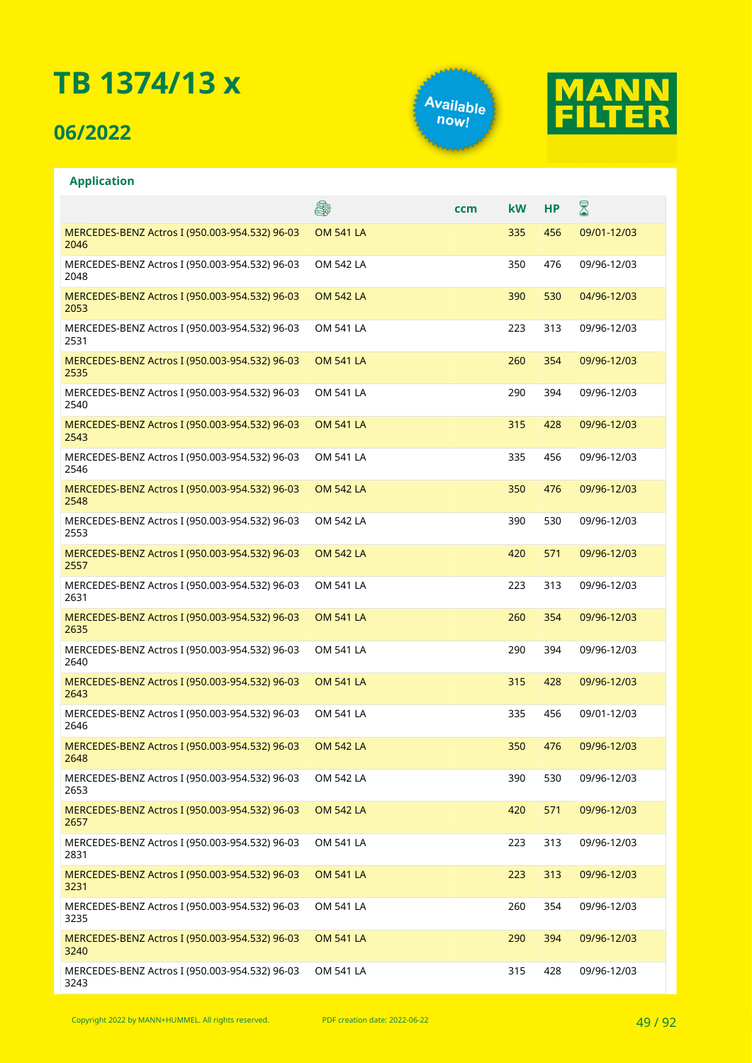# TB 1374/13 x

## 06/2022

Available now!

MANN FILTER

**Application**

| | 🚛 | ccm | kW | HP | ⌛ |
|---|---|---|---|---|---|
| MERCEDES-BENZ Actros I (950.003-954.532) 96-03 2046 | OM 541 LA | | 335 | 456 | 09/01-12/03 |
| MERCEDES-BENZ Actros I (950.003-954.532) 96-03 2048 | OM 542 LA | | 350 | 476 | 09/96-12/03 |
| MERCEDES-BENZ Actros I (950.003-954.532) 96-03 2053 | OM 542 LA | | 390 | 530 | 04/96-12/03 |
| MERCEDES-BENZ Actros I (950.003-954.532) 96-03 2531 | OM 541 LA | | 223 | 313 | 09/96-12/03 |
| MERCEDES-BENZ Actros I (950.003-954.532) 96-03 2535 | OM 541 LA | | 260 | 354 | 09/96-12/03 |
| MERCEDES-BENZ Actros I (950.003-954.532) 96-03 2540 | OM 541 LA | | 290 | 394 | 09/96-12/03 |
| MERCEDES-BENZ Actros I (950.003-954.532) 96-03 2543 | OM 541 LA | | 315 | 428 | 09/96-12/03 |
| MERCEDES-BENZ Actros I (950.003-954.532) 96-03 2546 | OM 541 LA | | 335 | 456 | 09/96-12/03 |
| MERCEDES-BENZ Actros I (950.003-954.532) 96-03 2548 | OM 542 LA | | 350 | 476 | 09/96-12/03 |
| MERCEDES-BENZ Actros I (950.003-954.532) 96-03 2553 | OM 542 LA | | 390 | 530 | 09/96-12/03 |
| MERCEDES-BENZ Actros I (950.003-954.532) 96-03 2557 | OM 542 LA | | 420 | 571 | 09/96-12/03 |
| MERCEDES-BENZ Actros I (950.003-954.532) 96-03 2631 | OM 541 LA | | 223 | 313 | 09/96-12/03 |
| MERCEDES-BENZ Actros I (950.003-954.532) 96-03 2635 | OM 541 LA | | 260 | 354 | 09/96-12/03 |
| MERCEDES-BENZ Actros I (950.003-954.532) 96-03 2640 | OM 541 LA | | 290 | 394 | 09/96-12/03 |
| MERCEDES-BENZ Actros I (950.003-954.532) 96-03 2643 | OM 541 LA | | 315 | 428 | 09/96-12/03 |
| MERCEDES-BENZ Actros I (950.003-954.532) 96-03 2646 | OM 541 LA | | 335 | 456 | 09/01-12/03 |
| MERCEDES-BENZ Actros I (950.003-954.532) 96-03 2648 | OM 542 LA | | 350 | 476 | 09/96-12/03 |
| MERCEDES-BENZ Actros I (950.003-954.532) 96-03 2653 | OM 542 LA | | 390 | 530 | 09/96-12/03 |
| MERCEDES-BENZ Actros I (950.003-954.532) 96-03 2657 | OM 542 LA | | 420 | 571 | 09/96-12/03 |
| MERCEDES-BENZ Actros I (950.003-954.532) 96-03 2831 | OM 541 LA | | 223 | 313 | 09/96-12/03 |
| MERCEDES-BENZ Actros I (950.003-954.532) 96-03 3231 | OM 541 LA | | 223 | 313 | 09/96-12/03 |
| MERCEDES-BENZ Actros I (950.003-954.532) 96-03 3235 | OM 541 LA | | 260 | 354 | 09/96-12/03 |
| MERCEDES-BENZ Actros I (950.003-954.532) 96-03 3240 | OM 541 LA | | 290 | 394 | 09/96-12/03 |
| MERCEDES-BENZ Actros I (950.003-954.532) 96-03 3243 | OM 541 LA | | 315 | 428 | 09/96-12/03 |

Copyright 2022 by MANN+HUMMEL. All rights reserved. PDF creation date: 2022-06-22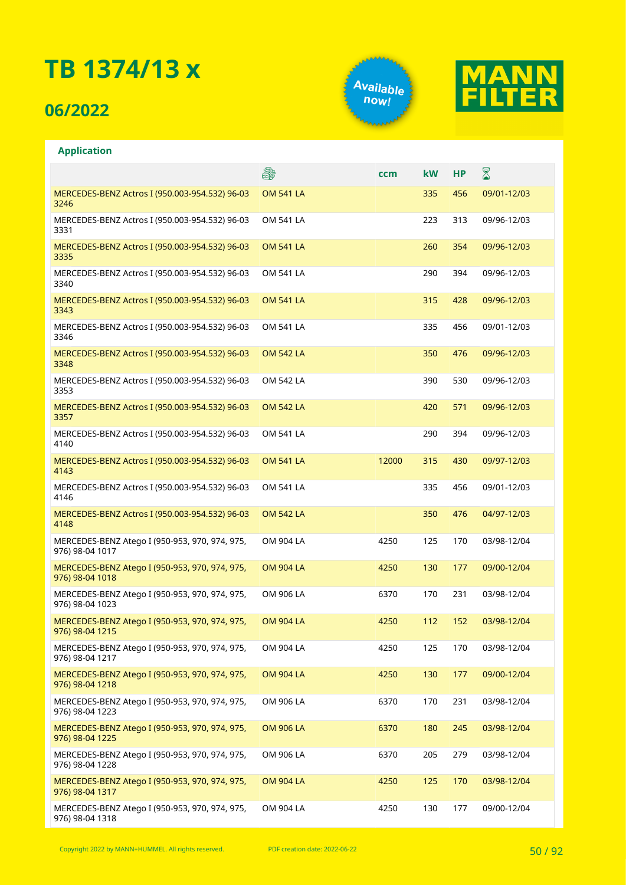# TB 1374/13 x

## 06/2022

Available now!

MANN FILTER

### Application

| | Engine | ccm | kW | HP | ⌛ |
|---|---|---|---|---|---|
| MERCEDES-BENZ Actros I (950.003-954.532) 96-03 3246 | OM 541 LA | | 335 | 456 | 09/01-12/03 |
| MERCEDES-BENZ Actros I (950.003-954.532) 96-03 3331 | OM 541 LA | | 223 | 313 | 09/96-12/03 |
| MERCEDES-BENZ Actros I (950.003-954.532) 96-03 3335 | OM 541 LA | | 260 | 354 | 09/96-12/03 |
| MERCEDES-BENZ Actros I (950.003-954.532) 96-03 3340 | OM 541 LA | | 290 | 394 | 09/96-12/03 |
| MERCEDES-BENZ Actros I (950.003-954.532) 96-03 3343 | OM 541 LA | | 315 | 428 | 09/96-12/03 |
| MERCEDES-BENZ Actros I (950.003-954.532) 96-03 3346 | OM 541 LA | | 335 | 456 | 09/01-12/03 |
| MERCEDES-BENZ Actros I (950.003-954.532) 96-03 3348 | OM 542 LA | | 350 | 476 | 09/96-12/03 |
| MERCEDES-BENZ Actros I (950.003-954.532) 96-03 3353 | OM 542 LA | | 390 | 530 | 09/96-12/03 |
| MERCEDES-BENZ Actros I (950.003-954.532) 96-03 3357 | OM 542 LA | | 420 | 571 | 09/96-12/03 |
| MERCEDES-BENZ Actros I (950.003-954.532) 96-03 4140 | OM 541 LA | | 290 | 394 | 09/96-12/03 |
| MERCEDES-BENZ Actros I (950.003-954.532) 96-03 4143 | OM 541 LA | 12000 | 315 | 430 | 09/97-12/03 |
| MERCEDES-BENZ Actros I (950.003-954.532) 96-03 4146 | OM 541 LA | | 335 | 456 | 09/01-12/03 |
| MERCEDES-BENZ Actros I (950.003-954.532) 96-03 4148 | OM 542 LA | | 350 | 476 | 04/97-12/03 |
| MERCEDES-BENZ Atego I (950-953, 970, 974, 975, 976) 98-04 1017 | OM 904 LA | 4250 | 125 | 170 | 03/98-12/04 |
| MERCEDES-BENZ Atego I (950-953, 970, 974, 975, 976) 98-04 1018 | OM 904 LA | 4250 | 130 | 177 | 09/00-12/04 |
| MERCEDES-BENZ Atego I (950-953, 970, 974, 975, 976) 98-04 1023 | OM 906 LA | 6370 | 170 | 231 | 03/98-12/04 |
| MERCEDES-BENZ Atego I (950-953, 970, 974, 975, 976) 98-04 1215 | OM 904 LA | 4250 | 112 | 152 | 03/98-12/04 |
| MERCEDES-BENZ Atego I (950-953, 970, 974, 975, 976) 98-04 1217 | OM 904 LA | 4250 | 125 | 170 | 03/98-12/04 |
| MERCEDES-BENZ Atego I (950-953, 970, 974, 975, 976) 98-04 1218 | OM 904 LA | 4250 | 130 | 177 | 09/00-12/04 |
| MERCEDES-BENZ Atego I (950-953, 970, 974, 975, 976) 98-04 1223 | OM 906 LA | 6370 | 170 | 231 | 03/98-12/04 |
| MERCEDES-BENZ Atego I (950-953, 970, 974, 975, 976) 98-04 1225 | OM 906 LA | 6370 | 180 | 245 | 03/98-12/04 |
| MERCEDES-BENZ Atego I (950-953, 970, 974, 975, 976) 98-04 1228 | OM 906 LA | 6370 | 205 | 279 | 03/98-12/04 |
| MERCEDES-BENZ Atego I (950-953, 970, 974, 975, 976) 98-04 1317 | OM 904 LA | 4250 | 125 | 170 | 03/98-12/04 |
| MERCEDES-BENZ Atego I (950-953, 970, 974, 975, 976) 98-04 1318 | OM 904 LA | 4250 | 130 | 177 | 09/00-12/04 |

Copyright 2022 by MANN+HUMMEL. All rights reserved. PDF creation date: 2022-06-22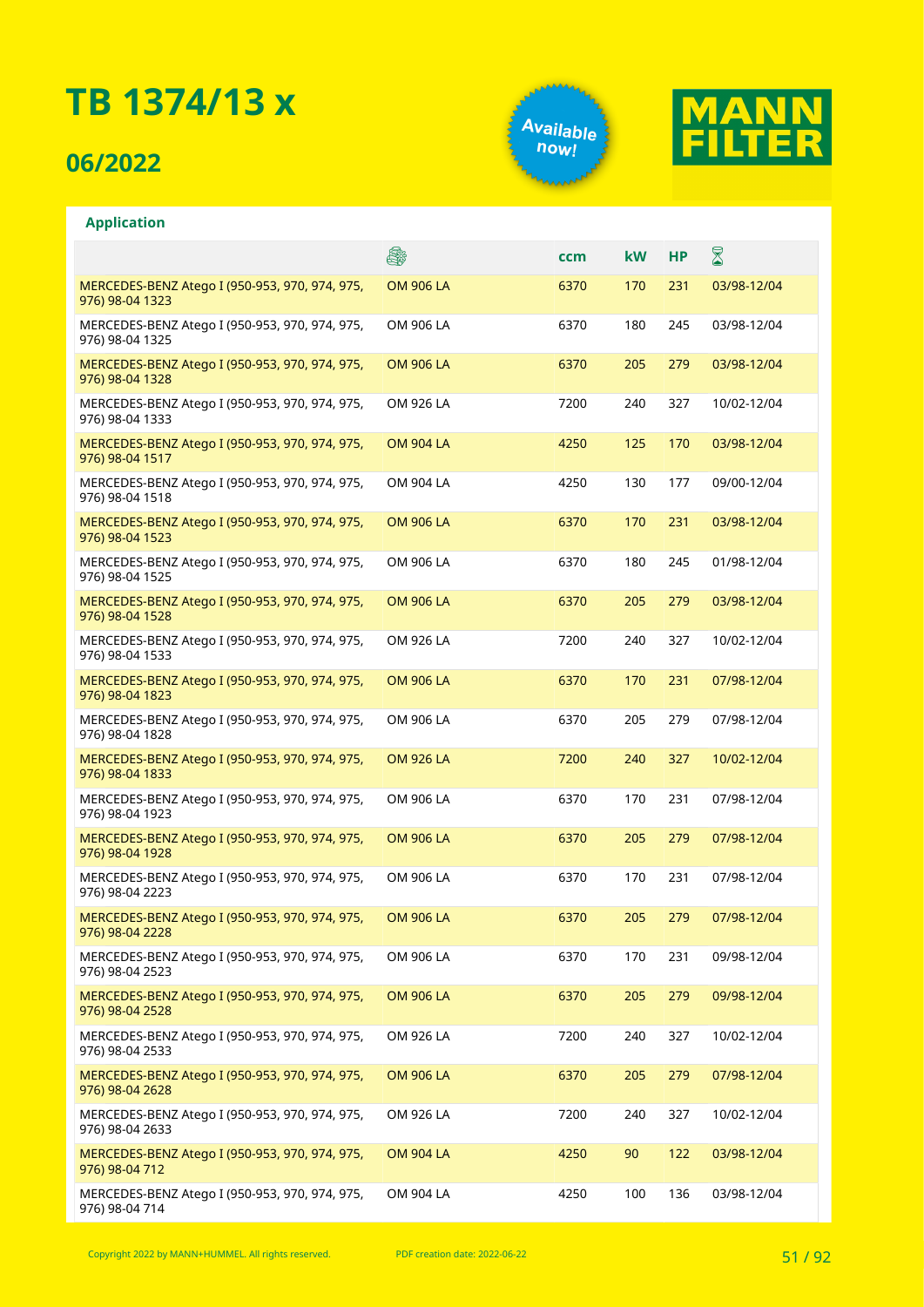# TB 1374/13 x

## 06/2022

Available now!

MANN FILTER

### Application

| | | ccm | kW | HP | |
|---|---|---|---|---|---|
| MERCEDES-BENZ Atego I (950-953, 970, 974, 975, 976) 98-04 1323 | OM 906 LA | 6370 | 170 | 231 | 03/98-12/04 |
| MERCEDES-BENZ Atego I (950-953, 970, 974, 975, 976) 98-04 1325 | OM 906 LA | 6370 | 180 | 245 | 03/98-12/04 |
| MERCEDES-BENZ Atego I (950-953, 970, 974, 975, 976) 98-04 1328 | OM 906 LA | 6370 | 205 | 279 | 03/98-12/04 |
| MERCEDES-BENZ Atego I (950-953, 970, 974, 975, 976) 98-04 1333 | OM 926 LA | 7200 | 240 | 327 | 10/02-12/04 |
| MERCEDES-BENZ Atego I (950-953, 970, 974, 975, 976) 98-04 1517 | OM 904 LA | 4250 | 125 | 170 | 03/98-12/04 |
| MERCEDES-BENZ Atego I (950-953, 970, 974, 975, 976) 98-04 1518 | OM 904 LA | 4250 | 130 | 177 | 09/00-12/04 |
| MERCEDES-BENZ Atego I (950-953, 970, 974, 975, 976) 98-04 1523 | OM 906 LA | 6370 | 170 | 231 | 03/98-12/04 |
| MERCEDES-BENZ Atego I (950-953, 970, 974, 975, 976) 98-04 1525 | OM 906 LA | 6370 | 180 | 245 | 01/98-12/04 |
| MERCEDES-BENZ Atego I (950-953, 970, 974, 975, 976) 98-04 1528 | OM 906 LA | 6370 | 205 | 279 | 03/98-12/04 |
| MERCEDES-BENZ Atego I (950-953, 970, 974, 975, 976) 98-04 1533 | OM 926 LA | 7200 | 240 | 327 | 10/02-12/04 |
| MERCEDES-BENZ Atego I (950-953, 970, 974, 975, 976) 98-04 1823 | OM 906 LA | 6370 | 170 | 231 | 07/98-12/04 |
| MERCEDES-BENZ Atego I (950-953, 970, 974, 975, 976) 98-04 1828 | OM 906 LA | 6370 | 205 | 279 | 07/98-12/04 |
| MERCEDES-BENZ Atego I (950-953, 970, 974, 975, 976) 98-04 1833 | OM 926 LA | 7200 | 240 | 327 | 10/02-12/04 |
| MERCEDES-BENZ Atego I (950-953, 970, 974, 975, 976) 98-04 1923 | OM 906 LA | 6370 | 170 | 231 | 07/98-12/04 |
| MERCEDES-BENZ Atego I (950-953, 970, 974, 975, 976) 98-04 1928 | OM 906 LA | 6370 | 205 | 279 | 07/98-12/04 |
| MERCEDES-BENZ Atego I (950-953, 970, 974, 975, 976) 98-04 2223 | OM 906 LA | 6370 | 170 | 231 | 07/98-12/04 |
| MERCEDES-BENZ Atego I (950-953, 970, 974, 975, 976) 98-04 2228 | OM 906 LA | 6370 | 205 | 279 | 07/98-12/04 |
| MERCEDES-BENZ Atego I (950-953, 970, 974, 975, 976) 98-04 2523 | OM 906 LA | 6370 | 170 | 231 | 09/98-12/04 |
| MERCEDES-BENZ Atego I (950-953, 970, 974, 975, 976) 98-04 2528 | OM 906 LA | 6370 | 205 | 279 | 09/98-12/04 |
| MERCEDES-BENZ Atego I (950-953, 970, 974, 975, 976) 98-04 2533 | OM 926 LA | 7200 | 240 | 327 | 10/02-12/04 |
| MERCEDES-BENZ Atego I (950-953, 970, 974, 975, 976) 98-04 2628 | OM 906 LA | 6370 | 205 | 279 | 07/98-12/04 |
| MERCEDES-BENZ Atego I (950-953, 970, 974, 975, 976) 98-04 2633 | OM 926 LA | 7200 | 240 | 327 | 10/02-12/04 |
| MERCEDES-BENZ Atego I (950-953, 970, 974, 975, 976) 98-04 712 | OM 904 LA | 4250 | 90 | 122 | 03/98-12/04 |
| MERCEDES-BENZ Atego I (950-953, 970, 974, 975, 976) 98-04 714 | OM 904 LA | 4250 | 100 | 136 | 03/98-12/04 |

Copyright 2022 by MANN+HUMMEL. All rights reserved. PDF creation date: 2022-06-22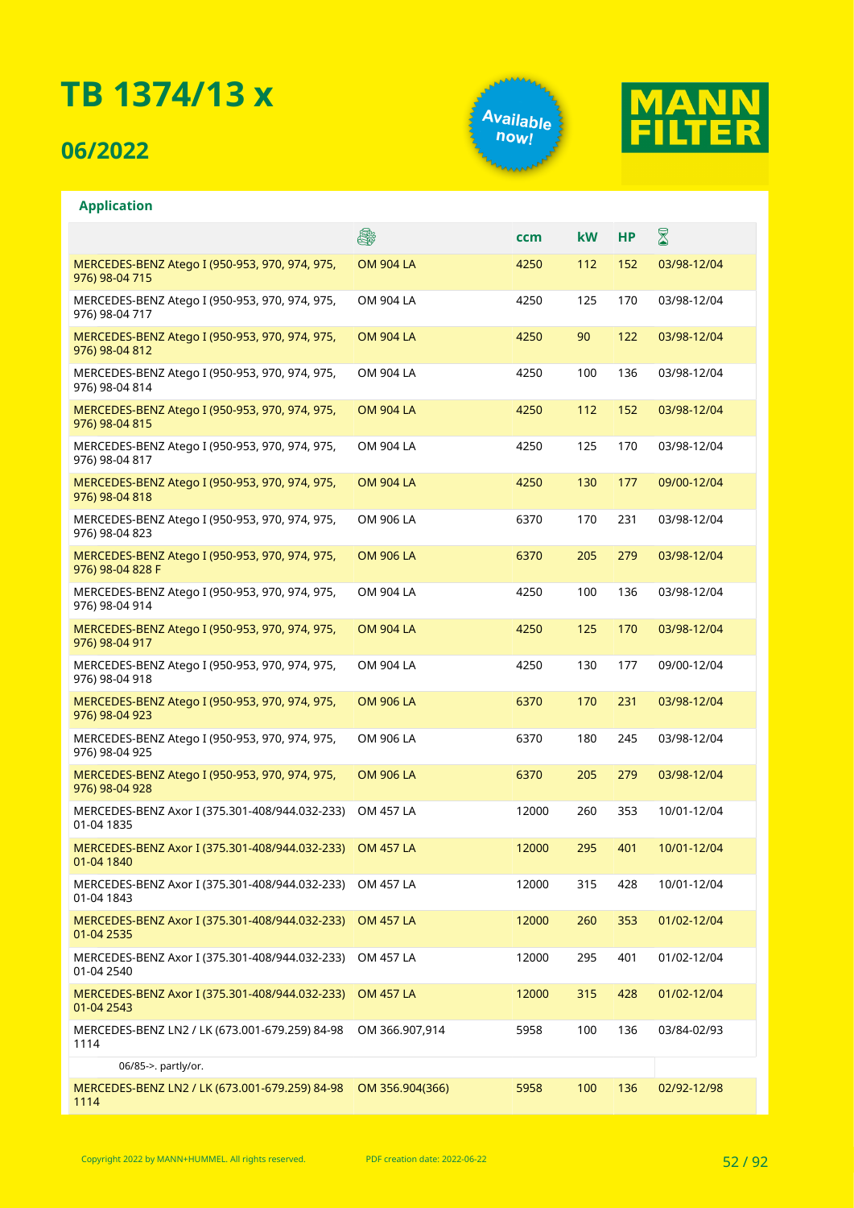# TB 1374/13 x

## 06/2022

Available now!

MANN FILTER

### Application

| | Engine | ccm | kW | HP | Year |
|---|---|---|---|---|---|
| MERCEDES-BENZ Atego I (950-953, 970, 974, 975, 976) 98-04 715 | OM 904 LA | 4250 | 112 | 152 | 03/98-12/04 |
| MERCEDES-BENZ Atego I (950-953, 970, 974, 975, 976) 98-04 717 | OM 904 LA | 4250 | 125 | 170 | 03/98-12/04 |
| MERCEDES-BENZ Atego I (950-953, 970, 974, 975, 976) 98-04 812 | OM 904 LA | 4250 | 90 | 122 | 03/98-12/04 |
| MERCEDES-BENZ Atego I (950-953, 970, 974, 975, 976) 98-04 814 | OM 904 LA | 4250 | 100 | 136 | 03/98-12/04 |
| MERCEDES-BENZ Atego I (950-953, 970, 974, 975, 976) 98-04 815 | OM 904 LA | 4250 | 112 | 152 | 03/98-12/04 |
| MERCEDES-BENZ Atego I (950-953, 970, 974, 975, 976) 98-04 817 | OM 904 LA | 4250 | 125 | 170 | 03/98-12/04 |
| MERCEDES-BENZ Atego I (950-953, 970, 974, 975, 976) 98-04 818 | OM 904 LA | 4250 | 130 | 177 | 09/00-12/04 |
| MERCEDES-BENZ Atego I (950-953, 970, 974, 975, 976) 98-04 823 | OM 906 LA | 6370 | 170 | 231 | 03/98-12/04 |
| MERCEDES-BENZ Atego I (950-953, 970, 974, 975, 976) 98-04 828 F | OM 906 LA | 6370 | 205 | 279 | 03/98-12/04 |
| MERCEDES-BENZ Atego I (950-953, 970, 974, 975, 976) 98-04 914 | OM 904 LA | 4250 | 100 | 136 | 03/98-12/04 |
| MERCEDES-BENZ Atego I (950-953, 970, 974, 975, 976) 98-04 917 | OM 904 LA | 4250 | 125 | 170 | 03/98-12/04 |
| MERCEDES-BENZ Atego I (950-953, 970, 974, 975, 976) 98-04 918 | OM 904 LA | 4250 | 130 | 177 | 09/00-12/04 |
| MERCEDES-BENZ Atego I (950-953, 970, 974, 975, 976) 98-04 923 | OM 906 LA | 6370 | 170 | 231 | 03/98-12/04 |
| MERCEDES-BENZ Atego I (950-953, 970, 974, 975, 976) 98-04 925 | OM 906 LA | 6370 | 180 | 245 | 03/98-12/04 |
| MERCEDES-BENZ Atego I (950-953, 970, 974, 975, 976) 98-04 928 | OM 906 LA | 6370 | 205 | 279 | 03/98-12/04 |
| MERCEDES-BENZ Axor I (375.301-408/944.032-233) 01-04 1835 | OM 457 LA | 12000 | 260 | 353 | 10/01-12/04 |
| MERCEDES-BENZ Axor I (375.301-408/944.032-233) 01-04 1840 | OM 457 LA | 12000 | 295 | 401 | 10/01-12/04 |
| MERCEDES-BENZ Axor I (375.301-408/944.032-233) 01-04 1843 | OM 457 LA | 12000 | 315 | 428 | 10/01-12/04 |
| MERCEDES-BENZ Axor I (375.301-408/944.032-233) 01-04 2535 | OM 457 LA | 12000 | 260 | 353 | 01/02-12/04 |
| MERCEDES-BENZ Axor I (375.301-408/944.032-233) 01-04 2540 | OM 457 LA | 12000 | 295 | 401 | 01/02-12/04 |
| MERCEDES-BENZ Axor I (375.301-408/944.032-233) 01-04 2543 | OM 457 LA | 12000 | 315 | 428 | 01/02-12/04 |
| MERCEDES-BENZ LN2 / LK (673.001-679.259) 84-98 1114 | OM 366.907,914 | 5958 | 100 | 136 | 03/84-02/93 |
| 06/85->. partly/or. | | | | | |
| MERCEDES-BENZ LN2 / LK (673.001-679.259) 84-98 1114 | OM 356.904(366) | 5958 | 100 | 136 | 02/92-12/98 |

Copyright 2022 by MANN+HUMMEL. All rights reserved. PDF creation date: 2022-06-22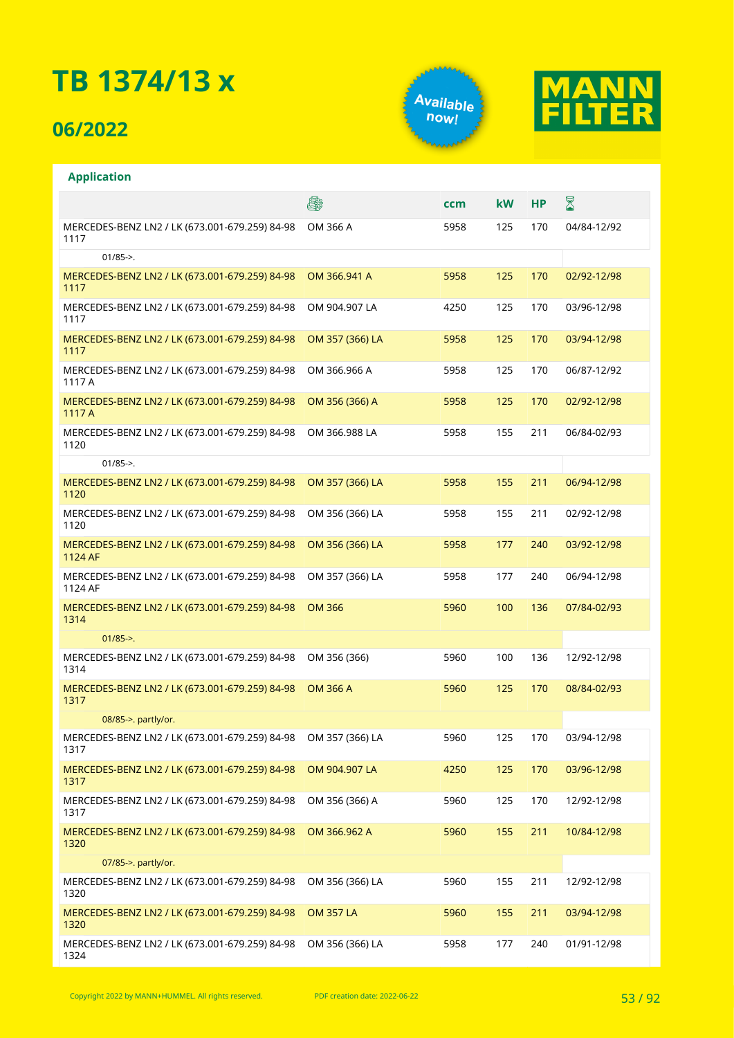# TB 1374/13 x

## 06/2022

Available now!

MANN FILTER

**Application**

| | Engine | ccm | kW | HP | Period |
|---|---|---|---|---|---|
| MERCEDES-BENZ LN2 / LK (673.001-679.259) 84-98 1117 | OM 366 A | 5958 | 125 | 170 | 04/84-12/92 |
| 01/85->. | | | | | |
| MERCEDES-BENZ LN2 / LK (673.001-679.259) 84-98 1117 | OM 366.941 A | 5958 | 125 | 170 | 02/92-12/98 |
| MERCEDES-BENZ LN2 / LK (673.001-679.259) 84-98 1117 | OM 904.907 LA | 4250 | 125 | 170 | 03/96-12/98 |
| MERCEDES-BENZ LN2 / LK (673.001-679.259) 84-98 1117 | OM 357 (366) LA | 5958 | 125 | 170 | 03/94-12/98 |
| MERCEDES-BENZ LN2 / LK (673.001-679.259) 84-98 1117 A | OM 366.966 A | 5958 | 125 | 170 | 06/87-12/92 |
| MERCEDES-BENZ LN2 / LK (673.001-679.259) 84-98 1117 A | OM 356 (366) A | 5958 | 125 | 170 | 02/92-12/98 |
| MERCEDES-BENZ LN2 / LK (673.001-679.259) 84-98 1120 | OM 366.988 LA | 5958 | 155 | 211 | 06/84-02/93 |
| 01/85->. | | | | | |
| MERCEDES-BENZ LN2 / LK (673.001-679.259) 84-98 1120 | OM 357 (366) LA | 5958 | 155 | 211 | 06/94-12/98 |
| MERCEDES-BENZ LN2 / LK (673.001-679.259) 84-98 1120 | OM 356 (366) LA | 5958 | 155 | 211 | 02/92-12/98 |
| MERCEDES-BENZ LN2 / LK (673.001-679.259) 84-98 1124 AF | OM 356 (366) LA | 5958 | 177 | 240 | 03/92-12/98 |
| MERCEDES-BENZ LN2 / LK (673.001-679.259) 84-98 1124 AF | OM 357 (366) LA | 5958 | 177 | 240 | 06/94-12/98 |
| MERCEDES-BENZ LN2 / LK (673.001-679.259) 84-98 1314 | OM 366 | 5960 | 100 | 136 | 07/84-02/93 |
| 01/85->. | | | | | |
| MERCEDES-BENZ LN2 / LK (673.001-679.259) 84-98 1314 | OM 356 (366) | 5960 | 100 | 136 | 12/92-12/98 |
| MERCEDES-BENZ LN2 / LK (673.001-679.259) 84-98 1317 | OM 366 A | 5960 | 125 | 170 | 08/84-02/93 |
| 08/85->. partly/or. | | | | | |
| MERCEDES-BENZ LN2 / LK (673.001-679.259) 84-98 1317 | OM 357 (366) LA | 5960 | 125 | 170 | 03/94-12/98 |
| MERCEDES-BENZ LN2 / LK (673.001-679.259) 84-98 1317 | OM 904.907 LA | 4250 | 125 | 170 | 03/96-12/98 |
| MERCEDES-BENZ LN2 / LK (673.001-679.259) 84-98 1317 | OM 356 (366) A | 5960 | 125 | 170 | 12/92-12/98 |
| MERCEDES-BENZ LN2 / LK (673.001-679.259) 84-98 1320 | OM 366.962 A | 5960 | 155 | 211 | 10/84-12/98 |
| 07/85->. partly/or. | | | | | |
| MERCEDES-BENZ LN2 / LK (673.001-679.259) 84-98 1320 | OM 356 (366) LA | 5960 | 155 | 211 | 12/92-12/98 |
| MERCEDES-BENZ LN2 / LK (673.001-679.259) 84-98 1320 | OM 357 LA | 5960 | 155 | 211 | 03/94-12/98 |
| MERCEDES-BENZ LN2 / LK (673.001-679.259) 84-98 1324 | OM 356 (366) LA | 5958 | 177 | 240 | 01/91-12/98 |

Copyright 2022 by MANN+HUMMEL. All rights reserved. PDF creation date: 2022-06-22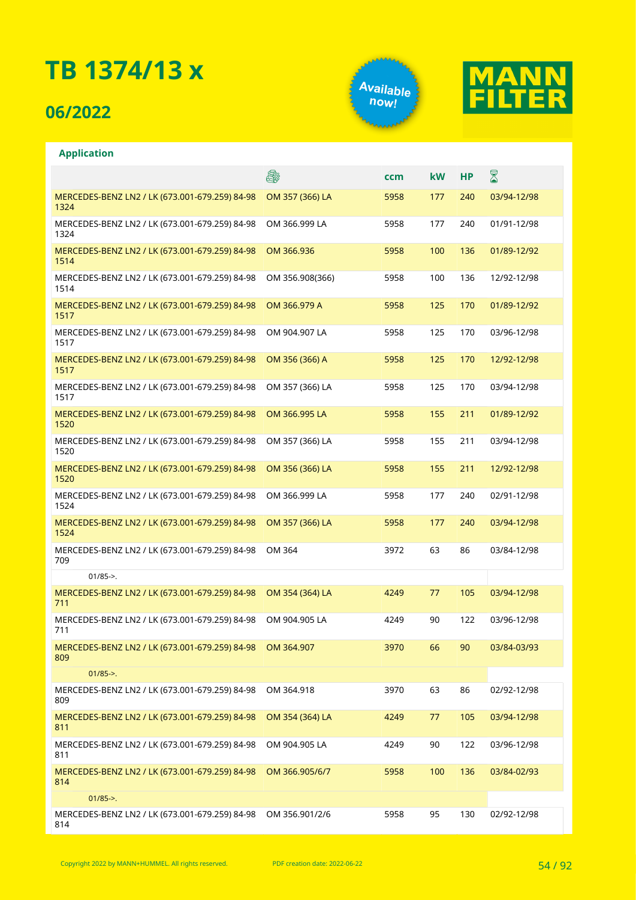# TB 1374/13 x

## 06/2022

Available now!

MANN FILTER

**Application**

| | | ccm | kW | HP | |
|---|---|---|---|---|---|
| MERCEDES-BENZ LN2 / LK (673.001-679.259) 84-98 1324 | OM 357 (366) LA | 5958 | 177 | 240 | 03/94-12/98 |
| MERCEDES-BENZ LN2 / LK (673.001-679.259) 84-98 1324 | OM 366.999 LA | 5958 | 177 | 240 | 01/91-12/98 |
| MERCEDES-BENZ LN2 / LK (673.001-679.259) 84-98 1514 | OM 366.936 | 5958 | 100 | 136 | 01/89-12/92 |
| MERCEDES-BENZ LN2 / LK (673.001-679.259) 84-98 1514 | OM 356.908(366) | 5958 | 100 | 136 | 12/92-12/98 |
| MERCEDES-BENZ LN2 / LK (673.001-679.259) 84-98 1517 | OM 366.979 A | 5958 | 125 | 170 | 01/89-12/92 |
| MERCEDES-BENZ LN2 / LK (673.001-679.259) 84-98 1517 | OM 904.907 LA | 5958 | 125 | 170 | 03/96-12/98 |
| MERCEDES-BENZ LN2 / LK (673.001-679.259) 84-98 1517 | OM 356 (366) A | 5958 | 125 | 170 | 12/92-12/98 |
| MERCEDES-BENZ LN2 / LK (673.001-679.259) 84-98 1517 | OM 357 (366) LA | 5958 | 125 | 170 | 03/94-12/98 |
| MERCEDES-BENZ LN2 / LK (673.001-679.259) 84-98 1520 | OM 366.995 LA | 5958 | 155 | 211 | 01/89-12/92 |
| MERCEDES-BENZ LN2 / LK (673.001-679.259) 84-98 1520 | OM 357 (366) LA | 5958 | 155 | 211 | 03/94-12/98 |
| MERCEDES-BENZ LN2 / LK (673.001-679.259) 84-98 1520 | OM 356 (366) LA | 5958 | 155 | 211 | 12/92-12/98 |
| MERCEDES-BENZ LN2 / LK (673.001-679.259) 84-98 1524 | OM 366.999 LA | 5958 | 177 | 240 | 02/91-12/98 |
| MERCEDES-BENZ LN2 / LK (673.001-679.259) 84-98 1524 | OM 357 (366) LA | 5958 | 177 | 240 | 03/94-12/98 |
| MERCEDES-BENZ LN2 / LK (673.001-679.259) 84-98 709 | OM 364 | 3972 | 63 | 86 | 03/84-12/98 |
| 01/85->. | | | | | |
| MERCEDES-BENZ LN2 / LK (673.001-679.259) 84-98 711 | OM 354 (364) LA | 4249 | 77 | 105 | 03/94-12/98 |
| MERCEDES-BENZ LN2 / LK (673.001-679.259) 84-98 711 | OM 904.905 LA | 4249 | 90 | 122 | 03/96-12/98 |
| MERCEDES-BENZ LN2 / LK (673.001-679.259) 84-98 809 | OM 364.907 | 3970 | 66 | 90 | 03/84-03/93 |
| 01/85->. | | | | | |
| MERCEDES-BENZ LN2 / LK (673.001-679.259) 84-98 809 | OM 364.918 | 3970 | 63 | 86 | 02/92-12/98 |
| MERCEDES-BENZ LN2 / LK (673.001-679.259) 84-98 811 | OM 354 (364) LA | 4249 | 77 | 105 | 03/94-12/98 |
| MERCEDES-BENZ LN2 / LK (673.001-679.259) 84-98 811 | OM 904.905 LA | 4249 | 90 | 122 | 03/96-12/98 |
| MERCEDES-BENZ LN2 / LK (673.001-679.259) 84-98 814 | OM 366.905/6/7 | 5958 | 100 | 136 | 03/84-02/93 |
| 01/85->. | | | | | |
| MERCEDES-BENZ LN2 / LK (673.001-679.259) 84-98 814 | OM 356.901/2/6 | 5958 | 95 | 130 | 02/92-12/98 |

Copyright 2022 by MANN+HUMMEL. All rights reserved. PDF creation date: 2022-06-22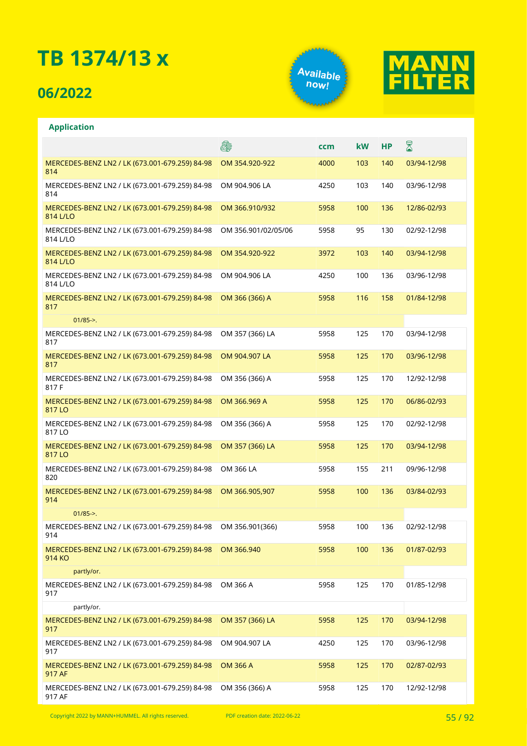# TB 1374/13 x

## 06/2022

Available now!

MANN FILTER

**Application**

| | Engine | ccm | kW | HP | Period |
|---|---|---|---|---|---|
| MERCEDES-BENZ LN2 / LK (673.001-679.259) 84-98 814 | OM 354.920-922 | 4000 | 103 | 140 | 03/94-12/98 |
| MERCEDES-BENZ LN2 / LK (673.001-679.259) 84-98 814 | OM 904.906 LA | 4250 | 103 | 140 | 03/96-12/98 |
| MERCEDES-BENZ LN2 / LK (673.001-679.259) 84-98 814 L/LO | OM 366.910/932 | 5958 | 100 | 136 | 12/86-02/93 |
| MERCEDES-BENZ LN2 / LK (673.001-679.259) 84-98 814 L/LO | OM 356.901/02/05/06 | 5958 | 95 | 130 | 02/92-12/98 |
| MERCEDES-BENZ LN2 / LK (673.001-679.259) 84-98 814 L/LO | OM 354.920-922 | 3972 | 103 | 140 | 03/94-12/98 |
| MERCEDES-BENZ LN2 / LK (673.001-679.259) 84-98 814 L/LO | OM 904.906 LA | 4250 | 100 | 136 | 03/96-12/98 |
| MERCEDES-BENZ LN2 / LK (673.001-679.259) 84-98 817 | OM 366 (366) A | 5958 | 116 | 158 | 01/84-12/98 |
| 01/85->. | | | | | |
| MERCEDES-BENZ LN2 / LK (673.001-679.259) 84-98 817 | OM 357 (366) LA | 5958 | 125 | 170 | 03/94-12/98 |
| MERCEDES-BENZ LN2 / LK (673.001-679.259) 84-98 817 | OM 904.907 LA | 5958 | 125 | 170 | 03/96-12/98 |
| MERCEDES-BENZ LN2 / LK (673.001-679.259) 84-98 817 F | OM 356 (366) A | 5958 | 125 | 170 | 12/92-12/98 |
| MERCEDES-BENZ LN2 / LK (673.001-679.259) 84-98 817 LO | OM 366.969 A | 5958 | 125 | 170 | 06/86-02/93 |
| MERCEDES-BENZ LN2 / LK (673.001-679.259) 84-98 817 LO | OM 356 (366) A | 5958 | 125 | 170 | 02/92-12/98 |
| MERCEDES-BENZ LN2 / LK (673.001-679.259) 84-98 817 LO | OM 357 (366) LA | 5958 | 125 | 170 | 03/94-12/98 |
| MERCEDES-BENZ LN2 / LK (673.001-679.259) 84-98 820 | OM 366 LA | 5958 | 155 | 211 | 09/96-12/98 |
| MERCEDES-BENZ LN2 / LK (673.001-679.259) 84-98 914 | OM 366.905,907 | 5958 | 100 | 136 | 03/84-02/93 |
| 01/85->. | | | | | |
| MERCEDES-BENZ LN2 / LK (673.001-679.259) 84-98 914 | OM 356.901(366) | 5958 | 100 | 136 | 02/92-12/98 |
| MERCEDES-BENZ LN2 / LK (673.001-679.259) 84-98 914 KO | OM 366.940 | 5958 | 100 | 136 | 01/87-02/93 |
| partly/or. | | | | | |
| MERCEDES-BENZ LN2 / LK (673.001-679.259) 84-98 917 | OM 366 A | 5958 | 125 | 170 | 01/85-12/98 |
| partly/or. | | | | | |
| MERCEDES-BENZ LN2 / LK (673.001-679.259) 84-98 917 | OM 357 (366) LA | 5958 | 125 | 170 | 03/94-12/98 |
| MERCEDES-BENZ LN2 / LK (673.001-679.259) 84-98 917 | OM 904.907 LA | 4250 | 125 | 170 | 03/96-12/98 |
| MERCEDES-BENZ LN2 / LK (673.001-679.259) 84-98 917 AF | OM 366 A | 5958 | 125 | 170 | 02/87-02/93 |
| MERCEDES-BENZ LN2 / LK (673.001-679.259) 84-98 917 AF | OM 356 (366) A | 5958 | 125 | 170 | 12/92-12/98 |

Copyright 2022 by MANN+HUMMEL. All rights reserved. PDF creation date: 2022-06-22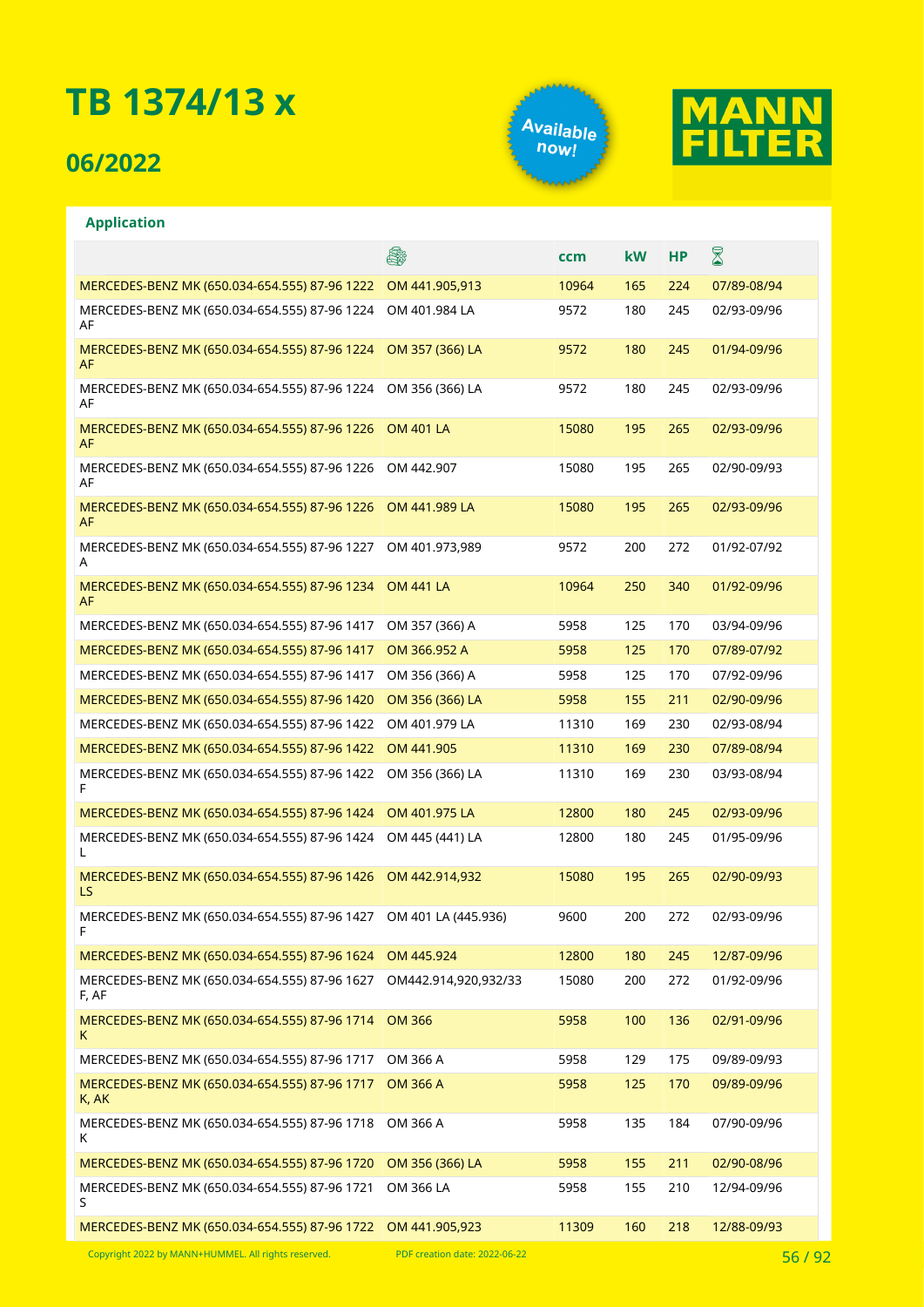# TB 1374/13 x

## 06/2022

Available now!

MANN FILTER

**Application**

| | | ccm | kW | HP | |
|---|---|---|---|---|---|
| MERCEDES-BENZ MK (650.034-654.555) 87-96 1222 | OM 441.905,913 | 10964 | 165 | 224 | 07/89-08/94 |
| MERCEDES-BENZ MK (650.034-654.555) 87-96 1224 AF | OM 401.984 LA | 9572 | 180 | 245 | 02/93-09/96 |
| MERCEDES-BENZ MK (650.034-654.555) 87-96 1224 AF | OM 357 (366) LA | 9572 | 180 | 245 | 01/94-09/96 |
| MERCEDES-BENZ MK (650.034-654.555) 87-96 1224 AF | OM 356 (366) LA | 9572 | 180 | 245 | 02/93-09/96 |
| MERCEDES-BENZ MK (650.034-654.555) 87-96 1226 AF | OM 401 LA | 15080 | 195 | 265 | 02/93-09/96 |
| MERCEDES-BENZ MK (650.034-654.555) 87-96 1226 AF | OM 442.907 | 15080 | 195 | 265 | 02/90-09/93 |
| MERCEDES-BENZ MK (650.034-654.555) 87-96 1226 AF | OM 441.989 LA | 15080 | 195 | 265 | 02/93-09/96 |
| MERCEDES-BENZ MK (650.034-654.555) 87-96 1227 A | OM 401.973,989 | 9572 | 200 | 272 | 01/92-07/92 |
| MERCEDES-BENZ MK (650.034-654.555) 87-96 1234 AF | OM 441 LA | 10964 | 250 | 340 | 01/92-09/96 |
| MERCEDES-BENZ MK (650.034-654.555) 87-96 1417 | OM 357 (366) A | 5958 | 125 | 170 | 03/94-09/96 |
| MERCEDES-BENZ MK (650.034-654.555) 87-96 1417 | OM 366.952 A | 5958 | 125 | 170 | 07/89-07/92 |
| MERCEDES-BENZ MK (650.034-654.555) 87-96 1417 | OM 356 (366) A | 5958 | 125 | 170 | 07/92-09/96 |
| MERCEDES-BENZ MK (650.034-654.555) 87-96 1420 | OM 356 (366) LA | 5958 | 155 | 211 | 02/90-09/96 |
| MERCEDES-BENZ MK (650.034-654.555) 87-96 1422 | OM 401.979 LA | 11310 | 169 | 230 | 02/93-08/94 |
| MERCEDES-BENZ MK (650.034-654.555) 87-96 1422 | OM 441.905 | 11310 | 169 | 230 | 07/89-08/94 |
| MERCEDES-BENZ MK (650.034-654.555) 87-96 1422 F | OM 356 (366) LA | 11310 | 169 | 230 | 03/93-08/94 |
| MERCEDES-BENZ MK (650.034-654.555) 87-96 1424 | OM 401.975 LA | 12800 | 180 | 245 | 02/93-09/96 |
| MERCEDES-BENZ MK (650.034-654.555) 87-96 1424 L | OM 445 (441) LA | 12800 | 180 | 245 | 01/95-09/96 |
| MERCEDES-BENZ MK (650.034-654.555) 87-96 1426 LS | OM 442.914,932 | 15080 | 195 | 265 | 02/90-09/93 |
| MERCEDES-BENZ MK (650.034-654.555) 87-96 1427 F | OM 401 LA (445.936) | 9600 | 200 | 272 | 02/93-09/96 |
| MERCEDES-BENZ MK (650.034-654.555) 87-96 1624 | OM 445.924 | 12800 | 180 | 245 | 12/87-09/96 |
| MERCEDES-BENZ MK (650.034-654.555) 87-96 1627 F, AF | OM442.914,920,932/33 | 15080 | 200 | 272 | 01/92-09/96 |
| MERCEDES-BENZ MK (650.034-654.555) 87-96 1714 K | OM 366 | 5958 | 100 | 136 | 02/91-09/96 |
| MERCEDES-BENZ MK (650.034-654.555) 87-96 1717 | OM 366 A | 5958 | 129 | 175 | 09/89-09/93 |
| MERCEDES-BENZ MK (650.034-654.555) 87-96 1717 K, AK | OM 366 A | 5958 | 125 | 170 | 09/89-09/96 |
| MERCEDES-BENZ MK (650.034-654.555) 87-96 1718 K | OM 366 A | 5958 | 135 | 184 | 07/90-09/96 |
| MERCEDES-BENZ MK (650.034-654.555) 87-96 1720 | OM 356 (366) LA | 5958 | 155 | 211 | 02/90-08/96 |
| MERCEDES-BENZ MK (650.034-654.555) 87-96 1721 S | OM 366 LA | 5958 | 155 | 210 | 12/94-09/96 |
| MERCEDES-BENZ MK (650.034-654.555) 87-96 1722 | OM 441.905,923 | 11309 | 160 | 218 | 12/88-09/93 |

Copyright 2022 by MANN+HUMMEL. All rights reserved. PDF creation date: 2022-06-22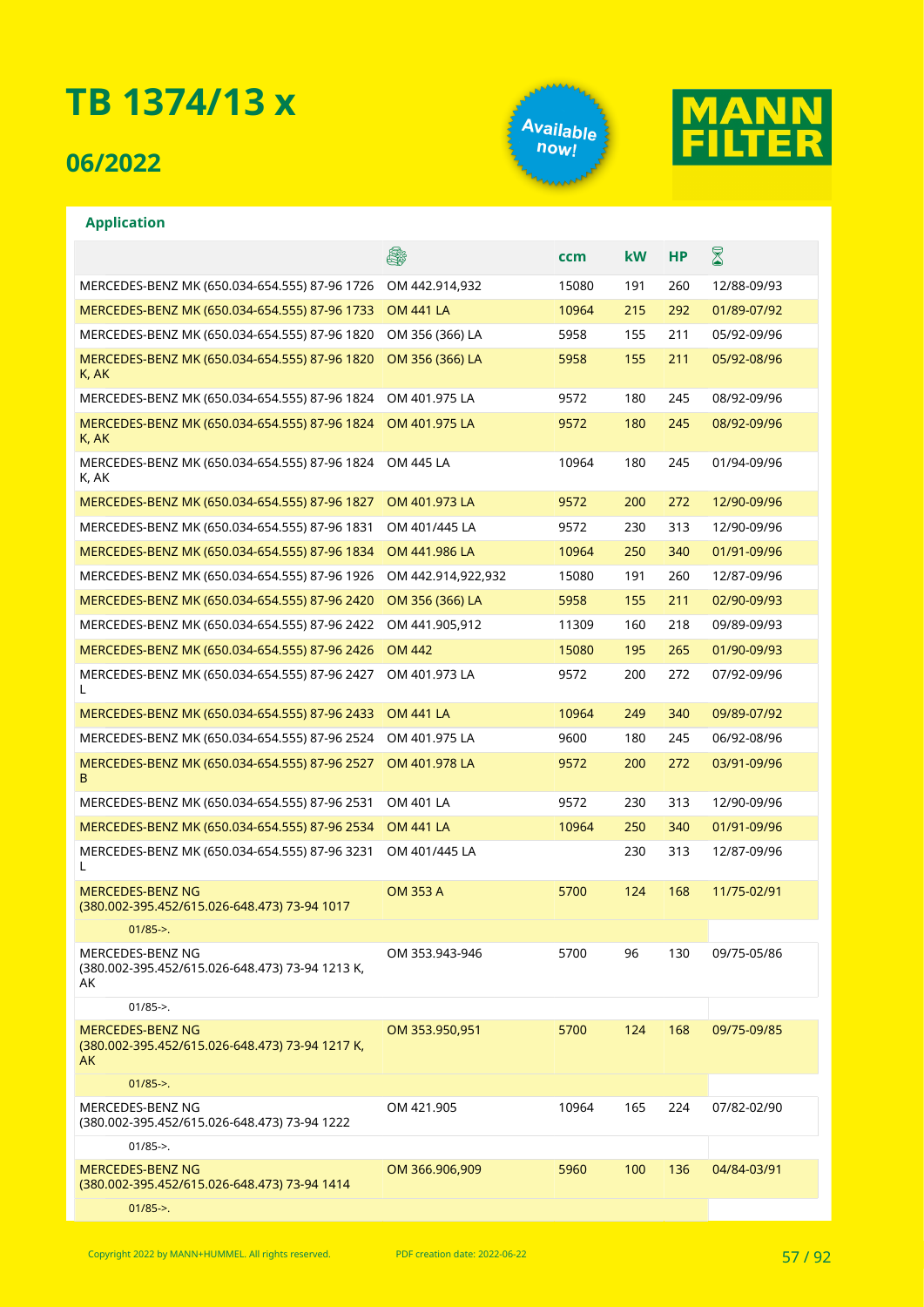# TB 1374/13 x

## 06/2022

Available now!

MANN FILTER

### Application

| | Engine | ccm | kW | HP | Period |
|---|---|---|---|---|---|
| MERCEDES-BENZ MK (650.034-654.555) 87-96 1726 | OM 442.914,932 | 15080 | 191 | 260 | 12/88-09/93 |
| MERCEDES-BENZ MK (650.034-654.555) 87-96 1733 | OM 441 LA | 10964 | 215 | 292 | 01/89-07/92 |
| MERCEDES-BENZ MK (650.034-654.555) 87-96 1820 | OM 356 (366) LA | 5958 | 155 | 211 | 05/92-09/96 |
| MERCEDES-BENZ MK (650.034-654.555) 87-96 1820 K, AK | OM 356 (366) LA | 5958 | 155 | 211 | 05/92-08/96 |
| MERCEDES-BENZ MK (650.034-654.555) 87-96 1824 | OM 401.975 LA | 9572 | 180 | 245 | 08/92-09/96 |
| MERCEDES-BENZ MK (650.034-654.555) 87-96 1824 K, AK | OM 401.975 LA | 9572 | 180 | 245 | 08/92-09/96 |
| MERCEDES-BENZ MK (650.034-654.555) 87-96 1824 K, AK | OM 445 LA | 10964 | 180 | 245 | 01/94-09/96 |
| MERCEDES-BENZ MK (650.034-654.555) 87-96 1827 | OM 401.973 LA | 9572 | 200 | 272 | 12/90-09/96 |
| MERCEDES-BENZ MK (650.034-654.555) 87-96 1831 | OM 401/445 LA | 9572 | 230 | 313 | 12/90-09/96 |
| MERCEDES-BENZ MK (650.034-654.555) 87-96 1834 | OM 441.986 LA | 10964 | 250 | 340 | 01/91-09/96 |
| MERCEDES-BENZ MK (650.034-654.555) 87-96 1926 | OM 442.914,922,932 | 15080 | 191 | 260 | 12/87-09/96 |
| MERCEDES-BENZ MK (650.034-654.555) 87-96 2420 | OM 356 (366) LA | 5958 | 155 | 211 | 02/90-09/93 |
| MERCEDES-BENZ MK (650.034-654.555) 87-96 2422 | OM 441.905,912 | 11309 | 160 | 218 | 09/89-09/93 |
| MERCEDES-BENZ MK (650.034-654.555) 87-96 2426 | OM 442 | 15080 | 195 | 265 | 01/90-09/93 |
| MERCEDES-BENZ MK (650.034-654.555) 87-96 2427 L | OM 401.973 LA | 9572 | 200 | 272 | 07/92-09/96 |
| MERCEDES-BENZ MK (650.034-654.555) 87-96 2433 | OM 441 LA | 10964 | 249 | 340 | 09/89-07/92 |
| MERCEDES-BENZ MK (650.034-654.555) 87-96 2524 | OM 401.975 LA | 9600 | 180 | 245 | 06/92-08/96 |
| MERCEDES-BENZ MK (650.034-654.555) 87-96 2527 B | OM 401.978 LA | 9572 | 200 | 272 | 03/91-09/96 |
| MERCEDES-BENZ MK (650.034-654.555) 87-96 2531 | OM 401 LA | 9572 | 230 | 313 | 12/90-09/96 |
| MERCEDES-BENZ MK (650.034-654.555) 87-96 2534 | OM 441 LA | 10964 | 250 | 340 | 01/91-09/96 |
| MERCEDES-BENZ MK (650.034-654.555) 87-96 3231 L | OM 401/445 LA | | 230 | 313 | 12/87-09/96 |
| MERCEDES-BENZ NG (380.002-395.452/615.026-648.473) 73-94 1017 | OM 353 A | 5700 | 124 | 168 | 11/75-02/91 |
| 01/85->. | | | | | |
| MERCEDES-BENZ NG (380.002-395.452/615.026-648.473) 73-94 1213 K, AK | OM 353.943-946 | 5700 | 96 | 130 | 09/75-05/86 |
| 01/85->. | | | | | |
| MERCEDES-BENZ NG (380.002-395.452/615.026-648.473) 73-94 1217 K, AK | OM 353.950,951 | 5700 | 124 | 168 | 09/75-09/85 |
| 01/85->. | | | | | |
| MERCEDES-BENZ NG (380.002-395.452/615.026-648.473) 73-94 1222 | OM 421.905 | 10964 | 165 | 224 | 07/82-02/90 |
| 01/85->. | | | | | |
| MERCEDES-BENZ NG (380.002-395.452/615.026-648.473) 73-94 1414 | OM 366.906,909 | 5960 | 100 | 136 | 04/84-03/91 |
| 01/85->. | | | | | |

Copyright 2022 by MANN+HUMMEL. All rights reserved. PDF creation date: 2022-06-22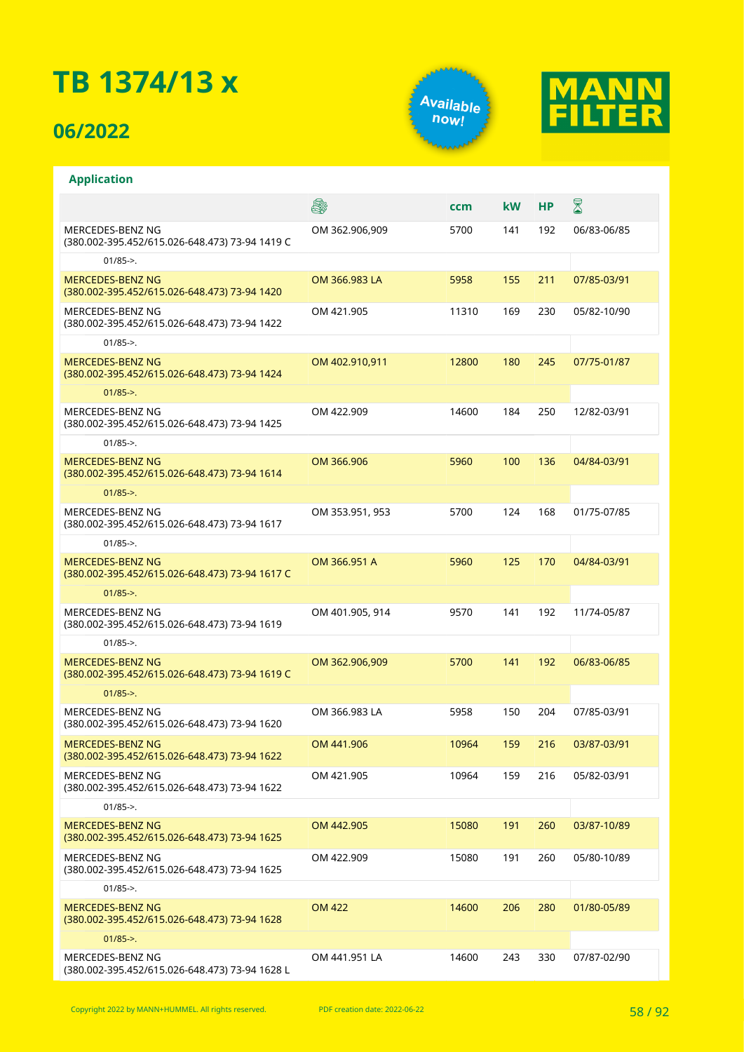# TB 1374/13 x

## 06/2022

Available now!

MANN FILTER

### Application

| | Engine | ccm | kW | HP | ⌛ |
|---|---|---|---|---|---|
| MERCEDES-BENZ NG (380.002-395.452/615.026-648.473) 73-94 1419 C | OM 362.906,909 | 5700 | 141 | 192 | 06/83-06/85 |
| 01/85->. | | | | | |
| MERCEDES-BENZ NG (380.002-395.452/615.026-648.473) 73-94 1420 | OM 366.983 LA | 5958 | 155 | 211 | 07/85-03/91 |
| MERCEDES-BENZ NG (380.002-395.452/615.026-648.473) 73-94 1422 | OM 421.905 | 11310 | 169 | 230 | 05/82-10/90 |
| 01/85->. | | | | | |
| MERCEDES-BENZ NG (380.002-395.452/615.026-648.473) 73-94 1424 | OM 402.910,911 | 12800 | 180 | 245 | 07/75-01/87 |
| 01/85->. | | | | | |
| MERCEDES-BENZ NG (380.002-395.452/615.026-648.473) 73-94 1425 | OM 422.909 | 14600 | 184 | 250 | 12/82-03/91 |
| 01/85->. | | | | | |
| MERCEDES-BENZ NG (380.002-395.452/615.026-648.473) 73-94 1614 | OM 366.906 | 5960 | 100 | 136 | 04/84-03/91 |
| 01/85->. | | | | | |
| MERCEDES-BENZ NG (380.002-395.452/615.026-648.473) 73-94 1617 | OM 353.951, 953 | 5700 | 124 | 168 | 01/75-07/85 |
| 01/85->. | | | | | |
| MERCEDES-BENZ NG (380.002-395.452/615.026-648.473) 73-94 1617 C | OM 366.951 A | 5960 | 125 | 170 | 04/84-03/91 |
| 01/85->. | | | | | |
| MERCEDES-BENZ NG (380.002-395.452/615.026-648.473) 73-94 1619 | OM 401.905, 914 | 9570 | 141 | 192 | 11/74-05/87 |
| 01/85->. | | | | | |
| MERCEDES-BENZ NG (380.002-395.452/615.026-648.473) 73-94 1619 C | OM 362.906,909 | 5700 | 141 | 192 | 06/83-06/85 |
| 01/85->. | | | | | |
| MERCEDES-BENZ NG (380.002-395.452/615.026-648.473) 73-94 1620 | OM 366.983 LA | 5958 | 150 | 204 | 07/85-03/91 |
| MERCEDES-BENZ NG (380.002-395.452/615.026-648.473) 73-94 1622 | OM 441.906 | 10964 | 159 | 216 | 03/87-03/91 |
| MERCEDES-BENZ NG (380.002-395.452/615.026-648.473) 73-94 1622 | OM 421.905 | 10964 | 159 | 216 | 05/82-03/91 |
| 01/85->. | | | | | |
| MERCEDES-BENZ NG (380.002-395.452/615.026-648.473) 73-94 1625 | OM 442.905 | 15080 | 191 | 260 | 03/87-10/89 |
| MERCEDES-BENZ NG (380.002-395.452/615.026-648.473) 73-94 1625 | OM 422.909 | 15080 | 191 | 260 | 05/80-10/89 |
| 01/85->. | | | | | |
| MERCEDES-BENZ NG (380.002-395.452/615.026-648.473) 73-94 1628 | OM 422 | 14600 | 206 | 280 | 01/80-05/89 |
| 01/85->. | | | | | |
| MERCEDES-BENZ NG (380.002-395.452/615.026-648.473) 73-94 1628 L | OM 441.951 LA | 14600 | 243 | 330 | 07/87-02/90 |

Copyright 2022 by MANN+HUMMEL. All rights reserved. PDF creation date: 2022-06-22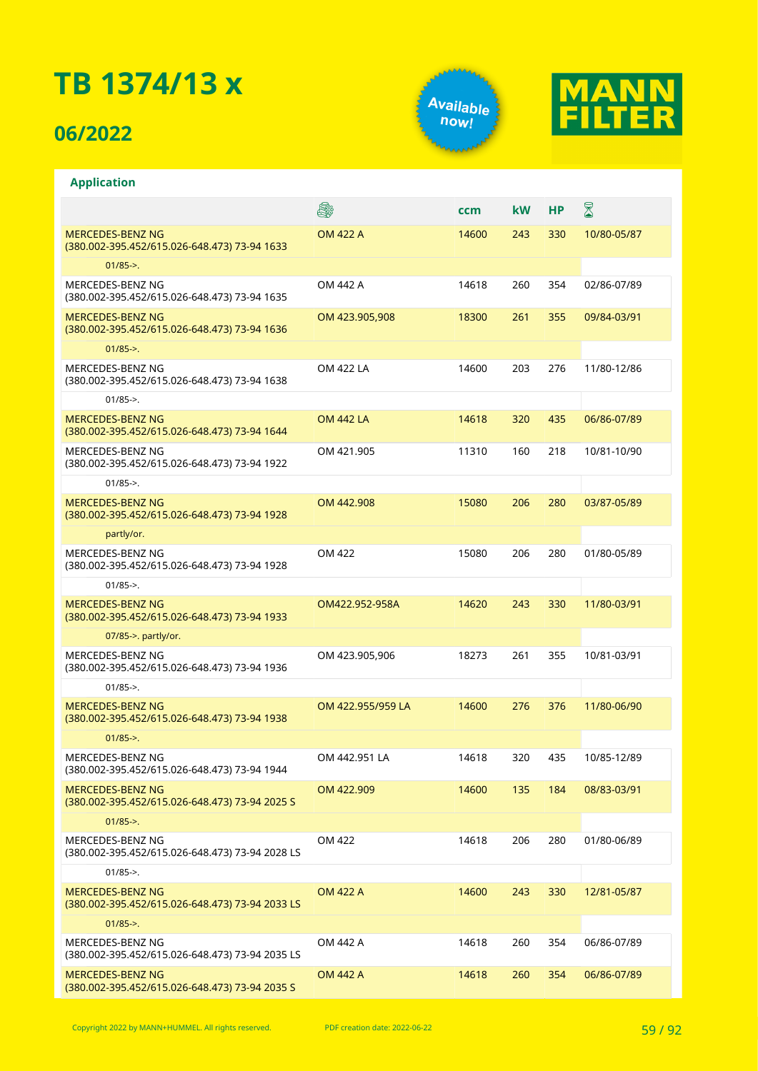# TB 1374/13 x

## 06/2022

Available now!

MANN FILTER

### Application

| | Engine | ccm | kW | HP | Period |
|---|---|---|---|---|---|
| MERCEDES-BENZ NG (380.002-395.452/615.026-648.473) 73-94 1633 | OM 422 A | 14600 | 243 | 330 | 10/80-05/87 |
| 01/85->. | | | | | |
| MERCEDES-BENZ NG (380.002-395.452/615.026-648.473) 73-94 1635 | OM 442 A | 14618 | 260 | 354 | 02/86-07/89 |
| MERCEDES-BENZ NG (380.002-395.452/615.026-648.473) 73-94 1636 | OM 423.905,908 | 18300 | 261 | 355 | 09/84-03/91 |
| 01/85->. | | | | | |
| MERCEDES-BENZ NG (380.002-395.452/615.026-648.473) 73-94 1638 | OM 422 LA | 14600 | 203 | 276 | 11/80-12/86 |
| 01/85->. | | | | | |
| MERCEDES-BENZ NG (380.002-395.452/615.026-648.473) 73-94 1644 | OM 442 LA | 14618 | 320 | 435 | 06/86-07/89 |
| MERCEDES-BENZ NG (380.002-395.452/615.026-648.473) 73-94 1922 | OM 421.905 | 11310 | 160 | 218 | 10/81-10/90 |
| 01/85->. | | | | | |
| MERCEDES-BENZ NG (380.002-395.452/615.026-648.473) 73-94 1928 | OM 442.908 | 15080 | 206 | 280 | 03/87-05/89 |
| partly/or. | | | | | |
| MERCEDES-BENZ NG (380.002-395.452/615.026-648.473) 73-94 1928 | OM 422 | 15080 | 206 | 280 | 01/80-05/89 |
| 01/85->. | | | | | |
| MERCEDES-BENZ NG (380.002-395.452/615.026-648.473) 73-94 1933 | OM422.952-958A | 14620 | 243 | 330 | 11/80-03/91 |
| 07/85->. partly/or. | | | | | |
| MERCEDES-BENZ NG (380.002-395.452/615.026-648.473) 73-94 1936 | OM 423.905,906 | 18273 | 261 | 355 | 10/81-03/91 |
| 01/85->. | | | | | |
| MERCEDES-BENZ NG (380.002-395.452/615.026-648.473) 73-94 1938 | OM 422.955/959 LA | 14600 | 276 | 376 | 11/80-06/90 |
| 01/85->. | | | | | |
| MERCEDES-BENZ NG (380.002-395.452/615.026-648.473) 73-94 1944 | OM 442.951 LA | 14618 | 320 | 435 | 10/85-12/89 |
| MERCEDES-BENZ NG (380.002-395.452/615.026-648.473) 73-94 2025 S | OM 422.909 | 14600 | 135 | 184 | 08/83-03/91 |
| 01/85->. | | | | | |
| MERCEDES-BENZ NG (380.002-395.452/615.026-648.473) 73-94 2028 LS | OM 422 | 14618 | 206 | 280 | 01/80-06/89 |
| 01/85->. | | | | | |
| MERCEDES-BENZ NG (380.002-395.452/615.026-648.473) 73-94 2033 LS | OM 422 A | 14600 | 243 | 330 | 12/81-05/87 |
| 01/85->. | | | | | |
| MERCEDES-BENZ NG (380.002-395.452/615.026-648.473) 73-94 2035 LS | OM 442 A | 14618 | 260 | 354 | 06/86-07/89 |
| MERCEDES-BENZ NG (380.002-395.452/615.026-648.473) 73-94 2035 S | OM 442 A | 14618 | 260 | 354 | 06/86-07/89 |

Copyright 2022 by MANN+HUMMEL. All rights reserved. PDF creation date: 2022-06-22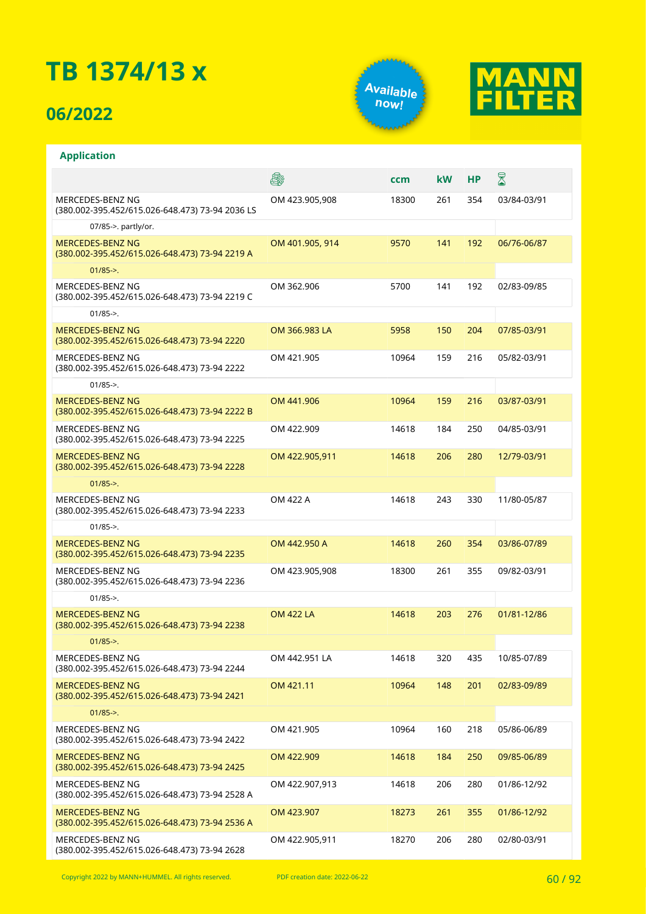# TB 1374/13 x

## 06/2022

Available now!

MANN FILTER

### Application

| | | ccm | kW | HP | |
|---|---|---|---|---|---|
| MERCEDES-BENZ NG (380.002-395.452/615.026-648.473) 73-94 2036 LS | OM 423.905,908 | 18300 | 261 | 354 | 03/84-03/91 |
| 07/85->. partly/or. | | | | | |
| MERCEDES-BENZ NG (380.002-395.452/615.026-648.473) 73-94 2219 A | OM 401.905, 914 | 9570 | 141 | 192 | 06/76-06/87 |
| 01/85->. | | | | | |
| MERCEDES-BENZ NG (380.002-395.452/615.026-648.473) 73-94 2219 C | OM 362.906 | 5700 | 141 | 192 | 02/83-09/85 |
| 01/85->. | | | | | |
| MERCEDES-BENZ NG (380.002-395.452/615.026-648.473) 73-94 2220 | OM 366.983 LA | 5958 | 150 | 204 | 07/85-03/91 |
| MERCEDES-BENZ NG (380.002-395.452/615.026-648.473) 73-94 2222 | OM 421.905 | 10964 | 159 | 216 | 05/82-03/91 |
| 01/85->. | | | | | |
| MERCEDES-BENZ NG (380.002-395.452/615.026-648.473) 73-94 2222 B | OM 441.906 | 10964 | 159 | 216 | 03/87-03/91 |
| MERCEDES-BENZ NG (380.002-395.452/615.026-648.473) 73-94 2225 | OM 422.909 | 14618 | 184 | 250 | 04/85-03/91 |
| MERCEDES-BENZ NG (380.002-395.452/615.026-648.473) 73-94 2228 | OM 422.905,911 | 14618 | 206 | 280 | 12/79-03/91 |
| 01/85->. | | | | | |
| MERCEDES-BENZ NG (380.002-395.452/615.026-648.473) 73-94 2233 | OM 422 A | 14618 | 243 | 330 | 11/80-05/87 |
| 01/85->. | | | | | |
| MERCEDES-BENZ NG (380.002-395.452/615.026-648.473) 73-94 2235 | OM 442.950 A | 14618 | 260 | 354 | 03/86-07/89 |
| MERCEDES-BENZ NG (380.002-395.452/615.026-648.473) 73-94 2236 | OM 423.905,908 | 18300 | 261 | 355 | 09/82-03/91 |
| 01/85->. | | | | | |
| MERCEDES-BENZ NG (380.002-395.452/615.026-648.473) 73-94 2238 | OM 422 LA | 14618 | 203 | 276 | 01/81-12/86 |
| 01/85->. | | | | | |
| MERCEDES-BENZ NG (380.002-395.452/615.026-648.473) 73-94 2244 | OM 442.951 LA | 14618 | 320 | 435 | 10/85-07/89 |
| MERCEDES-BENZ NG (380.002-395.452/615.026-648.473) 73-94 2421 | OM 421.11 | 10964 | 148 | 201 | 02/83-09/89 |
| 01/85->. | | | | | |
| MERCEDES-BENZ NG (380.002-395.452/615.026-648.473) 73-94 2422 | OM 421.905 | 10964 | 160 | 218 | 05/86-06/89 |
| MERCEDES-BENZ NG (380.002-395.452/615.026-648.473) 73-94 2425 | OM 422.909 | 14618 | 184 | 250 | 09/85-06/89 |
| MERCEDES-BENZ NG (380.002-395.452/615.026-648.473) 73-94 2528 A | OM 422.907,913 | 14618 | 206 | 280 | 01/86-12/92 |
| MERCEDES-BENZ NG (380.002-395.452/615.026-648.473) 73-94 2536 A | OM 423.907 | 18273 | 261 | 355 | 01/86-12/92 |
| MERCEDES-BENZ NG (380.002-395.452/615.026-648.473) 73-94 2628 | OM 422.905,911 | 18270 | 206 | 280 | 02/80-03/91 |

Copyright 2022 by MANN+HUMMEL. All rights reserved. PDF creation date: 2022-06-22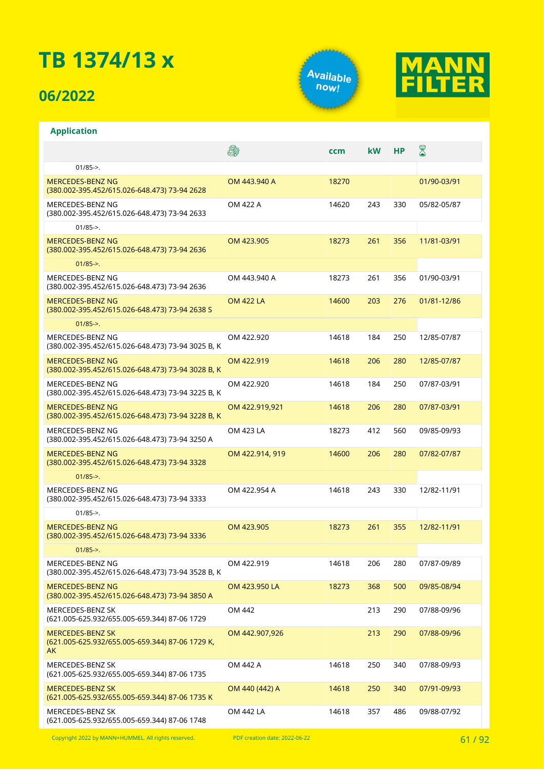# TB 1374/13 x

## 06/2022

Available now!

MANN FILTER

### Application

| | Engine | ccm | kW | HP | Period |
|---|---|---|---|---|---|
| 01/85->. | | | | | |
| MERCEDES-BENZ NG (380.002-395.452/615.026-648.473) 73-94 2628 | OM 443.940 A | 18270 | | | 01/90-03/91 |
| MERCEDES-BENZ NG (380.002-395.452/615.026-648.473) 73-94 2633 | OM 422 A | 14620 | 243 | 330 | 05/82-05/87 |
| 01/85->. | | | | | |
| MERCEDES-BENZ NG (380.002-395.452/615.026-648.473) 73-94 2636 | OM 423.905 | 18273 | 261 | 356 | 11/81-03/91 |
| 01/85->. | | | | | |
| MERCEDES-BENZ NG (380.002-395.452/615.026-648.473) 73-94 2636 | OM 443.940 A | 18273 | 261 | 356 | 01/90-03/91 |
| MERCEDES-BENZ NG (380.002-395.452/615.026-648.473) 73-94 2638 S | OM 422 LA | 14600 | 203 | 276 | 01/81-12/86 |
| 01/85->. | | | | | |
| MERCEDES-BENZ NG (380.002-395.452/615.026-648.473) 73-94 3025 B, K | OM 422.920 | 14618 | 184 | 250 | 12/85-07/87 |
| MERCEDES-BENZ NG (380.002-395.452/615.026-648.473) 73-94 3028 B, K | OM 422.919 | 14618 | 206 | 280 | 12/85-07/87 |
| MERCEDES-BENZ NG (380.002-395.452/615.026-648.473) 73-94 3225 B, K | OM 422.920 | 14618 | 184 | 250 | 07/87-03/91 |
| MERCEDES-BENZ NG (380.002-395.452/615.026-648.473) 73-94 3228 B, K | OM 422.919,921 | 14618 | 206 | 280 | 07/87-03/91 |
| MERCEDES-BENZ NG (380.002-395.452/615.026-648.473) 73-94 3250 A | OM 423 LA | 18273 | 412 | 560 | 09/85-09/93 |
| MERCEDES-BENZ NG (380.002-395.452/615.026-648.473) 73-94 3328 | OM 422.914, 919 | 14600 | 206 | 280 | 07/82-07/87 |
| 01/85->. | | | | | |
| MERCEDES-BENZ NG (380.002-395.452/615.026-648.473) 73-94 3333 | OM 422.954 A | 14618 | 243 | 330 | 12/82-11/91 |
| 01/85->. | | | | | |
| MERCEDES-BENZ NG (380.002-395.452/615.026-648.473) 73-94 3336 | OM 423.905 | 18273 | 261 | 355 | 12/82-11/91 |
| 01/85->. | | | | | |
| MERCEDES-BENZ NG (380.002-395.452/615.026-648.473) 73-94 3528 B, K | OM 422.919 | 14618 | 206 | 280 | 07/87-09/89 |
| MERCEDES-BENZ NG (380.002-395.452/615.026-648.473) 73-94 3850 A | OM 423.950 LA | 18273 | 368 | 500 | 09/85-08/94 |
| MERCEDES-BENZ SK (621.005-625.932/655.005-659.344) 87-06 1729 | OM 442 | | 213 | 290 | 07/88-09/96 |
| MERCEDES-BENZ SK (621.005-625.932/655.005-659.344) 87-06 1729 K, AK | OM 442.907,926 | | 213 | 290 | 07/88-09/96 |
| MERCEDES-BENZ SK (621.005-625.932/655.005-659.344) 87-06 1735 | OM 442 A | 14618 | 250 | 340 | 07/88-09/93 |
| MERCEDES-BENZ SK (621.005-625.932/655.005-659.344) 87-06 1735 K | OM 440 (442) A | 14618 | 250 | 340 | 07/91-09/93 |
| MERCEDES-BENZ SK (621.005-625.932/655.005-659.344) 87-06 1748 | OM 442 LA | 14618 | 357 | 486 | 09/88-07/92 |

Copyright 2022 by MANN+HUMMEL. All rights reserved. PDF creation date: 2022-06-22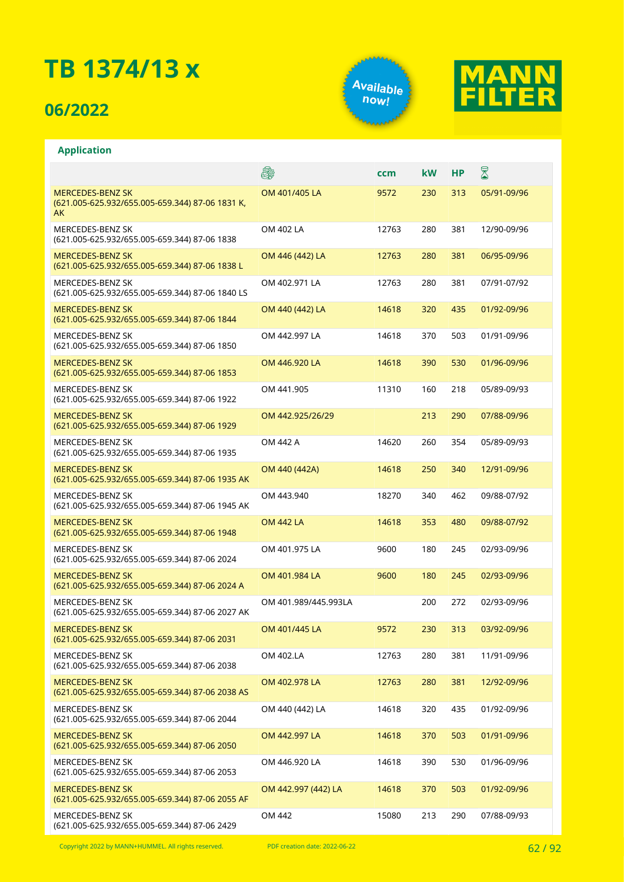# TB 1374/13 x

## 06/2022

Available now!

MANN FILTER

### Application

| | Engine | ccm | kW | HP | Period |
|---|---|---|---|---|---|
| MERCEDES-BENZ SK (621.005-625.932/655.005-659.344) 87-06 1831 K, AK | OM 401/405 LA | 9572 | 230 | 313 | 05/91-09/96 |
| MERCEDES-BENZ SK (621.005-625.932/655.005-659.344) 87-06 1838 | OM 402 LA | 12763 | 280 | 381 | 12/90-09/96 |
| MERCEDES-BENZ SK (621.005-625.932/655.005-659.344) 87-06 1838 L | OM 446 (442) LA | 12763 | 280 | 381 | 06/95-09/96 |
| MERCEDES-BENZ SK (621.005-625.932/655.005-659.344) 87-06 1840 LS | OM 402.971 LA | 12763 | 280 | 381 | 07/91-07/92 |
| MERCEDES-BENZ SK (621.005-625.932/655.005-659.344) 87-06 1844 | OM 440 (442) LA | 14618 | 320 | 435 | 01/92-09/96 |
| MERCEDES-BENZ SK (621.005-625.932/655.005-659.344) 87-06 1850 | OM 442.997 LA | 14618 | 370 | 503 | 01/91-09/96 |
| MERCEDES-BENZ SK (621.005-625.932/655.005-659.344) 87-06 1853 | OM 446.920 LA | 14618 | 390 | 530 | 01/96-09/96 |
| MERCEDES-BENZ SK (621.005-625.932/655.005-659.344) 87-06 1922 | OM 441.905 | 11310 | 160 | 218 | 05/89-09/93 |
| MERCEDES-BENZ SK (621.005-625.932/655.005-659.344) 87-06 1929 | OM 442.925/26/29 | | 213 | 290 | 07/88-09/96 |
| MERCEDES-BENZ SK (621.005-625.932/655.005-659.344) 87-06 1935 | OM 442 A | 14620 | 260 | 354 | 05/89-09/93 |
| MERCEDES-BENZ SK (621.005-625.932/655.005-659.344) 87-06 1935 AK | OM 440 (442A) | 14618 | 250 | 340 | 12/91-09/96 |
| MERCEDES-BENZ SK (621.005-625.932/655.005-659.344) 87-06 1945 AK | OM 443.940 | 18270 | 340 | 462 | 09/88-07/92 |
| MERCEDES-BENZ SK (621.005-625.932/655.005-659.344) 87-06 1948 | OM 442 LA | 14618 | 353 | 480 | 09/88-07/92 |
| MERCEDES-BENZ SK (621.005-625.932/655.005-659.344) 87-06 2024 | OM 401.975 LA | 9600 | 180 | 245 | 02/93-09/96 |
| MERCEDES-BENZ SK (621.005-625.932/655.005-659.344) 87-06 2024 A | OM 401.984 LA | 9600 | 180 | 245 | 02/93-09/96 |
| MERCEDES-BENZ SK (621.005-625.932/655.005-659.344) 87-06 2027 AK | OM 401.989/445.993LA | | 200 | 272 | 02/93-09/96 |
| MERCEDES-BENZ SK (621.005-625.932/655.005-659.344) 87-06 2031 | OM 401/445 LA | 9572 | 230 | 313 | 03/92-09/96 |
| MERCEDES-BENZ SK (621.005-625.932/655.005-659.344) 87-06 2038 | OM 402.LA | 12763 | 280 | 381 | 11/91-09/96 |
| MERCEDES-BENZ SK (621.005-625.932/655.005-659.344) 87-06 2038 AS | OM 402.978 LA | 12763 | 280 | 381 | 12/92-09/96 |
| MERCEDES-BENZ SK (621.005-625.932/655.005-659.344) 87-06 2044 | OM 440 (442) LA | 14618 | 320 | 435 | 01/92-09/96 |
| MERCEDES-BENZ SK (621.005-625.932/655.005-659.344) 87-06 2050 | OM 442.997 LA | 14618 | 370 | 503 | 01/91-09/96 |
| MERCEDES-BENZ SK (621.005-625.932/655.005-659.344) 87-06 2053 | OM 446.920 LA | 14618 | 390 | 530 | 01/96-09/96 |
| MERCEDES-BENZ SK (621.005-625.932/655.005-659.344) 87-06 2055 AF | OM 442.997 (442) LA | 14618 | 370 | 503 | 01/92-09/96 |
| MERCEDES-BENZ SK (621.005-625.932/655.005-659.344) 87-06 2429 | OM 442 | 15080 | 213 | 290 | 07/88-09/93 |

Copyright 2022 by MANN+HUMMEL. All rights reserved. PDF creation date: 2022-06-22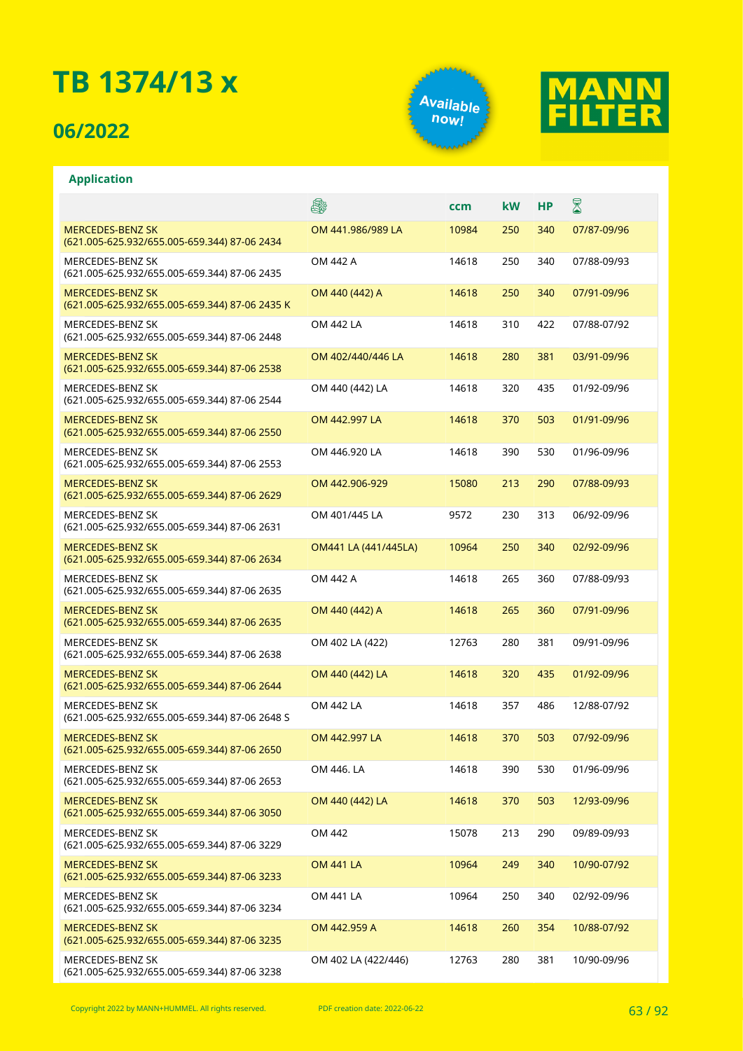# TB 1374/13 x

## 06/2022

Available now!

MANN FILTER

### Application

| | 🛢 | ccm | kW | HP | ⌛ |
|---|---|---|---|---|---|
| MERCEDES-BENZ SK (621.005-625.932/655.005-659.344) 87-06 2434 | OM 441.986/989 LA | 10984 | 250 | 340 | 07/87-09/96 |
| MERCEDES-BENZ SK (621.005-625.932/655.005-659.344) 87-06 2435 | OM 442 A | 14618 | 250 | 340 | 07/88-09/93 |
| MERCEDES-BENZ SK (621.005-625.932/655.005-659.344) 87-06 2435 K | OM 440 (442) A | 14618 | 250 | 340 | 07/91-09/96 |
| MERCEDES-BENZ SK (621.005-625.932/655.005-659.344) 87-06 2448 | OM 442 LA | 14618 | 310 | 422 | 07/88-07/92 |
| MERCEDES-BENZ SK (621.005-625.932/655.005-659.344) 87-06 2538 | OM 402/440/446 LA | 14618 | 280 | 381 | 03/91-09/96 |
| MERCEDES-BENZ SK (621.005-625.932/655.005-659.344) 87-06 2544 | OM 440 (442) LA | 14618 | 320 | 435 | 01/92-09/96 |
| MERCEDES-BENZ SK (621.005-625.932/655.005-659.344) 87-06 2550 | OM 442.997 LA | 14618 | 370 | 503 | 01/91-09/96 |
| MERCEDES-BENZ SK (621.005-625.932/655.005-659.344) 87-06 2553 | OM 446.920 LA | 14618 | 390 | 530 | 01/96-09/96 |
| MERCEDES-BENZ SK (621.005-625.932/655.005-659.344) 87-06 2629 | OM 442.906-929 | 15080 | 213 | 290 | 07/88-09/93 |
| MERCEDES-BENZ SK (621.005-625.932/655.005-659.344) 87-06 2631 | OM 401/445 LA | 9572 | 230 | 313 | 06/92-09/96 |
| MERCEDES-BENZ SK (621.005-625.932/655.005-659.344) 87-06 2634 | OM441 LA (441/445LA) | 10964 | 250 | 340 | 02/92-09/96 |
| MERCEDES-BENZ SK (621.005-625.932/655.005-659.344) 87-06 2635 | OM 442 A | 14618 | 265 | 360 | 07/88-09/93 |
| MERCEDES-BENZ SK (621.005-625.932/655.005-659.344) 87-06 2635 | OM 440 (442) A | 14618 | 265 | 360 | 07/91-09/96 |
| MERCEDES-BENZ SK (621.005-625.932/655.005-659.344) 87-06 2638 | OM 402 LA (422) | 12763 | 280 | 381 | 09/91-09/96 |
| MERCEDES-BENZ SK (621.005-625.932/655.005-659.344) 87-06 2644 | OM 440 (442) LA | 14618 | 320 | 435 | 01/92-09/96 |
| MERCEDES-BENZ SK (621.005-625.932/655.005-659.344) 87-06 2648 S | OM 442 LA | 14618 | 357 | 486 | 12/88-07/92 |
| MERCEDES-BENZ SK (621.005-625.932/655.005-659.344) 87-06 2650 | OM 442.997 LA | 14618 | 370 | 503 | 07/92-09/96 |
| MERCEDES-BENZ SK (621.005-625.932/655.005-659.344) 87-06 2653 | OM 446. LA | 14618 | 390 | 530 | 01/96-09/96 |
| MERCEDES-BENZ SK (621.005-625.932/655.005-659.344) 87-06 3050 | OM 440 (442) LA | 14618 | 370 | 503 | 12/93-09/96 |
| MERCEDES-BENZ SK (621.005-625.932/655.005-659.344) 87-06 3229 | OM 442 | 15078 | 213 | 290 | 09/89-09/93 |
| MERCEDES-BENZ SK (621.005-625.932/655.005-659.344) 87-06 3233 | OM 441 LA | 10964 | 249 | 340 | 10/90-07/92 |
| MERCEDES-BENZ SK (621.005-625.932/655.005-659.344) 87-06 3234 | OM 441 LA | 10964 | 250 | 340 | 02/92-09/96 |
| MERCEDES-BENZ SK (621.005-625.932/655.005-659.344) 87-06 3235 | OM 442.959 A | 14618 | 260 | 354 | 10/88-07/92 |
| MERCEDES-BENZ SK (621.005-625.932/655.005-659.344) 87-06 3238 | OM 402 LA (422/446) | 12763 | 280 | 381 | 10/90-09/96 |

Copyright 2022 by MANN+HUMMEL. All rights reserved. PDF creation date: 2022-06-22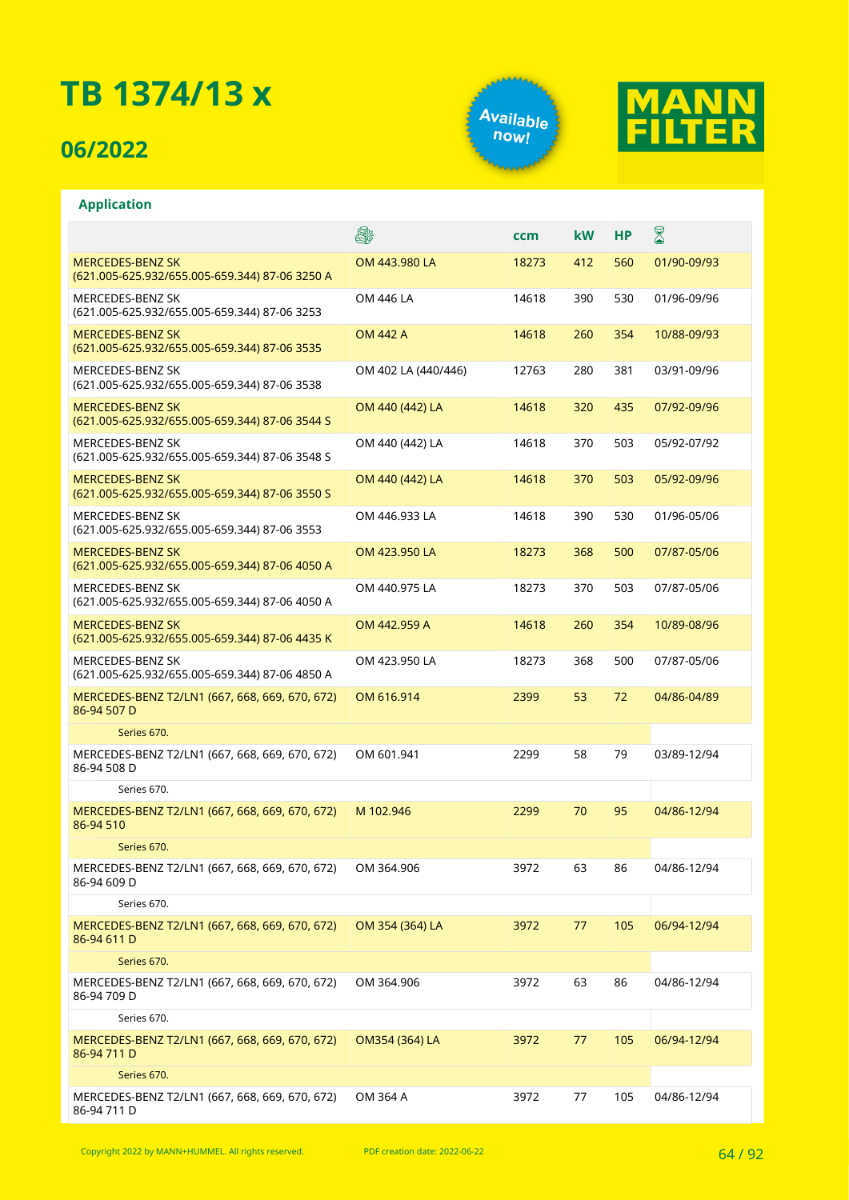# TB 1374/13 x

## 06/2022

Available now!

MANN FILTER

### Application

| | Engine | ccm | kW | HP | Period |
|---|---|---|---|---|---|
| MERCEDES-BENZ SK (621.005-625.932/655.005-659.344) 87-06 3250 A | OM 443.980 LA | 18273 | 412 | 560 | 01/90-09/93 |
| MERCEDES-BENZ SK (621.005-625.932/655.005-659.344) 87-06 3253 | OM 446 LA | 14618 | 390 | 530 | 01/96-09/96 |
| MERCEDES-BENZ SK (621.005-625.932/655.005-659.344) 87-06 3535 | OM 442 A | 14618 | 260 | 354 | 10/88-09/93 |
| MERCEDES-BENZ SK (621.005-625.932/655.005-659.344) 87-06 3538 | OM 402 LA (440/446) | 12763 | 280 | 381 | 03/91-09/96 |
| MERCEDES-BENZ SK (621.005-625.932/655.005-659.344) 87-06 3544 S | OM 440 (442) LA | 14618 | 320 | 435 | 07/92-09/96 |
| MERCEDES-BENZ SK (621.005-625.932/655.005-659.344) 87-06 3548 S | OM 440 (442) LA | 14618 | 370 | 503 | 05/92-07/92 |
| MERCEDES-BENZ SK (621.005-625.932/655.005-659.344) 87-06 3550 S | OM 440 (442) LA | 14618 | 370 | 503 | 05/92-09/96 |
| MERCEDES-BENZ SK (621.005-625.932/655.005-659.344) 87-06 3553 | OM 446.933 LA | 14618 | 390 | 530 | 01/96-05/06 |
| MERCEDES-BENZ SK (621.005-625.932/655.005-659.344) 87-06 4050 A | OM 423.950 LA | 18273 | 368 | 500 | 07/87-05/06 |
| MERCEDES-BENZ SK (621.005-625.932/655.005-659.344) 87-06 4050 A | OM 440.975 LA | 18273 | 370 | 503 | 07/87-05/06 |
| MERCEDES-BENZ SK (621.005-625.932/655.005-659.344) 87-06 4435 K | OM 442.959 A | 14618 | 260 | 354 | 10/89-08/96 |
| MERCEDES-BENZ SK (621.005-625.932/655.005-659.344) 87-06 4850 A | OM 423.950 LA | 18273 | 368 | 500 | 07/87-05/06 |
| MERCEDES-BENZ T2/LN1 (667, 668, 669, 670, 672) 86-94 507 D | OM 616.914 | 2399 | 53 | 72 | 04/86-04/89 |
| Series 670. | | | | | |
| MERCEDES-BENZ T2/LN1 (667, 668, 669, 670, 672) 86-94 508 D | OM 601.941 | 2299 | 58 | 79 | 03/89-12/94 |
| Series 670. | | | | | |
| MERCEDES-BENZ T2/LN1 (667, 668, 669, 670, 672) 86-94 510 | M 102.946 | 2299 | 70 | 95 | 04/86-12/94 |
| Series 670. | | | | | |
| MERCEDES-BENZ T2/LN1 (667, 668, 669, 670, 672) 86-94 609 D | OM 364.906 | 3972 | 63 | 86 | 04/86-12/94 |
| Series 670. | | | | | |
| MERCEDES-BENZ T2/LN1 (667, 668, 669, 670, 672) 86-94 611 D | OM 354 (364) LA | 3972 | 77 | 105 | 06/94-12/94 |
| Series 670. | | | | | |
| MERCEDES-BENZ T2/LN1 (667, 668, 669, 670, 672) 86-94 709 D | OM 364.906 | 3972 | 63 | 86 | 04/86-12/94 |
| Series 670. | | | | | |
| MERCEDES-BENZ T2/LN1 (667, 668, 669, 670, 672) 86-94 711 D | OM354 (364) LA | 3972 | 77 | 105 | 06/94-12/94 |
| Series 670. | | | | | |
| MERCEDES-BENZ T2/LN1 (667, 668, 669, 670, 672) 86-94 711 D | OM 364 A | 3972 | 77 | 105 | 04/86-12/94 |

Copyright 2022 by MANN+HUMMEL. All rights reserved. PDF creation date: 2022-06-22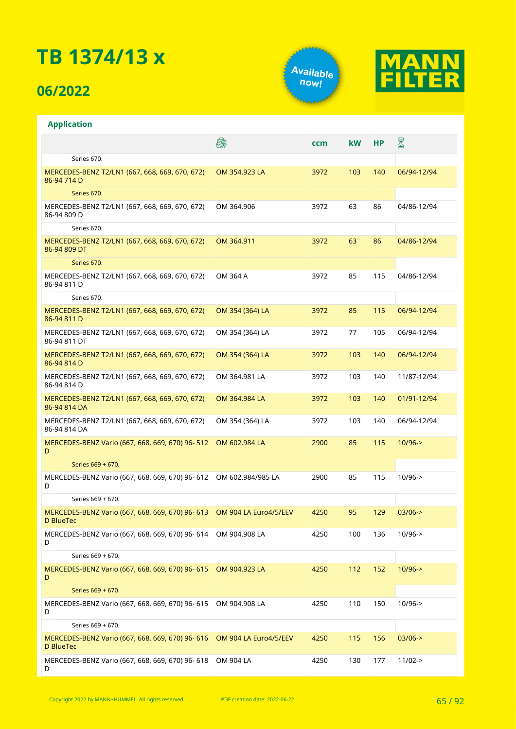# TB 1374/13 x

## 06/2022

Available now!

MANN FILTER

### Application

| | Engine | ccm | kW | HP | Date |
|---|---|---|---|---|---|
| Series 670. | | | | | |
| MERCEDES-BENZ T2/LN1 (667, 668, 669, 670, 672) 86-94 714 D | OM 354.923 LA | 3972 | 103 | 140 | 06/94-12/94 |
| Series 670. | | | | | |
| MERCEDES-BENZ T2/LN1 (667, 668, 669, 670, 672) 86-94 809 D | OM 364.906 | 3972 | 63 | 86 | 04/86-12/94 |
| Series 670. | | | | | |
| MERCEDES-BENZ T2/LN1 (667, 668, 669, 670, 672) 86-94 809 DT | OM 364.911 | 3972 | 63 | 86 | 04/86-12/94 |
| Series 670. | | | | | |
| MERCEDES-BENZ T2/LN1 (667, 668, 669, 670, 672) 86-94 811 D | OM 364 A | 3972 | 85 | 115 | 04/86-12/94 |
| Series 670. | | | | | |
| MERCEDES-BENZ T2/LN1 (667, 668, 669, 670, 672) 86-94 811 D | OM 354 (364) LA | 3972 | 85 | 115 | 06/94-12/94 |
| MERCEDES-BENZ T2/LN1 (667, 668, 669, 670, 672) 86-94 811 DT | OM 354 (364) LA | 3972 | 77 | 105 | 06/94-12/94 |
| MERCEDES-BENZ T2/LN1 (667, 668, 669, 670, 672) 86-94 814 D | OM 354 (364) LA | 3972 | 103 | 140 | 06/94-12/94 |
| MERCEDES-BENZ T2/LN1 (667, 668, 669, 670, 672) 86-94 814 D | OM 364.981 LA | 3972 | 103 | 140 | 11/87-12/94 |
| MERCEDES-BENZ T2/LN1 (667, 668, 669, 670, 672) 86-94 814 DA | OM 364.984 LA | 3972 | 103 | 140 | 01/91-12/94 |
| MERCEDES-BENZ T2/LN1 (667, 668, 669, 670, 672) 86-94 814 DA | OM 354 (364) LA | 3972 | 103 | 140 | 06/94-12/94 |
| MERCEDES-BENZ Vario (667, 668, 669, 670) 96- 512 D | OM 602.984 LA | 2900 | 85 | 115 | 10/96-> |
| Series 669 + 670. | | | | | |
| MERCEDES-BENZ Vario (667, 668, 669, 670) 96- 612 D | OM 602.984/985 LA | 2900 | 85 | 115 | 10/96-> |
| Series 669 + 670. | | | | | |
| MERCEDES-BENZ Vario (667, 668, 669, 670) 96- 613 D BlueTec | OM 904 LA Euro4/5/EEV | 4250 | 95 | 129 | 03/06-> |
| MERCEDES-BENZ Vario (667, 668, 669, 670) 96- 614 D | OM 904.908 LA | 4250 | 100 | 136 | 10/96-> |
| Series 669 + 670. | | | | | |
| MERCEDES-BENZ Vario (667, 668, 669, 670) 96- 615 D | OM 904.923 LA | 4250 | 112 | 152 | 10/96-> |
| Series 669 + 670. | | | | | |
| MERCEDES-BENZ Vario (667, 668, 669, 670) 96- 615 D | OM 904.908 LA | 4250 | 110 | 150 | 10/96-> |
| Series 669 + 670. | | | | | |
| MERCEDES-BENZ Vario (667, 668, 669, 670) 96- 616 D BlueTec | OM 904 LA Euro4/5/EEV | 4250 | 115 | 156 | 03/06-> |
| MERCEDES-BENZ Vario (667, 668, 669, 670) 96- 618 D | OM 904 LA | 4250 | 130 | 177 | 11/02-> |

Copyright 2022 by MANN+HUMMEL. All rights reserved. PDF creation date: 2022-06-22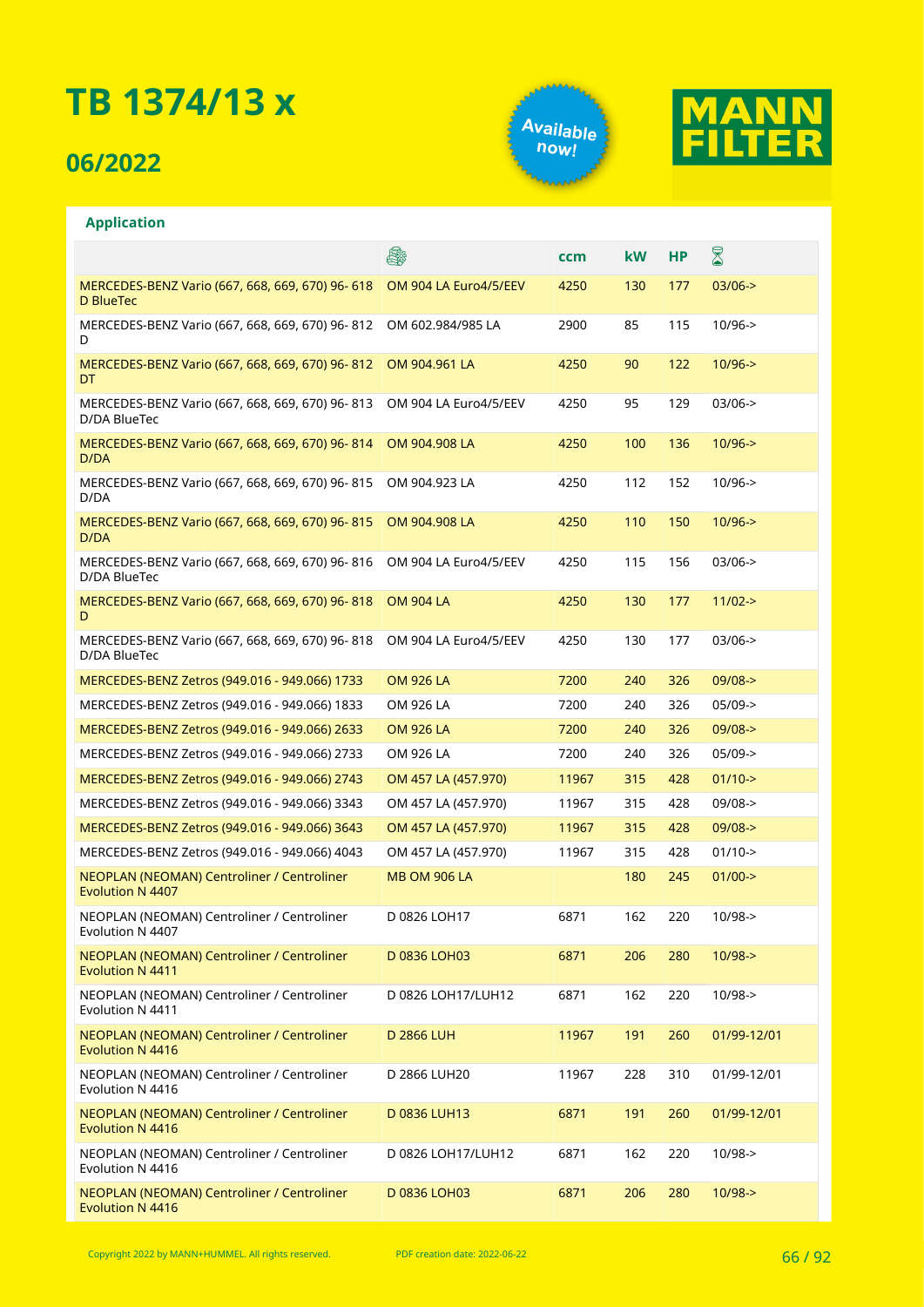# TB 1374/13 x

## 06/2022

Available now!

MANN FILTER

### Application

| | | ccm | kW | HP | |
|---|---|---|---|---|---|
| MERCEDES-BENZ Vario (667, 668, 669, 670) 96- 618 D BlueTec | OM 904 LA Euro4/5/EEV | 4250 | 130 | 177 | 03/06-> |
| MERCEDES-BENZ Vario (667, 668, 669, 670) 96- 812 D | OM 602.984/985 LA | 2900 | 85 | 115 | 10/96-> |
| MERCEDES-BENZ Vario (667, 668, 669, 670) 96- 812 DT | OM 904.961 LA | 4250 | 90 | 122 | 10/96-> |
| MERCEDES-BENZ Vario (667, 668, 669, 670) 96- 813 D/DA BlueTec | OM 904 LA Euro4/5/EEV | 4250 | 95 | 129 | 03/06-> |
| MERCEDES-BENZ Vario (667, 668, 669, 670) 96- 814 D/DA | OM 904.908 LA | 4250 | 100 | 136 | 10/96-> |
| MERCEDES-BENZ Vario (667, 668, 669, 670) 96- 815 D/DA | OM 904.923 LA | 4250 | 112 | 152 | 10/96-> |
| MERCEDES-BENZ Vario (667, 668, 669, 670) 96- 815 D/DA | OM 904.908 LA | 4250 | 110 | 150 | 10/96-> |
| MERCEDES-BENZ Vario (667, 668, 669, 670) 96- 816 D/DA BlueTec | OM 904 LA Euro4/5/EEV | 4250 | 115 | 156 | 03/06-> |
| MERCEDES-BENZ Vario (667, 668, 669, 670) 96- 818 D | OM 904 LA | 4250 | 130 | 177 | 11/02-> |
| MERCEDES-BENZ Vario (667, 668, 669, 670) 96- 818 D/DA BlueTec | OM 904 LA Euro4/5/EEV | 4250 | 130 | 177 | 03/06-> |
| MERCEDES-BENZ Zetros (949.016 - 949.066) 1733 | OM 926 LA | 7200 | 240 | 326 | 09/08-> |
| MERCEDES-BENZ Zetros (949.016 - 949.066) 1833 | OM 926 LA | 7200 | 240 | 326 | 05/09-> |
| MERCEDES-BENZ Zetros (949.016 - 949.066) 2633 | OM 926 LA | 7200 | 240 | 326 | 09/08-> |
| MERCEDES-BENZ Zetros (949.016 - 949.066) 2733 | OM 926 LA | 7200 | 240 | 326 | 05/09-> |
| MERCEDES-BENZ Zetros (949.016 - 949.066) 2743 | OM 457 LA (457.970) | 11967 | 315 | 428 | 01/10-> |
| MERCEDES-BENZ Zetros (949.016 - 949.066) 3343 | OM 457 LA (457.970) | 11967 | 315 | 428 | 09/08-> |
| MERCEDES-BENZ Zetros (949.016 - 949.066) 3643 | OM 457 LA (457.970) | 11967 | 315 | 428 | 09/08-> |
| MERCEDES-BENZ Zetros (949.016 - 949.066) 4043 | OM 457 LA (457.970) | 11967 | 315 | 428 | 01/10-> |
| NEOPLAN (NEOMAN) Centroliner / Centroliner Evolution N 4407 | MB OM 906 LA | | 180 | 245 | 01/00-> |
| NEOPLAN (NEOMAN) Centroliner / Centroliner Evolution N 4407 | D 0826 LOH17 | 6871 | 162 | 220 | 10/98-> |
| NEOPLAN (NEOMAN) Centroliner / Centroliner Evolution N 4411 | D 0836 LOH03 | 6871 | 206 | 280 | 10/98-> |
| NEOPLAN (NEOMAN) Centroliner / Centroliner Evolution N 4411 | D 0826 LOH17/LUH12 | 6871 | 162 | 220 | 10/98-> |
| NEOPLAN (NEOMAN) Centroliner / Centroliner Evolution N 4416 | D 2866 LUH | 11967 | 191 | 260 | 01/99-12/01 |
| NEOPLAN (NEOMAN) Centroliner / Centroliner Evolution N 4416 | D 2866 LUH20 | 11967 | 228 | 310 | 01/99-12/01 |
| NEOPLAN (NEOMAN) Centroliner / Centroliner Evolution N 4416 | D 0836 LUH13 | 6871 | 191 | 260 | 01/99-12/01 |
| NEOPLAN (NEOMAN) Centroliner / Centroliner Evolution N 4416 | D 0826 LOH17/LUH12 | 6871 | 162 | 220 | 10/98-> |
| NEOPLAN (NEOMAN) Centroliner / Centroliner Evolution N 4416 | D 0836 LOH03 | 6871 | 206 | 280 | 10/98-> |

Copyright 2022 by MANN+HUMMEL. All rights reserved. PDF creation date: 2022-06-22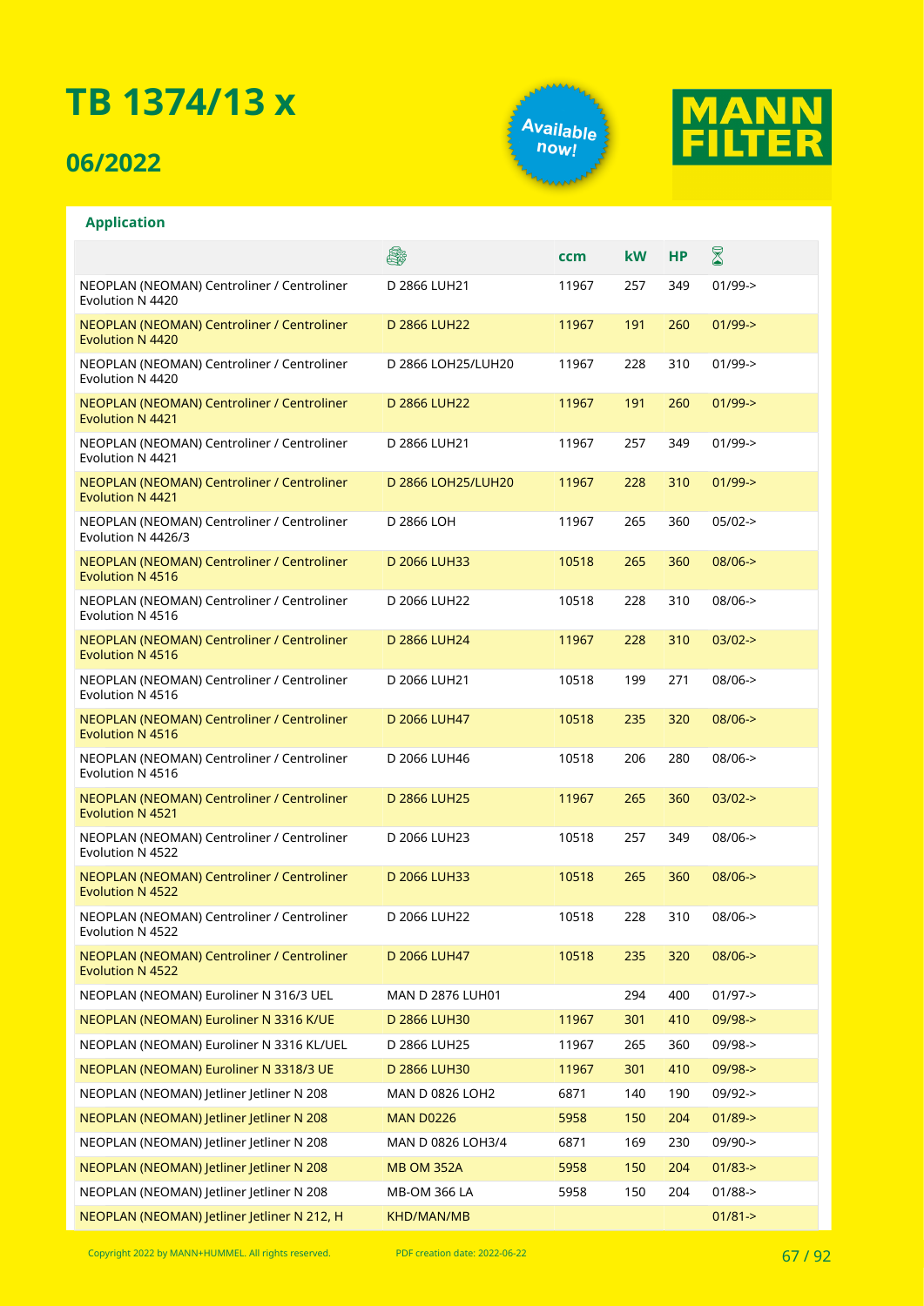# TB 1374/13 x

## 06/2022

Available now!

MANN FILTER

**Application**

| | 🚂 | ccm | kW | HP | ⌛ |
|---|---|---|---|---|---|
| NEOPLAN (NEOMAN) Centroliner / Centroliner Evolution N 4420 | D 2866 LUH21 | 11967 | 257 | 349 | 01/99-> |
| NEOPLAN (NEOMAN) Centroliner / Centroliner Evolution N 4420 | D 2866 LUH22 | 11967 | 191 | 260 | 01/99-> |
| NEOPLAN (NEOMAN) Centroliner / Centroliner Evolution N 4420 | D 2866 LOH25/LUH20 | 11967 | 228 | 310 | 01/99-> |
| NEOPLAN (NEOMAN) Centroliner / Centroliner Evolution N 4421 | D 2866 LUH22 | 11967 | 191 | 260 | 01/99-> |
| NEOPLAN (NEOMAN) Centroliner / Centroliner Evolution N 4421 | D 2866 LUH21 | 11967 | 257 | 349 | 01/99-> |
| NEOPLAN (NEOMAN) Centroliner / Centroliner Evolution N 4421 | D 2866 LOH25/LUH20 | 11967 | 228 | 310 | 01/99-> |
| NEOPLAN (NEOMAN) Centroliner / Centroliner Evolution N 4426/3 | D 2866 LOH | 11967 | 265 | 360 | 05/02-> |
| NEOPLAN (NEOMAN) Centroliner / Centroliner Evolution N 4516 | D 2066 LUH33 | 10518 | 265 | 360 | 08/06-> |
| NEOPLAN (NEOMAN) Centroliner / Centroliner Evolution N 4516 | D 2066 LUH22 | 10518 | 228 | 310 | 08/06-> |
| NEOPLAN (NEOMAN) Centroliner / Centroliner Evolution N 4516 | D 2866 LUH24 | 11967 | 228 | 310 | 03/02-> |
| NEOPLAN (NEOMAN) Centroliner / Centroliner Evolution N 4516 | D 2066 LUH21 | 10518 | 199 | 271 | 08/06-> |
| NEOPLAN (NEOMAN) Centroliner / Centroliner Evolution N 4516 | D 2066 LUH47 | 10518 | 235 | 320 | 08/06-> |
| NEOPLAN (NEOMAN) Centroliner / Centroliner Evolution N 4516 | D 2066 LUH46 | 10518 | 206 | 280 | 08/06-> |
| NEOPLAN (NEOMAN) Centroliner / Centroliner Evolution N 4521 | D 2866 LUH25 | 11967 | 265 | 360 | 03/02-> |
| NEOPLAN (NEOMAN) Centroliner / Centroliner Evolution N 4522 | D 2066 LUH23 | 10518 | 257 | 349 | 08/06-> |
| NEOPLAN (NEOMAN) Centroliner / Centroliner Evolution N 4522 | D 2066 LUH33 | 10518 | 265 | 360 | 08/06-> |
| NEOPLAN (NEOMAN) Centroliner / Centroliner Evolution N 4522 | D 2066 LUH22 | 10518 | 228 | 310 | 08/06-> |
| NEOPLAN (NEOMAN) Centroliner / Centroliner Evolution N 4522 | D 2066 LUH47 | 10518 | 235 | 320 | 08/06-> |
| NEOPLAN (NEOMAN) Euroliner N 316/3 UEL | MAN D 2876 LUH01 | | 294 | 400 | 01/97-> |
| NEOPLAN (NEOMAN) Euroliner N 3316 K/UE | D 2866 LUH30 | 11967 | 301 | 410 | 09/98-> |
| NEOPLAN (NEOMAN) Euroliner N 3316 KL/UEL | D 2866 LUH25 | 11967 | 265 | 360 | 09/98-> |
| NEOPLAN (NEOMAN) Euroliner N 3318/3 UE | D 2866 LUH30 | 11967 | 301 | 410 | 09/98-> |
| NEOPLAN (NEOMAN) Jetliner Jetliner N 208 | MAN D 0826 LOH2 | 6871 | 140 | 190 | 09/92-> |
| NEOPLAN (NEOMAN) Jetliner Jetliner N 208 | MAN D0226 | 5958 | 150 | 204 | 01/89-> |
| NEOPLAN (NEOMAN) Jetliner Jetliner N 208 | MAN D 0826 LOH3/4 | 6871 | 169 | 230 | 09/90-> |
| NEOPLAN (NEOMAN) Jetliner Jetliner N 208 | MB OM 352A | 5958 | 150 | 204 | 01/83-> |
| NEOPLAN (NEOMAN) Jetliner Jetliner N 208 | MB-OM 366 LA | 5958 | 150 | 204 | 01/88-> |
| NEOPLAN (NEOMAN) Jetliner Jetliner N 212, H | KHD/MAN/MB | | | | 01/81-> |

Copyright 2022 by MANN+HUMMEL. All rights reserved. PDF creation date: 2022-06-22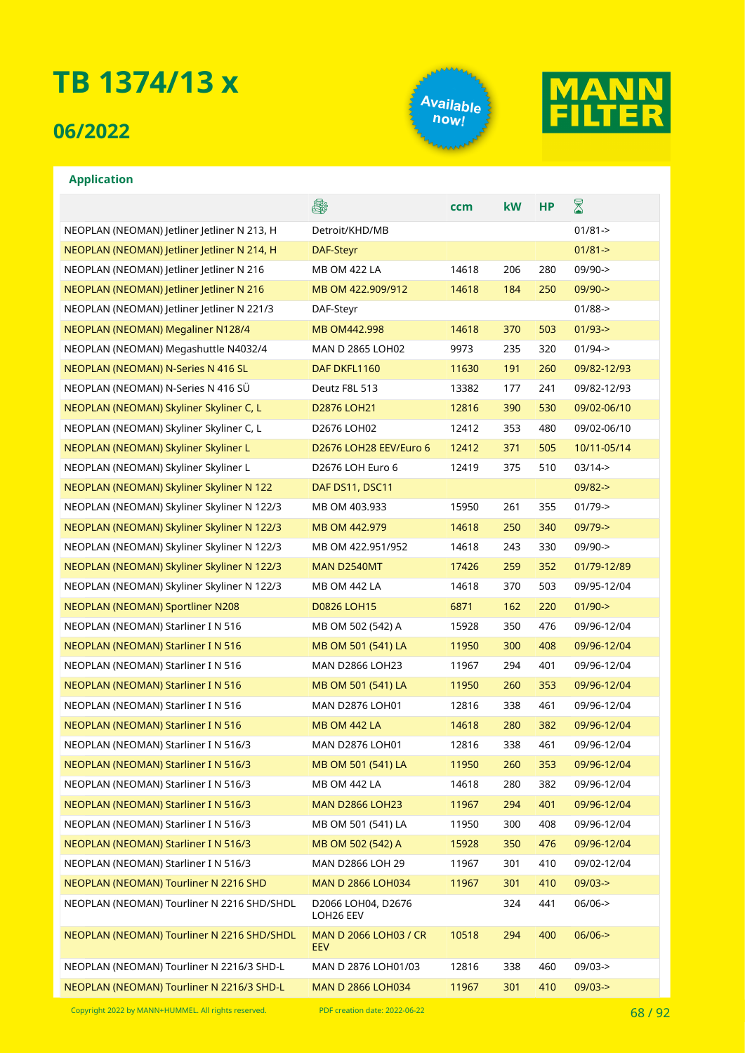# TB 1374/13 x

## 06/2022

Available now!

MANN FILTER

**Application**

| | 🛢 | ccm | kW | HP | ⌛ |
|---|---|---|---|---|---|
| NEOPLAN (NEOMAN) Jetliner Jetliner N 213, H | Detroit/KHD/MB | | | | 01/81-> |
| NEOPLAN (NEOMAN) Jetliner Jetliner N 214, H | DAF-Steyr | | | | 01/81-> |
| NEOPLAN (NEOMAN) Jetliner Jetliner N 216 | MB OM 422 LA | 14618 | 206 | 280 | 09/90-> |
| NEOPLAN (NEOMAN) Jetliner Jetliner N 216 | MB OM 422.909/912 | 14618 | 184 | 250 | 09/90-> |
| NEOPLAN (NEOMAN) Jetliner Jetliner N 221/3 | DAF-Steyr | | | | 01/88-> |
| NEOPLAN (NEOMAN) Megaliner N128/4 | MB OM442.998 | 14618 | 370 | 503 | 01/93-> |
| NEOPLAN (NEOMAN) Megashuttle N4032/4 | MAN D 2865 LOH02 | 9973 | 235 | 320 | 01/94-> |
| NEOPLAN (NEOMAN) N-Series N 416 SL | DAF DKFL1160 | 11630 | 191 | 260 | 09/82-12/93 |
| NEOPLAN (NEOMAN) N-Series N 416 SÜ | Deutz F8L 513 | 13382 | 177 | 241 | 09/82-12/93 |
| NEOPLAN (NEOMAN) Skyliner Skyliner C, L | D2876 LOH21 | 12816 | 390 | 530 | 09/02-06/10 |
| NEOPLAN (NEOMAN) Skyliner Skyliner C, L | D2676 LOH02 | 12412 | 353 | 480 | 09/02-06/10 |
| NEOPLAN (NEOMAN) Skyliner Skyliner L | D2676 LOH28 EEV/Euro 6 | 12412 | 371 | 505 | 10/11-05/14 |
| NEOPLAN (NEOMAN) Skyliner Skyliner L | D2676 LOH Euro 6 | 12419 | 375 | 510 | 03/14-> |
| NEOPLAN (NEOMAN) Skyliner Skyliner N 122 | DAF DS11, DSC11 | | | | 09/82-> |
| NEOPLAN (NEOMAN) Skyliner Skyliner N 122/3 | MB OM 403.933 | 15950 | 261 | 355 | 01/79-> |
| NEOPLAN (NEOMAN) Skyliner Skyliner N 122/3 | MB OM 442.979 | 14618 | 250 | 340 | 09/79-> |
| NEOPLAN (NEOMAN) Skyliner Skyliner N 122/3 | MB OM 422.951/952 | 14618 | 243 | 330 | 09/90-> |
| NEOPLAN (NEOMAN) Skyliner Skyliner N 122/3 | MAN D2540MT | 17426 | 259 | 352 | 01/79-12/89 |
| NEOPLAN (NEOMAN) Skyliner Skyliner N 122/3 | MB OM 442 LA | 14618 | 370 | 503 | 09/95-12/04 |
| NEOPLAN (NEOMAN) Sportliner N208 | D0826 LOH15 | 6871 | 162 | 220 | 01/90-> |
| NEOPLAN (NEOMAN) Starliner I N 516 | MB OM 502 (542) A | 15928 | 350 | 476 | 09/96-12/04 |
| NEOPLAN (NEOMAN) Starliner I N 516 | MB OM 501 (541) LA | 11950 | 300 | 408 | 09/96-12/04 |
| NEOPLAN (NEOMAN) Starliner I N 516 | MAN D2866 LOH23 | 11967 | 294 | 401 | 09/96-12/04 |
| NEOPLAN (NEOMAN) Starliner I N 516 | MB OM 501 (541) LA | 11950 | 260 | 353 | 09/96-12/04 |
| NEOPLAN (NEOMAN) Starliner I N 516 | MAN D2876 LOH01 | 12816 | 338 | 461 | 09/96-12/04 |
| NEOPLAN (NEOMAN) Starliner I N 516 | MB OM 442 LA | 14618 | 280 | 382 | 09/96-12/04 |
| NEOPLAN (NEOMAN) Starliner I N 516/3 | MAN D2876 LOH01 | 12816 | 338 | 461 | 09/96-12/04 |
| NEOPLAN (NEOMAN) Starliner I N 516/3 | MB OM 501 (541) LA | 11950 | 260 | 353 | 09/96-12/04 |
| NEOPLAN (NEOMAN) Starliner I N 516/3 | MB OM 442 LA | 14618 | 280 | 382 | 09/96-12/04 |
| NEOPLAN (NEOMAN) Starliner I N 516/3 | MAN D2866 LOH23 | 11967 | 294 | 401 | 09/96-12/04 |
| NEOPLAN (NEOMAN) Starliner I N 516/3 | MB OM 501 (541) LA | 11950 | 300 | 408 | 09/96-12/04 |
| NEOPLAN (NEOMAN) Starliner I N 516/3 | MB OM 502 (542) A | 15928 | 350 | 476 | 09/96-12/04 |
| NEOPLAN (NEOMAN) Starliner I N 516/3 | MAN D2866 LOH 29 | 11967 | 301 | 410 | 09/02-12/04 |
| NEOPLAN (NEOMAN) Tourliner N 2216 SHD | MAN D 2866 LOH034 | 11967 | 301 | 410 | 09/03-> |
| NEOPLAN (NEOMAN) Tourliner N 2216 SHD/SHDL | D2066 LOH04, D2676 LOH26 EEV | | 324 | 441 | 06/06-> |
| NEOPLAN (NEOMAN) Tourliner N 2216 SHD/SHDL | MAN D 2066 LOH03 / CR EEV | 10518 | 294 | 400 | 06/06-> |
| NEOPLAN (NEOMAN) Tourliner N 2216/3 SHD-L | MAN D 2876 LOH01/03 | 12816 | 338 | 460 | 09/03-> |
| NEOPLAN (NEOMAN) Tourliner N 2216/3 SHD-L | MAN D 2866 LOH034 | 11967 | 301 | 410 | 09/03-> |

Copyright 2022 by MANN+HUMMEL. All rights reserved. PDF creation date: 2022-06-22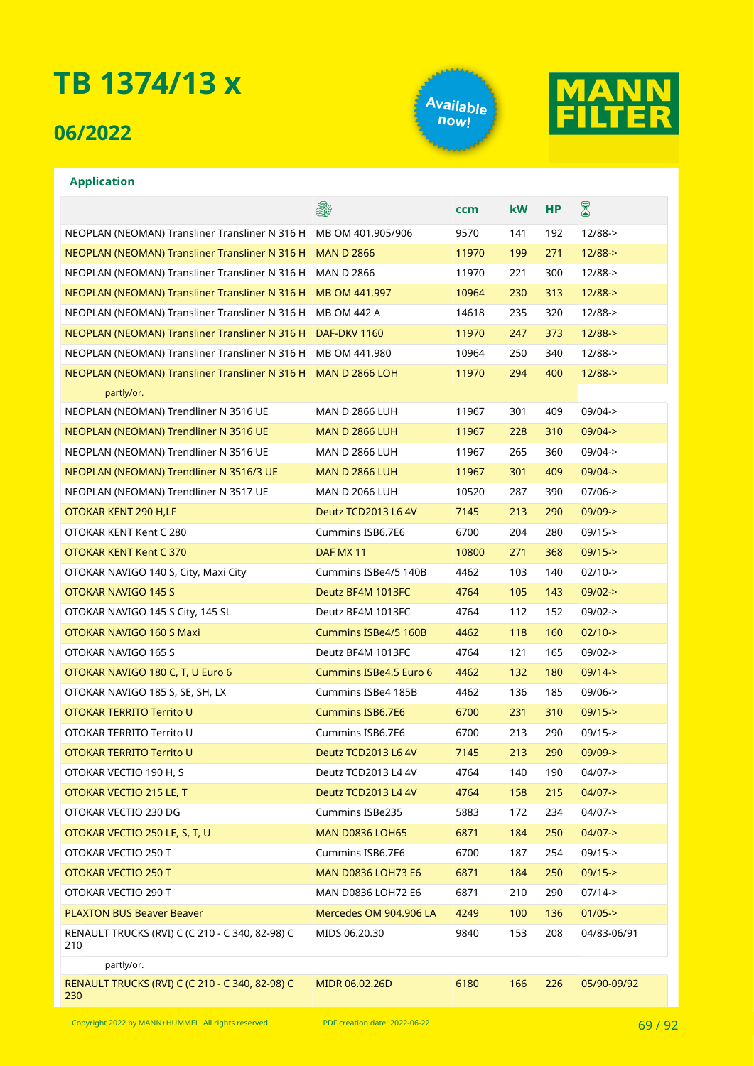# TB 1374/13 x

## 06/2022

Available now!

MANN FILTER

### Application

| | Engine | ccm | kW | HP | Date |
|---|---|---|---|---|---|
| NEOPLAN (NEOMAN) Transliner Transliner N 316 H | MB OM 401.905/906 | 9570 | 141 | 192 | 12/88-> |
| NEOPLAN (NEOMAN) Transliner Transliner N 316 H | MAN D 2866 | 11970 | 199 | 271 | 12/88-> |
| NEOPLAN (NEOMAN) Transliner Transliner N 316 H | MAN D 2866 | 11970 | 221 | 300 | 12/88-> |
| NEOPLAN (NEOMAN) Transliner Transliner N 316 H | MB OM 441.997 | 10964 | 230 | 313 | 12/88-> |
| NEOPLAN (NEOMAN) Transliner Transliner N 316 H | MB OM 442 A | 14618 | 235 | 320 | 12/88-> |
| NEOPLAN (NEOMAN) Transliner Transliner N 316 H | DAF-DKV 1160 | 11970 | 247 | 373 | 12/88-> |
| NEOPLAN (NEOMAN) Transliner Transliner N 316 H | MB OM 441.980 | 10964 | 250 | 340 | 12/88-> |
| NEOPLAN (NEOMAN) Transliner Transliner N 316 H | MAN D 2866 LOH | 11970 | 294 | 400 | 12/88-> |
| partly/or. | | | | | |
| NEOPLAN (NEOMAN) Trendliner N 3516 UE | MAN D 2866 LUH | 11967 | 301 | 409 | 09/04-> |
| NEOPLAN (NEOMAN) Trendliner N 3516 UE | MAN D 2866 LUH | 11967 | 228 | 310 | 09/04-> |
| NEOPLAN (NEOMAN) Trendliner N 3516 UE | MAN D 2866 LUH | 11967 | 265 | 360 | 09/04-> |
| NEOPLAN (NEOMAN) Trendliner N 3516/3 UE | MAN D 2866 LUH | 11967 | 301 | 409 | 09/04-> |
| NEOPLAN (NEOMAN) Trendliner N 3517 UE | MAN D 2066 LUH | 10520 | 287 | 390 | 07/06-> |
| OTOKAR KENT 290 H,LF | Deutz TCD2013 L6 4V | 7145 | 213 | 290 | 09/09-> |
| OTOKAR KENT Kent C 280 | Cummins ISB6.7E6 | 6700 | 204 | 280 | 09/15-> |
| OTOKAR KENT Kent C 370 | DAF MX 11 | 10800 | 271 | 368 | 09/15-> |
| OTOKAR NAVIGO 140 S, City, Maxi City | Cummins ISBe4/5 140B | 4462 | 103 | 140 | 02/10-> |
| OTOKAR NAVIGO 145 S | Deutz BF4M 1013FC | 4764 | 105 | 143 | 09/02-> |
| OTOKAR NAVIGO 145 S City, 145 SL | Deutz BF4M 1013FC | 4764 | 112 | 152 | 09/02-> |
| OTOKAR NAVIGO 160 S Maxi | Cummins ISBe4/5 160B | 4462 | 118 | 160 | 02/10-> |
| OTOKAR NAVIGO 165 S | Deutz BF4M 1013FC | 4764 | 121 | 165 | 09/02-> |
| OTOKAR NAVIGO 180 C, T, U Euro 6 | Cummins ISBe4.5 Euro 6 | 4462 | 132 | 180 | 09/14-> |
| OTOKAR NAVIGO 185 S, SE, SH, LX | Cummins ISBe4 185B | 4462 | 136 | 185 | 09/06-> |
| OTOKAR TERRITO Territo U | Cummins ISB6.7E6 | 6700 | 231 | 310 | 09/15-> |
| OTOKAR TERRITO Territo U | Cummins ISB6.7E6 | 6700 | 213 | 290 | 09/15-> |
| OTOKAR TERRITO Territo U | Deutz TCD2013 L6 4V | 7145 | 213 | 290 | 09/09-> |
| OTOKAR VECTIO 190 H, S | Deutz TCD2013 L4 4V | 4764 | 140 | 190 | 04/07-> |
| OTOKAR VECTIO 215 LE, T | Deutz TCD2013 L4 4V | 4764 | 158 | 215 | 04/07-> |
| OTOKAR VECTIO 230 DG | Cummins ISBe235 | 5883 | 172 | 234 | 04/07-> |
| OTOKAR VECTIO 250 LE, S, T, U | MAN D0836 LOH65 | 6871 | 184 | 250 | 04/07-> |
| OTOKAR VECTIO 250 T | Cummins ISB6.7E6 | 6700 | 187 | 254 | 09/15-> |
| OTOKAR VECTIO 250 T | MAN D0836 LOH73 E6 | 6871 | 184 | 250 | 09/15-> |
| OTOKAR VECTIO 290 T | MAN D0836 LOH72 E6 | 6871 | 210 | 290 | 07/14-> |
| PLAXTON BUS Beaver Beaver | Mercedes OM 904.906 LA | 4249 | 100 | 136 | 01/05-> |
| RENAULT TRUCKS (RVI) C (C 210 - C 340, 82-98) C 210 | MIDS 06.20.30 | 9840 | 153 | 208 | 04/83-06/91 |
| partly/or. | | | | | |
| RENAULT TRUCKS (RVI) C (C 210 - C 340, 82-98) C 230 | MIDR 06.02.26D | 6180 | 166 | 226 | 05/90-09/92 |

Copyright 2022 by MANN+HUMMEL. All rights reserved. PDF creation date: 2022-06-22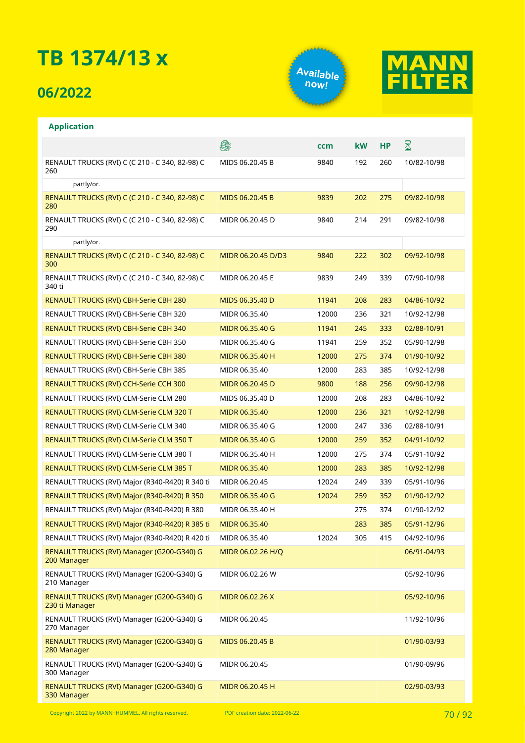# TB 1374/13 x

## 06/2022

Available now!

MANN FILTER

**Application**

| | Engine | ccm | kW | HP | ⌛ |
|---|---|---|---|---|---|
| RENAULT TRUCKS (RVI) C (C 210 - C 340, 82-98) C 260 | MIDS 06.20.45 B | 9840 | 192 | 260 | 10/82-10/98 |
| partly/or. | | | | | |
| RENAULT TRUCKS (RVI) C (C 210 - C 340, 82-98) C 280 | MIDS 06.20.45 B | 9839 | 202 | 275 | 09/82-10/98 |
| RENAULT TRUCKS (RVI) C (C 210 - C 340, 82-98) C 290 | MIDR 06.20.45 D | 9840 | 214 | 291 | 09/82-10/98 |
| partly/or. | | | | | |
| RENAULT TRUCKS (RVI) C (C 210 - C 340, 82-98) C 300 | MIDR 06.20.45 D/D3 | 9840 | 222 | 302 | 09/92-10/98 |
| RENAULT TRUCKS (RVI) C (C 210 - C 340, 82-98) C 340 ti | MIDR 06.20.45 E | 9839 | 249 | 339 | 07/90-10/98 |
| RENAULT TRUCKS (RVI) CBH-Serie CBH 280 | MIDS 06.35.40 D | 11941 | 208 | 283 | 04/86-10/92 |
| RENAULT TRUCKS (RVI) CBH-Serie CBH 320 | MIDR 06.35.40 | 12000 | 236 | 321 | 10/92-12/98 |
| RENAULT TRUCKS (RVI) CBH-Serie CBH 340 | MIDR 06.35.40 G | 11941 | 245 | 333 | 02/88-10/91 |
| RENAULT TRUCKS (RVI) CBH-Serie CBH 350 | MIDR 06.35.40 G | 11941 | 259 | 352 | 05/90-12/98 |
| RENAULT TRUCKS (RVI) CBH-Serie CBH 380 | MIDR 06.35.40 H | 12000 | 275 | 374 | 01/90-10/92 |
| RENAULT TRUCKS (RVI) CBH-Serie CBH 385 | MIDR 06.35.40 | 12000 | 283 | 385 | 10/92-12/98 |
| RENAULT TRUCKS (RVI) CCH-Serie CCH 300 | MIDR 06.20.45 D | 9800 | 188 | 256 | 09/90-12/98 |
| RENAULT TRUCKS (RVI) CLM-Serie CLM 280 | MIDS 06.35.40 D | 12000 | 208 | 283 | 04/86-10/92 |
| RENAULT TRUCKS (RVI) CLM-Serie CLM 320 T | MIDR 06.35.40 | 12000 | 236 | 321 | 10/92-12/98 |
| RENAULT TRUCKS (RVI) CLM-Serie CLM 340 | MIDR 06.35.40 G | 12000 | 247 | 336 | 02/88-10/91 |
| RENAULT TRUCKS (RVI) CLM-Serie CLM 350 T | MIDR 06.35.40 G | 12000 | 259 | 352 | 04/91-10/92 |
| RENAULT TRUCKS (RVI) CLM-Serie CLM 380 T | MIDR 06.35.40 H | 12000 | 275 | 374 | 05/91-10/92 |
| RENAULT TRUCKS (RVI) CLM-Serie CLM 385 T | MIDR 06.35.40 | 12000 | 283 | 385 | 10/92-12/98 |
| RENAULT TRUCKS (RVI) Major (R340-R420) R 340 ti | MIDR 06.20.45 | 12024 | 249 | 339 | 05/91-10/96 |
| RENAULT TRUCKS (RVI) Major (R340-R420) R 350 | MIDR 06.35.40 G | 12024 | 259 | 352 | 01/90-12/92 |
| RENAULT TRUCKS (RVI) Major (R340-R420) R 380 | MIDR 06.35.40 H | | 275 | 374 | 01/90-12/92 |
| RENAULT TRUCKS (RVI) Major (R340-R420) R 385 ti | MIDR 06.35.40 | | 283 | 385 | 05/91-12/96 |
| RENAULT TRUCKS (RVI) Major (R340-R420) R 420 ti | MIDR 06.35.40 | 12024 | 305 | 415 | 04/92-10/96 |
| RENAULT TRUCKS (RVI) Manager (G200-G340) G 200 Manager | MIDR 06.02.26 H/Q | | | | 06/91-04/93 |
| RENAULT TRUCKS (RVI) Manager (G200-G340) G 210 Manager | MIDR 06.02.26 W | | | | 05/92-10/96 |
| RENAULT TRUCKS (RVI) Manager (G200-G340) G 230 ti Manager | MIDR 06.02.26 X | | | | 05/92-10/96 |
| RENAULT TRUCKS (RVI) Manager (G200-G340) G 270 Manager | MIDR 06.20.45 | | | | 11/92-10/96 |
| RENAULT TRUCKS (RVI) Manager (G200-G340) G 280 Manager | MIDS 06.20.45 B | | | | 01/90-03/93 |
| RENAULT TRUCKS (RVI) Manager (G200-G340) G 300 Manager | MIDR 06.20.45 | | | | 01/90-09/96 |
| RENAULT TRUCKS (RVI) Manager (G200-G340) G 330 Manager | MIDR 06.20.45 H | | | | 02/90-03/93 |

Copyright 2022 by MANN+HUMMEL. All rights reserved. PDF creation date: 2022-06-22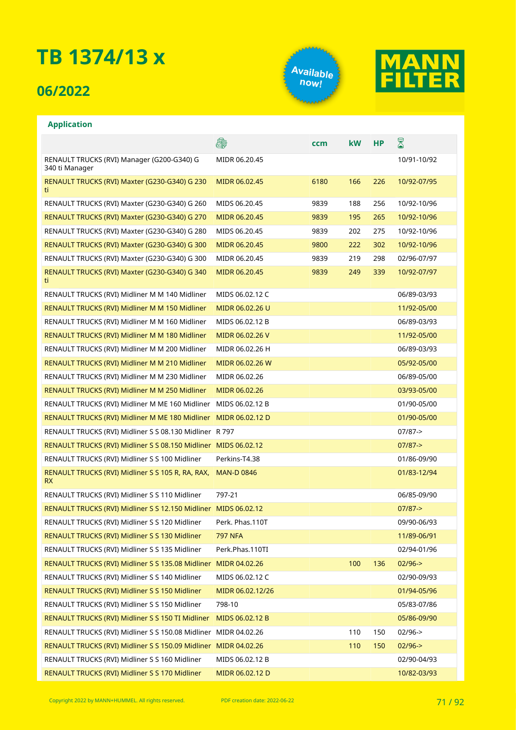# TB 1374/13 x

## 06/2022

Available now!

MANN FILTER

### Application

| | Engine | ccm | kW | HP | Period |
|---|---|---|---|---|---|
| RENAULT TRUCKS (RVI) Manager (G200-G340) G 340 ti Manager | MIDR 06.20.45 | | | | 10/91-10/92 |
| RENAULT TRUCKS (RVI) Maxter (G230-G340) G 230 ti | MIDR 06.02.45 | 6180 | 166 | 226 | 10/92-07/95 |
| RENAULT TRUCKS (RVI) Maxter (G230-G340) G 260 | MIDS 06.20.45 | 9839 | 188 | 256 | 10/92-10/96 |
| RENAULT TRUCKS (RVI) Maxter (G230-G340) G 270 | MIDR 06.20.45 | 9839 | 195 | 265 | 10/92-10/96 |
| RENAULT TRUCKS (RVI) Maxter (G230-G340) G 280 | MIDS 06.20.45 | 9839 | 202 | 275 | 10/92-10/96 |
| RENAULT TRUCKS (RVI) Maxter (G230-G340) G 300 | MIDR 06.20.45 | 9800 | 222 | 302 | 10/92-10/96 |
| RENAULT TRUCKS (RVI) Maxter (G230-G340) G 300 | MIDR 06.20.45 | 9839 | 219 | 298 | 02/96-07/97 |
| RENAULT TRUCKS (RVI) Maxter (G230-G340) G 340 ti | MIDR 06.20.45 | 9839 | 249 | 339 | 10/92-07/97 |
| RENAULT TRUCKS (RVI) Midliner M M 140 Midliner | MIDS 06.02.12 C | | | | 06/89-03/93 |
| RENAULT TRUCKS (RVI) Midliner M M 150 Midliner | MIDR 06.02.26 U | | | | 11/92-05/00 |
| RENAULT TRUCKS (RVI) Midliner M M 160 Midliner | MIDS 06.02.12 B | | | | 06/89-03/93 |
| RENAULT TRUCKS (RVI) Midliner M M 180 Midliner | MIDR 06.02.26 V | | | | 11/92-05/00 |
| RENAULT TRUCKS (RVI) Midliner M M 200 Midliner | MIDR 06.02.26 H | | | | 06/89-03/93 |
| RENAULT TRUCKS (RVI) Midliner M M 210 Midliner | MIDR 06.02.26 W | | | | 05/92-05/00 |
| RENAULT TRUCKS (RVI) Midliner M M 230 Midliner | MIDR 06.02.26 | | | | 06/89-05/00 |
| RENAULT TRUCKS (RVI) Midliner M M 250 Midliner | MIDR 06.02.26 | | | | 03/93-05/00 |
| RENAULT TRUCKS (RVI) Midliner M ME 160 Midliner | MIDS 06.02.12 B | | | | 01/90-05/00 |
| RENAULT TRUCKS (RVI) Midliner M ME 180 Midliner | MIDR 06.02.12 D | | | | 01/90-05/00 |
| RENAULT TRUCKS (RVI) Midliner S S 08.130 Midliner | R 797 | | | | 07/87-> |
| RENAULT TRUCKS (RVI) Midliner S S 08.150 Midliner | MIDS 06.02.12 | | | | 07/87-> |
| RENAULT TRUCKS (RVI) Midliner S S 100 Midliner | Perkins-T4.38 | | | | 01/86-09/90 |
| RENAULT TRUCKS (RVI) Midliner S S 105 R, RA, RAX, RX | MAN-D 0846 | | | | 01/83-12/94 |
| RENAULT TRUCKS (RVI) Midliner S S 110 Midliner | 797-21 | | | | 06/85-09/90 |
| RENAULT TRUCKS (RVI) Midliner S S 12.150 Midliner | MIDS 06.02.12 | | | | 07/87-> |
| RENAULT TRUCKS (RVI) Midliner S S 120 Midliner | Perk. Phas.110T | | | | 09/90-06/93 |
| RENAULT TRUCKS (RVI) Midliner S S 130 Midliner | 797 NFA | | | | 11/89-06/91 |
| RENAULT TRUCKS (RVI) Midliner S S 135 Midliner | Perk.Phas.110TI | | | | 02/94-01/96 |
| RENAULT TRUCKS (RVI) Midliner S S 135.08 Midliner | MIDR 04.02.26 | | 100 | 136 | 02/96-> |
| RENAULT TRUCKS (RVI) Midliner S S 140 Midliner | MIDS 06.02.12 C | | | | 02/90-09/93 |
| RENAULT TRUCKS (RVI) Midliner S S 150 Midliner | MIDR 06.02.12/26 | | | | 01/94-05/96 |
| RENAULT TRUCKS (RVI) Midliner S S 150 Midliner | 798-10 | | | | 05/83-07/86 |
| RENAULT TRUCKS (RVI) Midliner S S 150 TI Midliner | MIDS 06.02.12 B | | | | 05/86-09/90 |
| RENAULT TRUCKS (RVI) Midliner S S 150.08 Midliner | MIDR 04.02.26 | | 110 | 150 | 02/96-> |
| RENAULT TRUCKS (RVI) Midliner S S 150.09 Midliner | MIDR 04.02.26 | | 110 | 150 | 02/96-> |
| RENAULT TRUCKS (RVI) Midliner S S 160 Midliner | MIDS 06.02.12 B | | | | 02/90-04/93 |
| RENAULT TRUCKS (RVI) Midliner S S 170 Midliner | MIDR 06.02.12 D | | | | 10/82-03/93 |

Copyright 2022 by MANN+HUMMEL. All rights reserved.

PDF creation date: 2022-06-22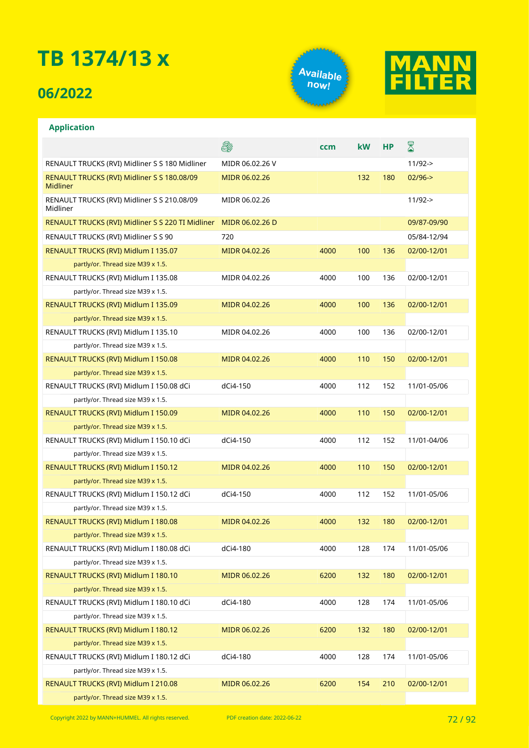# TB 1374/13 x

## 06/2022

Available now!

MANN FILTER

### Application

| | Engine | ccm | kW | HP | Date |
|---|---|---|---|---|---|
| RENAULT TRUCKS (RVI) Midliner S S 180 Midliner | MIDR 06.02.26 V | | | | 11/92-> |
| RENAULT TRUCKS (RVI) Midliner S S 180.08/09 Midliner | MIDR 06.02.26 | | 132 | 180 | 02/96-> |
| RENAULT TRUCKS (RVI) Midliner S S 210.08/09 Midliner | MIDR 06.02.26 | | | | 11/92-> |
| RENAULT TRUCKS (RVI) Midliner S S 220 TI Midliner | MIDR 06.02.26 D | | | | 09/87-09/90 |
| RENAULT TRUCKS (RVI) Midliner S S 90 | 720 | | | | 05/84-12/94 |
| RENAULT TRUCKS (RVI) Midlum I 135.07 | MIDR 04.02.26 | 4000 | 100 | 136 | 02/00-12/01 |
| partly/or. Thread size M39 x 1.5. | | | | | |
| RENAULT TRUCKS (RVI) Midlum I 135.08 | MIDR 04.02.26 | 4000 | 100 | 136 | 02/00-12/01 |
| partly/or. Thread size M39 x 1.5. | | | | | |
| RENAULT TRUCKS (RVI) Midlum I 135.09 | MIDR 04.02.26 | 4000 | 100 | 136 | 02/00-12/01 |
| partly/or. Thread size M39 x 1.5. | | | | | |
| RENAULT TRUCKS (RVI) Midlum I 135.10 | MIDR 04.02.26 | 4000 | 100 | 136 | 02/00-12/01 |
| partly/or. Thread size M39 x 1.5. | | | | | |
| RENAULT TRUCKS (RVI) Midlum I 150.08 | MIDR 04.02.26 | 4000 | 110 | 150 | 02/00-12/01 |
| partly/or. Thread size M39 x 1.5. | | | | | |
| RENAULT TRUCKS (RVI) Midlum I 150.08 dCi | dCi4-150 | 4000 | 112 | 152 | 11/01-05/06 |
| partly/or. Thread size M39 x 1.5. | | | | | |
| RENAULT TRUCKS (RVI) Midlum I 150.09 | MIDR 04.02.26 | 4000 | 110 | 150 | 02/00-12/01 |
| partly/or. Thread size M39 x 1.5. | | | | | |
| RENAULT TRUCKS (RVI) Midlum I 150.10 dCi | dCi4-150 | 4000 | 112 | 152 | 11/01-04/06 |
| partly/or. Thread size M39 x 1.5. | | | | | |
| RENAULT TRUCKS (RVI) Midlum I 150.12 | MIDR 04.02.26 | 4000 | 110 | 150 | 02/00-12/01 |
| partly/or. Thread size M39 x 1.5. | | | | | |
| RENAULT TRUCKS (RVI) Midlum I 150.12 dCi | dCi4-150 | 4000 | 112 | 152 | 11/01-05/06 |
| partly/or. Thread size M39 x 1.5. | | | | | |
| RENAULT TRUCKS (RVI) Midlum I 180.08 | MIDR 04.02.26 | 4000 | 132 | 180 | 02/00-12/01 |
| partly/or. Thread size M39 x 1.5. | | | | | |
| RENAULT TRUCKS (RVI) Midlum I 180.08 dCi | dCi4-180 | 4000 | 128 | 174 | 11/01-05/06 |
| partly/or. Thread size M39 x 1.5. | | | | | |
| RENAULT TRUCKS (RVI) Midlum I 180.10 | MIDR 06.02.26 | 6200 | 132 | 180 | 02/00-12/01 |
| partly/or. Thread size M39 x 1.5. | | | | | |
| RENAULT TRUCKS (RVI) Midlum I 180.10 dCi | dCi4-180 | 4000 | 128 | 174 | 11/01-05/06 |
| partly/or. Thread size M39 x 1.5. | | | | | |
| RENAULT TRUCKS (RVI) Midlum I 180.12 | MIDR 06.02.26 | 6200 | 132 | 180 | 02/00-12/01 |
| partly/or. Thread size M39 x 1.5. | | | | | |
| RENAULT TRUCKS (RVI) Midlum I 180.12 dCi | dCi4-180 | 4000 | 128 | 174 | 11/01-05/06 |
| partly/or. Thread size M39 x 1.5. | | | | | |
| RENAULT TRUCKS (RVI) Midlum I 210.08 | MIDR 06.02.26 | 6200 | 154 | 210 | 02/00-12/01 |
| partly/or. Thread size M39 x 1.5. | | | | | |

Copyright 2022 by MANN+HUMMEL. All rights reserved. PDF creation date: 2022-06-22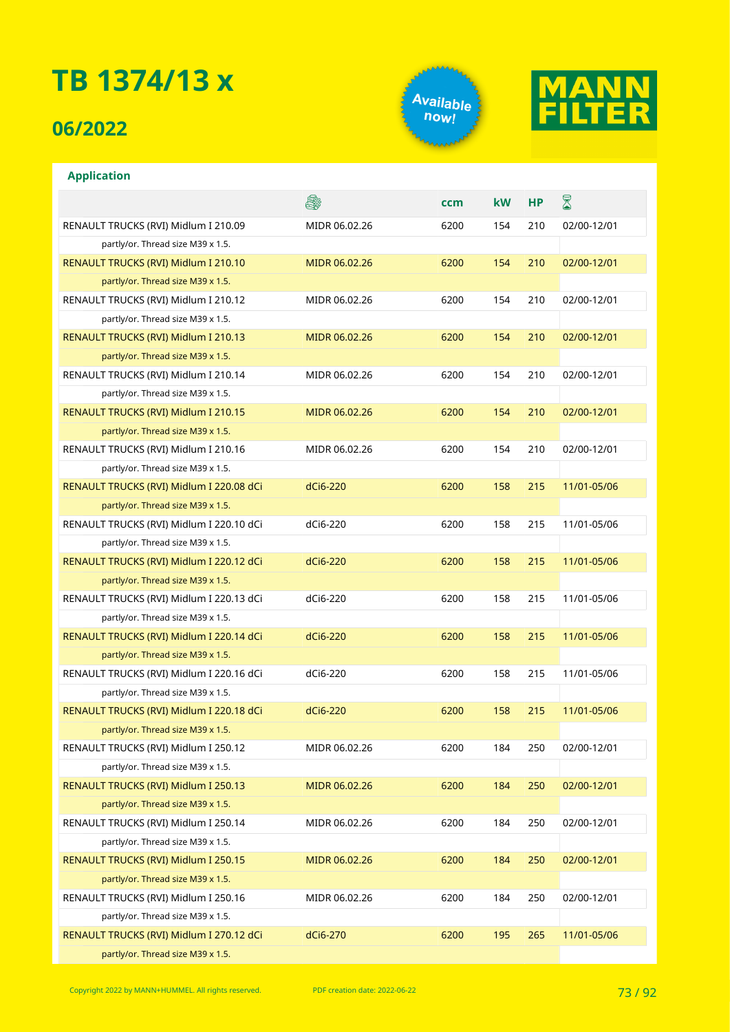# TB 1374/13 x

## 06/2022

Available now!

MANN FILTER

### Application

| | Engine | ccm | kW | HP | Period |
|---|---|---|---|---|---|
| RENAULT TRUCKS (RVI) Midlum I 210.09 | MIDR 06.02.26 | 6200 | 154 | 210 | 02/00-12/01 |
| partly/or. Thread size M39 x 1.5. | | | | | |
| RENAULT TRUCKS (RVI) Midlum I 210.10 | MIDR 06.02.26 | 6200 | 154 | 210 | 02/00-12/01 |
| partly/or. Thread size M39 x 1.5. | | | | | |
| RENAULT TRUCKS (RVI) Midlum I 210.12 | MIDR 06.02.26 | 6200 | 154 | 210 | 02/00-12/01 |
| partly/or. Thread size M39 x 1.5. | | | | | |
| RENAULT TRUCKS (RVI) Midlum I 210.13 | MIDR 06.02.26 | 6200 | 154 | 210 | 02/00-12/01 |
| partly/or. Thread size M39 x 1.5. | | | | | |
| RENAULT TRUCKS (RVI) Midlum I 210.14 | MIDR 06.02.26 | 6200 | 154 | 210 | 02/00-12/01 |
| partly/or. Thread size M39 x 1.5. | | | | | |
| RENAULT TRUCKS (RVI) Midlum I 210.15 | MIDR 06.02.26 | 6200 | 154 | 210 | 02/00-12/01 |
| partly/or. Thread size M39 x 1.5. | | | | | |
| RENAULT TRUCKS (RVI) Midlum I 210.16 | MIDR 06.02.26 | 6200 | 154 | 210 | 02/00-12/01 |
| partly/or. Thread size M39 x 1.5. | | | | | |
| RENAULT TRUCKS (RVI) Midlum I 220.08 dCi | dCi6-220 | 6200 | 158 | 215 | 11/01-05/06 |
| partly/or. Thread size M39 x 1.5. | | | | | |
| RENAULT TRUCKS (RVI) Midlum I 220.10 dCi | dCi6-220 | 6200 | 158 | 215 | 11/01-05/06 |
| partly/or. Thread size M39 x 1.5. | | | | | |
| RENAULT TRUCKS (RVI) Midlum I 220.12 dCi | dCi6-220 | 6200 | 158 | 215 | 11/01-05/06 |
| partly/or. Thread size M39 x 1.5. | | | | | |
| RENAULT TRUCKS (RVI) Midlum I 220.13 dCi | dCi6-220 | 6200 | 158 | 215 | 11/01-05/06 |
| partly/or. Thread size M39 x 1.5. | | | | | |
| RENAULT TRUCKS (RVI) Midlum I 220.14 dCi | dCi6-220 | 6200 | 158 | 215 | 11/01-05/06 |
| partly/or. Thread size M39 x 1.5. | | | | | |
| RENAULT TRUCKS (RVI) Midlum I 220.16 dCi | dCi6-220 | 6200 | 158 | 215 | 11/01-05/06 |
| partly/or. Thread size M39 x 1.5. | | | | | |
| RENAULT TRUCKS (RVI) Midlum I 220.18 dCi | dCi6-220 | 6200 | 158 | 215 | 11/01-05/06 |
| partly/or. Thread size M39 x 1.5. | | | | | |
| RENAULT TRUCKS (RVI) Midlum I 250.12 | MIDR 06.02.26 | 6200 | 184 | 250 | 02/00-12/01 |
| partly/or. Thread size M39 x 1.5. | | | | | |
| RENAULT TRUCKS (RVI) Midlum I 250.13 | MIDR 06.02.26 | 6200 | 184 | 250 | 02/00-12/01 |
| partly/or. Thread size M39 x 1.5. | | | | | |
| RENAULT TRUCKS (RVI) Midlum I 250.14 | MIDR 06.02.26 | 6200 | 184 | 250 | 02/00-12/01 |
| partly/or. Thread size M39 x 1.5. | | | | | |
| RENAULT TRUCKS (RVI) Midlum I 250.15 | MIDR 06.02.26 | 6200 | 184 | 250 | 02/00-12/01 |
| partly/or. Thread size M39 x 1.5. | | | | | |
| RENAULT TRUCKS (RVI) Midlum I 250.16 | MIDR 06.02.26 | 6200 | 184 | 250 | 02/00-12/01 |
| partly/or. Thread size M39 x 1.5. | | | | | |
| RENAULT TRUCKS (RVI) Midlum I 270.12 dCi | dCi6-270 | 6200 | 195 | 265 | 11/01-05/06 |
| partly/or. Thread size M39 x 1.5. | | | | | |

Copyright 2022 by MANN+HUMMEL. All rights reserved.    PDF creation date: 2022-06-22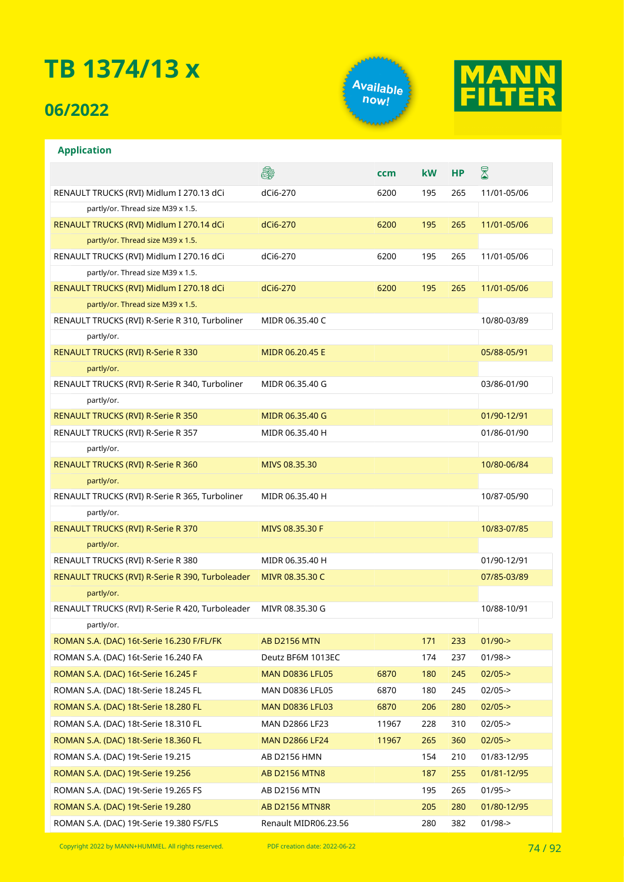# TB 1374/13 x

## 06/2022

Available now!

MANN FILTER

### Application

| | | ccm | kW | HP | |
|---|---|---|---|---|---|
| RENAULT TRUCKS (RVI) Midlum I 270.13 dCi | dCi6-270 | 6200 | 195 | 265 | 11/01-05/06 |
| partly/or. Thread size M39 x 1.5. | | | | | |
| RENAULT TRUCKS (RVI) Midlum I 270.14 dCi | dCi6-270 | 6200 | 195 | 265 | 11/01-05/06 |
| partly/or. Thread size M39 x 1.5. | | | | | |
| RENAULT TRUCKS (RVI) Midlum I 270.16 dCi | dCi6-270 | 6200 | 195 | 265 | 11/01-05/06 |
| partly/or. Thread size M39 x 1.5. | | | | | |
| RENAULT TRUCKS (RVI) Midlum I 270.18 dCi | dCi6-270 | 6200 | 195 | 265 | 11/01-05/06 |
| partly/or. Thread size M39 x 1.5. | | | | | |
| RENAULT TRUCKS (RVI) R-Serie R 310, Turboliner | MIDR 06.35.40 C | | | | 10/80-03/89 |
| partly/or. | | | | | |
| RENAULT TRUCKS (RVI) R-Serie R 330 | MIDR 06.20.45 E | | | | 05/88-05/91 |
| partly/or. | | | | | |
| RENAULT TRUCKS (RVI) R-Serie R 340, Turboliner | MIDR 06.35.40 G | | | | 03/86-01/90 |
| partly/or. | | | | | |
| RENAULT TRUCKS (RVI) R-Serie R 350 | MIDR 06.35.40 G | | | | 01/90-12/91 |
| RENAULT TRUCKS (RVI) R-Serie R 357 | MIDR 06.35.40 H | | | | 01/86-01/90 |
| partly/or. | | | | | |
| RENAULT TRUCKS (RVI) R-Serie R 360 | MIVS 08.35.30 | | | | 10/80-06/84 |
| partly/or. | | | | | |
| RENAULT TRUCKS (RVI) R-Serie R 365, Turboliner | MIDR 06.35.40 H | | | | 10/87-05/90 |
| partly/or. | | | | | |
| RENAULT TRUCKS (RVI) R-Serie R 370 | MIVS 08.35.30 F | | | | 10/83-07/85 |
| partly/or. | | | | | |
| RENAULT TRUCKS (RVI) R-Serie R 380 | MIDR 06.35.40 H | | | | 01/90-12/91 |
| RENAULT TRUCKS (RVI) R-Serie R 390, Turboleader | MIVR 08.35.30 C | | | | 07/85-03/89 |
| partly/or. | | | | | |
| RENAULT TRUCKS (RVI) R-Serie R 420, Turboleader | MIVR 08.35.30 G | | | | 10/88-10/91 |
| partly/or. | | | | | |
| ROMAN S.A. (DAC) 16t-Serie 16.230 F/FL/FK | AB D2156 MTN | | 171 | 233 | 01/90-> |
| ROMAN S.A. (DAC) 16t-Serie 16.240 FA | Deutz BF6M 1013EC | | 174 | 237 | 01/98-> |
| ROMAN S.A. (DAC) 16t-Serie 16.245 F | MAN D0836 LFL05 | 6870 | 180 | 245 | 02/05-> |
| ROMAN S.A. (DAC) 18t-Serie 18.245 FL | MAN D0836 LFL05 | 6870 | 180 | 245 | 02/05-> |
| ROMAN S.A. (DAC) 18t-Serie 18.280 FL | MAN D0836 LFL03 | 6870 | 206 | 280 | 02/05-> |
| ROMAN S.A. (DAC) 18t-Serie 18.310 FL | MAN D2866 LF23 | 11967 | 228 | 310 | 02/05-> |
| ROMAN S.A. (DAC) 18t-Serie 18.360 FL | MAN D2866 LF24 | 11967 | 265 | 360 | 02/05-> |
| ROMAN S.A. (DAC) 19t-Serie 19.215 | AB D2156 HMN | | 154 | 210 | 01/83-12/95 |
| ROMAN S.A. (DAC) 19t-Serie 19.256 | AB D2156 MTN8 | | 187 | 255 | 01/81-12/95 |
| ROMAN S.A. (DAC) 19t-Serie 19.265 FS | AB D2156 MTN | | 195 | 265 | 01/95-> |
| ROMAN S.A. (DAC) 19t-Serie 19.280 | AB D2156 MTN8R | | 205 | 280 | 01/80-12/95 |
| ROMAN S.A. (DAC) 19t-Serie 19.380 FS/FLS | Renault MIDR06.23.56 | | 280 | 382 | 01/98-> |

Copyright 2022 by MANN+HUMMEL. All rights reserved. PDF creation date: 2022-06-22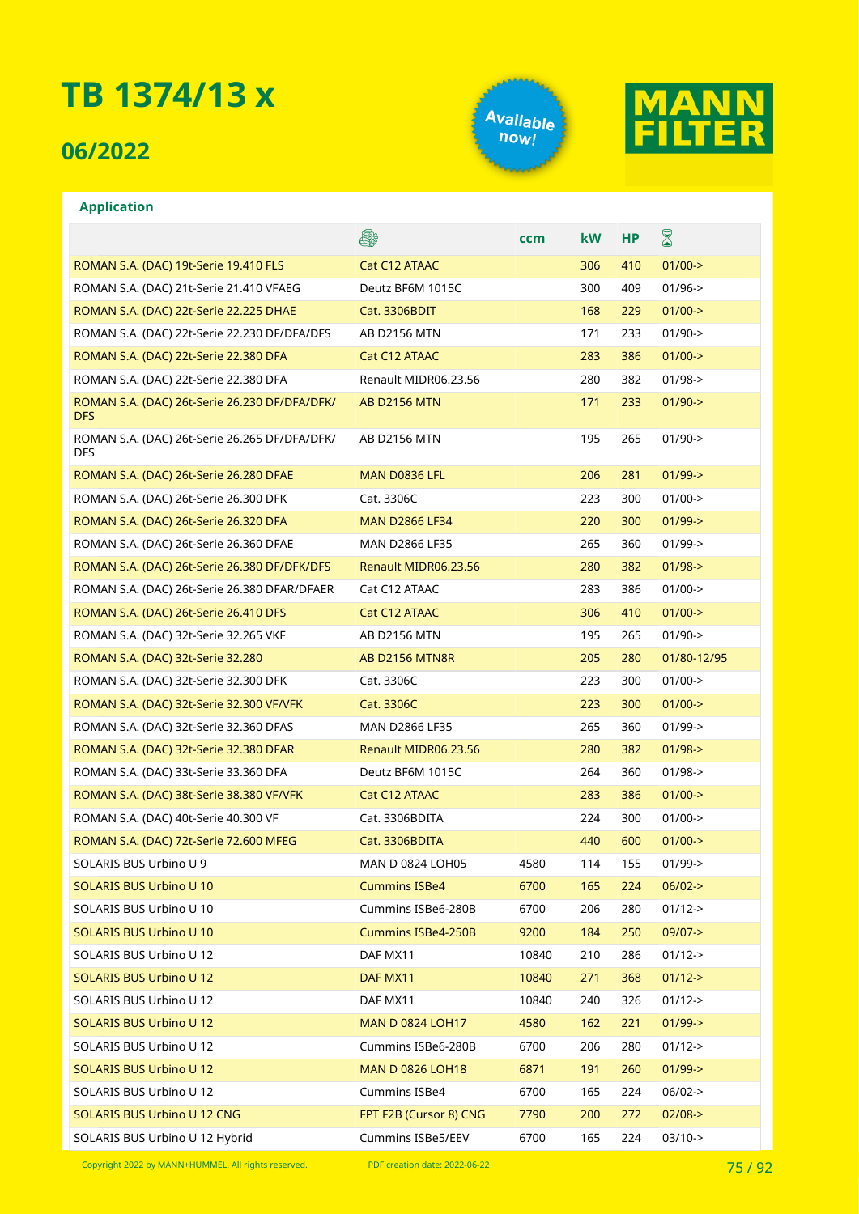# TB 1374/13 x

## 06/2022

Available now!

MANN FILTER

### Application

| | Engine | ccm | kW | HP | Year |
|---|---|---|---|---|---|
| ROMAN S.A. (DAC) 19t-Serie 19.410 FLS | Cat C12 ATAAC | | 306 | 410 | 01/00-> |
| ROMAN S.A. (DAC) 21t-Serie 21.410 VFAEG | Deutz BF6M 1015C | | 300 | 409 | 01/96-> |
| ROMAN S.A. (DAC) 22t-Serie 22.225 DHAE | Cat. 3306BDIT | | 168 | 229 | 01/00-> |
| ROMAN S.A. (DAC) 22t-Serie 22.230 DF/DFA/DFS | AB D2156 MTN | | 171 | 233 | 01/90-> |
| ROMAN S.A. (DAC) 22t-Serie 22.380 DFA | Cat C12 ATAAC | | 283 | 386 | 01/00-> |
| ROMAN S.A. (DAC) 22t-Serie 22.380 DFA | Renault MIDR06.23.56 | | 280 | 382 | 01/98-> |
| ROMAN S.A. (DAC) 26t-Serie 26.230 DF/DFA/DFK/ DFS | AB D2156 MTN | | 171 | 233 | 01/90-> |
| ROMAN S.A. (DAC) 26t-Serie 26.265 DF/DFA/DFK/ DFS | AB D2156 MTN | | 195 | 265 | 01/90-> |
| ROMAN S.A. (DAC) 26t-Serie 26.280 DFAE | MAN D0836 LFL | | 206 | 281 | 01/99-> |
| ROMAN S.A. (DAC) 26t-Serie 26.300 DFK | Cat. 3306C | | 223 | 300 | 01/00-> |
| ROMAN S.A. (DAC) 26t-Serie 26.320 DFA | MAN D2866 LF34 | | 220 | 300 | 01/99-> |
| ROMAN S.A. (DAC) 26t-Serie 26.360 DFAE | MAN D2866 LF35 | | 265 | 360 | 01/99-> |
| ROMAN S.A. (DAC) 26t-Serie 26.380 DF/DFK/DFS | Renault MIDR06.23.56 | | 280 | 382 | 01/98-> |
| ROMAN S.A. (DAC) 26t-Serie 26.380 DFAR/DFAER | Cat C12 ATAAC | | 283 | 386 | 01/00-> |
| ROMAN S.A. (DAC) 26t-Serie 26.410 DFS | Cat C12 ATAAC | | 306 | 410 | 01/00-> |
| ROMAN S.A. (DAC) 32t-Serie 32.265 VKF | AB D2156 MTN | | 195 | 265 | 01/90-> |
| ROMAN S.A. (DAC) 32t-Serie 32.280 | AB D2156 MTN8R | | 205 | 280 | 01/80-12/95 |
| ROMAN S.A. (DAC) 32t-Serie 32.300 DFK | Cat. 3306C | | 223 | 300 | 01/00-> |
| ROMAN S.A. (DAC) 32t-Serie 32.300 VF/VFK | Cat. 3306C | | 223 | 300 | 01/00-> |
| ROMAN S.A. (DAC) 32t-Serie 32.360 DFAS | MAN D2866 LF35 | | 265 | 360 | 01/99-> |
| ROMAN S.A. (DAC) 32t-Serie 32.380 DFAR | Renault MIDR06.23.56 | | 280 | 382 | 01/98-> |
| ROMAN S.A. (DAC) 33t-Serie 33.360 DFA | Deutz BF6M 1015C | | 264 | 360 | 01/98-> |
| ROMAN S.A. (DAC) 38t-Serie 38.380 VF/VFK | Cat C12 ATAAC | | 283 | 386 | 01/00-> |
| ROMAN S.A. (DAC) 40t-Serie 40.300 VF | Cat. 3306BDITA | | 224 | 300 | 01/00-> |
| ROMAN S.A. (DAC) 72t-Serie 72.600 MFEG | Cat. 3306BDITA | | 440 | 600 | 01/00-> |
| SOLARIS BUS Urbino U 9 | MAN D 0824 LOH05 | 4580 | 114 | 155 | 01/99-> |
| SOLARIS BUS Urbino U 10 | Cummins ISBe4 | 6700 | 165 | 224 | 06/02-> |
| SOLARIS BUS Urbino U 10 | Cummins ISBe6-280B | 6700 | 206 | 280 | 01/12-> |
| SOLARIS BUS Urbino U 10 | Cummins ISBe4-250B | 9200 | 184 | 250 | 09/07-> |
| SOLARIS BUS Urbino U 12 | DAF MX11 | 10840 | 210 | 286 | 01/12-> |
| SOLARIS BUS Urbino U 12 | DAF MX11 | 10840 | 271 | 368 | 01/12-> |
| SOLARIS BUS Urbino U 12 | DAF MX11 | 10840 | 240 | 326 | 01/12-> |
| SOLARIS BUS Urbino U 12 | MAN D 0824 LOH17 | 4580 | 162 | 221 | 01/99-> |
| SOLARIS BUS Urbino U 12 | Cummins ISBe6-280B | 6700 | 206 | 280 | 01/12-> |
| SOLARIS BUS Urbino U 12 | MAN D 0826 LOH18 | 6871 | 191 | 260 | 01/99-> |
| SOLARIS BUS Urbino U 12 | Cummins ISBe4 | 6700 | 165 | 224 | 06/02-> |
| SOLARIS BUS Urbino U 12 CNG | FPT F2B (Cursor 8) CNG | 7790 | 200 | 272 | 02/08-> |
| SOLARIS BUS Urbino U 12 Hybrid | Cummins ISBe5/EEV | 6700 | 165 | 224 | 03/10-> |

Copyright 2022 by MANN+HUMMEL. All rights reserved. PDF creation date: 2022-06-22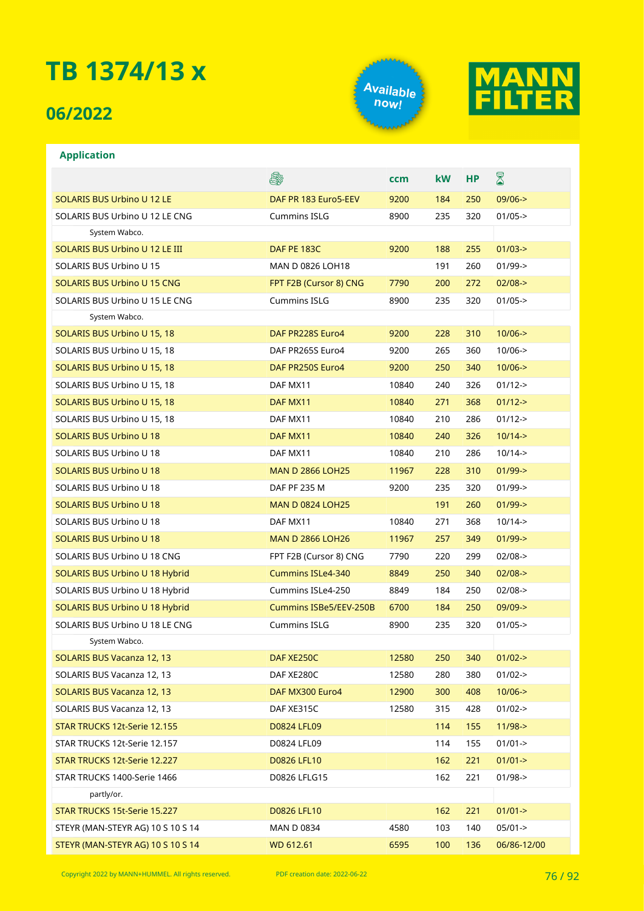# TB 1374/13 x

## 06/2022

Available now!

MANN FILTER

### Application

| | Engine | ccm | kW | HP | Date |
|---|---|---|---|---|---|
| SOLARIS BUS Urbino U 12 LE | DAF PR 183 Euro5-EEV | 9200 | 184 | 250 | 09/06-> |
| SOLARIS BUS Urbino U 12 LE CNG | Cummins ISLG | 8900 | 235 | 320 | 01/05-> |
| System Wabco. | | | | | |
| SOLARIS BUS Urbino U 12 LE III | DAF PE 183C | 9200 | 188 | 255 | 01/03-> |
| SOLARIS BUS Urbino U 15 | MAN D 0826 LOH18 | | 191 | 260 | 01/99-> |
| SOLARIS BUS Urbino U 15 CNG | FPT F2B (Cursor 8) CNG | 7790 | 200 | 272 | 02/08-> |
| SOLARIS BUS Urbino U 15 LE CNG | Cummins ISLG | 8900 | 235 | 320 | 01/05-> |
| System Wabco. | | | | | |
| SOLARIS BUS Urbino U 15, 18 | DAF PR228S Euro4 | 9200 | 228 | 310 | 10/06-> |
| SOLARIS BUS Urbino U 15, 18 | DAF PR265S Euro4 | 9200 | 265 | 360 | 10/06-> |
| SOLARIS BUS Urbino U 15, 18 | DAF PR250S Euro4 | 9200 | 250 | 340 | 10/06-> |
| SOLARIS BUS Urbino U 15, 18 | DAF MX11 | 10840 | 240 | 326 | 01/12-> |
| SOLARIS BUS Urbino U 15, 18 | DAF MX11 | 10840 | 271 | 368 | 01/12-> |
| SOLARIS BUS Urbino U 15, 18 | DAF MX11 | 10840 | 210 | 286 | 01/12-> |
| SOLARIS BUS Urbino U 18 | DAF MX11 | 10840 | 240 | 326 | 10/14-> |
| SOLARIS BUS Urbino U 18 | DAF MX11 | 10840 | 210 | 286 | 10/14-> |
| SOLARIS BUS Urbino U 18 | MAN D 2866 LOH25 | 11967 | 228 | 310 | 01/99-> |
| SOLARIS BUS Urbino U 18 | DAF PF 235 M | 9200 | 235 | 320 | 01/99-> |
| SOLARIS BUS Urbino U 18 | MAN D 0824 LOH25 | | 191 | 260 | 01/99-> |
| SOLARIS BUS Urbino U 18 | DAF MX11 | 10840 | 271 | 368 | 10/14-> |
| SOLARIS BUS Urbino U 18 | MAN D 2866 LOH26 | 11967 | 257 | 349 | 01/99-> |
| SOLARIS BUS Urbino U 18 CNG | FPT F2B (Cursor 8) CNG | 7790 | 220 | 299 | 02/08-> |
| SOLARIS BUS Urbino U 18 Hybrid | Cummins ISLe4-340 | 8849 | 250 | 340 | 02/08-> |
| SOLARIS BUS Urbino U 18 Hybrid | Cummins ISLe4-250 | 8849 | 184 | 250 | 02/08-> |
| SOLARIS BUS Urbino U 18 Hybrid | Cummins ISBe5/EEV-250B | 6700 | 184 | 250 | 09/09-> |
| SOLARIS BUS Urbino U 18 LE CNG | Cummins ISLG | 8900 | 235 | 320 | 01/05-> |
| System Wabco. | | | | | |
| SOLARIS BUS Vacanza 12, 13 | DAF XE250C | 12580 | 250 | 340 | 01/02-> |
| SOLARIS BUS Vacanza 12, 13 | DAF XE280C | 12580 | 280 | 380 | 01/02-> |
| SOLARIS BUS Vacanza 12, 13 | DAF MX300 Euro4 | 12900 | 300 | 408 | 10/06-> |
| SOLARIS BUS Vacanza 12, 13 | DAF XE315C | 12580 | 315 | 428 | 01/02-> |
| STAR TRUCKS 12t-Serie 12.155 | D0824 LFL09 | | 114 | 155 | 11/98-> |
| STAR TRUCKS 12t-Serie 12.157 | D0824 LFL09 | | 114 | 155 | 01/01-> |
| STAR TRUCKS 12t-Serie 12.227 | D0826 LFL10 | | 162 | 221 | 01/01-> |
| STAR TRUCKS 1400-Serie 1466 | D0826 LFLG15 | | 162 | 221 | 01/98-> |
| partly/or. | | | | | |
| STAR TRUCKS 15t-Serie 15.227 | D0826 LFL10 | | 162 | 221 | 01/01-> |
| STEYR (MAN-STEYR AG) 10 S 10 S 14 | MAN D 0834 | 4580 | 103 | 140 | 05/01-> |
| STEYR (MAN-STEYR AG) 10 S 10 S 14 | WD 612.61 | 6595 | 100 | 136 | 06/86-12/00 |

Copyright 2022 by MANN+HUMMEL. All rights reserved. PDF creation date: 2022-06-22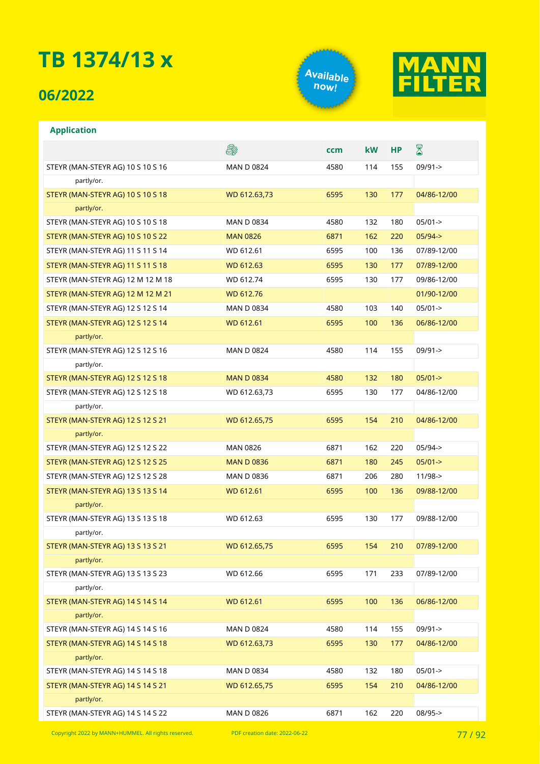# TB 1374/13 x

## 06/2022

Available now!

MANN FILTER

### Application

| | Engine | ccm | kW | HP | Date |
|---|---|---|---|---|---|
| STEYR (MAN-STEYR AG) 10 S 10 S 16 | MAN D 0824 | 4580 | 114 | 155 | 09/91-> |
| partly/or. | | | | | |
| STEYR (MAN-STEYR AG) 10 S 10 S 18 | WD 612.63,73 | 6595 | 130 | 177 | 04/86-12/00 |
| partly/or. | | | | | |
| STEYR (MAN-STEYR AG) 10 S 10 S 18 | MAN D 0834 | 4580 | 132 | 180 | 05/01-> |
| STEYR (MAN-STEYR AG) 10 S 10 S 22 | MAN 0826 | 6871 | 162 | 220 | 05/94-> |
| STEYR (MAN-STEYR AG) 11 S 11 S 14 | WD 612.61 | 6595 | 100 | 136 | 07/89-12/00 |
| STEYR (MAN-STEYR AG) 11 S 11 S 18 | WD 612.63 | 6595 | 130 | 177 | 07/89-12/00 |
| STEYR (MAN-STEYR AG) 12 M 12 M 18 | WD 612.74 | 6595 | 130 | 177 | 09/86-12/00 |
| STEYR (MAN-STEYR AG) 12 M 12 M 21 | WD 612.76 | | | | 01/90-12/00 |
| STEYR (MAN-STEYR AG) 12 S 12 S 14 | MAN D 0834 | 4580 | 103 | 140 | 05/01-> |
| STEYR (MAN-STEYR AG) 12 S 12 S 14 | WD 612.61 | 6595 | 100 | 136 | 06/86-12/00 |
| partly/or. | | | | | |
| STEYR (MAN-STEYR AG) 12 S 12 S 16 | MAN D 0824 | 4580 | 114 | 155 | 09/91-> |
| partly/or. | | | | | |
| STEYR (MAN-STEYR AG) 12 S 12 S 18 | MAN D 0834 | 4580 | 132 | 180 | 05/01-> |
| STEYR (MAN-STEYR AG) 12 S 12 S 18 | WD 612.63,73 | 6595 | 130 | 177 | 04/86-12/00 |
| partly/or. | | | | | |
| STEYR (MAN-STEYR AG) 12 S 12 S 21 | WD 612.65,75 | 6595 | 154 | 210 | 04/86-12/00 |
| partly/or. | | | | | |
| STEYR (MAN-STEYR AG) 12 S 12 S 22 | MAN 0826 | 6871 | 162 | 220 | 05/94-> |
| STEYR (MAN-STEYR AG) 12 S 12 S 25 | MAN D 0836 | 6871 | 180 | 245 | 05/01-> |
| STEYR (MAN-STEYR AG) 12 S 12 S 28 | MAN D 0836 | 6871 | 206 | 280 | 11/98-> |
| STEYR (MAN-STEYR AG) 13 S 13 S 14 | WD 612.61 | 6595 | 100 | 136 | 09/88-12/00 |
| partly/or. | | | | | |
| STEYR (MAN-STEYR AG) 13 S 13 S 18 | WD 612.63 | 6595 | 130 | 177 | 09/88-12/00 |
| partly/or. | | | | | |
| STEYR (MAN-STEYR AG) 13 S 13 S 21 | WD 612.65,75 | 6595 | 154 | 210 | 07/89-12/00 |
| partly/or. | | | | | |
| STEYR (MAN-STEYR AG) 13 S 13 S 23 | WD 612.66 | 6595 | 171 | 233 | 07/89-12/00 |
| partly/or. | | | | | |
| STEYR (MAN-STEYR AG) 14 S 14 S 14 | WD 612.61 | 6595 | 100 | 136 | 06/86-12/00 |
| partly/or. | | | | | |
| STEYR (MAN-STEYR AG) 14 S 14 S 16 | MAN D 0824 | 4580 | 114 | 155 | 09/91-> |
| STEYR (MAN-STEYR AG) 14 S 14 S 18 | WD 612.63,73 | 6595 | 130 | 177 | 04/86-12/00 |
| partly/or. | | | | | |
| STEYR (MAN-STEYR AG) 14 S 14 S 18 | MAN D 0834 | 4580 | 132 | 180 | 05/01-> |
| STEYR (MAN-STEYR AG) 14 S 14 S 21 | WD 612.65,75 | 6595 | 154 | 210 | 04/86-12/00 |
| partly/or. | | | | | |
| STEYR (MAN-STEYR AG) 14 S 14 S 22 | MAN D 0826 | 6871 | 162 | 220 | 08/95-> |

Copyright 2022 by MANN+HUMMEL. All rights reserved. PDF creation date: 2022-06-22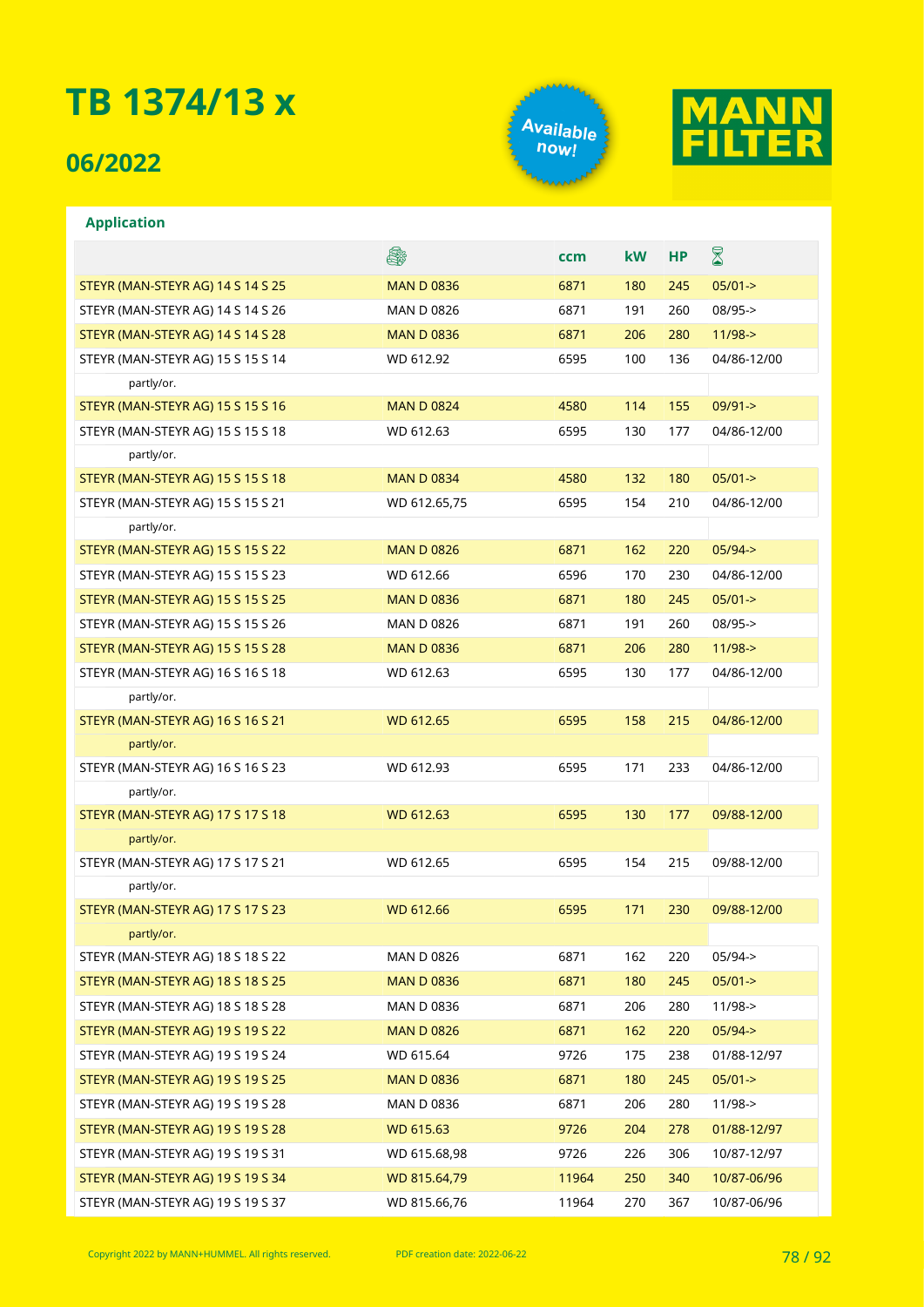# TB 1374/13 x

## 06/2022

Available now!

MANN FILTER

### Application

| | 🚜 | ccm | kW | HP | ⌛ |
|---|---|---|---|---|---|
| STEYR (MAN-STEYR AG) 14 S 14 S 25 | MAN D 0836 | 6871 | 180 | 245 | 05/01-> |
| STEYR (MAN-STEYR AG) 14 S 14 S 26 | MAN D 0826 | 6871 | 191 | 260 | 08/95-> |
| STEYR (MAN-STEYR AG) 14 S 14 S 28 | MAN D 0836 | 6871 | 206 | 280 | 11/98-> |
| STEYR (MAN-STEYR AG) 15 S 15 S 14 | WD 612.92 | 6595 | 100 | 136 | 04/86-12/00 |
| partly/or. | | | | | |
| STEYR (MAN-STEYR AG) 15 S 15 S 16 | MAN D 0824 | 4580 | 114 | 155 | 09/91-> |
| STEYR (MAN-STEYR AG) 15 S 15 S 18 | WD 612.63 | 6595 | 130 | 177 | 04/86-12/00 |
| partly/or. | | | | | |
| STEYR (MAN-STEYR AG) 15 S 15 S 18 | MAN D 0834 | 4580 | 132 | 180 | 05/01-> |
| STEYR (MAN-STEYR AG) 15 S 15 S 21 | WD 612.65,75 | 6595 | 154 | 210 | 04/86-12/00 |
| partly/or. | | | | | |
| STEYR (MAN-STEYR AG) 15 S 15 S 22 | MAN D 0826 | 6871 | 162 | 220 | 05/94-> |
| STEYR (MAN-STEYR AG) 15 S 15 S 23 | WD 612.66 | 6596 | 170 | 230 | 04/86-12/00 |
| STEYR (MAN-STEYR AG) 15 S 15 S 25 | MAN D 0836 | 6871 | 180 | 245 | 05/01-> |
| STEYR (MAN-STEYR AG) 15 S 15 S 26 | MAN D 0826 | 6871 | 191 | 260 | 08/95-> |
| STEYR (MAN-STEYR AG) 15 S 15 S 28 | MAN D 0836 | 6871 | 206 | 280 | 11/98-> |
| STEYR (MAN-STEYR AG) 16 S 16 S 18 | WD 612.63 | 6595 | 130 | 177 | 04/86-12/00 |
| partly/or. | | | | | |
| STEYR (MAN-STEYR AG) 16 S 16 S 21 | WD 612.65 | 6595 | 158 | 215 | 04/86-12/00 |
| partly/or. | | | | | |
| STEYR (MAN-STEYR AG) 16 S 16 S 23 | WD 612.93 | 6595 | 171 | 233 | 04/86-12/00 |
| partly/or. | | | | | |
| STEYR (MAN-STEYR AG) 17 S 17 S 18 | WD 612.63 | 6595 | 130 | 177 | 09/88-12/00 |
| partly/or. | | | | | |
| STEYR (MAN-STEYR AG) 17 S 17 S 21 | WD 612.65 | 6595 | 154 | 215 | 09/88-12/00 |
| partly/or. | | | | | |
| STEYR (MAN-STEYR AG) 17 S 17 S 23 | WD 612.66 | 6595 | 171 | 230 | 09/88-12/00 |
| partly/or. | | | | | |
| STEYR (MAN-STEYR AG) 18 S 18 S 22 | MAN D 0826 | 6871 | 162 | 220 | 05/94-> |
| STEYR (MAN-STEYR AG) 18 S 18 S 25 | MAN D 0836 | 6871 | 180 | 245 | 05/01-> |
| STEYR (MAN-STEYR AG) 18 S 18 S 28 | MAN D 0836 | 6871 | 206 | 280 | 11/98-> |
| STEYR (MAN-STEYR AG) 19 S 19 S 22 | MAN D 0826 | 6871 | 162 | 220 | 05/94-> |
| STEYR (MAN-STEYR AG) 19 S 19 S 24 | WD 615.64 | 9726 | 175 | 238 | 01/88-12/97 |
| STEYR (MAN-STEYR AG) 19 S 19 S 25 | MAN D 0836 | 6871 | 180 | 245 | 05/01-> |
| STEYR (MAN-STEYR AG) 19 S 19 S 28 | MAN D 0836 | 6871 | 206 | 280 | 11/98-> |
| STEYR (MAN-STEYR AG) 19 S 19 S 28 | WD 615.63 | 9726 | 204 | 278 | 01/88-12/97 |
| STEYR (MAN-STEYR AG) 19 S 19 S 31 | WD 615.68,98 | 9726 | 226 | 306 | 10/87-12/97 |
| STEYR (MAN-STEYR AG) 19 S 19 S 34 | WD 815.64,79 | 11964 | 250 | 340 | 10/87-06/96 |
| STEYR (MAN-STEYR AG) 19 S 19 S 37 | WD 815.66,76 | 11964 | 270 | 367 | 10/87-06/96 |

Copyright 2022 by MANN+HUMMEL. All rights reserved. PDF creation date: 2022-06-22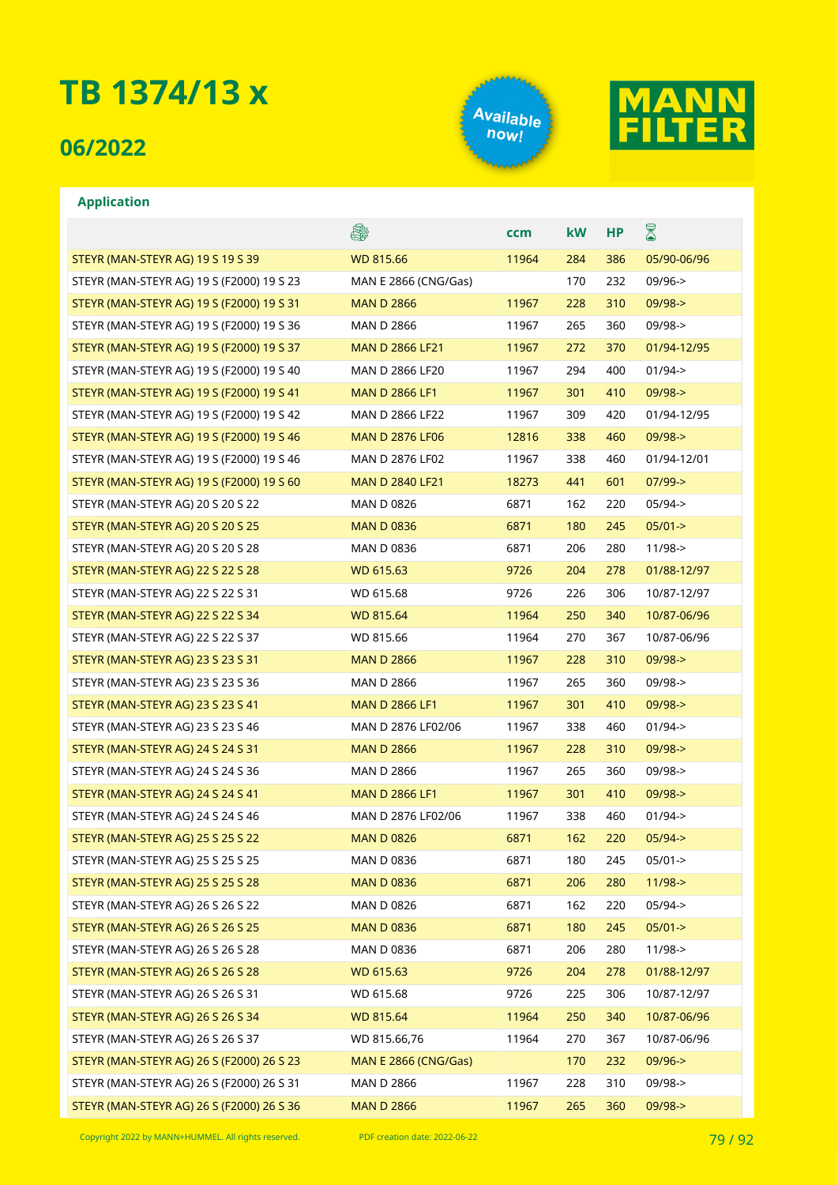# TB 1374/13 x

## 06/2022

Available now!

MANN FILTER

### Application

| | Engine | ccm | kW | HP | Period |
|---|---|---|---|---|---|
| STEYR (MAN-STEYR AG) 19 S 19 S 39 | WD 815.66 | 11964 | 284 | 386 | 05/90-06/96 |
| STEYR (MAN-STEYR AG) 19 S (F2000) 19 S 23 | MAN E 2866 (CNG/Gas) | | 170 | 232 | 09/96-> |
| STEYR (MAN-STEYR AG) 19 S (F2000) 19 S 31 | MAN D 2866 | 11967 | 228 | 310 | 09/98-> |
| STEYR (MAN-STEYR AG) 19 S (F2000) 19 S 36 | MAN D 2866 | 11967 | 265 | 360 | 09/98-> |
| STEYR (MAN-STEYR AG) 19 S (F2000) 19 S 37 | MAN D 2866 LF21 | 11967 | 272 | 370 | 01/94-12/95 |
| STEYR (MAN-STEYR AG) 19 S (F2000) 19 S 40 | MAN D 2866 LF20 | 11967 | 294 | 400 | 01/94-> |
| STEYR (MAN-STEYR AG) 19 S (F2000) 19 S 41 | MAN D 2866 LF1 | 11967 | 301 | 410 | 09/98-> |
| STEYR (MAN-STEYR AG) 19 S (F2000) 19 S 42 | MAN D 2866 LF22 | 11967 | 309 | 420 | 01/94-12/95 |
| STEYR (MAN-STEYR AG) 19 S (F2000) 19 S 46 | MAN D 2876 LF06 | 12816 | 338 | 460 | 09/98-> |
| STEYR (MAN-STEYR AG) 19 S (F2000) 19 S 46 | MAN D 2876 LF02 | 11967 | 338 | 460 | 01/94-12/01 |
| STEYR (MAN-STEYR AG) 19 S (F2000) 19 S 60 | MAN D 2840 LF21 | 18273 | 441 | 601 | 07/99-> |
| STEYR (MAN-STEYR AG) 20 S 20 S 22 | MAN D 0826 | 6871 | 162 | 220 | 05/94-> |
| STEYR (MAN-STEYR AG) 20 S 20 S 25 | MAN D 0836 | 6871 | 180 | 245 | 05/01-> |
| STEYR (MAN-STEYR AG) 20 S 20 S 28 | MAN D 0836 | 6871 | 206 | 280 | 11/98-> |
| STEYR (MAN-STEYR AG) 22 S 22 S 28 | WD 615.63 | 9726 | 204 | 278 | 01/88-12/97 |
| STEYR (MAN-STEYR AG) 22 S 22 S 31 | WD 615.68 | 9726 | 226 | 306 | 10/87-12/97 |
| STEYR (MAN-STEYR AG) 22 S 22 S 34 | WD 815.64 | 11964 | 250 | 340 | 10/87-06/96 |
| STEYR (MAN-STEYR AG) 22 S 22 S 37 | WD 815.66 | 11964 | 270 | 367 | 10/87-06/96 |
| STEYR (MAN-STEYR AG) 23 S 23 S 31 | MAN D 2866 | 11967 | 228 | 310 | 09/98-> |
| STEYR (MAN-STEYR AG) 23 S 23 S 36 | MAN D 2866 | 11967 | 265 | 360 | 09/98-> |
| STEYR (MAN-STEYR AG) 23 S 23 S 41 | MAN D 2866 LF1 | 11967 | 301 | 410 | 09/98-> |
| STEYR (MAN-STEYR AG) 23 S 23 S 46 | MAN D 2876 LF02/06 | 11967 | 338 | 460 | 01/94-> |
| STEYR (MAN-STEYR AG) 24 S 24 S 31 | MAN D 2866 | 11967 | 228 | 310 | 09/98-> |
| STEYR (MAN-STEYR AG) 24 S 24 S 36 | MAN D 2866 | 11967 | 265 | 360 | 09/98-> |
| STEYR (MAN-STEYR AG) 24 S 24 S 41 | MAN D 2866 LF1 | 11967 | 301 | 410 | 09/98-> |
| STEYR (MAN-STEYR AG) 24 S 24 S 46 | MAN D 2876 LF02/06 | 11967 | 338 | 460 | 01/94-> |
| STEYR (MAN-STEYR AG) 25 S 25 S 22 | MAN D 0826 | 6871 | 162 | 220 | 05/94-> |
| STEYR (MAN-STEYR AG) 25 S 25 S 25 | MAN D 0836 | 6871 | 180 | 245 | 05/01-> |
| STEYR (MAN-STEYR AG) 25 S 25 S 28 | MAN D 0836 | 6871 | 206 | 280 | 11/98-> |
| STEYR (MAN-STEYR AG) 26 S 26 S 22 | MAN D 0826 | 6871 | 162 | 220 | 05/94-> |
| STEYR (MAN-STEYR AG) 26 S 26 S 25 | MAN D 0836 | 6871 | 180 | 245 | 05/01-> |
| STEYR (MAN-STEYR AG) 26 S 26 S 28 | MAN D 0836 | 6871 | 206 | 280 | 11/98-> |
| STEYR (MAN-STEYR AG) 26 S 26 S 28 | WD 615.63 | 9726 | 204 | 278 | 01/88-12/97 |
| STEYR (MAN-STEYR AG) 26 S 26 S 31 | WD 615.68 | 9726 | 225 | 306 | 10/87-12/97 |
| STEYR (MAN-STEYR AG) 26 S 26 S 34 | WD 815.64 | 11964 | 250 | 340 | 10/87-06/96 |
| STEYR (MAN-STEYR AG) 26 S 26 S 37 | WD 815.66,76 | 11964 | 270 | 367 | 10/87-06/96 |
| STEYR (MAN-STEYR AG) 26 S (F2000) 26 S 23 | MAN E 2866 (CNG/Gas) | | 170 | 232 | 09/96-> |
| STEYR (MAN-STEYR AG) 26 S (F2000) 26 S 31 | MAN D 2866 | 11967 | 228 | 310 | 09/98-> |
| STEYR (MAN-STEYR AG) 26 S (F2000) 26 S 36 | MAN D 2866 | 11967 | 265 | 360 | 09/98-> |

Copyright 2022 by MANN+HUMMEL. All rights reserved. PDF creation date: 2022-06-22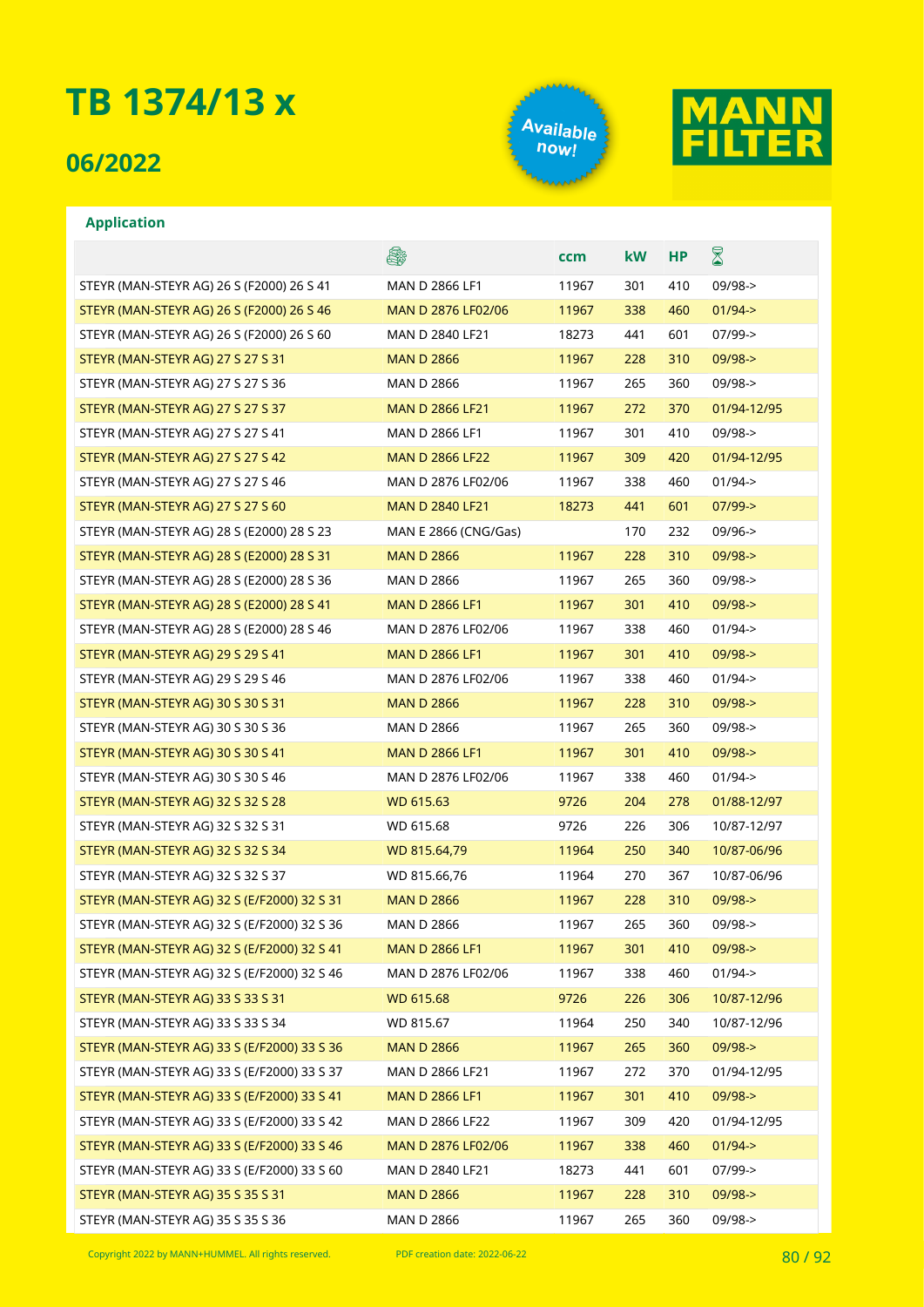# TB 1374/13 x

## 06/2022

Available now!

MANN FILTER

### Application

| | | ccm | kW | HP | |
|---|---|---|---|---|---|
| STEYR (MAN-STEYR AG) 26 S (F2000) 26 S 41 | MAN D 2866 LF1 | 11967 | 301 | 410 | 09/98-> |
| STEYR (MAN-STEYR AG) 26 S (F2000) 26 S 46 | MAN D 2876 LF02/06 | 11967 | 338 | 460 | 01/94-> |
| STEYR (MAN-STEYR AG) 26 S (F2000) 26 S 60 | MAN D 2840 LF21 | 18273 | 441 | 601 | 07/99-> |
| STEYR (MAN-STEYR AG) 27 S 27 S 31 | MAN D 2866 | 11967 | 228 | 310 | 09/98-> |
| STEYR (MAN-STEYR AG) 27 S 27 S 36 | MAN D 2866 | 11967 | 265 | 360 | 09/98-> |
| STEYR (MAN-STEYR AG) 27 S 27 S 37 | MAN D 2866 LF21 | 11967 | 272 | 370 | 01/94-12/95 |
| STEYR (MAN-STEYR AG) 27 S 27 S 41 | MAN D 2866 LF1 | 11967 | 301 | 410 | 09/98-> |
| STEYR (MAN-STEYR AG) 27 S 27 S 42 | MAN D 2866 LF22 | 11967 | 309 | 420 | 01/94-12/95 |
| STEYR (MAN-STEYR AG) 27 S 27 S 46 | MAN D 2876 LF02/06 | 11967 | 338 | 460 | 01/94-> |
| STEYR (MAN-STEYR AG) 27 S 27 S 60 | MAN D 2840 LF21 | 18273 | 441 | 601 | 07/99-> |
| STEYR (MAN-STEYR AG) 28 S (E2000) 28 S 23 | MAN E 2866 (CNG/Gas) | | 170 | 232 | 09/96-> |
| STEYR (MAN-STEYR AG) 28 S (E2000) 28 S 31 | MAN D 2866 | 11967 | 228 | 310 | 09/98-> |
| STEYR (MAN-STEYR AG) 28 S (E2000) 28 S 36 | MAN D 2866 | 11967 | 265 | 360 | 09/98-> |
| STEYR (MAN-STEYR AG) 28 S (E2000) 28 S 41 | MAN D 2866 LF1 | 11967 | 301 | 410 | 09/98-> |
| STEYR (MAN-STEYR AG) 28 S (E2000) 28 S 46 | MAN D 2876 LF02/06 | 11967 | 338 | 460 | 01/94-> |
| STEYR (MAN-STEYR AG) 29 S 29 S 41 | MAN D 2866 LF1 | 11967 | 301 | 410 | 09/98-> |
| STEYR (MAN-STEYR AG) 29 S 29 S 46 | MAN D 2876 LF02/06 | 11967 | 338 | 460 | 01/94-> |
| STEYR (MAN-STEYR AG) 30 S 30 S 31 | MAN D 2866 | 11967 | 228 | 310 | 09/98-> |
| STEYR (MAN-STEYR AG) 30 S 30 S 36 | MAN D 2866 | 11967 | 265 | 360 | 09/98-> |
| STEYR (MAN-STEYR AG) 30 S 30 S 41 | MAN D 2866 LF1 | 11967 | 301 | 410 | 09/98-> |
| STEYR (MAN-STEYR AG) 30 S 30 S 46 | MAN D 2876 LF02/06 | 11967 | 338 | 460 | 01/94-> |
| STEYR (MAN-STEYR AG) 32 S 32 S 28 | WD 615.63 | 9726 | 204 | 278 | 01/88-12/97 |
| STEYR (MAN-STEYR AG) 32 S 32 S 31 | WD 615.68 | 9726 | 226 | 306 | 10/87-12/97 |
| STEYR (MAN-STEYR AG) 32 S 32 S 34 | WD 815.64,79 | 11964 | 250 | 340 | 10/87-06/96 |
| STEYR (MAN-STEYR AG) 32 S 32 S 37 | WD 815.66,76 | 11964 | 270 | 367 | 10/87-06/96 |
| STEYR (MAN-STEYR AG) 32 S (E/F2000) 32 S 31 | MAN D 2866 | 11967 | 228 | 310 | 09/98-> |
| STEYR (MAN-STEYR AG) 32 S (E/F2000) 32 S 36 | MAN D 2866 | 11967 | 265 | 360 | 09/98-> |
| STEYR (MAN-STEYR AG) 32 S (E/F2000) 32 S 41 | MAN D 2866 LF1 | 11967 | 301 | 410 | 09/98-> |
| STEYR (MAN-STEYR AG) 32 S (E/F2000) 32 S 46 | MAN D 2876 LF02/06 | 11967 | 338 | 460 | 01/94-> |
| STEYR (MAN-STEYR AG) 33 S 33 S 31 | WD 615.68 | 9726 | 226 | 306 | 10/87-12/96 |
| STEYR (MAN-STEYR AG) 33 S 33 S 34 | WD 815.67 | 11964 | 250 | 340 | 10/87-12/96 |
| STEYR (MAN-STEYR AG) 33 S (E/F2000) 33 S 36 | MAN D 2866 | 11967 | 265 | 360 | 09/98-> |
| STEYR (MAN-STEYR AG) 33 S (E/F2000) 33 S 37 | MAN D 2866 LF21 | 11967 | 272 | 370 | 01/94-12/95 |
| STEYR (MAN-STEYR AG) 33 S (E/F2000) 33 S 41 | MAN D 2866 LF1 | 11967 | 301 | 410 | 09/98-> |
| STEYR (MAN-STEYR AG) 33 S (E/F2000) 33 S 42 | MAN D 2866 LF22 | 11967 | 309 | 420 | 01/94-12/95 |
| STEYR (MAN-STEYR AG) 33 S (E/F2000) 33 S 46 | MAN D 2876 LF02/06 | 11967 | 338 | 460 | 01/94-> |
| STEYR (MAN-STEYR AG) 33 S (E/F2000) 33 S 60 | MAN D 2840 LF21 | 18273 | 441 | 601 | 07/99-> |
| STEYR (MAN-STEYR AG) 35 S 35 S 31 | MAN D 2866 | 11967 | 228 | 310 | 09/98-> |
| STEYR (MAN-STEYR AG) 35 S 35 S 36 | MAN D 2866 | 11967 | 265 | 360 | 09/98-> |

Copyright 2022 by MANN+HUMMEL. All rights reserved. PDF creation date: 2022-06-22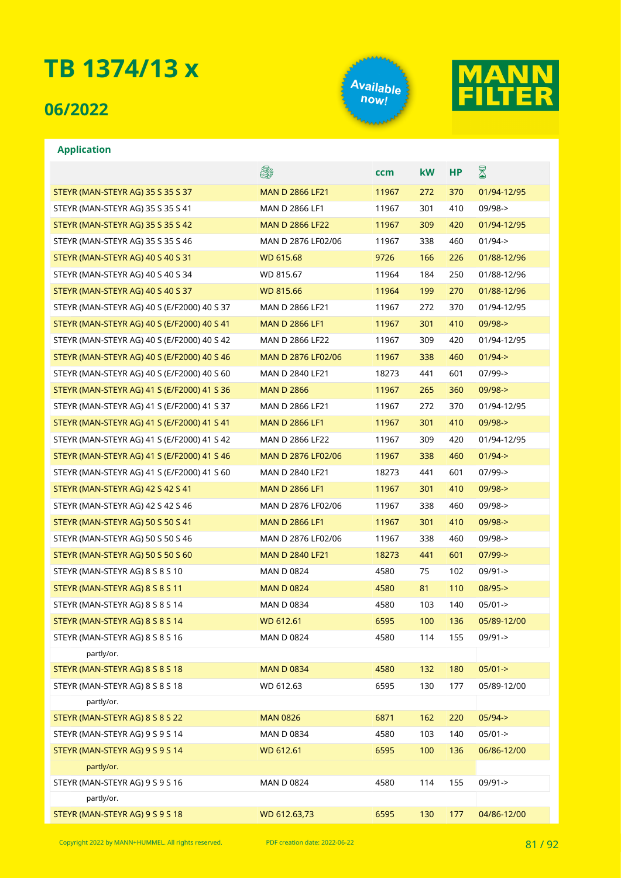# TB 1374/13 x

## 06/2022

Available now!

MANN FILTER

### Application

| | 🔧 | ccm | kW | HP | ⌛ |
|---|---|---|---|---|---|
| STEYR (MAN-STEYR AG) 35 S 35 S 37 | MAN D 2866 LF21 | 11967 | 272 | 370 | 01/94-12/95 |
| STEYR (MAN-STEYR AG) 35 S 35 S 41 | MAN D 2866 LF1 | 11967 | 301 | 410 | 09/98-> |
| STEYR (MAN-STEYR AG) 35 S 35 S 42 | MAN D 2866 LF22 | 11967 | 309 | 420 | 01/94-12/95 |
| STEYR (MAN-STEYR AG) 35 S 35 S 46 | MAN D 2876 LF02/06 | 11967 | 338 | 460 | 01/94-> |
| STEYR (MAN-STEYR AG) 40 S 40 S 31 | WD 615.68 | 9726 | 166 | 226 | 01/88-12/96 |
| STEYR (MAN-STEYR AG) 40 S 40 S 34 | WD 815.67 | 11964 | 184 | 250 | 01/88-12/96 |
| STEYR (MAN-STEYR AG) 40 S 40 S 37 | WD 815.66 | 11964 | 199 | 270 | 01/88-12/96 |
| STEYR (MAN-STEYR AG) 40 S (E/F2000) 40 S 37 | MAN D 2866 LF21 | 11967 | 272 | 370 | 01/94-12/95 |
| STEYR (MAN-STEYR AG) 40 S (E/F2000) 40 S 41 | MAN D 2866 LF1 | 11967 | 301 | 410 | 09/98-> |
| STEYR (MAN-STEYR AG) 40 S (E/F2000) 40 S 42 | MAN D 2866 LF22 | 11967 | 309 | 420 | 01/94-12/95 |
| STEYR (MAN-STEYR AG) 40 S (E/F2000) 40 S 46 | MAN D 2876 LF02/06 | 11967 | 338 | 460 | 01/94-> |
| STEYR (MAN-STEYR AG) 40 S (E/F2000) 40 S 60 | MAN D 2840 LF21 | 18273 | 441 | 601 | 07/99-> |
| STEYR (MAN-STEYR AG) 41 S (E/F2000) 41 S 36 | MAN D 2866 | 11967 | 265 | 360 | 09/98-> |
| STEYR (MAN-STEYR AG) 41 S (E/F2000) 41 S 37 | MAN D 2866 LF21 | 11967 | 272 | 370 | 01/94-12/95 |
| STEYR (MAN-STEYR AG) 41 S (E/F2000) 41 S 41 | MAN D 2866 LF1 | 11967 | 301 | 410 | 09/98-> |
| STEYR (MAN-STEYR AG) 41 S (E/F2000) 41 S 42 | MAN D 2866 LF22 | 11967 | 309 | 420 | 01/94-12/95 |
| STEYR (MAN-STEYR AG) 41 S (E/F2000) 41 S 46 | MAN D 2876 LF02/06 | 11967 | 338 | 460 | 01/94-> |
| STEYR (MAN-STEYR AG) 41 S (E/F2000) 41 S 60 | MAN D 2840 LF21 | 18273 | 441 | 601 | 07/99-> |
| STEYR (MAN-STEYR AG) 42 S 42 S 41 | MAN D 2866 LF1 | 11967 | 301 | 410 | 09/98-> |
| STEYR (MAN-STEYR AG) 42 S 42 S 46 | MAN D 2876 LF02/06 | 11967 | 338 | 460 | 09/98-> |
| STEYR (MAN-STEYR AG) 50 S 50 S 41 | MAN D 2866 LF1 | 11967 | 301 | 410 | 09/98-> |
| STEYR (MAN-STEYR AG) 50 S 50 S 46 | MAN D 2876 LF02/06 | 11967 | 338 | 460 | 09/98-> |
| STEYR (MAN-STEYR AG) 50 S 50 S 60 | MAN D 2840 LF21 | 18273 | 441 | 601 | 07/99-> |
| STEYR (MAN-STEYR AG) 8 S 8 S 10 | MAN D 0824 | 4580 | 75 | 102 | 09/91-> |
| STEYR (MAN-STEYR AG) 8 S 8 S 11 | MAN D 0824 | 4580 | 81 | 110 | 08/95-> |
| STEYR (MAN-STEYR AG) 8 S 8 S 14 | MAN D 0834 | 4580 | 103 | 140 | 05/01-> |
| STEYR (MAN-STEYR AG) 8 S 8 S 14 | WD 612.61 | 6595 | 100 | 136 | 05/89-12/00 |
| STEYR (MAN-STEYR AG) 8 S 8 S 16 | MAN D 0824 | 4580 | 114 | 155 | 09/91-> |
| partly/or. | | | | | |
| STEYR (MAN-STEYR AG) 8 S 8 S 18 | MAN D 0834 | 4580 | 132 | 180 | 05/01-> |
| STEYR (MAN-STEYR AG) 8 S 8 S 18 | WD 612.63 | 6595 | 130 | 177 | 05/89-12/00 |
| partly/or. | | | | | |
| STEYR (MAN-STEYR AG) 8 S 8 S 22 | MAN 0826 | 6871 | 162 | 220 | 05/94-> |
| STEYR (MAN-STEYR AG) 9 S 9 S 14 | MAN D 0834 | 4580 | 103 | 140 | 05/01-> |
| STEYR (MAN-STEYR AG) 9 S 9 S 14 | WD 612.61 | 6595 | 100 | 136 | 06/86-12/00 |
| partly/or. | | | | | |
| STEYR (MAN-STEYR AG) 9 S 9 S 16 | MAN D 0824 | 4580 | 114 | 155 | 09/91-> |
| partly/or. | | | | | |
| STEYR (MAN-STEYR AG) 9 S 9 S 18 | WD 612.63,73 | 6595 | 130 | 177 | 04/86-12/00 |

Copyright 2022 by MANN+HUMMEL. All rights reserved. PDF creation date: 2022-06-22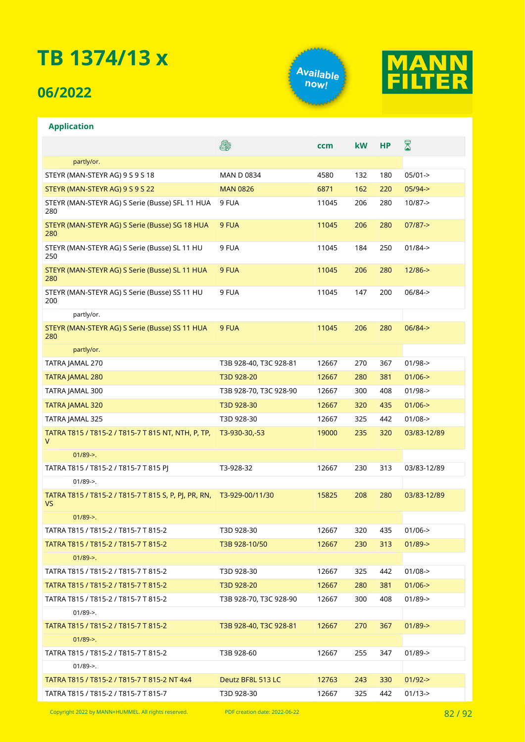# TB 1374/13 x

## 06/2022

Available now!

MANN FILTER

### Application

| | Engine | ccm | kW | HP | Period |
|---|---|---|---|---|---|
| partly/or. | | | | | |
| STEYR (MAN-STEYR AG) 9 S 9 S 18 | MAN D 0834 | 4580 | 132 | 180 | 05/01-> |
| STEYR (MAN-STEYR AG) 9 S 9 S 22 | MAN 0826 | 6871 | 162 | 220 | 05/94-> |
| STEYR (MAN-STEYR AG) S Serie (Busse) SFL 11 HUA 280 | 9 FUA | 11045 | 206 | 280 | 10/87-> |
| STEYR (MAN-STEYR AG) S Serie (Busse) SG 18 HUA 280 | 9 FUA | 11045 | 206 | 280 | 07/87-> |
| STEYR (MAN-STEYR AG) S Serie (Busse) SL 11 HU 250 | 9 FUA | 11045 | 184 | 250 | 01/84-> |
| STEYR (MAN-STEYR AG) S Serie (Busse) SL 11 HUA 280 | 9 FUA | 11045 | 206 | 280 | 12/86-> |
| STEYR (MAN-STEYR AG) S Serie (Busse) SS 11 HU 200 | 9 FUA | 11045 | 147 | 200 | 06/84-> |
| partly/or. | | | | | |
| STEYR (MAN-STEYR AG) S Serie (Busse) SS 11 HUA 280 | 9 FUA | 11045 | 206 | 280 | 06/84-> |
| partly/or. | | | | | |
| TATRA JAMAL 270 | T3B 928-40, T3C 928-81 | 12667 | 270 | 367 | 01/98-> |
| TATRA JAMAL 280 | T3D 928-20 | 12667 | 280 | 381 | 01/06-> |
| TATRA JAMAL 300 | T3B 928-70, T3C 928-90 | 12667 | 300 | 408 | 01/98-> |
| TATRA JAMAL 320 | T3D 928-30 | 12667 | 320 | 435 | 01/06-> |
| TATRA JAMAL 325 | T3D 928-30 | 12667 | 325 | 442 | 01/08-> |
| TATRA T815 / T815-2 / T815-7 T 815 NT, NTH, P, TP, V | T3-930-30,-53 | 19000 | 235 | 320 | 03/83-12/89 |
| 01/89->. | | | | | |
| TATRA T815 / T815-2 / T815-7 T 815 PJ | T3-928-32 | 12667 | 230 | 313 | 03/83-12/89 |
| 01/89->. | | | | | |
| TATRA T815 / T815-2 / T815-7 T 815 S, P, PJ, PR, RN, VS | T3-929-00/11/30 | 15825 | 208 | 280 | 03/83-12/89 |
| 01/89->. | | | | | |
| TATRA T815 / T815-2 / T815-7 T 815-2 | T3D 928-30 | 12667 | 320 | 435 | 01/06-> |
| TATRA T815 / T815-2 / T815-7 T 815-2 | T3B 928-10/50 | 12667 | 230 | 313 | 01/89-> |
| 01/89->. | | | | | |
| TATRA T815 / T815-2 / T815-7 T 815-2 | T3D 928-30 | 12667 | 325 | 442 | 01/08-> |
| TATRA T815 / T815-2 / T815-7 T 815-2 | T3D 928-20 | 12667 | 280 | 381 | 01/06-> |
| TATRA T815 / T815-2 / T815-7 T 815-2 | T3B 928-70, T3C 928-90 | 12667 | 300 | 408 | 01/89-> |
| 01/89->. | | | | | |
| TATRA T815 / T815-2 / T815-7 T 815-2 | T3B 928-40, T3C 928-81 | 12667 | 270 | 367 | 01/89-> |
| 01/89->. | | | | | |
| TATRA T815 / T815-2 / T815-7 T 815-2 | T3B 928-60 | 12667 | 255 | 347 | 01/89-> |
| 01/89->. | | | | | |
| TATRA T815 / T815-2 / T815-7 T 815-2 NT 4x4 | Deutz BF8L 513 LC | 12763 | 243 | 330 | 01/92-> |
| TATRA T815 / T815-2 / T815-7 T 815-7 | T3D 928-30 | 12667 | 325 | 442 | 01/13-> |

Copyright 2022 by MANN+HUMMEL. All rights reserved. PDF creation date: 2022-06-22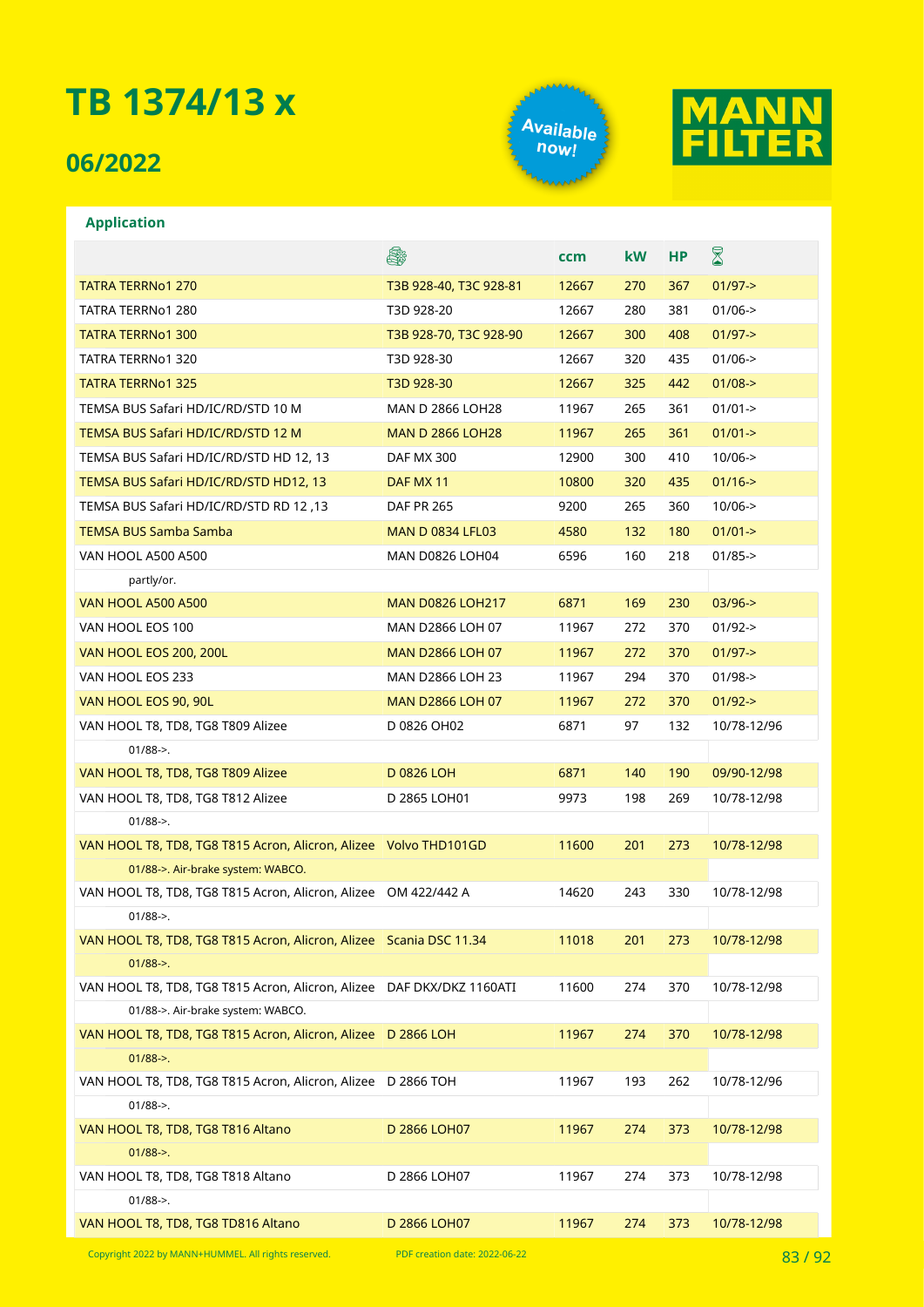# TB 1374/13 x

## 06/2022

Available now!

MANN FILTER

### Application

| | Engine | ccm | kW | HP | ⌛ |
|---|---|---|---|---|---|
| TATRA TERRNo1 270 | T3B 928-40, T3C 928-81 | 12667 | 270 | 367 | 01/97-> |
| TATRA TERRNo1 280 | T3D 928-20 | 12667 | 280 | 381 | 01/06-> |
| TATRA TERRNo1 300 | T3B 928-70, T3C 928-90 | 12667 | 300 | 408 | 01/97-> |
| TATRA TERRNo1 320 | T3D 928-30 | 12667 | 320 | 435 | 01/06-> |
| TATRA TERRNo1 325 | T3D 928-30 | 12667 | 325 | 442 | 01/08-> |
| TEMSA BUS Safari HD/IC/RD/STD 10 M | MAN D 2866 LOH28 | 11967 | 265 | 361 | 01/01-> |
| TEMSA BUS Safari HD/IC/RD/STD 12 M | MAN D 2866 LOH28 | 11967 | 265 | 361 | 01/01-> |
| TEMSA BUS Safari HD/IC/RD/STD HD 12, 13 | DAF MX 300 | 12900 | 300 | 410 | 10/06-> |
| TEMSA BUS Safari HD/IC/RD/STD HD12, 13 | DAF MX 11 | 10800 | 320 | 435 | 01/16-> |
| TEMSA BUS Safari HD/IC/RD/STD RD 12 ,13 | DAF PR 265 | 9200 | 265 | 360 | 10/06-> |
| TEMSA BUS Samba Samba | MAN D 0834 LFL03 | 4580 | 132 | 180 | 01/01-> |
| VAN HOOL A500 A500 | MAN D0826 LOH04 | 6596 | 160 | 218 | 01/85-> |
| partly/or. | | | | | |
| VAN HOOL A500 A500 | MAN D0826 LOH217 | 6871 | 169 | 230 | 03/96-> |
| VAN HOOL EOS 100 | MAN D2866 LOH 07 | 11967 | 272 | 370 | 01/92-> |
| VAN HOOL EOS 200, 200L | MAN D2866 LOH 07 | 11967 | 272 | 370 | 01/97-> |
| VAN HOOL EOS 233 | MAN D2866 LOH 23 | 11967 | 294 | 370 | 01/98-> |
| VAN HOOL EOS 90, 90L | MAN D2866 LOH 07 | 11967 | 272 | 370 | 01/92-> |
| VAN HOOL T8, TD8, TG8 T809 Alizee | D 0826 OH02 | 6871 | 97 | 132 | 10/78-12/96 |
| 01/88->. | | | | | |
| VAN HOOL T8, TD8, TG8 T809 Alizee | D 0826 LOH | 6871 | 140 | 190 | 09/90-12/98 |
| VAN HOOL T8, TD8, TG8 T812 Alizee | D 2865 LOH01 | 9973 | 198 | 269 | 10/78-12/98 |
| 01/88->. | | | | | |
| VAN HOOL T8, TD8, TG8 T815 Acron, Alicron, Alizee | Volvo THD101GD | 11600 | 201 | 273 | 10/78-12/98 |
| 01/88->. Air-brake system: WABCO. | | | | | |
| VAN HOOL T8, TD8, TG8 T815 Acron, Alicron, Alizee | OM 422/442 A | 14620 | 243 | 330 | 10/78-12/98 |
| 01/88->. | | | | | |
| VAN HOOL T8, TD8, TG8 T815 Acron, Alicron, Alizee | Scania DSC 11.34 | 11018 | 201 | 273 | 10/78-12/98 |
| 01/88->. | | | | | |
| VAN HOOL T8, TD8, TG8 T815 Acron, Alicron, Alizee | DAF DKX/DKZ 1160ATI | 11600 | 274 | 370 | 10/78-12/98 |
| 01/88->. Air-brake system: WABCO. | | | | | |
| VAN HOOL T8, TD8, TG8 T815 Acron, Alicron, Alizee | D 2866 LOH | 11967 | 274 | 370 | 10/78-12/98 |
| 01/88->. | | | | | |
| VAN HOOL T8, TD8, TG8 T815 Acron, Alicron, Alizee | D 2866 TOH | 11967 | 193 | 262 | 10/78-12/96 |
| 01/88->. | | | | | |
| VAN HOOL T8, TD8, TG8 T816 Altano | D 2866 LOH07 | 11967 | 274 | 373 | 10/78-12/98 |
| 01/88->. | | | | | |
| VAN HOOL T8, TD8, TG8 T818 Altano | D 2866 LOH07 | 11967 | 274 | 373 | 10/78-12/98 |
| 01/88->. | | | | | |
| VAN HOOL T8, TD8, TG8 TD816 Altano | D 2866 LOH07 | 11967 | 274 | 373 | 10/78-12/98 |

Copyright 2022 by MANN+HUMMEL. All rights reserved. PDF creation date: 2022-06-22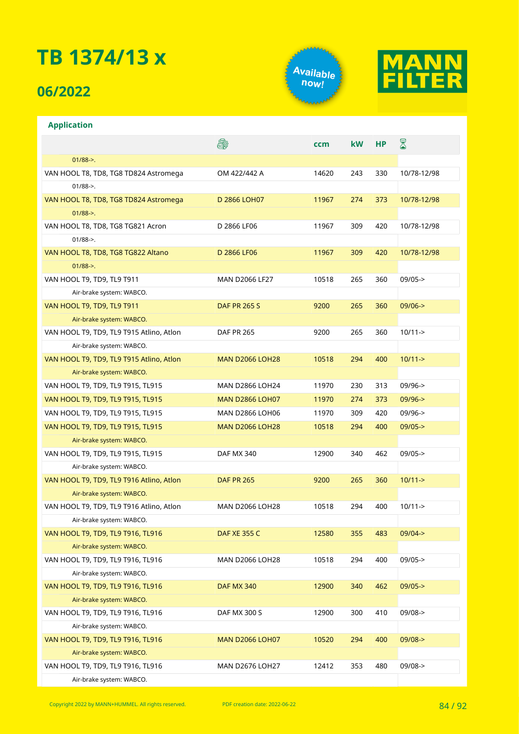# TB 1374/13 x

## 06/2022

Available now!

MANN FILTER

### Application

| | Engine | ccm | kW | HP | Period |
|---|---|---|---|---|---|
| 01/88->. | | | | | |
| VAN HOOL T8, TD8, TG8 TD824 Astromega | OM 422/442 A | 14620 | 243 | 330 | 10/78-12/98 |
| 01/88->. | | | | | |
| VAN HOOL T8, TD8, TG8 TD824 Astromega | D 2866 LOH07 | 11967 | 274 | 373 | 10/78-12/98 |
| 01/88->. | | | | | |
| VAN HOOL T8, TD8, TG8 TG821 Acron | D 2866 LF06 | 11967 | 309 | 420 | 10/78-12/98 |
| 01/88->. | | | | | |
| VAN HOOL T8, TD8, TG8 TG822 Altano | D 2866 LF06 | 11967 | 309 | 420 | 10/78-12/98 |
| 01/88->. | | | | | |
| VAN HOOL T9, TD9, TL9 T911 | MAN D2066 LF27 | 10518 | 265 | 360 | 09/05-> |
| Air-brake system: WABCO. | | | | | |
| VAN HOOL T9, TD9, TL9 T911 | DAF PR 265 S | 9200 | 265 | 360 | 09/06-> |
| Air-brake system: WABCO. | | | | | |
| VAN HOOL T9, TD9, TL9 T915 Atlino, Atlon | DAF PR 265 | 9200 | 265 | 360 | 10/11-> |
| Air-brake system: WABCO. | | | | | |
| VAN HOOL T9, TD9, TL9 T915 Atlino, Atlon | MAN D2066 LOH28 | 10518 | 294 | 400 | 10/11-> |
| Air-brake system: WABCO. | | | | | |
| VAN HOOL T9, TD9, TL9 T915, TL915 | MAN D2866 LOH24 | 11970 | 230 | 313 | 09/96-> |
| VAN HOOL T9, TD9, TL9 T915, TL915 | MAN D2866 LOH07 | 11970 | 274 | 373 | 09/96-> |
| VAN HOOL T9, TD9, TL9 T915, TL915 | MAN D2866 LOH06 | 11970 | 309 | 420 | 09/96-> |
| VAN HOOL T9, TD9, TL9 T915, TL915 | MAN D2066 LOH28 | 10518 | 294 | 400 | 09/05-> |
| Air-brake system: WABCO. | | | | | |
| VAN HOOL T9, TD9, TL9 T915, TL915 | DAF MX 340 | 12900 | 340 | 462 | 09/05-> |
| Air-brake system: WABCO. | | | | | |
| VAN HOOL T9, TD9, TL9 T916 Atlino, Atlon | DAF PR 265 | 9200 | 265 | 360 | 10/11-> |
| Air-brake system: WABCO. | | | | | |
| VAN HOOL T9, TD9, TL9 T916 Atlino, Atlon | MAN D2066 LOH28 | 10518 | 294 | 400 | 10/11-> |
| Air-brake system: WABCO. | | | | | |
| VAN HOOL T9, TD9, TL9 T916, TL916 | DAF XE 355 C | 12580 | 355 | 483 | 09/04-> |
| Air-brake system: WABCO. | | | | | |
| VAN HOOL T9, TD9, TL9 T916, TL916 | MAN D2066 LOH28 | 10518 | 294 | 400 | 09/05-> |
| Air-brake system: WABCO. | | | | | |
| VAN HOOL T9, TD9, TL9 T916, TL916 | DAF MX 340 | 12900 | 340 | 462 | 09/05-> |
| Air-brake system: WABCO. | | | | | |
| VAN HOOL T9, TD9, TL9 T916, TL916 | DAF MX 300 S | 12900 | 300 | 410 | 09/08-> |
| Air-brake system: WABCO. | | | | | |
| VAN HOOL T9, TD9, TL9 T916, TL916 | MAN D2066 LOH07 | 10520 | 294 | 400 | 09/08-> |
| Air-brake system: WABCO. | | | | | |
| VAN HOOL T9, TD9, TL9 T916, TL916 | MAN D2676 LOH27 | 12412 | 353 | 480 | 09/08-> |
| Air-brake system: WABCO. | | | | | |

Copyright 2022 by MANN+HUMMEL. All rights reserved. PDF creation date: 2022-06-22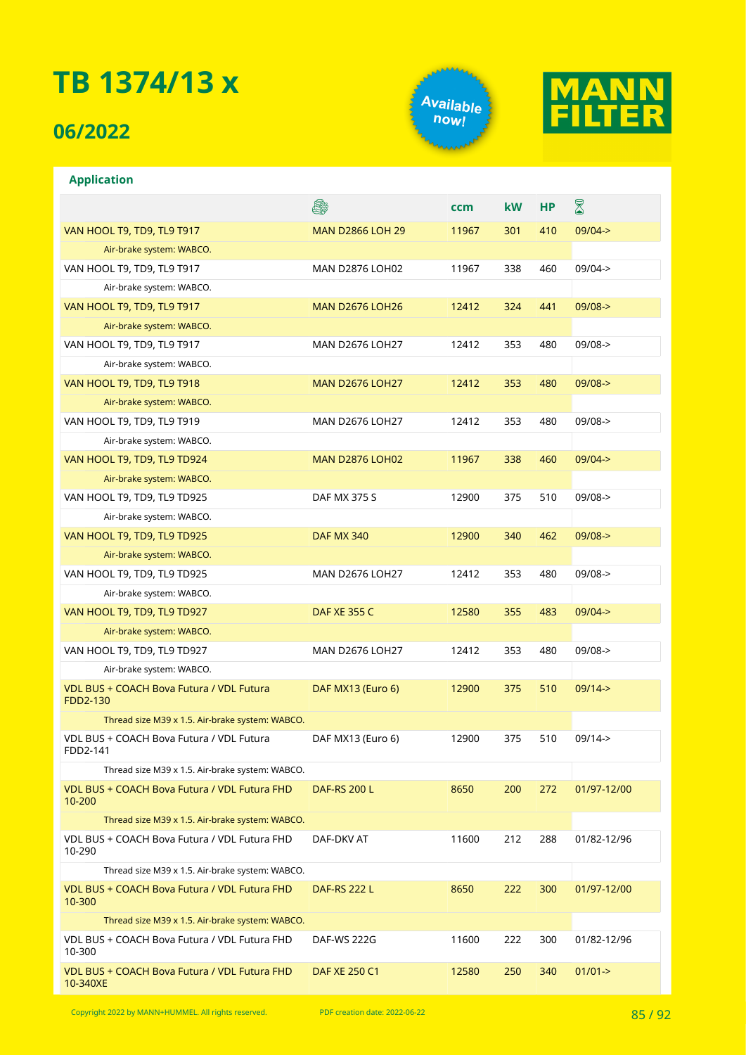# TB 1374/13 x

## 06/2022

Available now!

MANN FILTER

### Application

| | Engine | ccm | kW | HP | Date |
|---|---|---|---|---|---|
| VAN HOOL T9, TD9, TL9 T917 | MAN D2866 LOH 29 | 11967 | 301 | 410 | 09/04-> |
| Air-brake system: WABCO. | | | | | |
| VAN HOOL T9, TD9, TL9 T917 | MAN D2876 LOH02 | 11967 | 338 | 460 | 09/04-> |
| Air-brake system: WABCO. | | | | | |
| VAN HOOL T9, TD9, TL9 T917 | MAN D2676 LOH26 | 12412 | 324 | 441 | 09/08-> |
| Air-brake system: WABCO. | | | | | |
| VAN HOOL T9, TD9, TL9 T917 | MAN D2676 LOH27 | 12412 | 353 | 480 | 09/08-> |
| Air-brake system: WABCO. | | | | | |
| VAN HOOL T9, TD9, TL9 T918 | MAN D2676 LOH27 | 12412 | 353 | 480 | 09/08-> |
| Air-brake system: WABCO. | | | | | |
| VAN HOOL T9, TD9, TL9 T919 | MAN D2676 LOH27 | 12412 | 353 | 480 | 09/08-> |
| Air-brake system: WABCO. | | | | | |
| VAN HOOL T9, TD9, TL9 TD924 | MAN D2876 LOH02 | 11967 | 338 | 460 | 09/04-> |
| Air-brake system: WABCO. | | | | | |
| VAN HOOL T9, TD9, TL9 TD925 | DAF MX 375 S | 12900 | 375 | 510 | 09/08-> |
| Air-brake system: WABCO. | | | | | |
| VAN HOOL T9, TD9, TL9 TD925 | DAF MX 340 | 12900 | 340 | 462 | 09/08-> |
| Air-brake system: WABCO. | | | | | |
| VAN HOOL T9, TD9, TL9 TD925 | MAN D2676 LOH27 | 12412 | 353 | 480 | 09/08-> |
| Air-brake system: WABCO. | | | | | |
| VAN HOOL T9, TD9, TL9 TD927 | DAF XE 355 C | 12580 | 355 | 483 | 09/04-> |
| Air-brake system: WABCO. | | | | | |
| VAN HOOL T9, TD9, TL9 TD927 | MAN D2676 LOH27 | 12412 | 353 | 480 | 09/08-> |
| Air-brake system: WABCO. | | | | | |
| VDL BUS + COACH Bova Futura / VDL Futura FDD2-130 | DAF MX13 (Euro 6) | 12900 | 375 | 510 | 09/14-> |
| Thread size M39 x 1.5. Air-brake system: WABCO. | | | | | |
| VDL BUS + COACH Bova Futura / VDL Futura FDD2-141 | DAF MX13 (Euro 6) | 12900 | 375 | 510 | 09/14-> |
| Thread size M39 x 1.5. Air-brake system: WABCO. | | | | | |
| VDL BUS + COACH Bova Futura / VDL Futura FHD 10-200 | DAF-RS 200 L | 8650 | 200 | 272 | 01/97-12/00 |
| Thread size M39 x 1.5. Air-brake system: WABCO. | | | | | |
| VDL BUS + COACH Bova Futura / VDL Futura FHD 10-290 | DAF-DKV AT | 11600 | 212 | 288 | 01/82-12/96 |
| Thread size M39 x 1.5. Air-brake system: WABCO. | | | | | |
| VDL BUS + COACH Bova Futura / VDL Futura FHD 10-300 | DAF-RS 222 L | 8650 | 222 | 300 | 01/97-12/00 |
| Thread size M39 x 1.5. Air-brake system: WABCO. | | | | | |
| VDL BUS + COACH Bova Futura / VDL Futura FHD 10-300 | DAF-WS 222G | 11600 | 222 | 300 | 01/82-12/96 |
| VDL BUS + COACH Bova Futura / VDL Futura FHD 10-340XE | DAF XE 250 C1 | 12580 | 250 | 340 | 01/01-> |

Copyright 2022 by MANN+HUMMEL. All rights reserved.

PDF creation date: 2022-06-22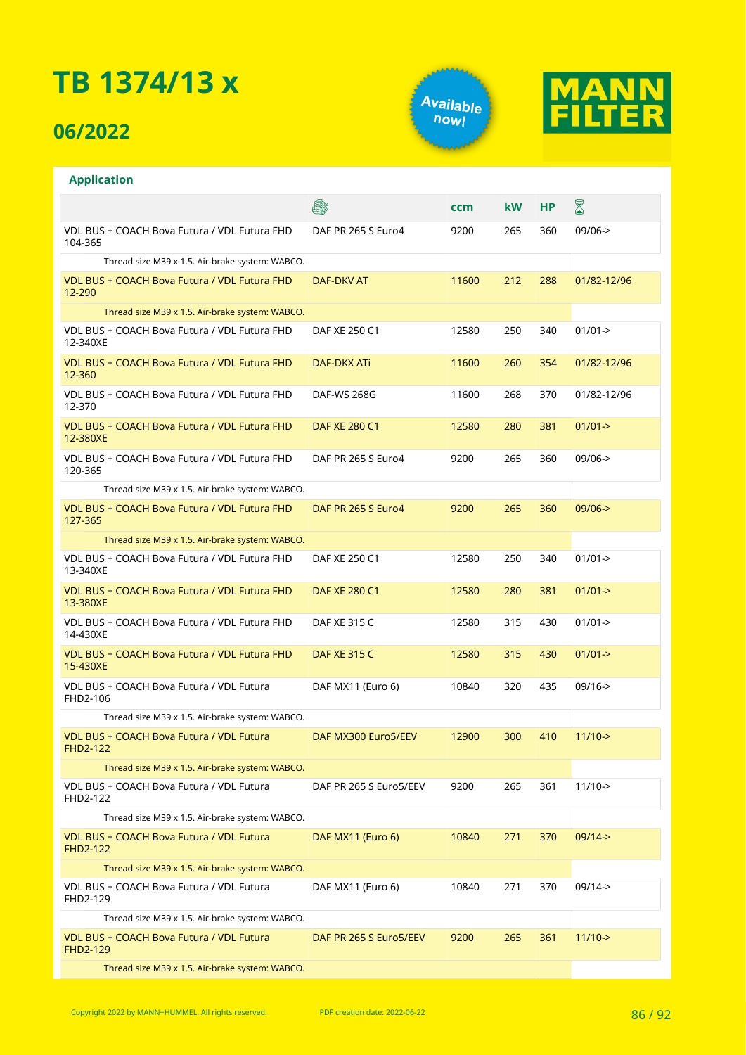# TB 1374/13 x

## 06/2022

Available now!

MANN FILTER

### Application

| | Engine | ccm | kW | HP | Period |
|---|---|---|---|---|---|
| VDL BUS + COACH Bova Futura / VDL Futura FHD 104-365 | DAF PR 265 S Euro4 | 9200 | 265 | 360 | 09/06-> |
| Thread size M39 x 1.5. Air-brake system: WABCO. | | | | | |
| VDL BUS + COACH Bova Futura / VDL Futura FHD 12-290 | DAF-DKV AT | 11600 | 212 | 288 | 01/82-12/96 |
| Thread size M39 x 1.5. Air-brake system: WABCO. | | | | | |
| VDL BUS + COACH Bova Futura / VDL Futura FHD 12-340XE | DAF XE 250 C1 | 12580 | 250 | 340 | 01/01-> |
| VDL BUS + COACH Bova Futura / VDL Futura FHD 12-360 | DAF-DKX ATi | 11600 | 260 | 354 | 01/82-12/96 |
| VDL BUS + COACH Bova Futura / VDL Futura FHD 12-370 | DAF-WS 268G | 11600 | 268 | 370 | 01/82-12/96 |
| VDL BUS + COACH Bova Futura / VDL Futura FHD 12-380XE | DAF XE 280 C1 | 12580 | 280 | 381 | 01/01-> |
| VDL BUS + COACH Bova Futura / VDL Futura FHD 120-365 | DAF PR 265 S Euro4 | 9200 | 265 | 360 | 09/06-> |
| Thread size M39 x 1.5. Air-brake system: WABCO. | | | | | |
| VDL BUS + COACH Bova Futura / VDL Futura FHD 127-365 | DAF PR 265 S Euro4 | 9200 | 265 | 360 | 09/06-> |
| Thread size M39 x 1.5. Air-brake system: WABCO. | | | | | |
| VDL BUS + COACH Bova Futura / VDL Futura FHD 13-340XE | DAF XE 250 C1 | 12580 | 250 | 340 | 01/01-> |
| VDL BUS + COACH Bova Futura / VDL Futura FHD 13-380XE | DAF XE 280 C1 | 12580 | 280 | 381 | 01/01-> |
| VDL BUS + COACH Bova Futura / VDL Futura FHD 14-430XE | DAF XE 315 C | 12580 | 315 | 430 | 01/01-> |
| VDL BUS + COACH Bova Futura / VDL Futura FHD 15-430XE | DAF XE 315 C | 12580 | 315 | 430 | 01/01-> |
| VDL BUS + COACH Bova Futura / VDL Futura FHD2-106 | DAF MX11 (Euro 6) | 10840 | 320 | 435 | 09/16-> |
| Thread size M39 x 1.5. Air-brake system: WABCO. | | | | | |
| VDL BUS + COACH Bova Futura / VDL Futura FHD2-122 | DAF MX300 Euro5/EEV | 12900 | 300 | 410 | 11/10-> |
| Thread size M39 x 1.5. Air-brake system: WABCO. | | | | | |
| VDL BUS + COACH Bova Futura / VDL Futura FHD2-122 | DAF PR 265 S Euro5/EEV | 9200 | 265 | 361 | 11/10-> |
| Thread size M39 x 1.5. Air-brake system: WABCO. | | | | | |
| VDL BUS + COACH Bova Futura / VDL Futura FHD2-122 | DAF MX11 (Euro 6) | 10840 | 271 | 370 | 09/14-> |
| Thread size M39 x 1.5. Air-brake system: WABCO. | | | | | |
| VDL BUS + COACH Bova Futura / VDL Futura FHD2-129 | DAF MX11 (Euro 6) | 10840 | 271 | 370 | 09/14-> |
| Thread size M39 x 1.5. Air-brake system: WABCO. | | | | | |
| VDL BUS + COACH Bova Futura / VDL Futura FHD2-129 | DAF PR 265 S Euro5/EEV | 9200 | 265 | 361 | 11/10-> |
| Thread size M39 x 1.5. Air-brake system: WABCO. | | | | | |

Copyright 2022 by MANN+HUMMEL. All rights reserved. PDF creation date: 2022-06-22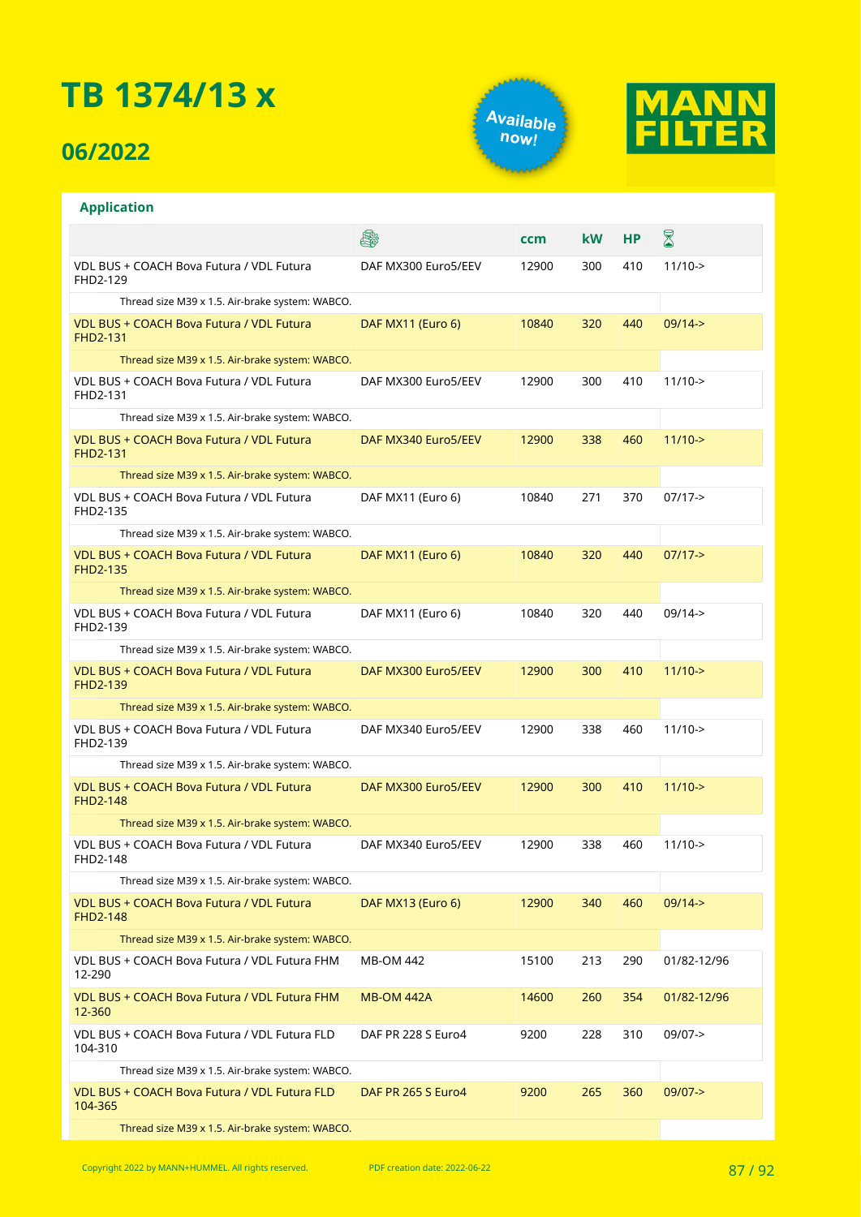# TB 1374/13 x

## 06/2022

Available now!

MANN FILTER

### Application

| | Engine | ccm | kW | HP | Year |
|---|---|---|---|---|---|
| VDL BUS + COACH Bova Futura / VDL Futura FHD2-129 | DAF MX300 Euro5/EEV | 12900 | 300 | 410 | 11/10-> |
| Thread size M39 x 1.5. Air-brake system: WABCO. | | | | | |
| VDL BUS + COACH Bova Futura / VDL Futura FHD2-131 | DAF MX11 (Euro 6) | 10840 | 320 | 440 | 09/14-> |
| Thread size M39 x 1.5. Air-brake system: WABCO. | | | | | |
| VDL BUS + COACH Bova Futura / VDL Futura FHD2-131 | DAF MX300 Euro5/EEV | 12900 | 300 | 410 | 11/10-> |
| Thread size M39 x 1.5. Air-brake system: WABCO. | | | | | |
| VDL BUS + COACH Bova Futura / VDL Futura FHD2-131 | DAF MX340 Euro5/EEV | 12900 | 338 | 460 | 11/10-> |
| Thread size M39 x 1.5. Air-brake system: WABCO. | | | | | |
| VDL BUS + COACH Bova Futura / VDL Futura FHD2-135 | DAF MX11 (Euro 6) | 10840 | 271 | 370 | 07/17-> |
| Thread size M39 x 1.5. Air-brake system: WABCO. | | | | | |
| VDL BUS + COACH Bova Futura / VDL Futura FHD2-135 | DAF MX11 (Euro 6) | 10840 | 320 | 440 | 07/17-> |
| Thread size M39 x 1.5. Air-brake system: WABCO. | | | | | |
| VDL BUS + COACH Bova Futura / VDL Futura FHD2-139 | DAF MX11 (Euro 6) | 10840 | 320 | 440 | 09/14-> |
| Thread size M39 x 1.5. Air-brake system: WABCO. | | | | | |
| VDL BUS + COACH Bova Futura / VDL Futura FHD2-139 | DAF MX300 Euro5/EEV | 12900 | 300 | 410 | 11/10-> |
| Thread size M39 x 1.5. Air-brake system: WABCO. | | | | | |
| VDL BUS + COACH Bova Futura / VDL Futura FHD2-139 | DAF MX340 Euro5/EEV | 12900 | 338 | 460 | 11/10-> |
| Thread size M39 x 1.5. Air-brake system: WABCO. | | | | | |
| VDL BUS + COACH Bova Futura / VDL Futura FHD2-148 | DAF MX300 Euro5/EEV | 12900 | 300 | 410 | 11/10-> |
| Thread size M39 x 1.5. Air-brake system: WABCO. | | | | | |
| VDL BUS + COACH Bova Futura / VDL Futura FHD2-148 | DAF MX340 Euro5/EEV | 12900 | 338 | 460 | 11/10-> |
| Thread size M39 x 1.5. Air-brake system: WABCO. | | | | | |
| VDL BUS + COACH Bova Futura / VDL Futura FHD2-148 | DAF MX13 (Euro 6) | 12900 | 340 | 460 | 09/14-> |
| Thread size M39 x 1.5. Air-brake system: WABCO. | | | | | |
| VDL BUS + COACH Bova Futura / VDL Futura FHM 12-290 | MB-OM 442 | 15100 | 213 | 290 | 01/82-12/96 |
| VDL BUS + COACH Bova Futura / VDL Futura FHM 12-360 | MB-OM 442A | 14600 | 260 | 354 | 01/82-12/96 |
| VDL BUS + COACH Bova Futura / VDL Futura FLD 104-310 | DAF PR 228 S Euro4 | 9200 | 228 | 310 | 09/07-> |
| Thread size M39 x 1.5. Air-brake system: WABCO. | | | | | |
| VDL BUS + COACH Bova Futura / VDL Futura FLD 104-365 | DAF PR 265 S Euro4 | 9200 | 265 | 360 | 09/07-> |
| Thread size M39 x 1.5. Air-brake system: WABCO. | | | | | |

Copyright 2022 by MANN+HUMMEL. All rights reserved. PDF creation date: 2022-06-22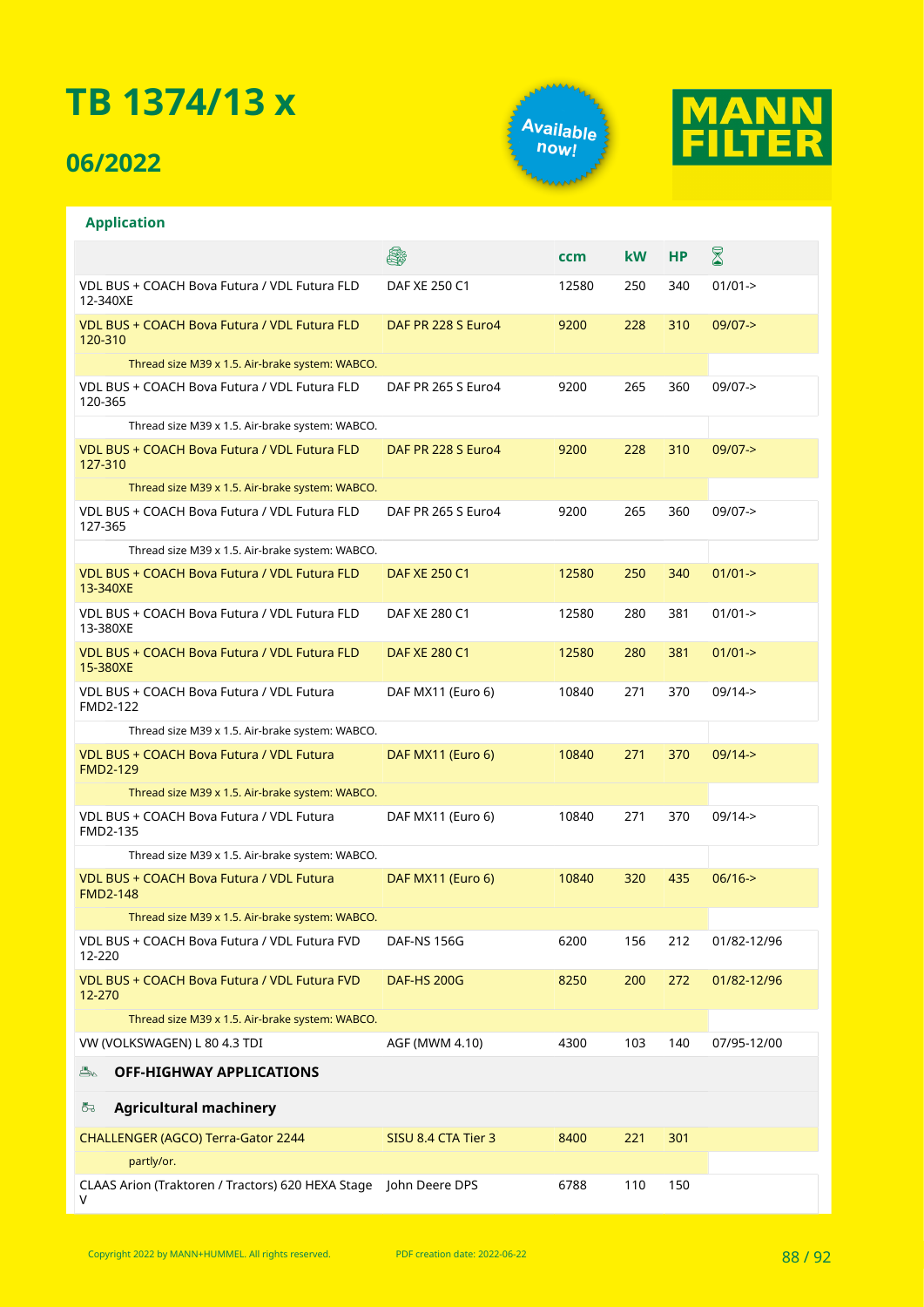# TB 1374/13 x

## 06/2022

Available now!

MANN FILTER

### Application

| | Engine | ccm | kW | HP | Year |
|---|---|---|---|---|---|
| VDL BUS + COACH Bova Futura / VDL Futura FLD 12-340XE | DAF XE 250 C1 | 12580 | 250 | 340 | 01/01-> |
| VDL BUS + COACH Bova Futura / VDL Futura FLD 120-310 | DAF PR 228 S Euro4 | 9200 | 228 | 310 | 09/07-> |
| Thread size M39 x 1.5. Air-brake system: WABCO. | | | | | |
| VDL BUS + COACH Bova Futura / VDL Futura FLD 120-365 | DAF PR 265 S Euro4 | 9200 | 265 | 360 | 09/07-> |
| Thread size M39 x 1.5. Air-brake system: WABCO. | | | | | |
| VDL BUS + COACH Bova Futura / VDL Futura FLD 127-310 | DAF PR 228 S Euro4 | 9200 | 228 | 310 | 09/07-> |
| Thread size M39 x 1.5. Air-brake system: WABCO. | | | | | |
| VDL BUS + COACH Bova Futura / VDL Futura FLD 127-365 | DAF PR 265 S Euro4 | 9200 | 265 | 360 | 09/07-> |
| Thread size M39 x 1.5. Air-brake system: WABCO. | | | | | |
| VDL BUS + COACH Bova Futura / VDL Futura FLD 13-340XE | DAF XE 250 C1 | 12580 | 250 | 340 | 01/01-> |
| VDL BUS + COACH Bova Futura / VDL Futura FLD 13-380XE | DAF XE 280 C1 | 12580 | 280 | 381 | 01/01-> |
| VDL BUS + COACH Bova Futura / VDL Futura FLD 15-380XE | DAF XE 280 C1 | 12580 | 280 | 381 | 01/01-> |
| VDL BUS + COACH Bova Futura / VDL Futura FMD2-122 | DAF MX11 (Euro 6) | 10840 | 271 | 370 | 09/14-> |
| Thread size M39 x 1.5. Air-brake system: WABCO. | | | | | |
| VDL BUS + COACH Bova Futura / VDL Futura FMD2-129 | DAF MX11 (Euro 6) | 10840 | 271 | 370 | 09/14-> |
| Thread size M39 x 1.5. Air-brake system: WABCO. | | | | | |
| VDL BUS + COACH Bova Futura / VDL Futura FMD2-135 | DAF MX11 (Euro 6) | 10840 | 271 | 370 | 09/14-> |
| Thread size M39 x 1.5. Air-brake system: WABCO. | | | | | |
| VDL BUS + COACH Bova Futura / VDL Futura FMD2-148 | DAF MX11 (Euro 6) | 10840 | 320 | 435 | 06/16-> |
| Thread size M39 x 1.5. Air-brake system: WABCO. | | | | | |
| VDL BUS + COACH Bova Futura / VDL Futura FVD 12-220 | DAF-NS 156G | 6200 | 156 | 212 | 01/82-12/96 |
| VDL BUS + COACH Bova Futura / VDL Futura FVD 12-270 | DAF-HS 200G | 8250 | 200 | 272 | 01/82-12/96 |
| Thread size M39 x 1.5. Air-brake system: WABCO. | | | | | |
| VW (VOLKSWAGEN) L 80 4.3 TDI | AGF (MWM 4.10) | 4300 | 103 | 140 | 07/95-12/00 |
| **OFF-HIGHWAY APPLICATIONS** | | | | | |
| **Agricultural machinery** | | | | | |
| CHALLENGER (AGCO) Terra-Gator 2244 | SISU 8.4 CTA Tier 3 | 8400 | 221 | 301 | |
| partly/or. | | | | | |
| CLAAS Arion (Traktoren / Tractors) 620 HEXA Stage V | John Deere DPS | 6788 | 110 | 150 | |

Copyright 2022 by MANN+HUMMEL. All rights reserved. PDF creation date: 2022-06-22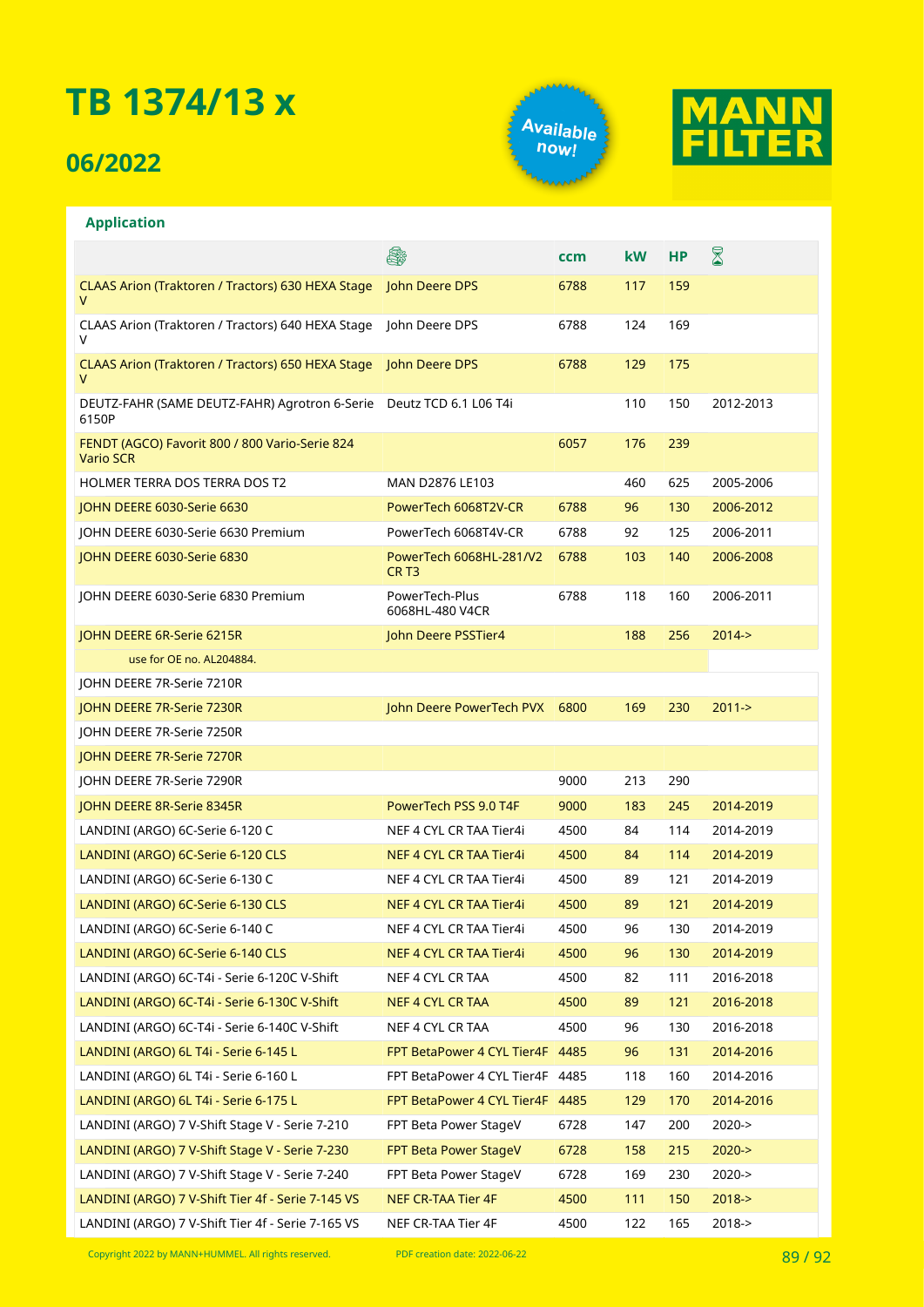# TB 1374/13 x

## 06/2022

Available now!

MANN FILTER

**Application**

| | | ccm | kW | HP | |
|---|---|---|---|---|---|
| CLAAS Arion (Traktoren / Tractors) 630 HEXA Stage V | John Deere DPS | 6788 | 117 | 159 | |
| CLAAS Arion (Traktoren / Tractors) 640 HEXA Stage V | John Deere DPS | 6788 | 124 | 169 | |
| CLAAS Arion (Traktoren / Tractors) 650 HEXA Stage V | John Deere DPS | 6788 | 129 | 175 | |
| DEUTZ-FAHR (SAME DEUTZ-FAHR) Agrotron 6-Serie 6150P | Deutz TCD 6.1 L06 T4i | | 110 | 150 | 2012-2013 |
| FENDT (AGCO) Favorit 800 / 800 Vario-Serie 824 Vario SCR | | 6057 | 176 | 239 | |
| HOLMER TERRA DOS TERRA DOS T2 | MAN D2876 LE103 | | 460 | 625 | 2005-2006 |
| JOHN DEERE 6030-Serie 6630 | PowerTech 6068T2V-CR | 6788 | 96 | 130 | 2006-2012 |
| JOHN DEERE 6030-Serie 6630 Premium | PowerTech 6068T4V-CR | 6788 | 92 | 125 | 2006-2011 |
| JOHN DEERE 6030-Serie 6830 | PowerTech 6068HL-281/V2 CR T3 | 6788 | 103 | 140 | 2006-2008 |
| JOHN DEERE 6030-Serie 6830 Premium | PowerTech-Plus 6068HL-480 V4CR | 6788 | 118 | 160 | 2006-2011 |
| JOHN DEERE 6R-Serie 6215R | John Deere PSSTier4 | | 188 | 256 | 2014-> |
| use for OE no. AL204884. | | | | | |
| JOHN DEERE 7R-Serie 7210R | | | | | |
| JOHN DEERE 7R-Serie 7230R | John Deere PowerTech PVX | 6800 | 169 | 230 | 2011-> |
| JOHN DEERE 7R-Serie 7250R | | | | | |
| JOHN DEERE 7R-Serie 7270R | | | | | |
| JOHN DEERE 7R-Serie 7290R | | 9000 | 213 | 290 | |
| JOHN DEERE 8R-Serie 8345R | PowerTech PSS 9.0 T4F | 9000 | 183 | 245 | 2014-2019 |
| LANDINI (ARGO) 6C-Serie 6-120 C | NEF 4 CYL CR TAA Tier4i | 4500 | 84 | 114 | 2014-2019 |
| LANDINI (ARGO) 6C-Serie 6-120 CLS | NEF 4 CYL CR TAA Tier4i | 4500 | 84 | 114 | 2014-2019 |
| LANDINI (ARGO) 6C-Serie 6-130 C | NEF 4 CYL CR TAA Tier4i | 4500 | 89 | 121 | 2014-2019 |
| LANDINI (ARGO) 6C-Serie 6-130 CLS | NEF 4 CYL CR TAA Tier4i | 4500 | 89 | 121 | 2014-2019 |
| LANDINI (ARGO) 6C-Serie 6-140 C | NEF 4 CYL CR TAA Tier4i | 4500 | 96 | 130 | 2014-2019 |
| LANDINI (ARGO) 6C-Serie 6-140 CLS | NEF 4 CYL CR TAA Tier4i | 4500 | 96 | 130 | 2014-2019 |
| LANDINI (ARGO) 6C-T4i - Serie 6-120C V-Shift | NEF 4 CYL CR TAA | 4500 | 82 | 111 | 2016-2018 |
| LANDINI (ARGO) 6C-T4i - Serie 6-130C V-Shift | NEF 4 CYL CR TAA | 4500 | 89 | 121 | 2016-2018 |
| LANDINI (ARGO) 6C-T4i - Serie 6-140C V-Shift | NEF 4 CYL CR TAA | 4500 | 96 | 130 | 2016-2018 |
| LANDINI (ARGO) 6L T4i - Serie 6-145 L | FPT BetaPower 4 CYL Tier4F | 4485 | 96 | 131 | 2014-2016 |
| LANDINI (ARGO) 6L T4i - Serie 6-160 L | FPT BetaPower 4 CYL Tier4F | 4485 | 118 | 160 | 2014-2016 |
| LANDINI (ARGO) 6L T4i - Serie 6-175 L | FPT BetaPower 4 CYL Tier4F | 4485 | 129 | 170 | 2014-2016 |
| LANDINI (ARGO) 7 V-Shift Stage V - Serie 7-210 | FPT Beta Power StageV | 6728 | 147 | 200 | 2020-> |
| LANDINI (ARGO) 7 V-Shift Stage V - Serie 7-230 | FPT Beta Power StageV | 6728 | 158 | 215 | 2020-> |
| LANDINI (ARGO) 7 V-Shift Stage V - Serie 7-240 | FPT Beta Power StageV | 6728 | 169 | 230 | 2020-> |
| LANDINI (ARGO) 7 V-Shift Tier 4f - Serie 7-145 VS | NEF CR-TAA Tier 4F | 4500 | 111 | 150 | 2018-> |
| LANDINI (ARGO) 7 V-Shift Tier 4f - Serie 7-165 VS | NEF CR-TAA Tier 4F | 4500 | 122 | 165 | 2018-> |

Copyright 2022 by MANN+HUMMEL. All rights reserved. PDF creation date: 2022-06-22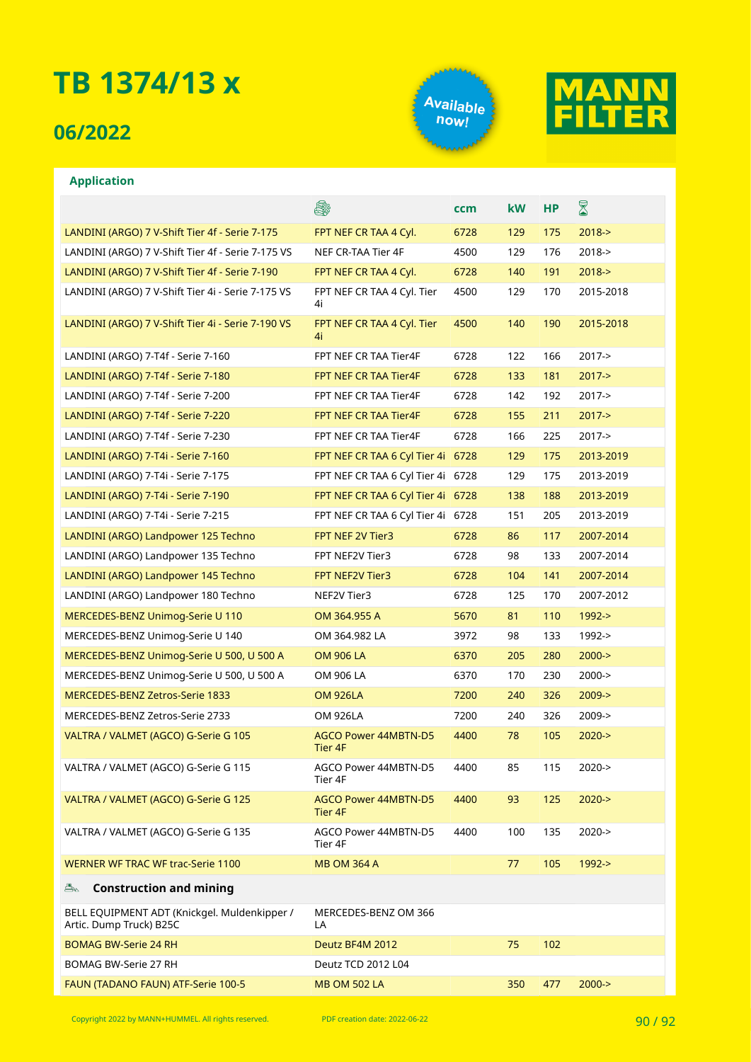# TB 1374/13 x

## 06/2022

Available now!

MANN FILTER

### Application

| | Engine | ccm | kW | HP | Year |
|---|---|---|---|---|---|
| LANDINI (ARGO) 7 V-Shift Tier 4f - Serie 7-175 | FPT NEF CR TAA 4 Cyl. | 6728 | 129 | 175 | 2018-> |
| LANDINI (ARGO) 7 V-Shift Tier 4f - Serie 7-175 VS | NEF CR-TAA Tier 4F | 4500 | 129 | 176 | 2018-> |
| LANDINI (ARGO) 7 V-Shift Tier 4f - Serie 7-190 | FPT NEF CR TAA 4 Cyl. | 6728 | 140 | 191 | 2018-> |
| LANDINI (ARGO) 7 V-Shift Tier 4i - Serie 7-175 VS | FPT NEF CR TAA 4 Cyl. Tier 4i | 4500 | 129 | 170 | 2015-2018 |
| LANDINI (ARGO) 7 V-Shift Tier 4i - Serie 7-190 VS | FPT NEF CR TAA 4 Cyl. Tier 4i | 4500 | 140 | 190 | 2015-2018 |
| LANDINI (ARGO) 7-T4f - Serie 7-160 | FPT NEF CR TAA Tier4F | 6728 | 122 | 166 | 2017-> |
| LANDINI (ARGO) 7-T4f - Serie 7-180 | FPT NEF CR TAA Tier4F | 6728 | 133 | 181 | 2017-> |
| LANDINI (ARGO) 7-T4f - Serie 7-200 | FPT NEF CR TAA Tier4F | 6728 | 142 | 192 | 2017-> |
| LANDINI (ARGO) 7-T4f - Serie 7-220 | FPT NEF CR TAA Tier4F | 6728 | 155 | 211 | 2017-> |
| LANDINI (ARGO) 7-T4f - Serie 7-230 | FPT NEF CR TAA Tier4F | 6728 | 166 | 225 | 2017-> |
| LANDINI (ARGO) 7-T4i - Serie 7-160 | FPT NEF CR TAA 6 Cyl Tier 4i | 6728 | 129 | 175 | 2013-2019 |
| LANDINI (ARGO) 7-T4i - Serie 7-175 | FPT NEF CR TAA 6 Cyl Tier 4i | 6728 | 129 | 175 | 2013-2019 |
| LANDINI (ARGO) 7-T4i - Serie 7-190 | FPT NEF CR TAA 6 Cyl Tier 4i | 6728 | 138 | 188 | 2013-2019 |
| LANDINI (ARGO) 7-T4i - Serie 7-215 | FPT NEF CR TAA 6 Cyl Tier 4i | 6728 | 151 | 205 | 2013-2019 |
| LANDINI (ARGO) Landpower 125 Techno | FPT NEF 2V Tier3 | 6728 | 86 | 117 | 2007-2014 |
| LANDINI (ARGO) Landpower 135 Techno | FPT NEF2V Tier3 | 6728 | 98 | 133 | 2007-2014 |
| LANDINI (ARGO) Landpower 145 Techno | FPT NEF2V Tier3 | 6728 | 104 | 141 | 2007-2014 |
| LANDINI (ARGO) Landpower 180 Techno | NEF2V Tier3 | 6728 | 125 | 170 | 2007-2012 |
| MERCEDES-BENZ Unimog-Serie U 110 | OM 364.955 A | 5670 | 81 | 110 | 1992-> |
| MERCEDES-BENZ Unimog-Serie U 140 | OM 364.982 LA | 3972 | 98 | 133 | 1992-> |
| MERCEDES-BENZ Unimog-Serie U 500, U 500 A | OM 906 LA | 6370 | 205 | 280 | 2000-> |
| MERCEDES-BENZ Unimog-Serie U 500, U 500 A | OM 906 LA | 6370 | 170 | 230 | 2000-> |
| MERCEDES-BENZ Zetros-Serie 1833 | OM 926LA | 7200 | 240 | 326 | 2009-> |
| MERCEDES-BENZ Zetros-Serie 2733 | OM 926LA | 7200 | 240 | 326 | 2009-> |
| VALTRA / VALMET (AGCO) G-Serie G 105 | AGCO Power 44MBTN-D5 Tier 4F | 4400 | 78 | 105 | 2020-> |
| VALTRA / VALMET (AGCO) G-Serie G 115 | AGCO Power 44MBTN-D5 Tier 4F | 4400 | 85 | 115 | 2020-> |
| VALTRA / VALMET (AGCO) G-Serie G 125 | AGCO Power 44MBTN-D5 Tier 4F | 4400 | 93 | 125 | 2020-> |
| VALTRA / VALMET (AGCO) G-Serie G 135 | AGCO Power 44MBTN-D5 Tier 4F | 4400 | 100 | 135 | 2020-> |
| WERNER WF TRAC WF trac-Serie 1100 | MB OM 364 A | | 77 | 105 | 1992-> |
| **Construction and mining** | | | | | |
| BELL EQUIPMENT ADT (Knickgel. Muldenkipper / Artic. Dump Truck) B25C | MERCEDES-BENZ OM 366 LA | | | | |
| BOMAG BW-Serie 24 RH | Deutz BF4M 2012 | | 75 | 102 | |
| BOMAG BW-Serie 27 RH | Deutz TCD 2012 L04 | | | | |
| FAUN (TADANO FAUN) ATF-Serie 100-5 | MB OM 502 LA | | 350 | 477 | 2000-> |

Copyright 2022 by MANN+HUMMEL. All rights reserved. PDF creation date: 2022-06-22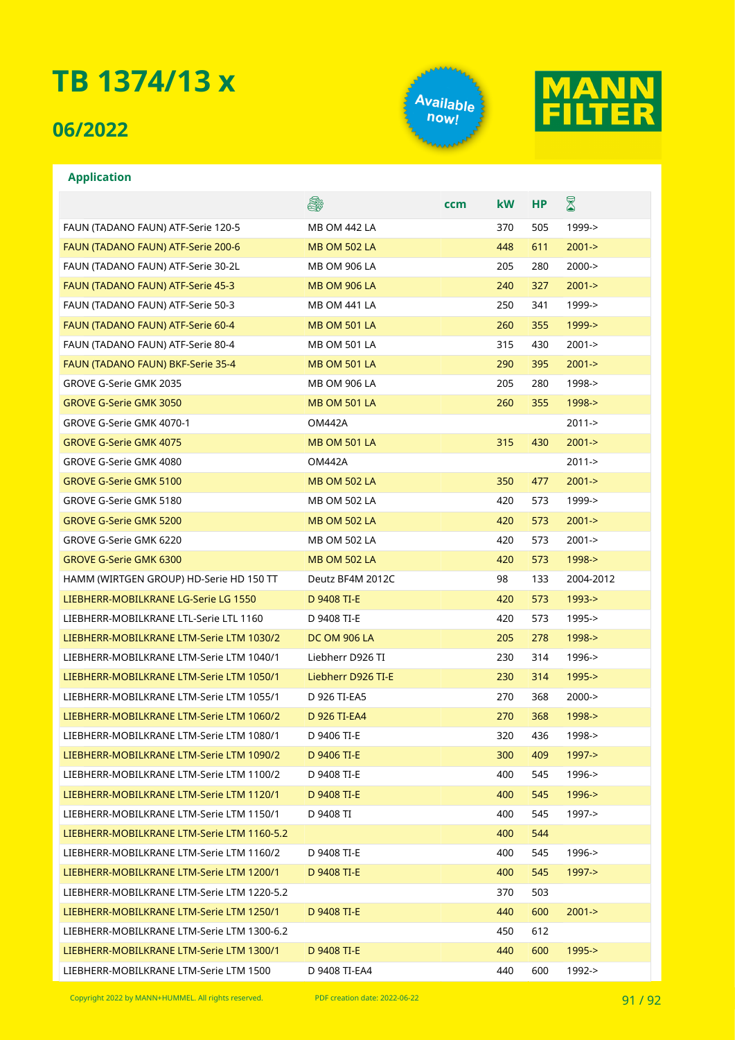# TB 1374/13 x

## 06/2022

Available now!

MANN FILTER

### Application

| | (engine) | ccm | kW | HP | (year) |
|---|---|---|---|---|---|
| FAUN (TADANO FAUN) ATF-Serie 120-5 | MB OM 442 LA | | 370 | 505 | 1999-> |
| FAUN (TADANO FAUN) ATF-Serie 200-6 | MB OM 502 LA | | 448 | 611 | 2001-> |
| FAUN (TADANO FAUN) ATF-Serie 30-2L | MB OM 906 LA | | 205 | 280 | 2000-> |
| FAUN (TADANO FAUN) ATF-Serie 45-3 | MB OM 906 LA | | 240 | 327 | 2001-> |
| FAUN (TADANO FAUN) ATF-Serie 50-3 | MB OM 441 LA | | 250 | 341 | 1999-> |
| FAUN (TADANO FAUN) ATF-Serie 60-4 | MB OM 501 LA | | 260 | 355 | 1999-> |
| FAUN (TADANO FAUN) ATF-Serie 80-4 | MB OM 501 LA | | 315 | 430 | 2001-> |
| FAUN (TADANO FAUN) BKF-Serie 35-4 | MB OM 501 LA | | 290 | 395 | 2001-> |
| GROVE G-Serie GMK 2035 | MB OM 906 LA | | 205 | 280 | 1998-> |
| GROVE G-Serie GMK 3050 | MB OM 501 LA | | 260 | 355 | 1998-> |
| GROVE G-Serie GMK 4070-1 | OM442A | | | | 2011-> |
| GROVE G-Serie GMK 4075 | MB OM 501 LA | | 315 | 430 | 2001-> |
| GROVE G-Serie GMK 4080 | OM442A | | | | 2011-> |
| GROVE G-Serie GMK 5100 | MB OM 502 LA | | 350 | 477 | 2001-> |
| GROVE G-Serie GMK 5180 | MB OM 502 LA | | 420 | 573 | 1999-> |
| GROVE G-Serie GMK 5200 | MB OM 502 LA | | 420 | 573 | 2001-> |
| GROVE G-Serie GMK 6220 | MB OM 502 LA | | 420 | 573 | 2001-> |
| GROVE G-Serie GMK 6300 | MB OM 502 LA | | 420 | 573 | 1998-> |
| HAMM (WIRTGEN GROUP) HD-Serie HD 150 TT | Deutz BF4M 2012C | | 98 | 133 | 2004-2012 |
| LIEBHERR-MOBILKRANE LG-Serie LG 1550 | D 9408 TI-E | | 420 | 573 | 1993-> |
| LIEBHERR-MOBILKRANE LTL-Serie LTL 1160 | D 9408 TI-E | | 420 | 573 | 1995-> |
| LIEBHERR-MOBILKRANE LTM-Serie LTM 1030/2 | DC OM 906 LA | | 205 | 278 | 1998-> |
| LIEBHERR-MOBILKRANE LTM-Serie LTM 1040/1 | Liebherr D926 TI | | 230 | 314 | 1996-> |
| LIEBHERR-MOBILKRANE LTM-Serie LTM 1050/1 | Liebherr D926 TI-E | | 230 | 314 | 1995-> |
| LIEBHERR-MOBILKRANE LTM-Serie LTM 1055/1 | D 926 TI-EA5 | | 270 | 368 | 2000-> |
| LIEBHERR-MOBILKRANE LTM-Serie LTM 1060/2 | D 926 TI-EA4 | | 270 | 368 | 1998-> |
| LIEBHERR-MOBILKRANE LTM-Serie LTM 1080/1 | D 9406 TI-E | | 320 | 436 | 1998-> |
| LIEBHERR-MOBILKRANE LTM-Serie LTM 1090/2 | D 9406 TI-E | | 300 | 409 | 1997-> |
| LIEBHERR-MOBILKRANE LTM-Serie LTM 1100/2 | D 9408 TI-E | | 400 | 545 | 1996-> |
| LIEBHERR-MOBILKRANE LTM-Serie LTM 1120/1 | D 9408 TI-E | | 400 | 545 | 1996-> |
| LIEBHERR-MOBILKRANE LTM-Serie LTM 1150/1 | D 9408 TI | | 400 | 545 | 1997-> |
| LIEBHERR-MOBILKRANE LTM-Serie LTM 1160-5.2 | | | 400 | 544 | |
| LIEBHERR-MOBILKRANE LTM-Serie LTM 1160/2 | D 9408 TI-E | | 400 | 545 | 1996-> |
| LIEBHERR-MOBILKRANE LTM-Serie LTM 1200/1 | D 9408 TI-E | | 400 | 545 | 1997-> |
| LIEBHERR-MOBILKRANE LTM-Serie LTM 1220-5.2 | | | 370 | 503 | |
| LIEBHERR-MOBILKRANE LTM-Serie LTM 1250/1 | D 9408 TI-E | | 440 | 600 | 2001-> |
| LIEBHERR-MOBILKRANE LTM-Serie LTM 1300-6.2 | | | 450 | 612 | |
| LIEBHERR-MOBILKRANE LTM-Serie LTM 1300/1 | D 9408 TI-E | | 440 | 600 | 1995-> |
| LIEBHERR-MOBILKRANE LTM-Serie LTM 1500 | D 9408 TI-EA4 | | 440 | 600 | 1992-> |

Copyright 2022 by MANN+HUMMEL. All rights reserved. PDF creation date: 2022-06-22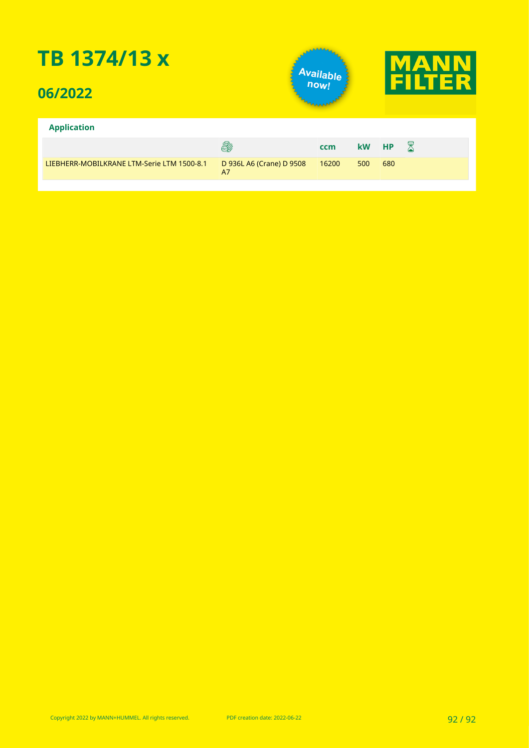# TB 1374/13 x

## 06/2022

Available now!

MANN FILTER

### Application

| | | ccm | kW | HP | |
|---|---|---|---|---|---|
| LIEBHERR-MOBILKRANE LTM-Serie LTM 1500-8.1 | D 936L A6 (Crane) D 9508 A7 | 16200 | 500 | 680 | |

Copyright 2022 by MANN+HUMMEL. All rights reserved. PDF creation date: 2022-06-22